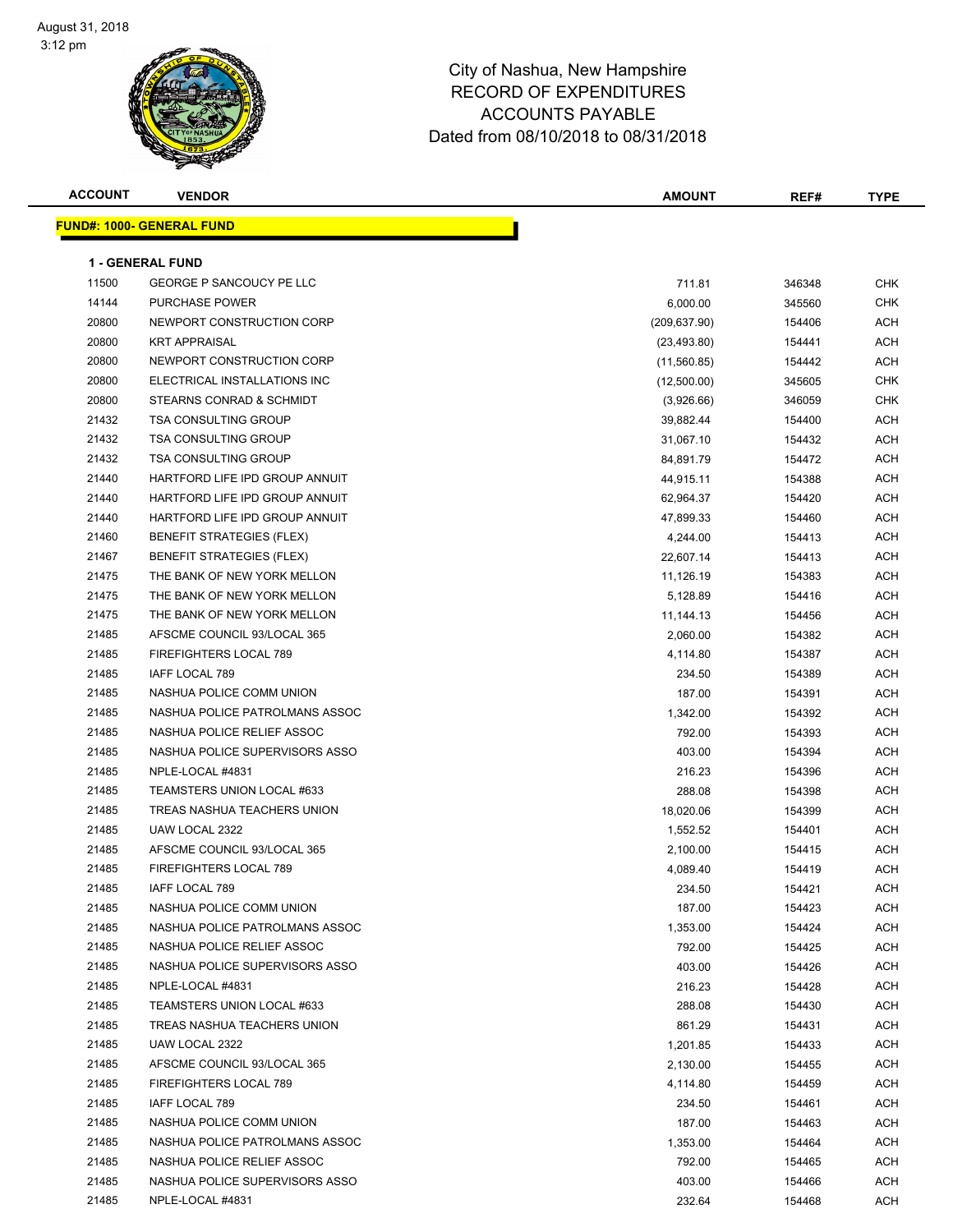August 31, 2018
3:12 pm

# City of Nashua, New Hampshire
## RECORD OF EXPENDITURES
## ACCOUNTS PAYABLE
## Dated from 08/10/2018 to 08/31/2018

| ACCOUNT | VENDOR | AMOUNT | REF# | TYPE |
|---|---|---|---|---|
| **FUND#: 1000- GENERAL FUND** | | | | |
| **1 - GENERAL FUND** | | | | |
| 11500 | GEORGE P SANCOUCY PE LLC | 711.81 | 346348 | CHK |
| 14144 | PURCHASE POWER | 6,000.00 | 345560 | CHK |
| 20800 | NEWPORT CONSTRUCTION CORP | (209,637.90) | 154406 | ACH |
| 20800 | KRT APPRAISAL | (23,493.80) | 154441 | ACH |
| 20800 | NEWPORT CONSTRUCTION CORP | (11,560.85) | 154442 | ACH |
| 20800 | ELECTRICAL INSTALLATIONS INC | (12,500.00) | 345605 | CHK |
| 20800 | STEARNS CONRAD & SCHMIDT | (3,926.66) | 346059 | CHK |
| 21432 | TSA CONSULTING GROUP | 39,882.44 | 154400 | ACH |
| 21432 | TSA CONSULTING GROUP | 31,067.10 | 154432 | ACH |
| 21432 | TSA CONSULTING GROUP | 84,891.79 | 154472 | ACH |
| 21440 | HARTFORD LIFE IPD GROUP ANNUIT | 44,915.11 | 154388 | ACH |
| 21440 | HARTFORD LIFE IPD GROUP ANNUIT | 62,964.37 | 154420 | ACH |
| 21440 | HARTFORD LIFE IPD GROUP ANNUIT | 47,899.33 | 154460 | ACH |
| 21460 | BENEFIT STRATEGIES (FLEX) | 4,244.00 | 154413 | ACH |
| 21467 | BENEFIT STRATEGIES (FLEX) | 22,607.14 | 154413 | ACH |
| 21475 | THE BANK OF NEW YORK MELLON | 11,126.19 | 154383 | ACH |
| 21475 | THE BANK OF NEW YORK MELLON | 5,128.89 | 154416 | ACH |
| 21475 | THE BANK OF NEW YORK MELLON | 11,144.13 | 154456 | ACH |
| 21485 | AFSCME COUNCIL 93/LOCAL 365 | 2,060.00 | 154382 | ACH |
| 21485 | FIREFIGHTERS LOCAL 789 | 4,114.80 | 154387 | ACH |
| 21485 | IAFF LOCAL 789 | 234.50 | 154389 | ACH |
| 21485 | NASHUA POLICE COMM UNION | 187.00 | 154391 | ACH |
| 21485 | NASHUA POLICE PATROLMANS ASSOC | 1,342.00 | 154392 | ACH |
| 21485 | NASHUA POLICE RELIEF ASSOC | 792.00 | 154393 | ACH |
| 21485 | NASHUA POLICE SUPERVISORS ASSO | 403.00 | 154394 | ACH |
| 21485 | NPLE-LOCAL #4831 | 216.23 | 154396 | ACH |
| 21485 | TEAMSTERS UNION LOCAL #633 | 288.08 | 154398 | ACH |
| 21485 | TREAS NASHUA TEACHERS UNION | 18,020.06 | 154399 | ACH |
| 21485 | UAW LOCAL 2322 | 1,552.52 | 154401 | ACH |
| 21485 | AFSCME COUNCIL 93/LOCAL 365 | 2,100.00 | 154415 | ACH |
| 21485 | FIREFIGHTERS LOCAL 789 | 4,089.40 | 154419 | ACH |
| 21485 | IAFF LOCAL 789 | 234.50 | 154421 | ACH |
| 21485 | NASHUA POLICE COMM UNION | 187.00 | 154423 | ACH |
| 21485 | NASHUA POLICE PATROLMANS ASSOC | 1,353.00 | 154424 | ACH |
| 21485 | NASHUA POLICE RELIEF ASSOC | 792.00 | 154425 | ACH |
| 21485 | NASHUA POLICE SUPERVISORS ASSO | 403.00 | 154426 | ACH |
| 21485 | NPLE-LOCAL #4831 | 216.23 | 154428 | ACH |
| 21485 | TEAMSTERS UNION LOCAL #633 | 288.08 | 154430 | ACH |
| 21485 | TREAS NASHUA TEACHERS UNION | 861.29 | 154431 | ACH |
| 21485 | UAW LOCAL 2322 | 1,201.85 | 154433 | ACH |
| 21485 | AFSCME COUNCIL 93/LOCAL 365 | 2,130.00 | 154455 | ACH |
| 21485 | FIREFIGHTERS LOCAL 789 | 4,114.80 | 154459 | ACH |
| 21485 | IAFF LOCAL 789 | 234.50 | 154461 | ACH |
| 21485 | NASHUA POLICE COMM UNION | 187.00 | 154463 | ACH |
| 21485 | NASHUA POLICE PATROLMANS ASSOC | 1,353.00 | 154464 | ACH |
| 21485 | NASHUA POLICE RELIEF ASSOC | 792.00 | 154465 | ACH |
| 21485 | NASHUA POLICE SUPERVISORS ASSO | 403.00 | 154466 | ACH |
| 21485 | NPLE-LOCAL #4831 | 232.64 | 154468 | ACH |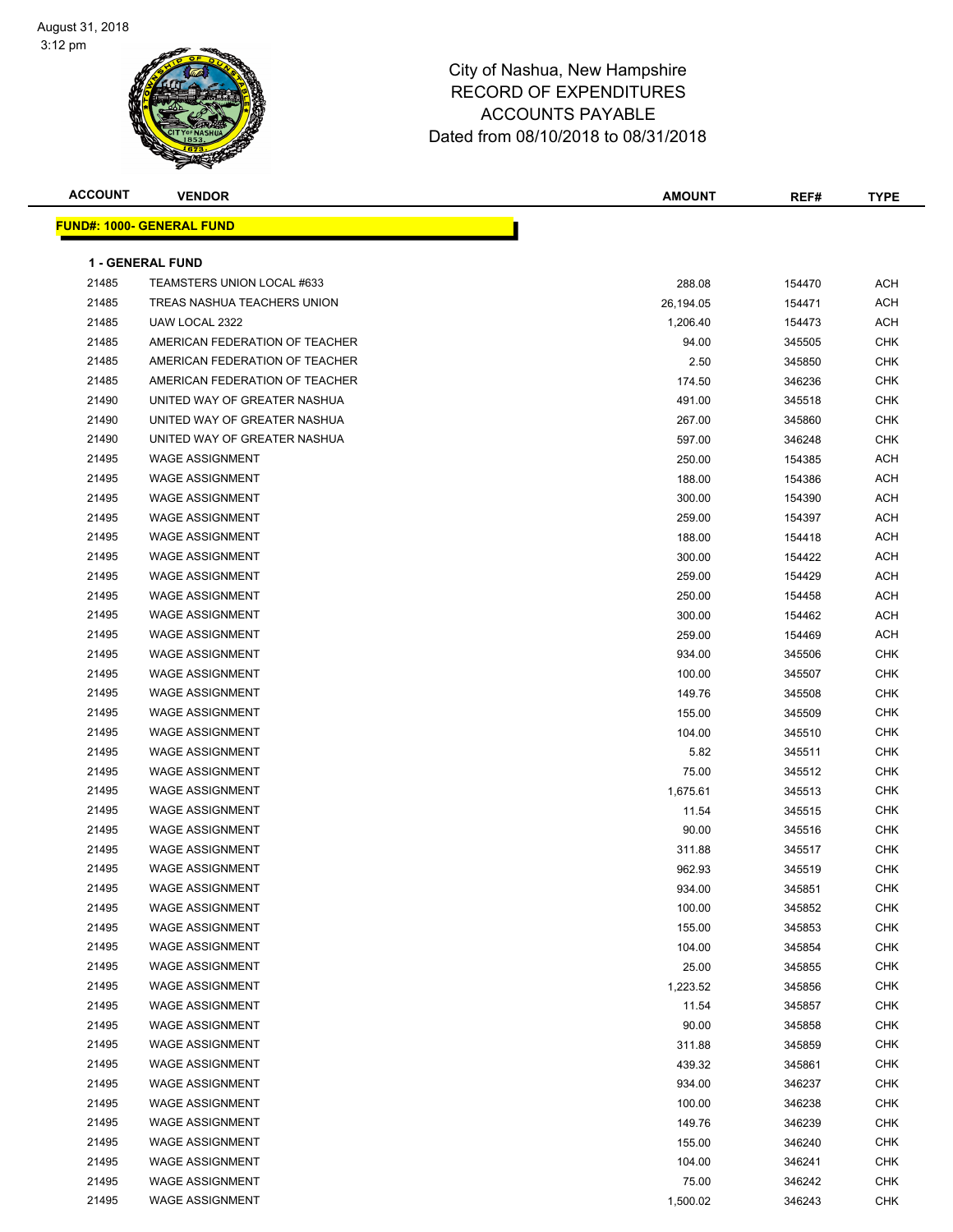City of Nashua, New Hampshire
RECORD OF EXPENDITURES
ACCOUNTS PAYABLE
Dated from 08/10/2018 to 08/31/2018

| ACCOUNT | VENDOR | AMOUNT | REF# | TYPE |
|---|---|---|---|---|

**FUND#: 1000- GENERAL FUND**

**1 - GENERAL FUND**

| ACCOUNT | VENDOR | AMOUNT | REF# | TYPE |
|---|---|---|---|---|
| 21485 | TEAMSTERS UNION LOCAL #633 | 288.08 | 154470 | ACH |
| 21485 | TREAS NASHUA TEACHERS UNION | 26,194.05 | 154471 | ACH |
| 21485 | UAW LOCAL 2322 | 1,206.40 | 154473 | ACH |
| 21485 | AMERICAN FEDERATION OF TEACHER | 94.00 | 345505 | CHK |
| 21485 | AMERICAN FEDERATION OF TEACHER | 2.50 | 345850 | CHK |
| 21485 | AMERICAN FEDERATION OF TEACHER | 174.50 | 346236 | CHK |
| 21490 | UNITED WAY OF GREATER NASHUA | 491.00 | 345518 | CHK |
| 21490 | UNITED WAY OF GREATER NASHUA | 267.00 | 345860 | CHK |
| 21490 | UNITED WAY OF GREATER NASHUA | 597.00 | 346248 | CHK |
| 21495 | WAGE ASSIGNMENT | 250.00 | 154385 | ACH |
| 21495 | WAGE ASSIGNMENT | 188.00 | 154386 | ACH |
| 21495 | WAGE ASSIGNMENT | 300.00 | 154390 | ACH |
| 21495 | WAGE ASSIGNMENT | 259.00 | 154397 | ACH |
| 21495 | WAGE ASSIGNMENT | 188.00 | 154418 | ACH |
| 21495 | WAGE ASSIGNMENT | 300.00 | 154422 | ACH |
| 21495 | WAGE ASSIGNMENT | 259.00 | 154429 | ACH |
| 21495 | WAGE ASSIGNMENT | 250.00 | 154458 | ACH |
| 21495 | WAGE ASSIGNMENT | 300.00 | 154462 | ACH |
| 21495 | WAGE ASSIGNMENT | 259.00 | 154469 | ACH |
| 21495 | WAGE ASSIGNMENT | 934.00 | 345506 | CHK |
| 21495 | WAGE ASSIGNMENT | 100.00 | 345507 | CHK |
| 21495 | WAGE ASSIGNMENT | 149.76 | 345508 | CHK |
| 21495 | WAGE ASSIGNMENT | 155.00 | 345509 | CHK |
| 21495 | WAGE ASSIGNMENT | 104.00 | 345510 | CHK |
| 21495 | WAGE ASSIGNMENT | 5.82 | 345511 | CHK |
| 21495 | WAGE ASSIGNMENT | 75.00 | 345512 | CHK |
| 21495 | WAGE ASSIGNMENT | 1,675.61 | 345513 | CHK |
| 21495 | WAGE ASSIGNMENT | 11.54 | 345515 | CHK |
| 21495 | WAGE ASSIGNMENT | 90.00 | 345516 | CHK |
| 21495 | WAGE ASSIGNMENT | 311.88 | 345517 | CHK |
| 21495 | WAGE ASSIGNMENT | 962.93 | 345519 | CHK |
| 21495 | WAGE ASSIGNMENT | 934.00 | 345851 | CHK |
| 21495 | WAGE ASSIGNMENT | 100.00 | 345852 | CHK |
| 21495 | WAGE ASSIGNMENT | 155.00 | 345853 | CHK |
| 21495 | WAGE ASSIGNMENT | 104.00 | 345854 | CHK |
| 21495 | WAGE ASSIGNMENT | 25.00 | 345855 | CHK |
| 21495 | WAGE ASSIGNMENT | 1,223.52 | 345856 | CHK |
| 21495 | WAGE ASSIGNMENT | 11.54 | 345857 | CHK |
| 21495 | WAGE ASSIGNMENT | 90.00 | 345858 | CHK |
| 21495 | WAGE ASSIGNMENT | 311.88 | 345859 | CHK |
| 21495 | WAGE ASSIGNMENT | 439.32 | 345861 | CHK |
| 21495 | WAGE ASSIGNMENT | 934.00 | 346237 | CHK |
| 21495 | WAGE ASSIGNMENT | 100.00 | 346238 | CHK |
| 21495 | WAGE ASSIGNMENT | 149.76 | 346239 | CHK |
| 21495 | WAGE ASSIGNMENT | 155.00 | 346240 | CHK |
| 21495 | WAGE ASSIGNMENT | 104.00 | 346241 | CHK |
| 21495 | WAGE ASSIGNMENT | 75.00 | 346242 | CHK |
| 21495 | WAGE ASSIGNMENT | 1,500.02 | 346243 | CHK |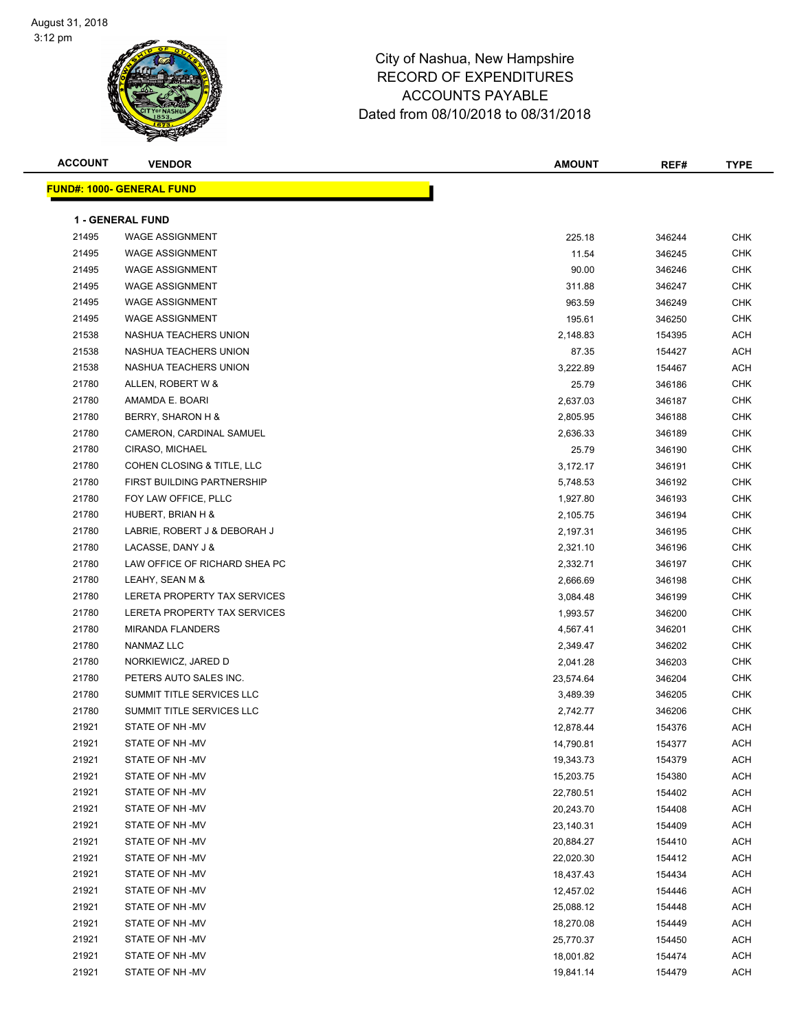# City of Nashua, New Hampshire
# RECORD OF EXPENDITURES
# ACCOUNTS PAYABLE
# Dated from 08/10/2018 to 08/31/2018

August 31, 2018
3:12 pm

**FUND#: 1000- GENERAL FUND**

**1 - GENERAL FUND**

| ACCOUNT | VENDOR | AMOUNT | REF# | TYPE |
|---|---|---|---|---|
| 21495 | WAGE ASSIGNMENT | 225.18 | 346244 | CHK |
| 21495 | WAGE ASSIGNMENT | 11.54 | 346245 | CHK |
| 21495 | WAGE ASSIGNMENT | 90.00 | 346246 | CHK |
| 21495 | WAGE ASSIGNMENT | 311.88 | 346247 | CHK |
| 21495 | WAGE ASSIGNMENT | 963.59 | 346249 | CHK |
| 21495 | WAGE ASSIGNMENT | 195.61 | 346250 | CHK |
| 21538 | NASHUA TEACHERS UNION | 2,148.83 | 154395 | ACH |
| 21538 | NASHUA TEACHERS UNION | 87.35 | 154427 | ACH |
| 21538 | NASHUA TEACHERS UNION | 3,222.89 | 154467 | ACH |
| 21780 | ALLEN, ROBERT W & | 25.79 | 346186 | CHK |
| 21780 | AMAMDA E. BOARI | 2,637.03 | 346187 | CHK |
| 21780 | BERRY, SHARON H & | 2,805.95 | 346188 | CHK |
| 21780 | CAMERON, CARDINAL SAMUEL | 2,636.33 | 346189 | CHK |
| 21780 | CIRASO, MICHAEL | 25.79 | 346190 | CHK |
| 21780 | COHEN CLOSING & TITLE, LLC | 3,172.17 | 346191 | CHK |
| 21780 | FIRST BUILDING PARTNERSHIP | 5,748.53 | 346192 | CHK |
| 21780 | FOY LAW OFFICE, PLLC | 1,927.80 | 346193 | CHK |
| 21780 | HUBERT, BRIAN H & | 2,105.75 | 346194 | CHK |
| 21780 | LABRIE, ROBERT J & DEBORAH J | 2,197.31 | 346195 | CHK |
| 21780 | LACASSE, DANY J & | 2,321.10 | 346196 | CHK |
| 21780 | LAW OFFICE OF RICHARD SHEA PC | 2,332.71 | 346197 | CHK |
| 21780 | LEAHY, SEAN M & | 2,666.69 | 346198 | CHK |
| 21780 | LERETA PROPERTY TAX SERVICES | 3,084.48 | 346199 | CHK |
| 21780 | LERETA PROPERTY TAX SERVICES | 1,993.57 | 346200 | CHK |
| 21780 | MIRANDA FLANDERS | 4,567.41 | 346201 | CHK |
| 21780 | NANMAZ LLC | 2,349.47 | 346202 | CHK |
| 21780 | NORKIEWICZ, JARED D | 2,041.28 | 346203 | CHK |
| 21780 | PETERS AUTO SALES INC. | 23,574.64 | 346204 | CHK |
| 21780 | SUMMIT TITLE SERVICES LLC | 3,489.39 | 346205 | CHK |
| 21780 | SUMMIT TITLE SERVICES LLC | 2,742.77 | 346206 | CHK |
| 21921 | STATE OF NH -MV | 12,878.44 | 154376 | ACH |
| 21921 | STATE OF NH -MV | 14,790.81 | 154377 | ACH |
| 21921 | STATE OF NH -MV | 19,343.73 | 154379 | ACH |
| 21921 | STATE OF NH -MV | 15,203.75 | 154380 | ACH |
| 21921 | STATE OF NH -MV | 22,780.51 | 154402 | ACH |
| 21921 | STATE OF NH -MV | 20,243.70 | 154408 | ACH |
| 21921 | STATE OF NH -MV | 23,140.31 | 154409 | ACH |
| 21921 | STATE OF NH -MV | 20,884.27 | 154410 | ACH |
| 21921 | STATE OF NH -MV | 22,020.30 | 154412 | ACH |
| 21921 | STATE OF NH -MV | 18,437.43 | 154434 | ACH |
| 21921 | STATE OF NH -MV | 12,457.02 | 154446 | ACH |
| 21921 | STATE OF NH -MV | 25,088.12 | 154448 | ACH |
| 21921 | STATE OF NH -MV | 18,270.08 | 154449 | ACH |
| 21921 | STATE OF NH -MV | 25,770.37 | 154450 | ACH |
| 21921 | STATE OF NH -MV | 18,001.82 | 154474 | ACH |
| 21921 | STATE OF NH -MV | 19,841.14 | 154479 | ACH |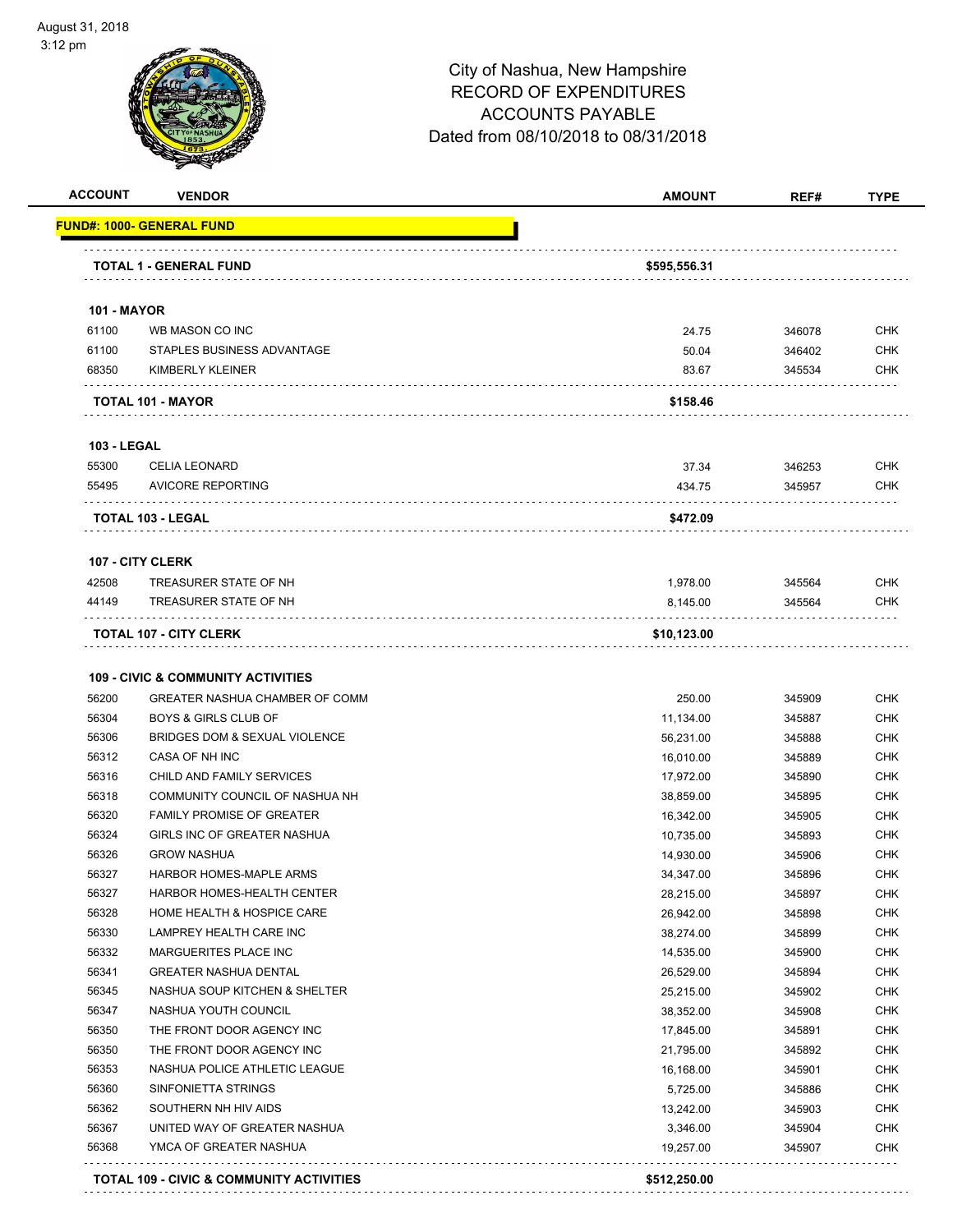August 31, 2018
3:12 pm

# City of Nashua, New Hampshire
## RECORD OF EXPENDITURES
## ACCOUNTS PAYABLE
## Dated from 08/10/2018 to 08/31/2018

| ACCOUNT | VENDOR | AMOUNT | REF# | TYPE |
|---|---|---|---|---|
| **FUND#: 1000- GENERAL FUND** | | | | |
| | **TOTAL 1 - GENERAL FUND** | **$595,556.31** | | |
| **101 - MAYOR** | | | | |
| 61100 | WB MASON CO INC | 24.75 | 346078 | CHK |
| 61100 | STAPLES BUSINESS ADVANTAGE | 50.04 | 346402 | CHK |
| 68350 | KIMBERLY KLEINER | 83.67 | 345534 | CHK |
| | **TOTAL 101 - MAYOR** | **$158.46** | | |
| **103 - LEGAL** | | | | |
| 55300 | CELIA LEONARD | 37.34 | 346253 | CHK |
| 55495 | AVICORE REPORTING | 434.75 | 345957 | CHK |
| | **TOTAL 103 - LEGAL** | **$472.09** | | |
| **107 - CITY CLERK** | | | | |
| 42508 | TREASURER STATE OF NH | 1,978.00 | 345564 | CHK |
| 44149 | TREASURER STATE OF NH | 8,145.00 | 345564 | CHK |
| | **TOTAL 107 - CITY CLERK** | **$10,123.00** | | |
| **109 - CIVIC & COMMUNITY ACTIVITIES** | | | | |
| 56200 | GREATER NASHUA CHAMBER OF COMM | 250.00 | 345909 | CHK |
| 56304 | BOYS & GIRLS CLUB OF | 11,134.00 | 345887 | CHK |
| 56306 | BRIDGES DOM & SEXUAL VIOLENCE | 56,231.00 | 345888 | CHK |
| 56312 | CASA OF NH INC | 16,010.00 | 345889 | CHK |
| 56316 | CHILD AND FAMILY SERVICES | 17,972.00 | 345890 | CHK |
| 56318 | COMMUNITY COUNCIL OF NASHUA NH | 38,859.00 | 345895 | CHK |
| 56320 | FAMILY PROMISE OF GREATER | 16,342.00 | 345905 | CHK |
| 56324 | GIRLS INC OF GREATER NASHUA | 10,735.00 | 345893 | CHK |
| 56326 | GROW NASHUA | 14,930.00 | 345906 | CHK |
| 56327 | HARBOR HOMES-MAPLE ARMS | 34,347.00 | 345896 | CHK |
| 56327 | HARBOR HOMES-HEALTH CENTER | 28,215.00 | 345897 | CHK |
| 56328 | HOME HEALTH & HOSPICE CARE | 26,942.00 | 345898 | CHK |
| 56330 | LAMPREY HEALTH CARE INC | 38,274.00 | 345899 | CHK |
| 56332 | MARGUERITES PLACE INC | 14,535.00 | 345900 | CHK |
| 56341 | GREATER NASHUA DENTAL | 26,529.00 | 345894 | CHK |
| 56345 | NASHUA SOUP KITCHEN & SHELTER | 25,215.00 | 345902 | CHK |
| 56347 | NASHUA YOUTH COUNCIL | 38,352.00 | 345908 | CHK |
| 56350 | THE FRONT DOOR AGENCY INC | 17,845.00 | 345891 | CHK |
| 56350 | THE FRONT DOOR AGENCY INC | 21,795.00 | 345892 | CHK |
| 56353 | NASHUA POLICE ATHLETIC LEAGUE | 16,168.00 | 345901 | CHK |
| 56360 | SINFONIETTA STRINGS | 5,725.00 | 345886 | CHK |
| 56362 | SOUTHERN NH HIV AIDS | 13,242.00 | 345903 | CHK |
| 56367 | UNITED WAY OF GREATER NASHUA | 3,346.00 | 345904 | CHK |
| 56368 | YMCA OF GREATER NASHUA | 19,257.00 | 345907 | CHK |
| | **TOTAL 109 - CIVIC & COMMUNITY ACTIVITIES** | **$512,250.00** | | |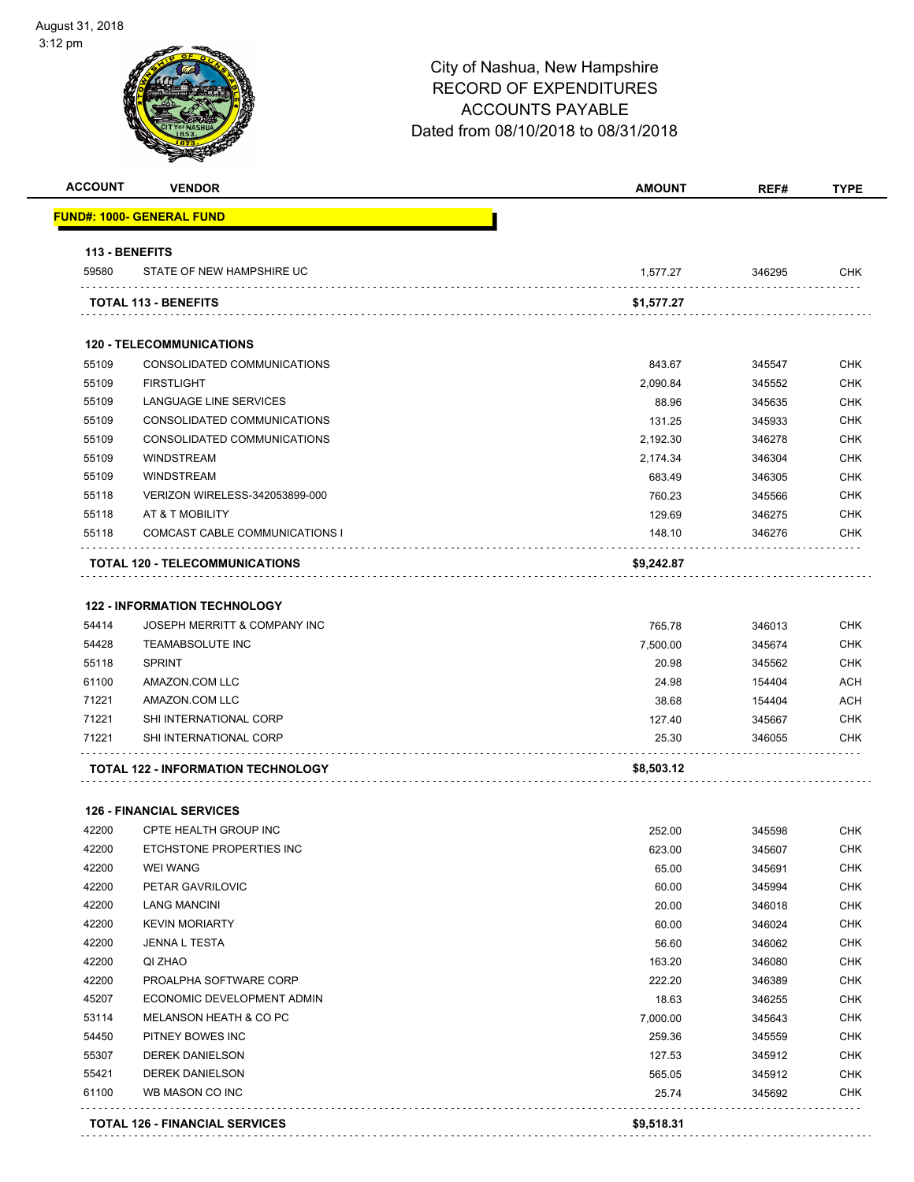City of Nashua, New Hampshire
RECORD OF EXPENDITURES
ACCOUNTS PAYABLE
Dated from 08/10/2018 to 08/31/2018

| ACCOUNT | VENDOR | AMOUNT | REF# | TYPE |
|---|---|---|---|---|
| **FUND#: 1000- GENERAL FUND** | | | | |
| **113 - BENEFITS** | | | | |
| 59580 | STATE OF NEW HAMPSHIRE UC | 1,577.27 | 346295 | CHK |
| | **TOTAL 113 - BENEFITS** | **$1,577.27** | | |
| **120 - TELECOMMUNICATIONS** | | | | |
| 55109 | CONSOLIDATED COMMUNICATIONS | 843.67 | 345547 | CHK |
| 55109 | FIRSTLIGHT | 2,090.84 | 345552 | CHK |
| 55109 | LANGUAGE LINE SERVICES | 88.96 | 345635 | CHK |
| 55109 | CONSOLIDATED COMMUNICATIONS | 131.25 | 345933 | CHK |
| 55109 | CONSOLIDATED COMMUNICATIONS | 2,192.30 | 346278 | CHK |
| 55109 | WINDSTREAM | 2,174.34 | 346304 | CHK |
| 55109 | WINDSTREAM | 683.49 | 346305 | CHK |
| 55118 | VERIZON WIRELESS-342053899-000 | 760.23 | 345566 | CHK |
| 55118 | AT & T MOBILITY | 129.69 | 346275 | CHK |
| 55118 | COMCAST CABLE COMMUNICATIONS I | 148.10 | 346276 | CHK |
| | **TOTAL 120 - TELECOMMUNICATIONS** | **$9,242.87** | | |
| **122 - INFORMATION TECHNOLOGY** | | | | |
| 54414 | JOSEPH MERRITT & COMPANY INC | 765.78 | 346013 | CHK |
| 54428 | TEAMABSOLUTE INC | 7,500.00 | 345674 | CHK |
| 55118 | SPRINT | 20.98 | 345562 | CHK |
| 61100 | AMAZON.COM LLC | 24.98 | 154404 | ACH |
| 71221 | AMAZON.COM LLC | 38.68 | 154404 | ACH |
| 71221 | SHI INTERNATIONAL CORP | 127.40 | 345667 | CHK |
| 71221 | SHI INTERNATIONAL CORP | 25.30 | 346055 | CHK |
| | **TOTAL 122 - INFORMATION TECHNOLOGY** | **$8,503.12** | | |
| **126 - FINANCIAL SERVICES** | | | | |
| 42200 | CPTE HEALTH GROUP INC | 252.00 | 345598 | CHK |
| 42200 | ETCHSTONE PROPERTIES INC | 623.00 | 345607 | CHK |
| 42200 | WEI WANG | 65.00 | 345691 | CHK |
| 42200 | PETAR GAVRILOVIC | 60.00 | 345994 | CHK |
| 42200 | LANG MANCINI | 20.00 | 346018 | CHK |
| 42200 | KEVIN MORIARTY | 60.00 | 346024 | CHK |
| 42200 | JENNA L TESTA | 56.60 | 346062 | CHK |
| 42200 | QI ZHAO | 163.20 | 346080 | CHK |
| 42200 | PROALPHA SOFTWARE CORP | 222.20 | 346389 | CHK |
| 45207 | ECONOMIC DEVELOPMENT ADMIN | 18.63 | 346255 | CHK |
| 53114 | MELANSON HEATH & CO PC | 7,000.00 | 345643 | CHK |
| 54450 | PITNEY BOWES INC | 259.36 | 345559 | CHK |
| 55307 | DEREK DANIELSON | 127.53 | 345912 | CHK |
| 55421 | DEREK DANIELSON | 565.05 | 345912 | CHK |
| 61100 | WB MASON CO INC | 25.74 | 345692 | CHK |
| | **TOTAL 126 - FINANCIAL SERVICES** | **$9,518.31** | | |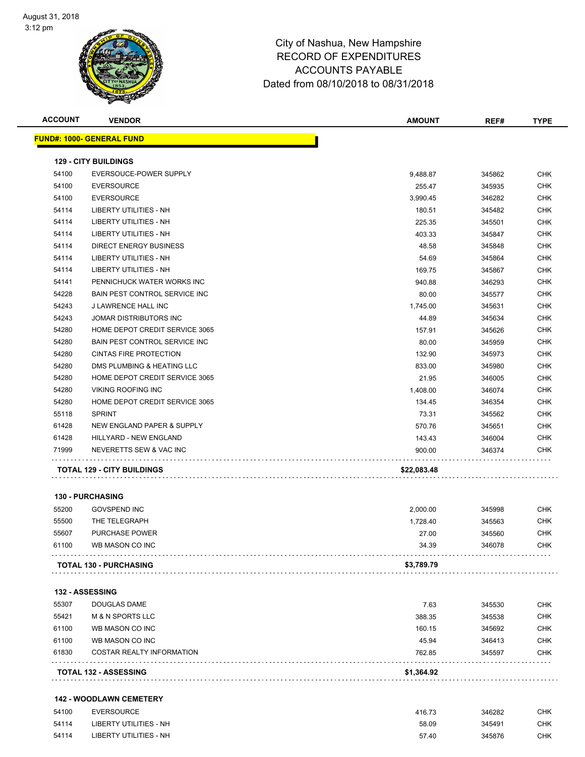City of Nashua, New Hampshire
RECORD OF EXPENDITURES
ACCOUNTS PAYABLE
Dated from 08/10/2018 to 08/31/2018

| ACCOUNT | VENDOR | AMOUNT | REF# | TYPE |
|---|---|---|---|---|
| **FUND#: 1000- GENERAL FUND** | | | | |
| **129 - CITY BUILDINGS** | | | | |
| 54100 | EVERSOUCE-POWER SUPPLY | 9,488.87 | 345862 | CHK |
| 54100 | EVERSOURCE | 255.47 | 345935 | CHK |
| 54100 | EVERSOURCE | 3,990.45 | 346282 | CHK |
| 54114 | LIBERTY UTILITIES - NH | 180.51 | 345482 | CHK |
| 54114 | LIBERTY UTILITIES - NH | 225.35 | 345501 | CHK |
| 54114 | LIBERTY UTILITIES - NH | 403.33 | 345847 | CHK |
| 54114 | DIRECT ENERGY BUSINESS | 48.58 | 345848 | CHK |
| 54114 | LIBERTY UTILITIES - NH | 54.69 | 345864 | CHK |
| 54114 | LIBERTY UTILITIES - NH | 169.75 | 345867 | CHK |
| 54141 | PENNICHUCK WATER WORKS INC | 940.88 | 346293 | CHK |
| 54228 | BAIN PEST CONTROL SERVICE INC | 80.00 | 345577 | CHK |
| 54243 | J LAWRENCE HALL INC | 1,745.00 | 345631 | CHK |
| 54243 | JOMAR DISTRIBUTORS INC | 44.89 | 345634 | CHK |
| 54280 | HOME DEPOT CREDIT SERVICE 3065 | 157.91 | 345626 | CHK |
| 54280 | BAIN PEST CONTROL SERVICE INC | 80.00 | 345959 | CHK |
| 54280 | CINTAS FIRE PROTECTION | 132.90 | 345973 | CHK |
| 54280 | DMS PLUMBING & HEATING LLC | 833.00 | 345980 | CHK |
| 54280 | HOME DEPOT CREDIT SERVICE 3065 | 21.95 | 346005 | CHK |
| 54280 | VIKING ROOFING INC | 1,408.00 | 346074 | CHK |
| 54280 | HOME DEPOT CREDIT SERVICE 3065 | 134.45 | 346354 | CHK |
| 55118 | SPRINT | 73.31 | 345562 | CHK |
| 61428 | NEW ENGLAND PAPER & SUPPLY | 570.76 | 345651 | CHK |
| 61428 | HILLYARD - NEW ENGLAND | 143.43 | 346004 | CHK |
| 71999 | NEVERETTS SEW & VAC INC | 900.00 | 346374 | CHK |
| **TOTAL 129 - CITY BUILDINGS** | | **$22,083.48** | | |
| **130 - PURCHASING** | | | | |
| 55200 | GOVSPEND INC | 2,000.00 | 345998 | CHK |
| 55500 | THE TELEGRAPH | 1,728.40 | 345563 | CHK |
| 55607 | PURCHASE POWER | 27.00 | 345560 | CHK |
| 61100 | WB MASON CO INC | 34.39 | 346078 | CHK |
| **TOTAL 130 - PURCHASING** | | **$3,789.79** | | |
| **132 - ASSESSING** | | | | |
| 55307 | DOUGLAS DAME | 7.63 | 345530 | CHK |
| 55421 | M & N SPORTS LLC | 388.35 | 345538 | CHK |
| 61100 | WB MASON CO INC | 160.15 | 345692 | CHK |
| 61100 | WB MASON CO INC | 45.94 | 346413 | CHK |
| 61830 | COSTAR REALTY INFORMATION | 762.85 | 345597 | CHK |
| **TOTAL 132 - ASSESSING** | | **$1,364.92** | | |
| **142 - WOODLAWN CEMETERY** | | | | |
| 54100 | EVERSOURCE | 416.73 | 346282 | CHK |
| 54114 | LIBERTY UTILITIES - NH | 58.09 | 345491 | CHK |
| 54114 | LIBERTY UTILITIES - NH | 57.40 | 345876 | CHK |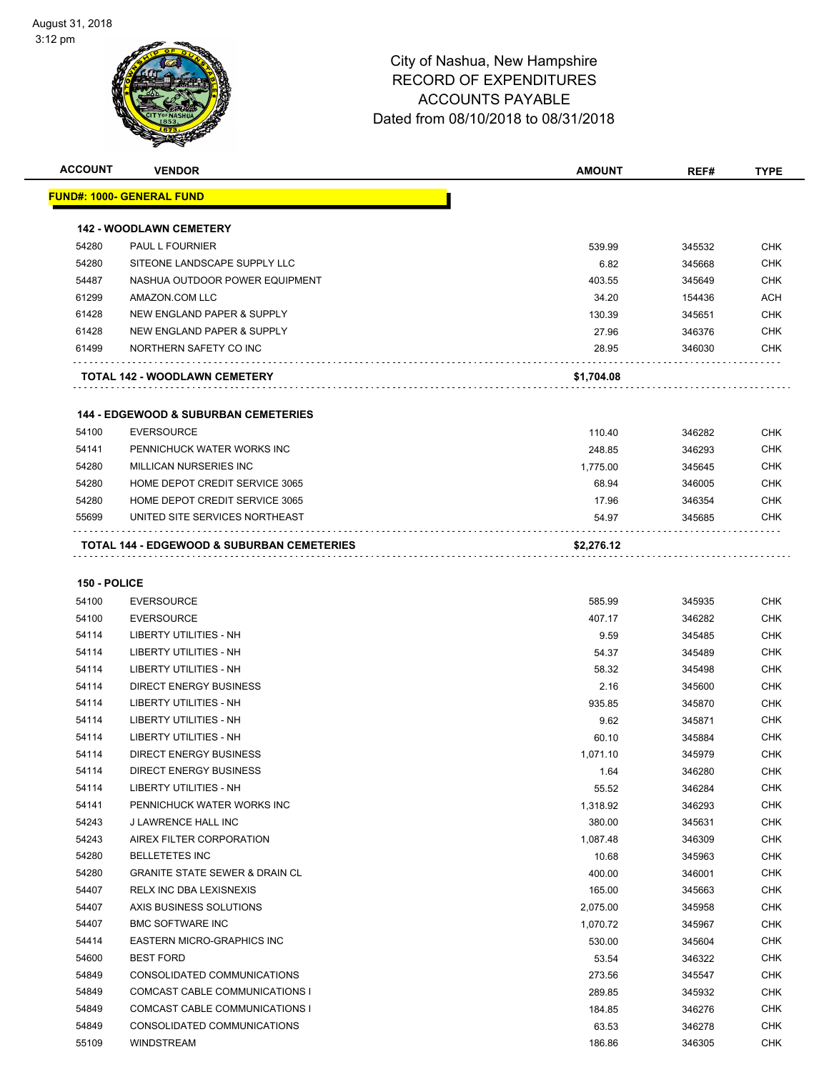# City of Nashua, New Hampshire
## RECORD OF EXPENDITURES
## ACCOUNTS PAYABLE
## Dated from 08/10/2018 to 08/31/2018

August 31, 2018
3:12 pm

| ACCOUNT | VENDOR | AMOUNT | REF# | TYPE |
|---|---|---|---|---|
| **FUND#: 1000- GENERAL FUND** | | | | |
| **142 - WOODLAWN CEMETERY** | | | | |
| 54280 | PAUL L FOURNIER | 539.99 | 345532 | CHK |
| 54280 | SITEONE LANDSCAPE SUPPLY LLC | 6.82 | 345668 | CHK |
| 54487 | NASHUA OUTDOOR POWER EQUIPMENT | 403.55 | 345649 | CHK |
| 61299 | AMAZON.COM LLC | 34.20 | 154436 | ACH |
| 61428 | NEW ENGLAND PAPER & SUPPLY | 130.39 | 345651 | CHK |
| 61428 | NEW ENGLAND PAPER & SUPPLY | 27.96 | 346376 | CHK |
| 61499 | NORTHERN SAFETY CO INC | 28.95 | 346030 | CHK |
| **TOTAL 142 - WOODLAWN CEMETERY** | | **$1,704.08** | | |
| **144 - EDGEWOOD & SUBURBAN CEMETERIES** | | | | |
| 54100 | EVERSOURCE | 110.40 | 346282 | CHK |
| 54141 | PENNICHUCK WATER WORKS INC | 248.85 | 346293 | CHK |
| 54280 | MILLICAN NURSERIES INC | 1,775.00 | 345645 | CHK |
| 54280 | HOME DEPOT CREDIT SERVICE 3065 | 68.94 | 346005 | CHK |
| 54280 | HOME DEPOT CREDIT SERVICE 3065 | 17.96 | 346354 | CHK |
| 55699 | UNITED SITE SERVICES NORTHEAST | 54.97 | 345685 | CHK |
| **TOTAL 144 - EDGEWOOD & SUBURBAN CEMETERIES** | | **$2,276.12** | | |
| **150 - POLICE** | | | | |
| 54100 | EVERSOURCE | 585.99 | 345935 | CHK |
| 54100 | EVERSOURCE | 407.17 | 346282 | CHK |
| 54114 | LIBERTY UTILITIES - NH | 9.59 | 345485 | CHK |
| 54114 | LIBERTY UTILITIES - NH | 54.37 | 345489 | CHK |
| 54114 | LIBERTY UTILITIES - NH | 58.32 | 345498 | CHK |
| 54114 | DIRECT ENERGY BUSINESS | 2.16 | 345600 | CHK |
| 54114 | LIBERTY UTILITIES - NH | 935.85 | 345870 | CHK |
| 54114 | LIBERTY UTILITIES - NH | 9.62 | 345871 | CHK |
| 54114 | LIBERTY UTILITIES - NH | 60.10 | 345884 | CHK |
| 54114 | DIRECT ENERGY BUSINESS | 1,071.10 | 345979 | CHK |
| 54114 | DIRECT ENERGY BUSINESS | 1.64 | 346280 | CHK |
| 54114 | LIBERTY UTILITIES - NH | 55.52 | 346284 | CHK |
| 54141 | PENNICHUCK WATER WORKS INC | 1,318.92 | 346293 | CHK |
| 54243 | J LAWRENCE HALL INC | 380.00 | 345631 | CHK |
| 54243 | AIREX FILTER CORPORATION | 1,087.48 | 346309 | CHK |
| 54280 | BELLETETES INC | 10.68 | 345963 | CHK |
| 54280 | GRANITE STATE SEWER & DRAIN CL | 400.00 | 346001 | CHK |
| 54407 | RELX INC DBA LEXISNEXIS | 165.00 | 345663 | CHK |
| 54407 | AXIS BUSINESS SOLUTIONS | 2,075.00 | 345958 | CHK |
| 54407 | BMC SOFTWARE INC | 1,070.72 | 345967 | CHK |
| 54414 | EASTERN MICRO-GRAPHICS INC | 530.00 | 345604 | CHK |
| 54600 | BEST FORD | 53.54 | 346322 | CHK |
| 54849 | CONSOLIDATED COMMUNICATIONS | 273.56 | 345547 | CHK |
| 54849 | COMCAST CABLE COMMUNICATIONS I | 289.85 | 345932 | CHK |
| 54849 | COMCAST CABLE COMMUNICATIONS I | 184.85 | 346276 | CHK |
| 54849 | CONSOLIDATED COMMUNICATIONS | 63.53 | 346278 | CHK |
| 55109 | WINDSTREAM | 186.86 | 346305 | CHK |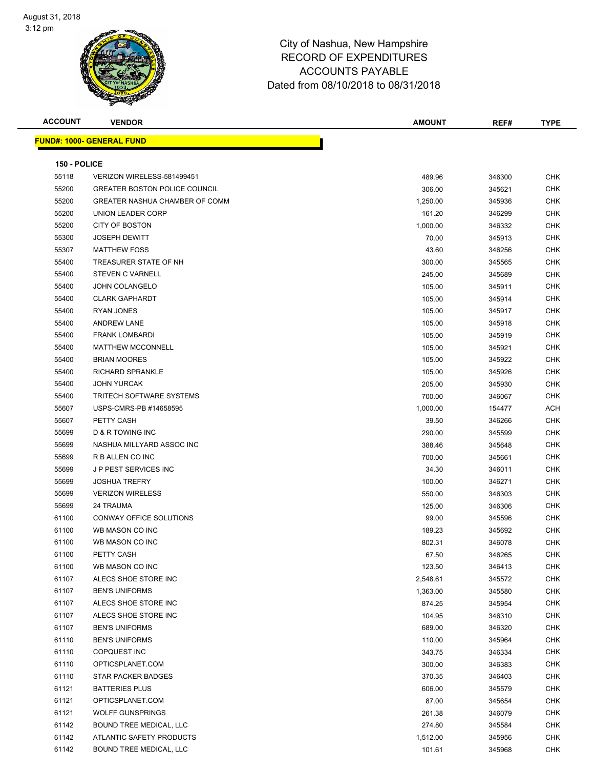City of Nashua, New Hampshire
RECORD OF EXPENDITURES
ACCOUNTS PAYABLE
Dated from 08/10/2018 to 08/31/2018

| ACCOUNT | VENDOR | AMOUNT | REF# | TYPE |
|---|---|---|---|---|

**FUND#: 1000- GENERAL FUND**

**150 - POLICE**

| ACCOUNT | VENDOR | AMOUNT | REF# | TYPE |
|---|---|---|---|---|
| 55118 | VERIZON WIRELESS-581499451 | 489.96 | 346300 | CHK |
| 55200 | GREATER BOSTON POLICE COUNCIL | 306.00 | 345621 | CHK |
| 55200 | GREATER NASHUA CHAMBER OF COMM | 1,250.00 | 345936 | CHK |
| 55200 | UNION LEADER CORP | 161.20 | 346299 | CHK |
| 55200 | CITY OF BOSTON | 1,000.00 | 346332 | CHK |
| 55300 | JOSEPH DEWITT | 70.00 | 345913 | CHK |
| 55307 | MATTHEW FOSS | 43.60 | 346256 | CHK |
| 55400 | TREASURER STATE OF NH | 300.00 | 345565 | CHK |
| 55400 | STEVEN C VARNELL | 245.00 | 345689 | CHK |
| 55400 | JOHN COLANGELO | 105.00 | 345911 | CHK |
| 55400 | CLARK GAPHARDT | 105.00 | 345914 | CHK |
| 55400 | RYAN JONES | 105.00 | 345917 | CHK |
| 55400 | ANDREW LANE | 105.00 | 345918 | CHK |
| 55400 | FRANK LOMBARDI | 105.00 | 345919 | CHK |
| 55400 | MATTHEW MCCONNELL | 105.00 | 345921 | CHK |
| 55400 | BRIAN MOORES | 105.00 | 345922 | CHK |
| 55400 | RICHARD SPRANKLE | 105.00 | 345926 | CHK |
| 55400 | JOHN YURCAK | 205.00 | 345930 | CHK |
| 55400 | TRITECH SOFTWARE SYSTEMS | 700.00 | 346067 | CHK |
| 55607 | USPS-CMRS-PB #14658595 | 1,000.00 | 154477 | ACH |
| 55607 | PETTY CASH | 39.50 | 346266 | CHK |
| 55699 | D & R TOWING INC | 290.00 | 345599 | CHK |
| 55699 | NASHUA MILLYARD ASSOC INC | 388.46 | 345648 | CHK |
| 55699 | R B ALLEN CO INC | 700.00 | 345661 | CHK |
| 55699 | J P PEST SERVICES INC | 34.30 | 346011 | CHK |
| 55699 | JOSHUA TREFRY | 100.00 | 346271 | CHK |
| 55699 | VERIZON WIRELESS | 550.00 | 346303 | CHK |
| 55699 | 24 TRAUMA | 125.00 | 346306 | CHK |
| 61100 | CONWAY OFFICE SOLUTIONS | 99.00 | 345596 | CHK |
| 61100 | WB MASON CO INC | 189.23 | 345692 | CHK |
| 61100 | WB MASON CO INC | 802.31 | 346078 | CHK |
| 61100 | PETTY CASH | 67.50 | 346265 | CHK |
| 61100 | WB MASON CO INC | 123.50 | 346413 | CHK |
| 61107 | ALECS SHOE STORE INC | 2,548.61 | 345572 | CHK |
| 61107 | BEN'S UNIFORMS | 1,363.00 | 345580 | CHK |
| 61107 | ALECS SHOE STORE INC | 874.25 | 345954 | CHK |
| 61107 | ALECS SHOE STORE INC | 104.95 | 346310 | CHK |
| 61107 | BEN'S UNIFORMS | 689.00 | 346320 | CHK |
| 61110 | BEN'S UNIFORMS | 110.00 | 345964 | CHK |
| 61110 | COPQUEST INC | 343.75 | 346334 | CHK |
| 61110 | OPTICSPLANET.COM | 300.00 | 346383 | CHK |
| 61110 | STAR PACKER BADGES | 370.35 | 346403 | CHK |
| 61121 | BATTERIES PLUS | 606.00 | 345579 | CHK |
| 61121 | OPTICSPLANET.COM | 87.00 | 345654 | CHK |
| 61121 | WOLFF GUNSPRINGS | 261.38 | 346079 | CHK |
| 61142 | BOUND TREE MEDICAL, LLC | 274.80 | 345584 | CHK |
| 61142 | ATLANTIC SAFETY PRODUCTS | 1,512.00 | 345956 | CHK |
| 61142 | BOUND TREE MEDICAL, LLC | 101.61 | 345968 | CHK |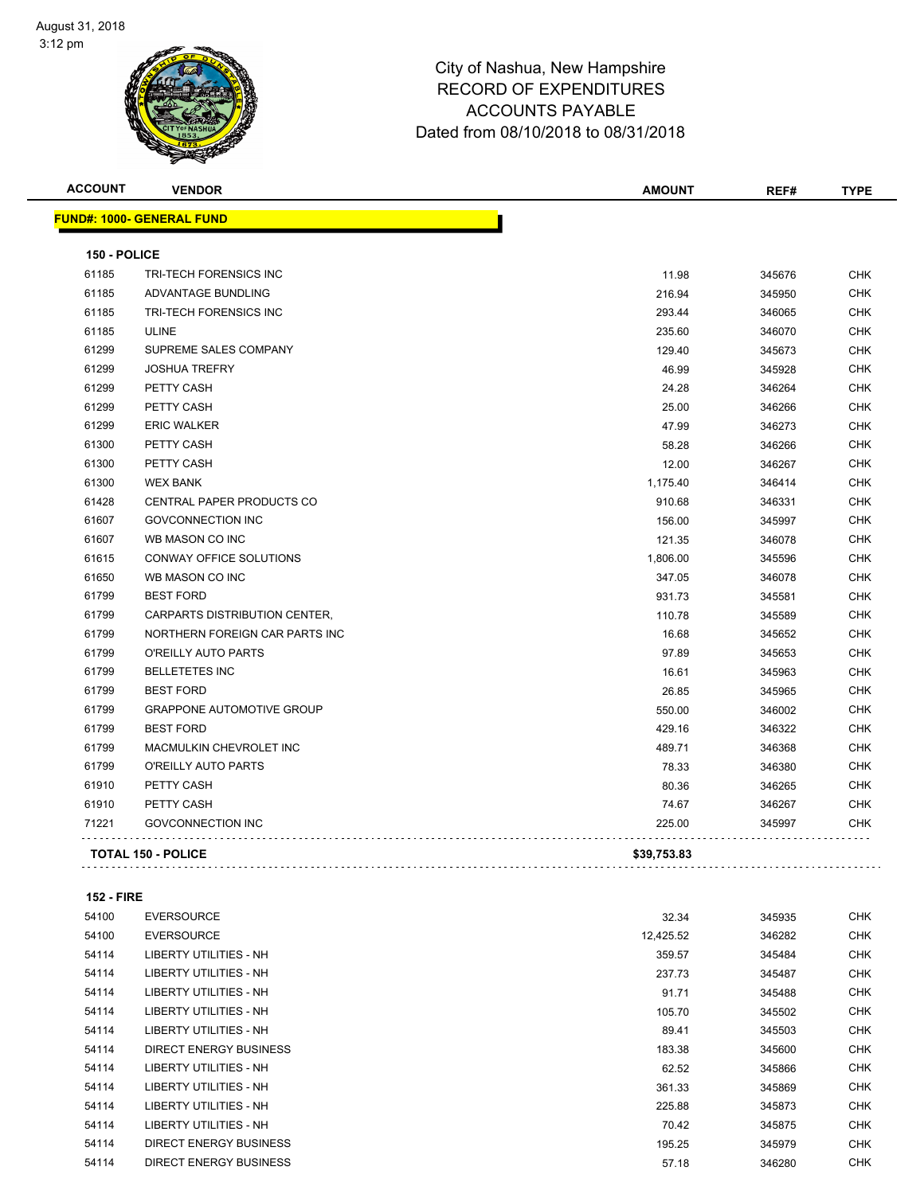City of Nashua, New Hampshire
RECORD OF EXPENDITURES
ACCOUNTS PAYABLE
Dated from 08/10/2018 to 08/31/2018

| ACCOUNT | VENDOR | AMOUNT | REF# | TYPE |
|---|---|---|---|---|
| **FUND#: 1000- GENERAL FUND** | | | | |
| **150 - POLICE** | | | | |
| 61185 | TRI-TECH FORENSICS INC | 11.98 | 345676 | CHK |
| 61185 | ADVANTAGE BUNDLING | 216.94 | 345950 | CHK |
| 61185 | TRI-TECH FORENSICS INC | 293.44 | 346065 | CHK |
| 61185 | ULINE | 235.60 | 346070 | CHK |
| 61299 | SUPREME SALES COMPANY | 129.40 | 345673 | CHK |
| 61299 | JOSHUA TREFRY | 46.99 | 345928 | CHK |
| 61299 | PETTY CASH | 24.28 | 346264 | CHK |
| 61299 | PETTY CASH | 25.00 | 346266 | CHK |
| 61299 | ERIC WALKER | 47.99 | 346273 | CHK |
| 61300 | PETTY CASH | 58.28 | 346266 | CHK |
| 61300 | PETTY CASH | 12.00 | 346267 | CHK |
| 61300 | WEX BANK | 1,175.40 | 346414 | CHK |
| 61428 | CENTRAL PAPER PRODUCTS CO | 910.68 | 346331 | CHK |
| 61607 | GOVCONNECTION INC | 156.00 | 345997 | CHK |
| 61607 | WB MASON CO INC | 121.35 | 346078 | CHK |
| 61615 | CONWAY OFFICE SOLUTIONS | 1,806.00 | 345596 | CHK |
| 61650 | WB MASON CO INC | 347.05 | 346078 | CHK |
| 61799 | BEST FORD | 931.73 | 345581 | CHK |
| 61799 | CARPARTS DISTRIBUTION CENTER, | 110.78 | 345589 | CHK |
| 61799 | NORTHERN FOREIGN CAR PARTS INC | 16.68 | 345652 | CHK |
| 61799 | O'REILLY AUTO PARTS | 97.89 | 345653 | CHK |
| 61799 | BELLETETES INC | 16.61 | 345963 | CHK |
| 61799 | BEST FORD | 26.85 | 345965 | CHK |
| 61799 | GRAPPONE AUTOMOTIVE GROUP | 550.00 | 346002 | CHK |
| 61799 | BEST FORD | 429.16 | 346322 | CHK |
| 61799 | MACMULKIN CHEVROLET INC | 489.71 | 346368 | CHK |
| 61799 | O'REILLY AUTO PARTS | 78.33 | 346380 | CHK |
| 61910 | PETTY CASH | 80.36 | 346265 | CHK |
| 61910 | PETTY CASH | 74.67 | 346267 | CHK |
| 71221 | GOVCONNECTION INC | 225.00 | 345997 | CHK |
| **TOTAL 150 - POLICE** | | **$39,753.83** | | |
| **152 - FIRE** | | | | |
| 54100 | EVERSOURCE | 32.34 | 345935 | CHK |
| 54100 | EVERSOURCE | 12,425.52 | 346282 | CHK |
| 54114 | LIBERTY UTILITIES - NH | 359.57 | 345484 | CHK |
| 54114 | LIBERTY UTILITIES - NH | 237.73 | 345487 | CHK |
| 54114 | LIBERTY UTILITIES - NH | 91.71 | 345488 | CHK |
| 54114 | LIBERTY UTILITIES - NH | 105.70 | 345502 | CHK |
| 54114 | LIBERTY UTILITIES - NH | 89.41 | 345503 | CHK |
| 54114 | DIRECT ENERGY BUSINESS | 183.38 | 345600 | CHK |
| 54114 | LIBERTY UTILITIES - NH | 62.52 | 345866 | CHK |
| 54114 | LIBERTY UTILITIES - NH | 361.33 | 345869 | CHK |
| 54114 | LIBERTY UTILITIES - NH | 225.88 | 345873 | CHK |
| 54114 | LIBERTY UTILITIES - NH | 70.42 | 345875 | CHK |
| 54114 | DIRECT ENERGY BUSINESS | 195.25 | 345979 | CHK |
| 54114 | DIRECT ENERGY BUSINESS | 57.18 | 346280 | CHK |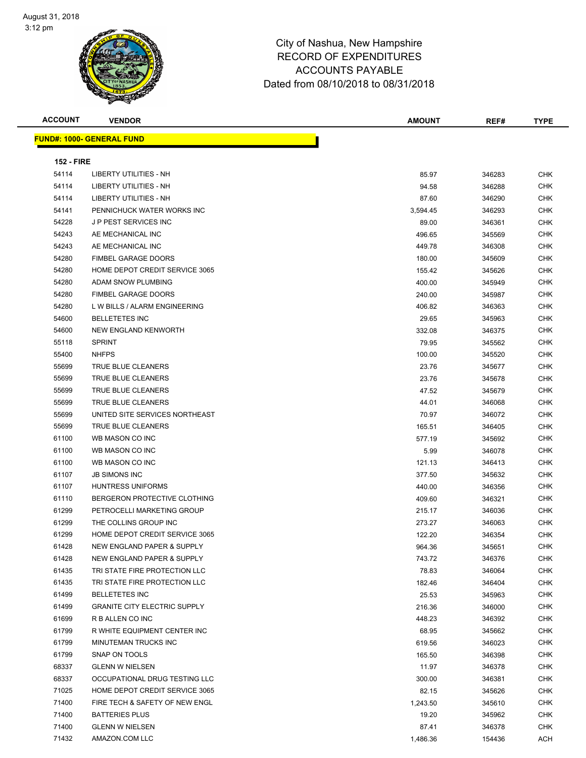City of Nashua, New Hampshire
RECORD OF EXPENDITURES
ACCOUNTS PAYABLE
Dated from 08/10/2018 to 08/31/2018

| ACCOUNT | VENDOR | AMOUNT | REF# | TYPE |
|---|---|---|---|---|

**FUND#: 1000- GENERAL FUND**

**152 - FIRE**

| ACCOUNT | VENDOR | AMOUNT | REF# | TYPE |
|---|---|---|---|---|
| 54114 | LIBERTY UTILITIES - NH | 85.97 | 346283 | CHK |
| 54114 | LIBERTY UTILITIES - NH | 94.58 | 346288 | CHK |
| 54114 | LIBERTY UTILITIES - NH | 87.60 | 346290 | CHK |
| 54141 | PENNICHUCK WATER WORKS INC | 3,594.45 | 346293 | CHK |
| 54228 | J P PEST SERVICES INC | 89.00 | 346361 | CHK |
| 54243 | AE MECHANICAL INC | 496.65 | 345569 | CHK |
| 54243 | AE MECHANICAL INC | 449.78 | 346308 | CHK |
| 54280 | FIMBEL GARAGE DOORS | 180.00 | 345609 | CHK |
| 54280 | HOME DEPOT CREDIT SERVICE 3065 | 155.42 | 345626 | CHK |
| 54280 | ADAM SNOW PLUMBING | 400.00 | 345949 | CHK |
| 54280 | FIMBEL GARAGE DOORS | 240.00 | 345987 | CHK |
| 54280 | L W BILLS / ALARM ENGINEERING | 406.82 | 346363 | CHK |
| 54600 | BELLETETES INC | 29.65 | 345963 | CHK |
| 54600 | NEW ENGLAND KENWORTH | 332.08 | 346375 | CHK |
| 55118 | SPRINT | 79.95 | 345562 | CHK |
| 55400 | NHFPS | 100.00 | 345520 | CHK |
| 55699 | TRUE BLUE CLEANERS | 23.76 | 345677 | CHK |
| 55699 | TRUE BLUE CLEANERS | 23.76 | 345678 | CHK |
| 55699 | TRUE BLUE CLEANERS | 47.52 | 345679 | CHK |
| 55699 | TRUE BLUE CLEANERS | 44.01 | 346068 | CHK |
| 55699 | UNITED SITE SERVICES NORTHEAST | 70.97 | 346072 | CHK |
| 55699 | TRUE BLUE CLEANERS | 165.51 | 346405 | CHK |
| 61100 | WB MASON CO INC | 577.19 | 345692 | CHK |
| 61100 | WB MASON CO INC | 5.99 | 346078 | CHK |
| 61100 | WB MASON CO INC | 121.13 | 346413 | CHK |
| 61107 | JB SIMONS INC | 377.50 | 345632 | CHK |
| 61107 | HUNTRESS UNIFORMS | 440.00 | 346356 | CHK |
| 61110 | BERGERON PROTECTIVE CLOTHING | 409.60 | 346321 | CHK |
| 61299 | PETROCELLI MARKETING GROUP | 215.17 | 346036 | CHK |
| 61299 | THE COLLINS GROUP INC | 273.27 | 346063 | CHK |
| 61299 | HOME DEPOT CREDIT SERVICE 3065 | 122.20 | 346354 | CHK |
| 61428 | NEW ENGLAND PAPER & SUPPLY | 964.36 | 345651 | CHK |
| 61428 | NEW ENGLAND PAPER & SUPPLY | 743.72 | 346376 | CHK |
| 61435 | TRI STATE FIRE PROTECTION LLC | 78.83 | 346064 | CHK |
| 61435 | TRI STATE FIRE PROTECTION LLC | 182.46 | 346404 | CHK |
| 61499 | BELLETETES INC | 25.53 | 345963 | CHK |
| 61499 | GRANITE CITY ELECTRIC SUPPLY | 216.36 | 346000 | CHK |
| 61699 | R B ALLEN CO INC | 448.23 | 346392 | CHK |
| 61799 | R WHITE EQUIPMENT CENTER INC | 68.95 | 345662 | CHK |
| 61799 | MINUTEMAN TRUCKS INC | 619.56 | 346023 | CHK |
| 61799 | SNAP ON TOOLS | 165.50 | 346398 | CHK |
| 68337 | GLENN W NIELSEN | 11.97 | 346378 | CHK |
| 68337 | OCCUPATIONAL DRUG TESTING LLC | 300.00 | 346381 | CHK |
| 71025 | HOME DEPOT CREDIT SERVICE 3065 | 82.15 | 345626 | CHK |
| 71400 | FIRE TECH & SAFETY OF NEW ENGL | 1,243.50 | 345610 | CHK |
| 71400 | BATTERIES PLUS | 19.20 | 345962 | CHK |
| 71400 | GLENN W NIELSEN | 87.41 | 346378 | CHK |
| 71432 | AMAZON.COM LLC | 1,486.36 | 154436 | ACH |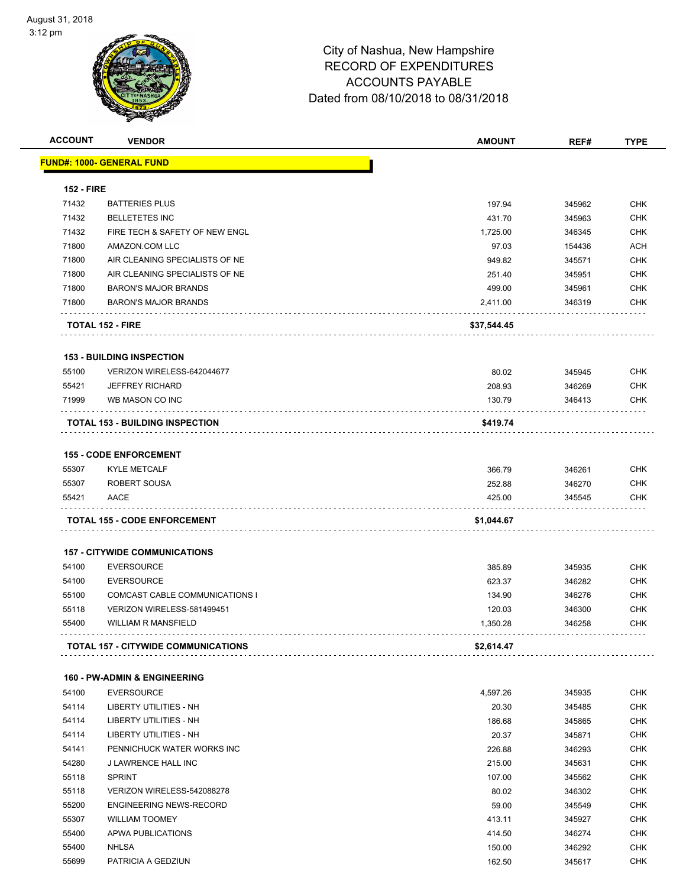August 31, 2018
3:12 pm

# City of Nashua, New Hampshire
## RECORD OF EXPENDITURES
## ACCOUNTS PAYABLE
## Dated from 08/10/2018 to 08/31/2018

| ACCOUNT | VENDOR | AMOUNT | REF# | TYPE |
|---|---|---|---|---|
| **FUND#: 1000- GENERAL FUND** | | | | |
| **152 - FIRE** | | | | |
| 71432 | BATTERIES PLUS | 197.94 | 345962 | CHK |
| 71432 | BELLETETES INC | 431.70 | 345963 | CHK |
| 71432 | FIRE TECH & SAFETY OF NEW ENGL | 1,725.00 | 346345 | CHK |
| 71800 | AMAZON.COM LLC | 97.03 | 154436 | ACH |
| 71800 | AIR CLEANING SPECIALISTS OF NE | 949.82 | 345571 | CHK |
| 71800 | AIR CLEANING SPECIALISTS OF NE | 251.40 | 345951 | CHK |
| 71800 | BARON'S MAJOR BRANDS | 499.00 | 345961 | CHK |
| 71800 | BARON'S MAJOR BRANDS | 2,411.00 | 346319 | CHK |
| **TOTAL 152 - FIRE** | | **$37,544.45** | | |
| **153 - BUILDING INSPECTION** | | | | |
| 55100 | VERIZON WIRELESS-642044677 | 80.02 | 345945 | CHK |
| 55421 | JEFFREY RICHARD | 208.93 | 346269 | CHK |
| 71999 | WB MASON CO INC | 130.79 | 346413 | CHK |
| **TOTAL 153 - BUILDING INSPECTION** | | **$419.74** | | |
| **155 - CODE ENFORCEMENT** | | | | |
| 55307 | KYLE METCALF | 366.79 | 346261 | CHK |
| 55307 | ROBERT SOUSA | 252.88 | 346270 | CHK |
| 55421 | AACE | 425.00 | 345545 | CHK |
| **TOTAL 155 - CODE ENFORCEMENT** | | **$1,044.67** | | |
| **157 - CITYWIDE COMMUNICATIONS** | | | | |
| 54100 | EVERSOURCE | 385.89 | 345935 | CHK |
| 54100 | EVERSOURCE | 623.37 | 346282 | CHK |
| 55100 | COMCAST CABLE COMMUNICATIONS I | 134.90 | 346276 | CHK |
| 55118 | VERIZON WIRELESS-581499451 | 120.03 | 346300 | CHK |
| 55400 | WILLIAM R MANSFIELD | 1,350.28 | 346258 | CHK |
| **TOTAL 157 - CITYWIDE COMMUNICATIONS** | | **$2,614.47** | | |
| **160 - PW-ADMIN & ENGINEERING** | | | | |
| 54100 | EVERSOURCE | 4,597.26 | 345935 | CHK |
| 54114 | LIBERTY UTILITIES - NH | 20.30 | 345485 | CHK |
| 54114 | LIBERTY UTILITIES - NH | 186.68 | 345865 | CHK |
| 54114 | LIBERTY UTILITIES - NH | 20.37 | 345871 | CHK |
| 54141 | PENNICHUCK WATER WORKS INC | 226.88 | 346293 | CHK |
| 54280 | J LAWRENCE HALL INC | 215.00 | 345631 | CHK |
| 55118 | SPRINT | 107.00 | 345562 | CHK |
| 55118 | VERIZON WIRELESS-542088278 | 80.02 | 346302 | CHK |
| 55200 | ENGINEERING NEWS-RECORD | 59.00 | 345549 | CHK |
| 55307 | WILLIAM TOOMEY | 413.11 | 345927 | CHK |
| 55400 | APWA PUBLICATIONS | 414.50 | 346274 | CHK |
| 55400 | NHLSA | 150.00 | 346292 | CHK |
| 55699 | PATRICIA A GEDZIUN | 162.50 | 345617 | CHK |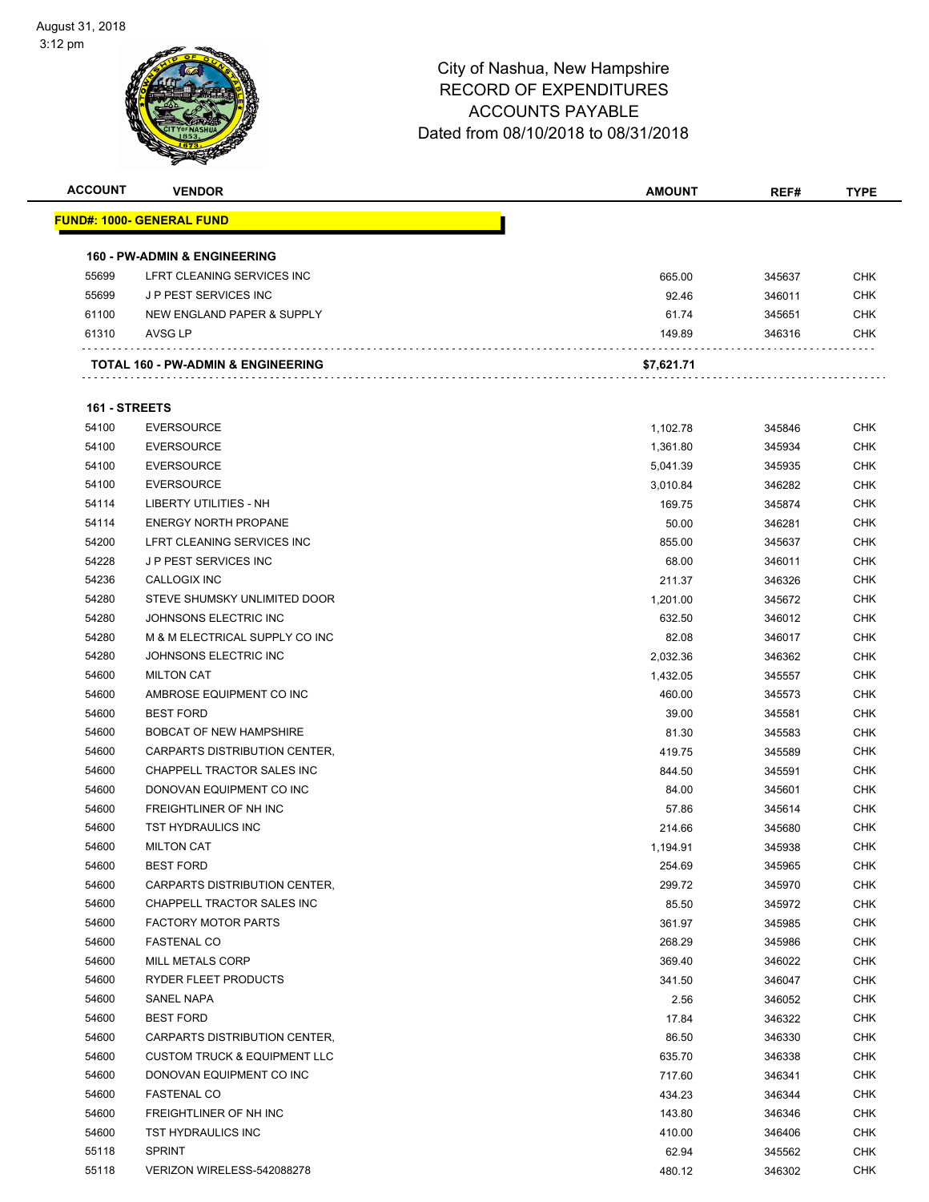# City of Nashua, New Hampshire
## RECORD OF EXPENDITURES
## ACCOUNTS PAYABLE
## Dated from 08/10/2018 to 08/31/2018

| ACCOUNT | VENDOR | AMOUNT | REF# | TYPE |
|---|---|---|---|---|
| **FUND#: 1000- GENERAL FUND** | | | | |
| **160 - PW-ADMIN & ENGINEERING** | | | | |
| 55699 | LFRT CLEANING SERVICES INC | 665.00 | 345637 | CHK |
| 55699 | J P PEST SERVICES INC | 92.46 | 346011 | CHK |
| 61100 | NEW ENGLAND PAPER & SUPPLY | 61.74 | 345651 | CHK |
| 61310 | AVSG LP | 149.89 | 346316 | CHK |
| **TOTAL 160 - PW-ADMIN & ENGINEERING** | | **$7,621.71** | | |
| **161 - STREETS** | | | | |
| 54100 | EVERSOURCE | 1,102.78 | 345846 | CHK |
| 54100 | EVERSOURCE | 1,361.80 | 345934 | CHK |
| 54100 | EVERSOURCE | 5,041.39 | 345935 | CHK |
| 54100 | EVERSOURCE | 3,010.84 | 346282 | CHK |
| 54114 | LIBERTY UTILITIES - NH | 169.75 | 345874 | CHK |
| 54114 | ENERGY NORTH PROPANE | 50.00 | 346281 | CHK |
| 54200 | LFRT CLEANING SERVICES INC | 855.00 | 345637 | CHK |
| 54228 | J P PEST SERVICES INC | 68.00 | 346011 | CHK |
| 54236 | CALLOGIX INC | 211.37 | 346326 | CHK |
| 54280 | STEVE SHUMSKY UNLIMITED DOOR | 1,201.00 | 345672 | CHK |
| 54280 | JOHNSONS ELECTRIC INC | 632.50 | 346012 | CHK |
| 54280 | M & M ELECTRICAL SUPPLY CO INC | 82.08 | 346017 | CHK |
| 54280 | JOHNSONS ELECTRIC INC | 2,032.36 | 346362 | CHK |
| 54600 | MILTON CAT | 1,432.05 | 345557 | CHK |
| 54600 | AMBROSE EQUIPMENT CO INC | 460.00 | 345573 | CHK |
| 54600 | BEST FORD | 39.00 | 345581 | CHK |
| 54600 | BOBCAT OF NEW HAMPSHIRE | 81.30 | 345583 | CHK |
| 54600 | CARPARTS DISTRIBUTION CENTER, | 419.75 | 345589 | CHK |
| 54600 | CHAPPELL TRACTOR SALES INC | 844.50 | 345591 | CHK |
| 54600 | DONOVAN EQUIPMENT CO INC | 84.00 | 345601 | CHK |
| 54600 | FREIGHTLINER OF NH INC | 57.86 | 345614 | CHK |
| 54600 | TST HYDRAULICS INC | 214.66 | 345680 | CHK |
| 54600 | MILTON CAT | 1,194.91 | 345938 | CHK |
| 54600 | BEST FORD | 254.69 | 345965 | CHK |
| 54600 | CARPARTS DISTRIBUTION CENTER, | 299.72 | 345970 | CHK |
| 54600 | CHAPPELL TRACTOR SALES INC | 85.50 | 345972 | CHK |
| 54600 | FACTORY MOTOR PARTS | 361.97 | 345985 | CHK |
| 54600 | FASTENAL CO | 268.29 | 345986 | CHK |
| 54600 | MILL METALS CORP | 369.40 | 346022 | CHK |
| 54600 | RYDER FLEET PRODUCTS | 341.50 | 346047 | CHK |
| 54600 | SANEL NAPA | 2.56 | 346052 | CHK |
| 54600 | BEST FORD | 17.84 | 346322 | CHK |
| 54600 | CARPARTS DISTRIBUTION CENTER, | 86.50 | 346330 | CHK |
| 54600 | CUSTOM TRUCK & EQUIPMENT LLC | 635.70 | 346338 | CHK |
| 54600 | DONOVAN EQUIPMENT CO INC | 717.60 | 346341 | CHK |
| 54600 | FASTENAL CO | 434.23 | 346344 | CHK |
| 54600 | FREIGHTLINER OF NH INC | 143.80 | 346346 | CHK |
| 54600 | TST HYDRAULICS INC | 410.00 | 346406 | CHK |
| 55118 | SPRINT | 62.94 | 345562 | CHK |
| 55118 | VERIZON WIRELESS-542088278 | 480.12 | 346302 | CHK |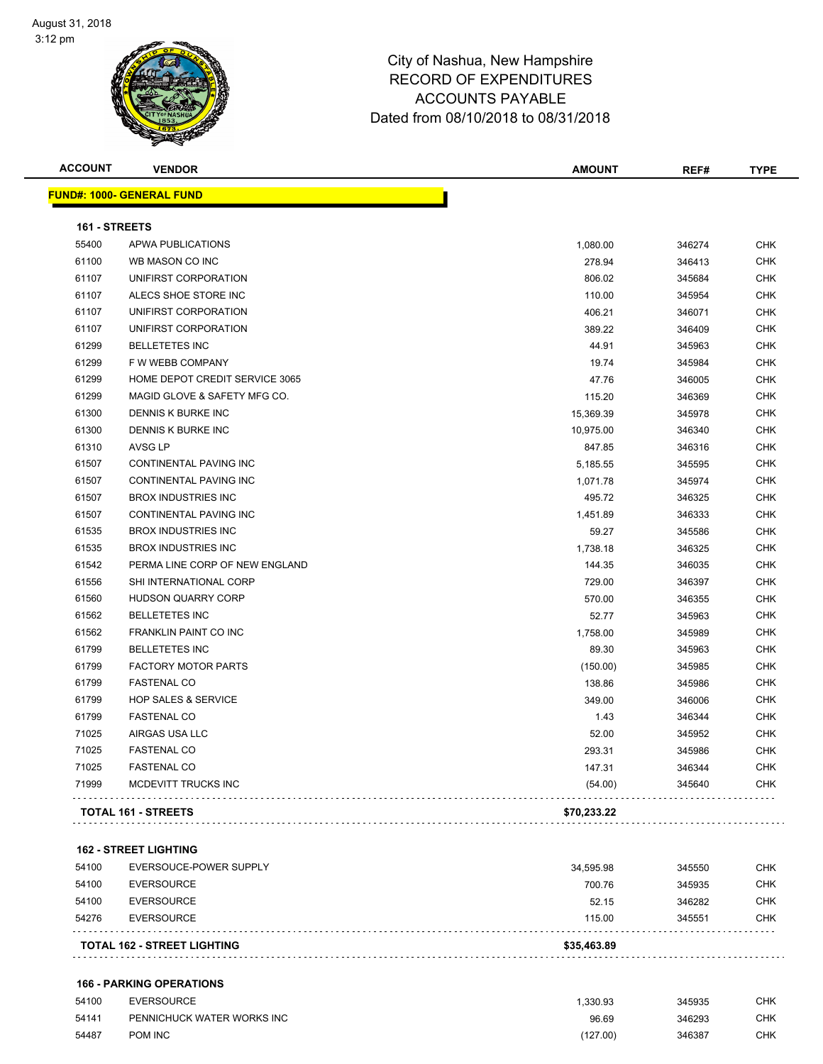August 31, 2018
3:12 pm

# City of Nashua, New Hampshire
## RECORD OF EXPENDITURES
## ACCOUNTS PAYABLE
## Dated from 08/10/2018 to 08/31/2018

| ACCOUNT | VENDOR | AMOUNT | REF# | TYPE |
|---|---|---|---|---|
| **FUND#: 1000- GENERAL FUND** | | | | |
| **161 - STREETS** | | | | |
| 55400 | APWA PUBLICATIONS | 1,080.00 | 346274 | CHK |
| 61100 | WB MASON CO INC | 278.94 | 346413 | CHK |
| 61107 | UNIFIRST CORPORATION | 806.02 | 345684 | CHK |
| 61107 | ALECS SHOE STORE INC | 110.00 | 345954 | CHK |
| 61107 | UNIFIRST CORPORATION | 406.21 | 346071 | CHK |
| 61107 | UNIFIRST CORPORATION | 389.22 | 346409 | CHK |
| 61299 | BELLETETES INC | 44.91 | 345963 | CHK |
| 61299 | F W WEBB COMPANY | 19.74 | 345984 | CHK |
| 61299 | HOME DEPOT CREDIT SERVICE 3065 | 47.76 | 346005 | CHK |
| 61299 | MAGID GLOVE & SAFETY MFG CO. | 115.20 | 346369 | CHK |
| 61300 | DENNIS K BURKE INC | 15,369.39 | 345978 | CHK |
| 61300 | DENNIS K BURKE INC | 10,975.00 | 346340 | CHK |
| 61310 | AVSG LP | 847.85 | 346316 | CHK |
| 61507 | CONTINENTAL PAVING INC | 5,185.55 | 345595 | CHK |
| 61507 | CONTINENTAL PAVING INC | 1,071.78 | 345974 | CHK |
| 61507 | BROX INDUSTRIES INC | 495.72 | 346325 | CHK |
| 61507 | CONTINENTAL PAVING INC | 1,451.89 | 346333 | CHK |
| 61535 | BROX INDUSTRIES INC | 59.27 | 345586 | CHK |
| 61535 | BROX INDUSTRIES INC | 1,738.18 | 346325 | CHK |
| 61542 | PERMA LINE CORP OF NEW ENGLAND | 144.35 | 346035 | CHK |
| 61556 | SHI INTERNATIONAL CORP | 729.00 | 346397 | CHK |
| 61560 | HUDSON QUARRY CORP | 570.00 | 346355 | CHK |
| 61562 | BELLETETES INC | 52.77 | 345963 | CHK |
| 61562 | FRANKLIN PAINT CO INC | 1,758.00 | 345989 | CHK |
| 61799 | BELLETETES INC | 89.30 | 345963 | CHK |
| 61799 | FACTORY MOTOR PARTS | (150.00) | 345985 | CHK |
| 61799 | FASTENAL CO | 138.86 | 345986 | CHK |
| 61799 | HOP SALES & SERVICE | 349.00 | 346006 | CHK |
| 61799 | FASTENAL CO | 1.43 | 346344 | CHK |
| 71025 | AIRGAS USA LLC | 52.00 | 345952 | CHK |
| 71025 | FASTENAL CO | 293.31 | 345986 | CHK |
| 71025 | FASTENAL CO | 147.31 | 346344 | CHK |
| 71999 | MCDEVITT TRUCKS INC | (54.00) | 345640 | CHK |
| **TOTAL 161 - STREETS** | | **$70,233.22** | | |
| **162 - STREET LIGHTING** | | | | |
| 54100 | EVERSOUCE-POWER SUPPLY | 34,595.98 | 345550 | CHK |
| 54100 | EVERSOURCE | 700.76 | 345935 | CHK |
| 54100 | EVERSOURCE | 52.15 | 346282 | CHK |
| 54276 | EVERSOURCE | 115.00 | 345551 | CHK |
| **TOTAL 162 - STREET LIGHTING** | | **$35,463.89** | | |
| **166 - PARKING OPERATIONS** | | | | |
| 54100 | EVERSOURCE | 1,330.93 | 345935 | CHK |
| 54141 | PENNICHUCK WATER WORKS INC | 96.69 | 346293 | CHK |
| 54487 | POM INC | (127.00) | 346387 | CHK |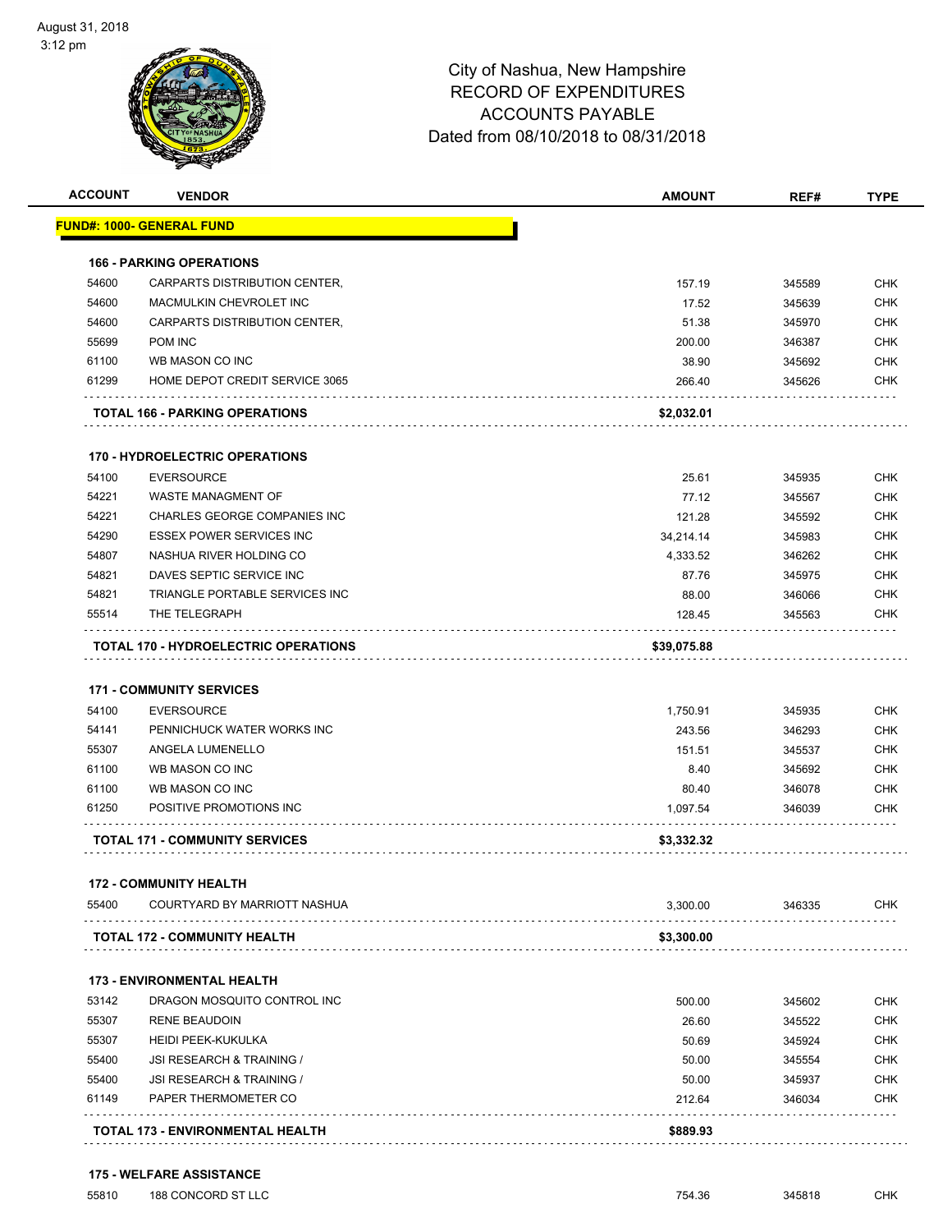# City of Nashua, New Hampshire
## RECORD OF EXPENDITURES
## ACCOUNTS PAYABLE
### Dated from 08/10/2018 to 08/31/2018

| ACCOUNT | VENDOR | AMOUNT | REF# | TYPE |
|---|---|---|---|---|
| **FUND#: 1000- GENERAL FUND** | | | | |
| **166 - PARKING OPERATIONS** | | | | |
| 54600 | CARPARTS DISTRIBUTION CENTER, | 157.19 | 345589 | CHK |
| 54600 | MACMULKIN CHEVROLET INC | 17.52 | 345639 | CHK |
| 54600 | CARPARTS DISTRIBUTION CENTER, | 51.38 | 345970 | CHK |
| 55699 | POM INC | 200.00 | 346387 | CHK |
| 61100 | WB MASON CO INC | 38.90 | 345692 | CHK |
| 61299 | HOME DEPOT CREDIT SERVICE 3065 | 266.40 | 345626 | CHK |
| | **TOTAL 166 - PARKING OPERATIONS** | **$2,032.01** | | |
| **170 - HYDROELECTRIC OPERATIONS** | | | | |
| 54100 | EVERSOURCE | 25.61 | 345935 | CHK |
| 54221 | WASTE MANAGMENT OF | 77.12 | 345567 | CHK |
| 54221 | CHARLES GEORGE COMPANIES INC | 121.28 | 345592 | CHK |
| 54290 | ESSEX POWER SERVICES INC | 34,214.14 | 345983 | CHK |
| 54807 | NASHUA RIVER HOLDING CO | 4,333.52 | 346262 | CHK |
| 54821 | DAVES SEPTIC SERVICE INC | 87.76 | 345975 | CHK |
| 54821 | TRIANGLE PORTABLE SERVICES INC | 88.00 | 346066 | CHK |
| 55514 | THE TELEGRAPH | 128.45 | 345563 | CHK |
| | **TOTAL 170 - HYDROELECTRIC OPERATIONS** | **$39,075.88** | | |
| **171 - COMMUNITY SERVICES** | | | | |
| 54100 | EVERSOURCE | 1,750.91 | 345935 | CHK |
| 54141 | PENNICHUCK WATER WORKS INC | 243.56 | 346293 | CHK |
| 55307 | ANGELA LUMENELLO | 151.51 | 345537 | CHK |
| 61100 | WB MASON CO INC | 8.40 | 345692 | CHK |
| 61100 | WB MASON CO INC | 80.40 | 346078 | CHK |
| 61250 | POSITIVE PROMOTIONS INC | 1,097.54 | 346039 | CHK |
| | **TOTAL 171 - COMMUNITY SERVICES** | **$3,332.32** | | |
| **172 - COMMUNITY HEALTH** | | | | |
| 55400 | COURTYARD BY MARRIOTT NASHUA | 3,300.00 | 346335 | CHK |
| | **TOTAL 172 - COMMUNITY HEALTH** | **$3,300.00** | | |
| **173 - ENVIRONMENTAL HEALTH** | | | | |
| 53142 | DRAGON MOSQUITO CONTROL INC | 500.00 | 345602 | CHK |
| 55307 | RENE BEAUDOIN | 26.60 | 345522 | CHK |
| 55307 | HEIDI PEEK-KUKULKA | 50.69 | 345924 | CHK |
| 55400 | JSI RESEARCH & TRAINING / | 50.00 | 345554 | CHK |
| 55400 | JSI RESEARCH & TRAINING / | 50.00 | 345937 | CHK |
| 61149 | PAPER THERMOMETER CO | 212.64 | 346034 | CHK |
| | **TOTAL 173 - ENVIRONMENTAL HEALTH** | **$889.93** | | |
| **175 - WELFARE ASSISTANCE** | | | | |
| 55810 | 188 CONCORD ST LLC | 754.36 | 345818 | CHK |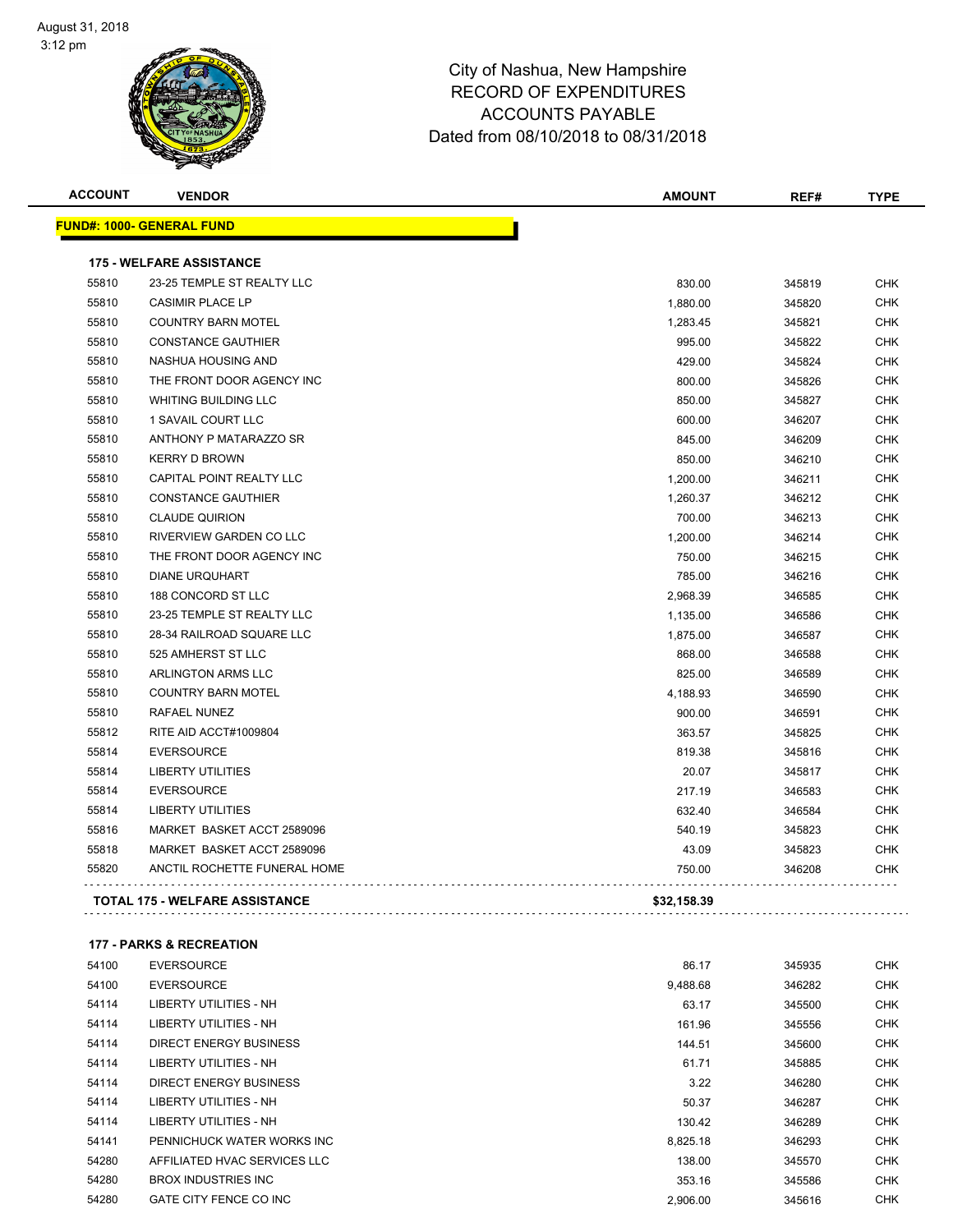City of Nashua, New Hampshire
RECORD OF EXPENDITURES
ACCOUNTS PAYABLE
Dated from 08/10/2018 to 08/31/2018

| ACCOUNT | VENDOR | AMOUNT | REF# | TYPE |
|---|---|---|---|---|
| **FUND#: 1000- GENERAL FUND** | | | | |
| **175 - WELFARE ASSISTANCE** | | | | |
| 55810 | 23-25 TEMPLE ST REALTY LLC | 830.00 | 345819 | CHK |
| 55810 | CASIMIR PLACE LP | 1,880.00 | 345820 | CHK |
| 55810 | COUNTRY BARN MOTEL | 1,283.45 | 345821 | CHK |
| 55810 | CONSTANCE GAUTHIER | 995.00 | 345822 | CHK |
| 55810 | NASHUA HOUSING AND | 429.00 | 345824 | CHK |
| 55810 | THE FRONT DOOR AGENCY INC | 800.00 | 345826 | CHK |
| 55810 | WHITING BUILDING LLC | 850.00 | 345827 | CHK |
| 55810 | 1 SAVAIL COURT LLC | 600.00 | 346207 | CHK |
| 55810 | ANTHONY P MATARAZZO SR | 845.00 | 346209 | CHK |
| 55810 | KERRY D BROWN | 850.00 | 346210 | CHK |
| 55810 | CAPITAL POINT REALTY LLC | 1,200.00 | 346211 | CHK |
| 55810 | CONSTANCE GAUTHIER | 1,260.37 | 346212 | CHK |
| 55810 | CLAUDE QUIRION | 700.00 | 346213 | CHK |
| 55810 | RIVERVIEW GARDEN CO LLC | 1,200.00 | 346214 | CHK |
| 55810 | THE FRONT DOOR AGENCY INC | 750.00 | 346215 | CHK |
| 55810 | DIANE URQUHART | 785.00 | 346216 | CHK |
| 55810 | 188 CONCORD ST LLC | 2,968.39 | 346585 | CHK |
| 55810 | 23-25 TEMPLE ST REALTY LLC | 1,135.00 | 346586 | CHK |
| 55810 | 28-34 RAILROAD SQUARE LLC | 1,875.00 | 346587 | CHK |
| 55810 | 525 AMHERST ST LLC | 868.00 | 346588 | CHK |
| 55810 | ARLINGTON ARMS LLC | 825.00 | 346589 | CHK |
| 55810 | COUNTRY BARN MOTEL | 4,188.93 | 346590 | CHK |
| 55810 | RAFAEL NUNEZ | 900.00 | 346591 | CHK |
| 55812 | RITE AID ACCT#1009804 | 363.57 | 345825 | CHK |
| 55814 | EVERSOURCE | 819.38 | 345816 | CHK |
| 55814 | LIBERTY UTILITIES | 20.07 | 345817 | CHK |
| 55814 | EVERSOURCE | 217.19 | 346583 | CHK |
| 55814 | LIBERTY UTILITIES | 632.40 | 346584 | CHK |
| 55816 | MARKET BASKET ACCT 2589096 | 540.19 | 345823 | CHK |
| 55818 | MARKET BASKET ACCT 2589096 | 43.09 | 345823 | CHK |
| 55820 | ANCTIL ROCHETTE FUNERAL HOME | 750.00 | 346208 | CHK |
| **TOTAL 175 - WELFARE ASSISTANCE** | | **$32,158.39** | | |
| **177 - PARKS & RECREATION** | | | | |
| 54100 | EVERSOURCE | 86.17 | 345935 | CHK |
| 54100 | EVERSOURCE | 9,488.68 | 346282 | CHK |
| 54114 | LIBERTY UTILITIES - NH | 63.17 | 345500 | CHK |
| 54114 | LIBERTY UTILITIES - NH | 161.96 | 345556 | CHK |
| 54114 | DIRECT ENERGY BUSINESS | 144.51 | 345600 | CHK |
| 54114 | LIBERTY UTILITIES - NH | 61.71 | 345885 | CHK |
| 54114 | DIRECT ENERGY BUSINESS | 3.22 | 346280 | CHK |
| 54114 | LIBERTY UTILITIES - NH | 50.37 | 346287 | CHK |
| 54114 | LIBERTY UTILITIES - NH | 130.42 | 346289 | CHK |
| 54141 | PENNICHUCK WATER WORKS INC | 8,825.18 | 346293 | CHK |
| 54280 | AFFILIATED HVAC SERVICES LLC | 138.00 | 345570 | CHK |
| 54280 | BROX INDUSTRIES INC | 353.16 | 345586 | CHK |
| 54280 | GATE CITY FENCE CO INC | 2,906.00 | 345616 | CHK |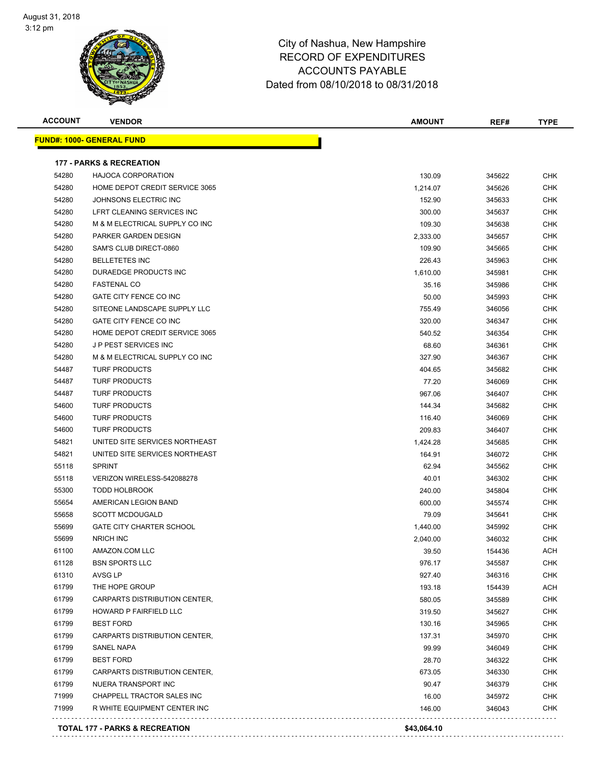# City of Nashua, New Hampshire
## RECORD OF EXPENDITURES
## ACCOUNTS PAYABLE
## Dated from 08/10/2018 to 08/31/2018

| ACCOUNT | VENDOR | AMOUNT | REF# | TYPE |
|---|---|---|---|---|
| **FUND#: 1000- GENERAL FUND** | | | | |
| **177 - PARKS & RECREATION** | | | | |
| 54280 | HAJOCA CORPORATION | 130.09 | 345622 | CHK |
| 54280 | HOME DEPOT CREDIT SERVICE 3065 | 1,214.07 | 345626 | CHK |
| 54280 | JOHNSONS ELECTRIC INC | 152.90 | 345633 | CHK |
| 54280 | LFRT CLEANING SERVICES INC | 300.00 | 345637 | CHK |
| 54280 | M & M ELECTRICAL SUPPLY CO INC | 109.30 | 345638 | CHK |
| 54280 | PARKER GARDEN DESIGN | 2,333.00 | 345657 | CHK |
| 54280 | SAM'S CLUB DIRECT-0860 | 109.90 | 345665 | CHK |
| 54280 | BELLETETES INC | 226.43 | 345963 | CHK |
| 54280 | DURAEDGE PRODUCTS INC | 1,610.00 | 345981 | CHK |
| 54280 | FASTENAL CO | 35.16 | 345986 | CHK |
| 54280 | GATE CITY FENCE CO INC | 50.00 | 345993 | CHK |
| 54280 | SITEONE LANDSCAPE SUPPLY LLC | 755.49 | 346056 | CHK |
| 54280 | GATE CITY FENCE CO INC | 320.00 | 346347 | CHK |
| 54280 | HOME DEPOT CREDIT SERVICE 3065 | 540.52 | 346354 | CHK |
| 54280 | J P PEST SERVICES INC | 68.60 | 346361 | CHK |
| 54280 | M & M ELECTRICAL SUPPLY CO INC | 327.90 | 346367 | CHK |
| 54487 | TURF PRODUCTS | 404.65 | 345682 | CHK |
| 54487 | TURF PRODUCTS | 77.20 | 346069 | CHK |
| 54487 | TURF PRODUCTS | 967.06 | 346407 | CHK |
| 54600 | TURF PRODUCTS | 144.34 | 345682 | CHK |
| 54600 | TURF PRODUCTS | 116.40 | 346069 | CHK |
| 54600 | TURF PRODUCTS | 209.83 | 346407 | CHK |
| 54821 | UNITED SITE SERVICES NORTHEAST | 1,424.28 | 345685 | CHK |
| 54821 | UNITED SITE SERVICES NORTHEAST | 164.91 | 346072 | CHK |
| 55118 | SPRINT | 62.94 | 345562 | CHK |
| 55118 | VERIZON WIRELESS-542088278 | 40.01 | 346302 | CHK |
| 55300 | TODD HOLBROOK | 240.00 | 345804 | CHK |
| 55654 | AMERICAN LEGION BAND | 600.00 | 345574 | CHK |
| 55658 | SCOTT MCDOUGALD | 79.09 | 345641 | CHK |
| 55699 | GATE CITY CHARTER SCHOOL | 1,440.00 | 345992 | CHK |
| 55699 | NRICH INC | 2,040.00 | 346032 | CHK |
| 61100 | AMAZON.COM LLC | 39.50 | 154436 | ACH |
| 61128 | BSN SPORTS LLC | 976.17 | 345587 | CHK |
| 61310 | AVSG LP | 927.40 | 346316 | CHK |
| 61799 | THE HOPE GROUP | 193.18 | 154439 | ACH |
| 61799 | CARPARTS DISTRIBUTION CENTER, | 580.05 | 345589 | CHK |
| 61799 | HOWARD P FAIRFIELD LLC | 319.50 | 345627 | CHK |
| 61799 | BEST FORD | 130.16 | 345965 | CHK |
| 61799 | CARPARTS DISTRIBUTION CENTER, | 137.31 | 345970 | CHK |
| 61799 | SANEL NAPA | 99.99 | 346049 | CHK |
| 61799 | BEST FORD | 28.70 | 346322 | CHK |
| 61799 | CARPARTS DISTRIBUTION CENTER, | 673.05 | 346330 | CHK |
| 61799 | NUERA TRANSPORT INC | 90.47 | 346379 | CHK |
| 71999 | CHAPPELL TRACTOR SALES INC | 16.00 | 345972 | CHK |
| 71999 | R WHITE EQUIPMENT CENTER INC | 146.00 | 346043 | CHK |
| **TOTAL 177 - PARKS & RECREATION** | | **$43,064.10** | | |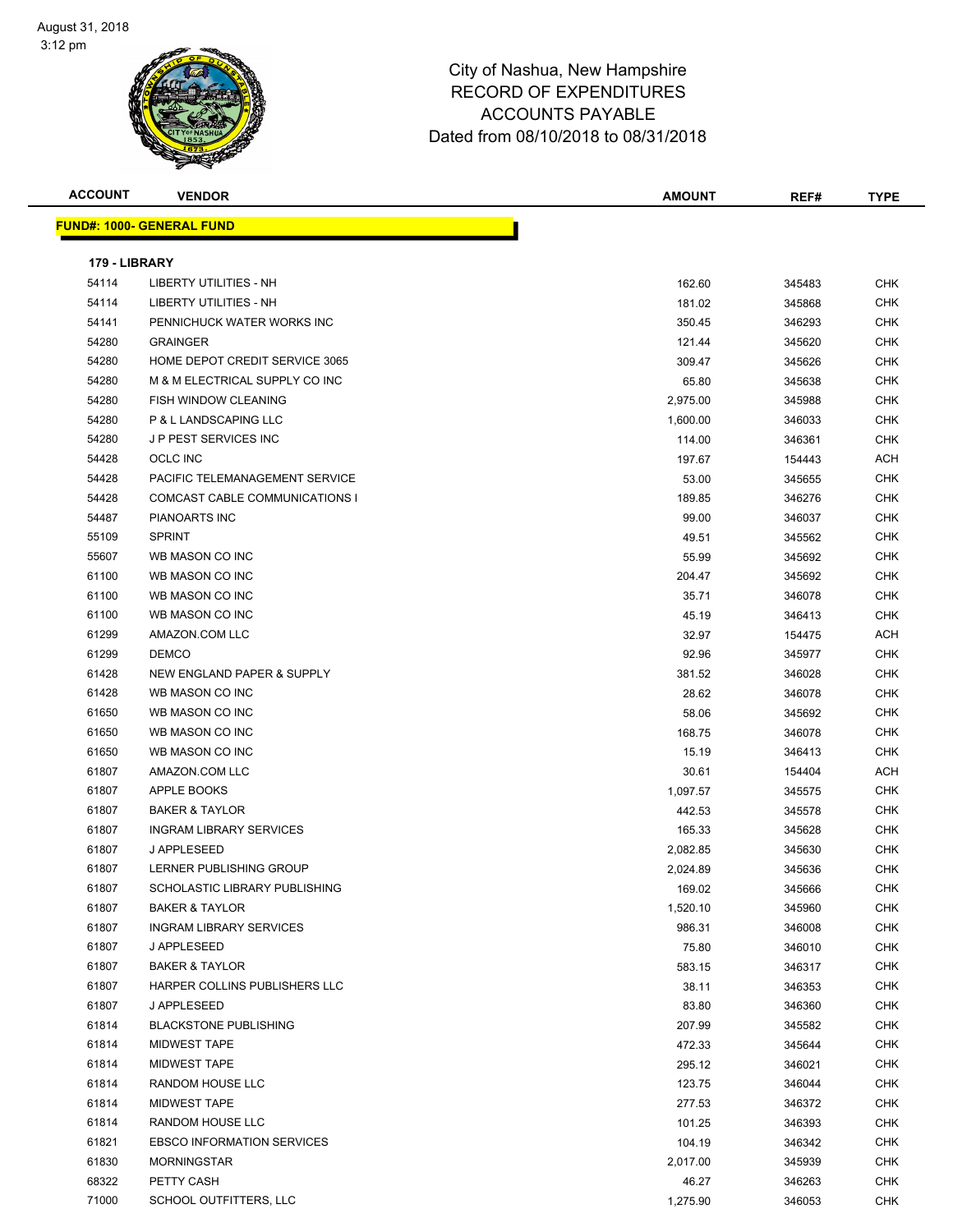# City of Nashua, New Hampshire
## RECORD OF EXPENDITURES
## ACCOUNTS PAYABLE
### Dated from 08/10/2018 to 08/31/2018

August 31, 2018
3:12 pm

**FUND#: 1000- GENERAL FUND**

**179 - LIBRARY**

| ACCOUNT | VENDOR | AMOUNT | REF# | TYPE |
|---|---|---|---|---|
| 54114 | LIBERTY UTILITIES - NH | 162.60 | 345483 | CHK |
| 54114 | LIBERTY UTILITIES - NH | 181.02 | 345868 | CHK |
| 54141 | PENNICHUCK WATER WORKS INC | 350.45 | 346293 | CHK |
| 54280 | GRAINGER | 121.44 | 345620 | CHK |
| 54280 | HOME DEPOT CREDIT SERVICE 3065 | 309.47 | 345626 | CHK |
| 54280 | M & M ELECTRICAL SUPPLY CO INC | 65.80 | 345638 | CHK |
| 54280 | FISH WINDOW CLEANING | 2,975.00 | 345988 | CHK |
| 54280 | P & L LANDSCAPING LLC | 1,600.00 | 346033 | CHK |
| 54280 | J P PEST SERVICES INC | 114.00 | 346361 | CHK |
| 54428 | OCLC INC | 197.67 | 154443 | ACH |
| 54428 | PACIFIC TELEMANAGEMENT SERVICE | 53.00 | 345655 | CHK |
| 54428 | COMCAST CABLE COMMUNICATIONS I | 189.85 | 346276 | CHK |
| 54487 | PIANOARTS INC | 99.00 | 346037 | CHK |
| 55109 | SPRINT | 49.51 | 345562 | CHK |
| 55607 | WB MASON CO INC | 55.99 | 345692 | CHK |
| 61100 | WB MASON CO INC | 204.47 | 345692 | CHK |
| 61100 | WB MASON CO INC | 35.71 | 346078 | CHK |
| 61100 | WB MASON CO INC | 45.19 | 346413 | CHK |
| 61299 | AMAZON.COM LLC | 32.97 | 154475 | ACH |
| 61299 | DEMCO | 92.96 | 345977 | CHK |
| 61428 | NEW ENGLAND PAPER & SUPPLY | 381.52 | 346028 | CHK |
| 61428 | WB MASON CO INC | 28.62 | 346078 | CHK |
| 61650 | WB MASON CO INC | 58.06 | 345692 | CHK |
| 61650 | WB MASON CO INC | 168.75 | 346078 | CHK |
| 61650 | WB MASON CO INC | 15.19 | 346413 | CHK |
| 61807 | AMAZON.COM LLC | 30.61 | 154404 | ACH |
| 61807 | APPLE BOOKS | 1,097.57 | 345575 | CHK |
| 61807 | BAKER & TAYLOR | 442.53 | 345578 | CHK |
| 61807 | INGRAM LIBRARY SERVICES | 165.33 | 345628 | CHK |
| 61807 | J APPLESEED | 2,082.85 | 345630 | CHK |
| 61807 | LERNER PUBLISHING GROUP | 2,024.89 | 345636 | CHK |
| 61807 | SCHOLASTIC LIBRARY PUBLISHING | 169.02 | 345666 | CHK |
| 61807 | BAKER & TAYLOR | 1,520.10 | 345960 | CHK |
| 61807 | INGRAM LIBRARY SERVICES | 986.31 | 346008 | CHK |
| 61807 | J APPLESEED | 75.80 | 346010 | CHK |
| 61807 | BAKER & TAYLOR | 583.15 | 346317 | CHK |
| 61807 | HARPER COLLINS PUBLISHERS LLC | 38.11 | 346353 | CHK |
| 61807 | J APPLESEED | 83.80 | 346360 | CHK |
| 61814 | BLACKSTONE PUBLISHING | 207.99 | 345582 | CHK |
| 61814 | MIDWEST TAPE | 472.33 | 345644 | CHK |
| 61814 | MIDWEST TAPE | 295.12 | 346021 | CHK |
| 61814 | RANDOM HOUSE LLC | 123.75 | 346044 | CHK |
| 61814 | MIDWEST TAPE | 277.53 | 346372 | CHK |
| 61814 | RANDOM HOUSE LLC | 101.25 | 346393 | CHK |
| 61821 | EBSCO INFORMATION SERVICES | 104.19 | 346342 | CHK |
| 61830 | MORNINGSTAR | 2,017.00 | 345939 | CHK |
| 68322 | PETTY CASH | 46.27 | 346263 | CHK |
| 71000 | SCHOOL OUTFITTERS, LLC | 1,275.90 | 346053 | CHK |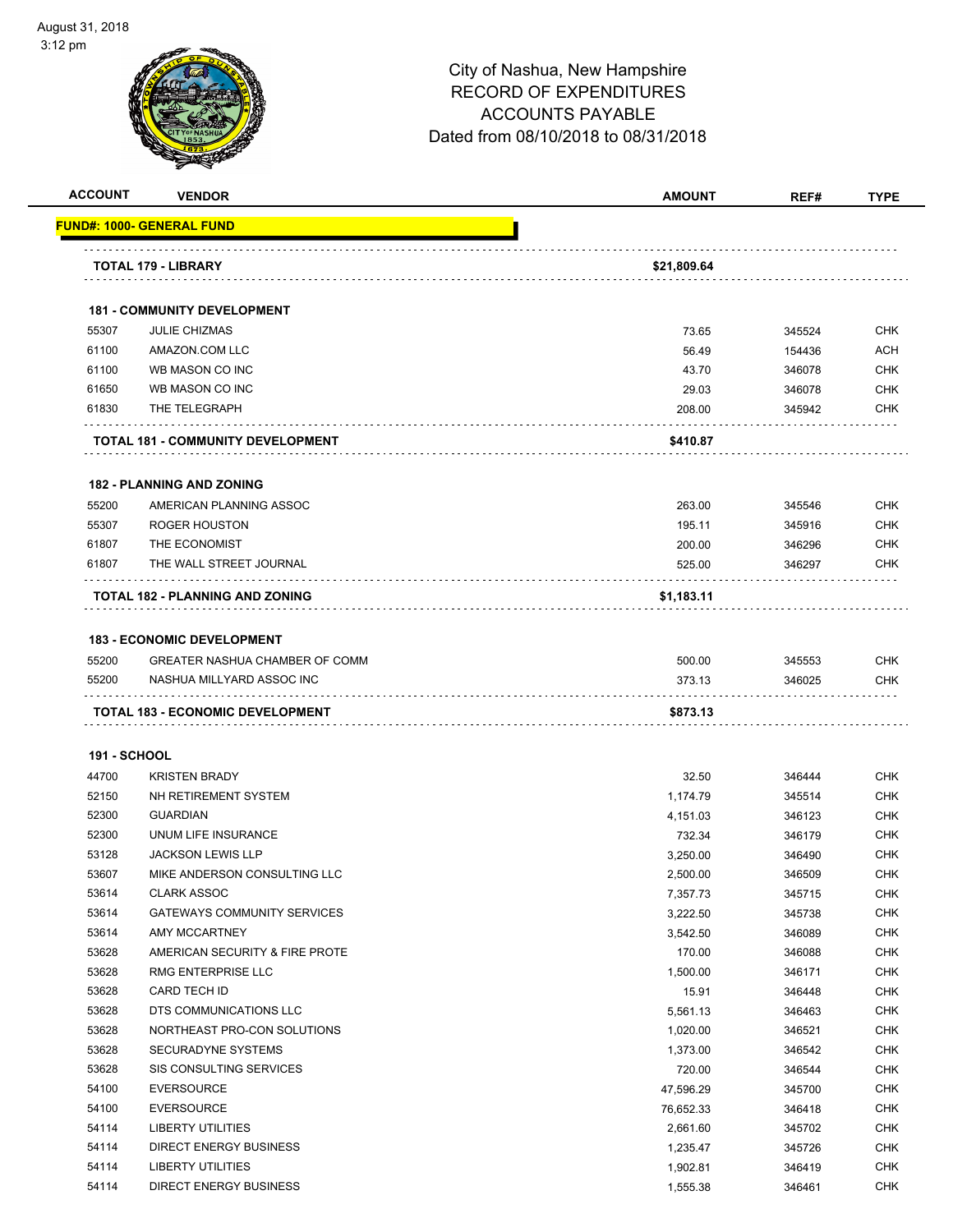August 31, 2018
3:12 pm

# City of Nashua, New Hampshire
## RECORD OF EXPENDITURES
## ACCOUNTS PAYABLE
## Dated from 08/10/2018 to 08/31/2018

| ACCOUNT | VENDOR | AMOUNT | REF# | TYPE |
|---|---|---|---|---|
| **FUND#: 1000- GENERAL FUND** | | | | |
| | **TOTAL 179 - LIBRARY** | **$21,809.64** | | |
| | **181 - COMMUNITY DEVELOPMENT** | | | |
| 55307 | JULIE CHIZMAS | 73.65 | 345524 | CHK |
| 61100 | AMAZON.COM LLC | 56.49 | 154436 | ACH |
| 61100 | WB MASON CO INC | 43.70 | 346078 | CHK |
| 61650 | WB MASON CO INC | 29.03 | 346078 | CHK |
| 61830 | THE TELEGRAPH | 208.00 | 345942 | CHK |
| | **TOTAL 181 - COMMUNITY DEVELOPMENT** | **$410.87** | | |
| | **182 - PLANNING AND ZONING** | | | |
| 55200 | AMERICAN PLANNING ASSOC | 263.00 | 345546 | CHK |
| 55307 | ROGER HOUSTON | 195.11 | 345916 | CHK |
| 61807 | THE ECONOMIST | 200.00 | 346296 | CHK |
| 61807 | THE WALL STREET JOURNAL | 525.00 | 346297 | CHK |
| | **TOTAL 182 - PLANNING AND ZONING** | **$1,183.11** | | |
| | **183 - ECONOMIC DEVELOPMENT** | | | |
| 55200 | GREATER NASHUA CHAMBER OF COMM | 500.00 | 345553 | CHK |
| 55200 | NASHUA MILLYARD ASSOC INC | 373.13 | 346025 | CHK |
| | **TOTAL 183 - ECONOMIC DEVELOPMENT** | **$873.13** | | |
| **191 - SCHOOL** | | | | |
| 44700 | KRISTEN BRADY | 32.50 | 346444 | CHK |
| 52150 | NH RETIREMENT SYSTEM | 1,174.79 | 345514 | CHK |
| 52300 | GUARDIAN | 4,151.03 | 346123 | CHK |
| 52300 | UNUM LIFE INSURANCE | 732.34 | 346179 | CHK |
| 53128 | JACKSON LEWIS LLP | 3,250.00 | 346490 | CHK |
| 53607 | MIKE ANDERSON CONSULTING LLC | 2,500.00 | 346509 | CHK |
| 53614 | CLARK ASSOC | 7,357.73 | 345715 | CHK |
| 53614 | GATEWAYS COMMUNITY SERVICES | 3,222.50 | 345738 | CHK |
| 53614 | AMY MCCARTNEY | 3,542.50 | 346089 | CHK |
| 53628 | AMERICAN SECURITY & FIRE PROTE | 170.00 | 346088 | CHK |
| 53628 | RMG ENTERPRISE LLC | 1,500.00 | 346171 | CHK |
| 53628 | CARD TECH ID | 15.91 | 346448 | CHK |
| 53628 | DTS COMMUNICATIONS LLC | 5,561.13 | 346463 | CHK |
| 53628 | NORTHEAST PRO-CON SOLUTIONS | 1,020.00 | 346521 | CHK |
| 53628 | SECURADYNE SYSTEMS | 1,373.00 | 346542 | CHK |
| 53628 | SIS CONSULTING SERVICES | 720.00 | 346544 | CHK |
| 54100 | EVERSOURCE | 47,596.29 | 345700 | CHK |
| 54100 | EVERSOURCE | 76,652.33 | 346418 | CHK |
| 54114 | LIBERTY UTILITIES | 2,661.60 | 345702 | CHK |
| 54114 | DIRECT ENERGY BUSINESS | 1,235.47 | 345726 | CHK |
| 54114 | LIBERTY UTILITIES | 1,902.81 | 346419 | CHK |
| 54114 | DIRECT ENERGY BUSINESS | 1,555.38 | 346461 | CHK |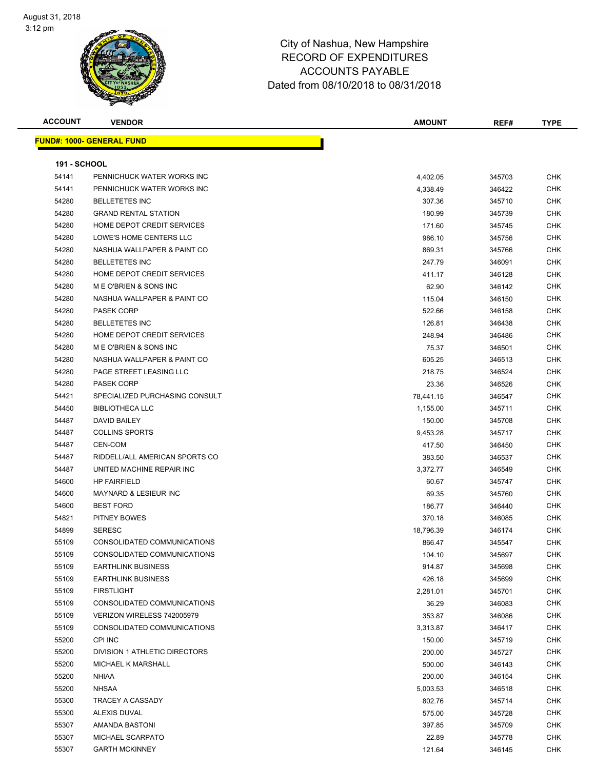City of Nashua, New Hampshire
RECORD OF EXPENDITURES
ACCOUNTS PAYABLE
Dated from 08/10/2018 to 08/31/2018

| ACCOUNT | VENDOR | AMOUNT | REF# | TYPE |
|---|---|---|---|---|

**FUND#: 1000- GENERAL FUND**

**191 - SCHOOL**

| ACCOUNT | VENDOR | AMOUNT | REF# | TYPE |
|---|---|---|---|---|
| 54141 | PENNICHUCK WATER WORKS INC | 4,402.05 | 345703 | CHK |
| 54141 | PENNICHUCK WATER WORKS INC | 4,338.49 | 346422 | CHK |
| 54280 | BELLETETES INC | 307.36 | 345710 | CHK |
| 54280 | GRAND RENTAL STATION | 180.99 | 345739 | CHK |
| 54280 | HOME DEPOT CREDIT SERVICES | 171.60 | 345745 | CHK |
| 54280 | LOWE'S HOME CENTERS LLC | 986.10 | 345756 | CHK |
| 54280 | NASHUA WALLPAPER & PAINT CO | 869.31 | 345766 | CHK |
| 54280 | BELLETETES INC | 247.79 | 346091 | CHK |
| 54280 | HOME DEPOT CREDIT SERVICES | 411.17 | 346128 | CHK |
| 54280 | M E O'BRIEN & SONS INC | 62.90 | 346142 | CHK |
| 54280 | NASHUA WALLPAPER & PAINT CO | 115.04 | 346150 | CHK |
| 54280 | PASEK CORP | 522.66 | 346158 | CHK |
| 54280 | BELLETETES INC | 126.81 | 346438 | CHK |
| 54280 | HOME DEPOT CREDIT SERVICES | 248.94 | 346486 | CHK |
| 54280 | M E O'BRIEN & SONS INC | 75.37 | 346501 | CHK |
| 54280 | NASHUA WALLPAPER & PAINT CO | 605.25 | 346513 | CHK |
| 54280 | PAGE STREET LEASING LLC | 218.75 | 346524 | CHK |
| 54280 | PASEK CORP | 23.36 | 346526 | CHK |
| 54421 | SPECIALIZED PURCHASING CONSULT | 78,441.15 | 346547 | CHK |
| 54450 | BIBLIOTHECA LLC | 1,155.00 | 345711 | CHK |
| 54487 | DAVID BAILEY | 150.00 | 345708 | CHK |
| 54487 | COLLINS SPORTS | 9,453.28 | 345717 | CHK |
| 54487 | CEN-COM | 417.50 | 346450 | CHK |
| 54487 | RIDDELL/ALL AMERICAN SPORTS CO | 383.50 | 346537 | CHK |
| 54487 | UNITED MACHINE REPAIR INC | 3,372.77 | 346549 | CHK |
| 54600 | HP FAIRFIELD | 60.67 | 345747 | CHK |
| 54600 | MAYNARD & LESIEUR INC | 69.35 | 345760 | CHK |
| 54600 | BEST FORD | 186.77 | 346440 | CHK |
| 54821 | PITNEY BOWES | 370.18 | 346085 | CHK |
| 54899 | SERESC | 18,796.39 | 346174 | CHK |
| 55109 | CONSOLIDATED COMMUNICATIONS | 866.47 | 345547 | CHK |
| 55109 | CONSOLIDATED COMMUNICATIONS | 104.10 | 345697 | CHK |
| 55109 | EARTHLINK BUSINESS | 914.87 | 345698 | CHK |
| 55109 | EARTHLINK BUSINESS | 426.18 | 345699 | CHK |
| 55109 | FIRSTLIGHT | 2,281.01 | 345701 | CHK |
| 55109 | CONSOLIDATED COMMUNICATIONS | 36.29 | 346083 | CHK |
| 55109 | VERIZON WIRELESS 742005979 | 353.87 | 346086 | CHK |
| 55109 | CONSOLIDATED COMMUNICATIONS | 3,313.87 | 346417 | CHK |
| 55200 | CPI INC | 150.00 | 345719 | CHK |
| 55200 | DIVISION 1 ATHLETIC DIRECTORS | 200.00 | 345727 | CHK |
| 55200 | MICHAEL K MARSHALL | 500.00 | 346143 | CHK |
| 55200 | NHIAA | 200.00 | 346154 | CHK |
| 55200 | NHSAA | 5,003.53 | 346518 | CHK |
| 55300 | TRACEY A CASSADY | 802.76 | 345714 | CHK |
| 55300 | ALEXIS DUVAL | 575.00 | 345728 | CHK |
| 55307 | AMANDA BASTONI | 397.85 | 345709 | CHK |
| 55307 | MICHAEL SCARPATO | 22.89 | 345778 | CHK |
| 55307 | GARTH MCKINNEY | 121.64 | 346145 | CHK |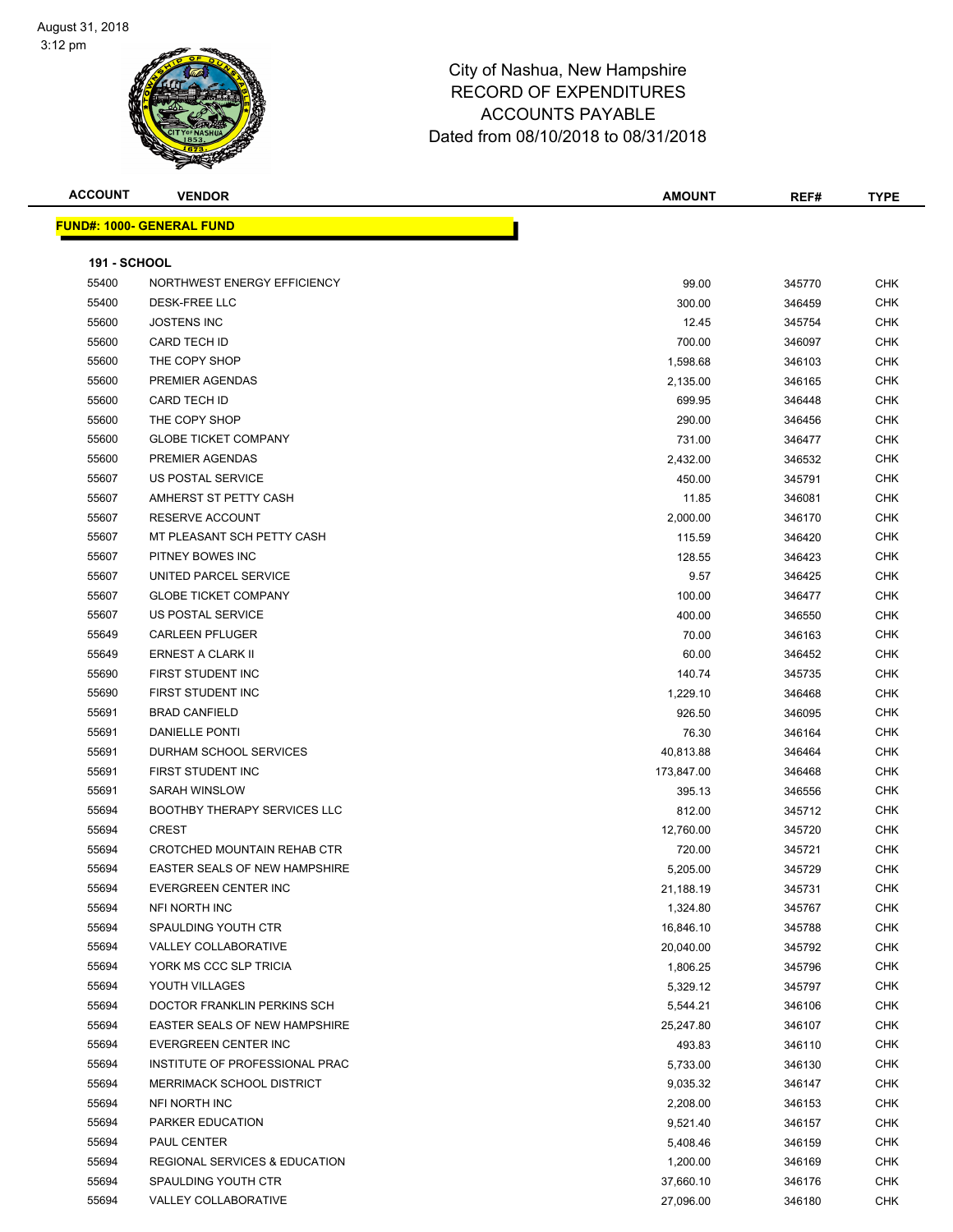# City of Nashua, New Hampshire
## RECORD OF EXPENDITURES
## ACCOUNTS PAYABLE
### Dated from 08/10/2018 to 08/31/2018

| ACCOUNT | VENDOR | AMOUNT | REF# | TYPE |
|---|---|---|---|---|

**FUND#: 1000- GENERAL FUND**

**191 - SCHOOL**

| ACCOUNT | VENDOR | AMOUNT | REF# | TYPE |
|---|---|---|---|---|
| 55400 | NORTHWEST ENERGY EFFICIENCY | 99.00 | 345770 | CHK |
| 55400 | DESK-FREE LLC | 300.00 | 346459 | CHK |
| 55600 | JOSTENS INC | 12.45 | 345754 | CHK |
| 55600 | CARD TECH ID | 700.00 | 346097 | CHK |
| 55600 | THE COPY SHOP | 1,598.68 | 346103 | CHK |
| 55600 | PREMIER AGENDAS | 2,135.00 | 346165 | CHK |
| 55600 | CARD TECH ID | 699.95 | 346448 | CHK |
| 55600 | THE COPY SHOP | 290.00 | 346456 | CHK |
| 55600 | GLOBE TICKET COMPANY | 731.00 | 346477 | CHK |
| 55600 | PREMIER AGENDAS | 2,432.00 | 346532 | CHK |
| 55607 | US POSTAL SERVICE | 450.00 | 345791 | CHK |
| 55607 | AMHERST ST PETTY CASH | 11.85 | 346081 | CHK |
| 55607 | RESERVE ACCOUNT | 2,000.00 | 346170 | CHK |
| 55607 | MT PLEASANT SCH PETTY CASH | 115.59 | 346420 | CHK |
| 55607 | PITNEY BOWES INC | 128.55 | 346423 | CHK |
| 55607 | UNITED PARCEL SERVICE | 9.57 | 346425 | CHK |
| 55607 | GLOBE TICKET COMPANY | 100.00 | 346477 | CHK |
| 55607 | US POSTAL SERVICE | 400.00 | 346550 | CHK |
| 55649 | CARLEEN PFLUGER | 70.00 | 346163 | CHK |
| 55649 | ERNEST A CLARK II | 60.00 | 346452 | CHK |
| 55690 | FIRST STUDENT INC | 140.74 | 345735 | CHK |
| 55690 | FIRST STUDENT INC | 1,229.10 | 346468 | CHK |
| 55691 | BRAD CANFIELD | 926.50 | 346095 | CHK |
| 55691 | DANIELLE PONTI | 76.30 | 346164 | CHK |
| 55691 | DURHAM SCHOOL SERVICES | 40,813.88 | 346464 | CHK |
| 55691 | FIRST STUDENT INC | 173,847.00 | 346468 | CHK |
| 55691 | SARAH WINSLOW | 395.13 | 346556 | CHK |
| 55694 | BOOTHBY THERAPY SERVICES LLC | 812.00 | 345712 | CHK |
| 55694 | CREST | 12,760.00 | 345720 | CHK |
| 55694 | CROTCHED MOUNTAIN REHAB CTR | 720.00 | 345721 | CHK |
| 55694 | EASTER SEALS OF NEW HAMPSHIRE | 5,205.00 | 345729 | CHK |
| 55694 | EVERGREEN CENTER INC | 21,188.19 | 345731 | CHK |
| 55694 | NFI NORTH INC | 1,324.80 | 345767 | CHK |
| 55694 | SPAULDING YOUTH CTR | 16,846.10 | 345788 | CHK |
| 55694 | VALLEY COLLABORATIVE | 20,040.00 | 345792 | CHK |
| 55694 | YORK MS CCC SLP TRICIA | 1,806.25 | 345796 | CHK |
| 55694 | YOUTH VILLAGES | 5,329.12 | 345797 | CHK |
| 55694 | DOCTOR FRANKLIN PERKINS SCH | 5,544.21 | 346106 | CHK |
| 55694 | EASTER SEALS OF NEW HAMPSHIRE | 25,247.80 | 346107 | CHK |
| 55694 | EVERGREEN CENTER INC | 493.83 | 346110 | CHK |
| 55694 | INSTITUTE OF PROFESSIONAL PRAC | 5,733.00 | 346130 | CHK |
| 55694 | MERRIMACK SCHOOL DISTRICT | 9,035.32 | 346147 | CHK |
| 55694 | NFI NORTH INC | 2,208.00 | 346153 | CHK |
| 55694 | PARKER EDUCATION | 9,521.40 | 346157 | CHK |
| 55694 | PAUL CENTER | 5,408.46 | 346159 | CHK |
| 55694 | REGIONAL SERVICES & EDUCATION | 1,200.00 | 346169 | CHK |
| 55694 | SPAULDING YOUTH CTR | 37,660.10 | 346176 | CHK |
| 55694 | VALLEY COLLABORATIVE | 27,096.00 | 346180 | CHK |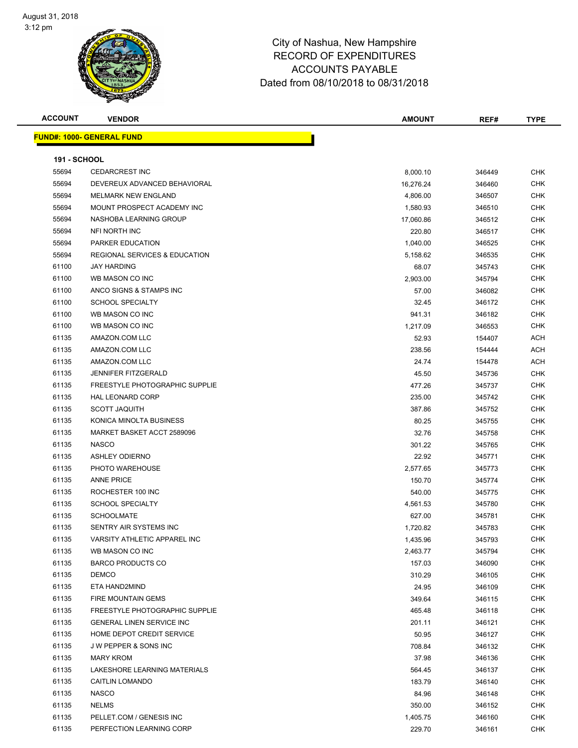August 31, 2018
3:12 pm

# City of Nashua, New Hampshire
## RECORD OF EXPENDITURES
## ACCOUNTS PAYABLE
## Dated from 08/10/2018 to 08/31/2018

| ACCOUNT | VENDOR | AMOUNT | REF# | TYPE |
|---|---|---|---|---|
| **FUND#: 1000- GENERAL FUND** | | | | |
| **191 - SCHOOL** | | | | |
| 55694 | CEDARCREST INC | 8,000.10 | 346449 | CHK |
| 55694 | DEVEREUX ADVANCED BEHAVIORAL | 16,276.24 | 346460 | CHK |
| 55694 | MELMARK NEW ENGLAND | 4,806.00 | 346507 | CHK |
| 55694 | MOUNT PROSPECT ACADEMY INC | 1,580.93 | 346510 | CHK |
| 55694 | NASHOBA LEARNING GROUP | 17,060.86 | 346512 | CHK |
| 55694 | NFI NORTH INC | 220.80 | 346517 | CHK |
| 55694 | PARKER EDUCATION | 1,040.00 | 346525 | CHK |
| 55694 | REGIONAL SERVICES & EDUCATION | 5,158.62 | 346535 | CHK |
| 61100 | JAY HARDING | 68.07 | 345743 | CHK |
| 61100 | WB MASON CO INC | 2,903.00 | 345794 | CHK |
| 61100 | ANCO SIGNS & STAMPS INC | 57.00 | 346082 | CHK |
| 61100 | SCHOOL SPECIALTY | 32.45 | 346172 | CHK |
| 61100 | WB MASON CO INC | 941.31 | 346182 | CHK |
| 61100 | WB MASON CO INC | 1,217.09 | 346553 | CHK |
| 61135 | AMAZON.COM LLC | 52.93 | 154407 | ACH |
| 61135 | AMAZON.COM LLC | 238.56 | 154444 | ACH |
| 61135 | AMAZON.COM LLC | 24.74 | 154478 | ACH |
| 61135 | JENNIFER FITZGERALD | 45.50 | 345736 | CHK |
| 61135 | FREESTYLE PHOTOGRAPHIC SUPPLIE | 477.26 | 345737 | CHK |
| 61135 | HAL LEONARD CORP | 235.00 | 345742 | CHK |
| 61135 | SCOTT JAQUITH | 387.86 | 345752 | CHK |
| 61135 | KONICA MINOLTA BUSINESS | 80.25 | 345755 | CHK |
| 61135 | MARKET BASKET ACCT 2589096 | 32.76 | 345758 | CHK |
| 61135 | NASCO | 301.22 | 345765 | CHK |
| 61135 | ASHLEY ODIERNO | 22.92 | 345771 | CHK |
| 61135 | PHOTO WAREHOUSE | 2,577.65 | 345773 | CHK |
| 61135 | ANNE PRICE | 150.70 | 345774 | CHK |
| 61135 | ROCHESTER 100 INC | 540.00 | 345775 | CHK |
| 61135 | SCHOOL SPECIALTY | 4,561.53 | 345780 | CHK |
| 61135 | SCHOOLMATE | 627.00 | 345781 | CHK |
| 61135 | SENTRY AIR SYSTEMS INC | 1,720.82 | 345783 | CHK |
| 61135 | VARSITY ATHLETIC APPAREL INC | 1,435.96 | 345793 | CHK |
| 61135 | WB MASON CO INC | 2,463.77 | 345794 | CHK |
| 61135 | BARCO PRODUCTS CO | 157.03 | 346090 | CHK |
| 61135 | DEMCO | 310.29 | 346105 | CHK |
| 61135 | ETA HAND2MIND | 24.95 | 346109 | CHK |
| 61135 | FIRE MOUNTAIN GEMS | 349.64 | 346115 | CHK |
| 61135 | FREESTYLE PHOTOGRAPHIC SUPPLIE | 465.48 | 346118 | CHK |
| 61135 | GENERAL LINEN SERVICE INC | 201.11 | 346121 | CHK |
| 61135 | HOME DEPOT CREDIT SERVICE | 50.95 | 346127 | CHK |
| 61135 | J W PEPPER & SONS INC | 708.84 | 346132 | CHK |
| 61135 | MARY KROM | 37.98 | 346136 | CHK |
| 61135 | LAKESHORE LEARNING MATERIALS | 564.45 | 346137 | CHK |
| 61135 | CAITLIN LOMANDO | 183.79 | 346140 | CHK |
| 61135 | NASCO | 84.96 | 346148 | CHK |
| 61135 | NELMS | 350.00 | 346152 | CHK |
| 61135 | PELLET.COM / GENESIS INC | 1,405.75 | 346160 | CHK |
| 61135 | PERFECTION LEARNING CORP | 229.70 | 346161 | CHK |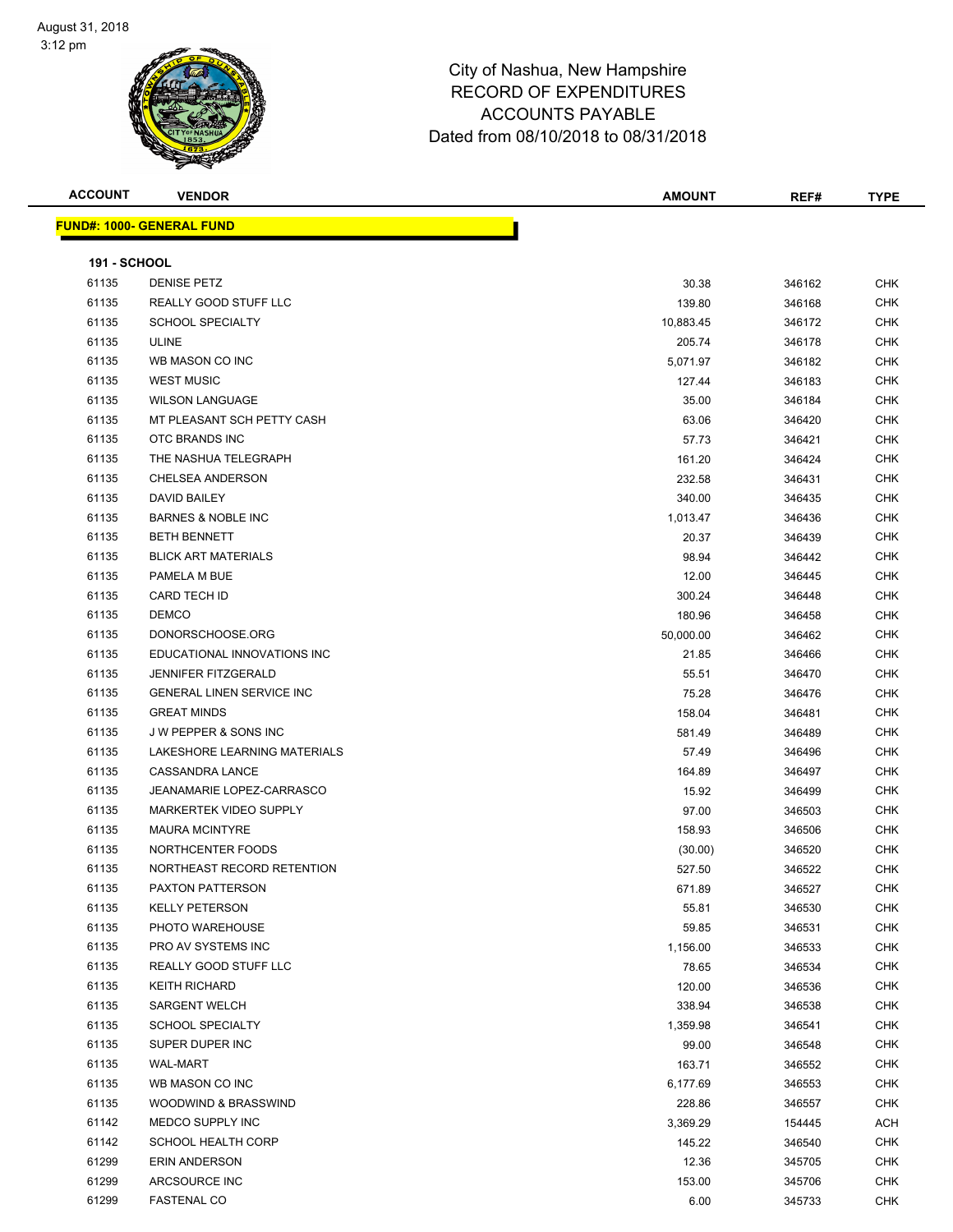August 31, 2018
3:12 pm

# City of Nashua, New Hampshire
# RECORD OF EXPENDITURES
# ACCOUNTS PAYABLE
# Dated from 08/10/2018 to 08/31/2018

## FUND#: 1000- GENERAL FUND

### 191 - SCHOOL

| ACCOUNT | VENDOR | AMOUNT | REF# | TYPE |
|---|---|---|---|---|
| 61135 | DENISE PETZ | 30.38 | 346162 | CHK |
| 61135 | REALLY GOOD STUFF LLC | 139.80 | 346168 | CHK |
| 61135 | SCHOOL SPECIALTY | 10,883.45 | 346172 | CHK |
| 61135 | ULINE | 205.74 | 346178 | CHK |
| 61135 | WB MASON CO INC | 5,071.97 | 346182 | CHK |
| 61135 | WEST MUSIC | 127.44 | 346183 | CHK |
| 61135 | WILSON LANGUAGE | 35.00 | 346184 | CHK |
| 61135 | MT PLEASANT SCH PETTY CASH | 63.06 | 346420 | CHK |
| 61135 | OTC BRANDS INC | 57.73 | 346421 | CHK |
| 61135 | THE NASHUA TELEGRAPH | 161.20 | 346424 | CHK |
| 61135 | CHELSEA ANDERSON | 232.58 | 346431 | CHK |
| 61135 | DAVID BAILEY | 340.00 | 346435 | CHK |
| 61135 | BARNES & NOBLE INC | 1,013.47 | 346436 | CHK |
| 61135 | BETH BENNETT | 20.37 | 346439 | CHK |
| 61135 | BLICK ART MATERIALS | 98.94 | 346442 | CHK |
| 61135 | PAMELA M BUE | 12.00 | 346445 | CHK |
| 61135 | CARD TECH ID | 300.24 | 346448 | CHK |
| 61135 | DEMCO | 180.96 | 346458 | CHK |
| 61135 | DONORSCHOOSE.ORG | 50,000.00 | 346462 | CHK |
| 61135 | EDUCATIONAL INNOVATIONS INC | 21.85 | 346466 | CHK |
| 61135 | JENNIFER FITZGERALD | 55.51 | 346470 | CHK |
| 61135 | GENERAL LINEN SERVICE INC | 75.28 | 346476 | CHK |
| 61135 | GREAT MINDS | 158.04 | 346481 | CHK |
| 61135 | J W PEPPER & SONS INC | 581.49 | 346489 | CHK |
| 61135 | LAKESHORE LEARNING MATERIALS | 57.49 | 346496 | CHK |
| 61135 | CASSANDRA LANCE | 164.89 | 346497 | CHK |
| 61135 | JEANAMARIE LOPEZ-CARRASCO | 15.92 | 346499 | CHK |
| 61135 | MARKERTEK VIDEO SUPPLY | 97.00 | 346503 | CHK |
| 61135 | MAURA MCINTYRE | 158.93 | 346506 | CHK |
| 61135 | NORTHCENTER FOODS | (30.00) | 346520 | CHK |
| 61135 | NORTHEAST RECORD RETENTION | 527.50 | 346522 | CHK |
| 61135 | PAXTON PATTERSON | 671.89 | 346527 | CHK |
| 61135 | KELLY PETERSON | 55.81 | 346530 | CHK |
| 61135 | PHOTO WAREHOUSE | 59.85 | 346531 | CHK |
| 61135 | PRO AV SYSTEMS INC | 1,156.00 | 346533 | CHK |
| 61135 | REALLY GOOD STUFF LLC | 78.65 | 346534 | CHK |
| 61135 | KEITH RICHARD | 120.00 | 346536 | CHK |
| 61135 | SARGENT WELCH | 338.94 | 346538 | CHK |
| 61135 | SCHOOL SPECIALTY | 1,359.98 | 346541 | CHK |
| 61135 | SUPER DUPER INC | 99.00 | 346548 | CHK |
| 61135 | WAL-MART | 163.71 | 346552 | CHK |
| 61135 | WB MASON CO INC | 6,177.69 | 346553 | CHK |
| 61135 | WOODWIND & BRASSWIND | 228.86 | 346557 | CHK |
| 61142 | MEDCO SUPPLY INC | 3,369.29 | 154445 | ACH |
| 61142 | SCHOOL HEALTH CORP | 145.22 | 346540 | CHK |
| 61299 | ERIN ANDERSON | 12.36 | 345705 | CHK |
| 61299 | ARCSOURCE INC | 153.00 | 345706 | CHK |
| 61299 | FASTENAL CO | 6.00 | 345733 | CHK |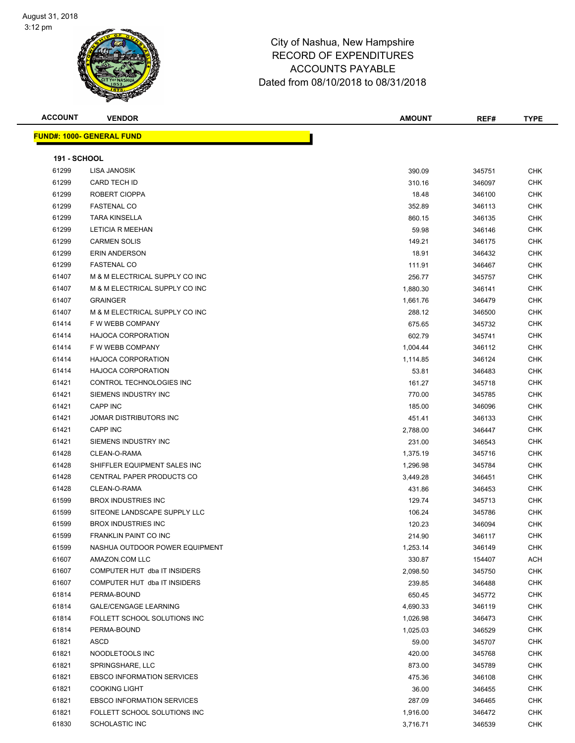City of Nashua, New Hampshire
RECORD OF EXPENDITURES
ACCOUNTS PAYABLE
Dated from 08/10/2018 to 08/31/2018

| ACCOUNT | VENDOR | AMOUNT | REF# | TYPE |
|---|---|---|---|---|

**FUND#: 1000- GENERAL FUND**

**191 - SCHOOL**

| ACCOUNT | VENDOR | AMOUNT | REF# | TYPE |
|---|---|---|---|---|
| 61299 | LISA JANOSIK | 390.09 | 345751 | CHK |
| 61299 | CARD TECH ID | 310.16 | 346097 | CHK |
| 61299 | ROBERT CIOPPA | 18.48 | 346100 | CHK |
| 61299 | FASTENAL CO | 352.89 | 346113 | CHK |
| 61299 | TARA KINSELLA | 860.15 | 346135 | CHK |
| 61299 | LETICIA R MEEHAN | 59.98 | 346146 | CHK |
| 61299 | CARMEN SOLIS | 149.21 | 346175 | CHK |
| 61299 | ERIN ANDERSON | 18.91 | 346432 | CHK |
| 61299 | FASTENAL CO | 111.91 | 346467 | CHK |
| 61407 | M & M ELECTRICAL SUPPLY CO INC | 256.77 | 345757 | CHK |
| 61407 | M & M ELECTRICAL SUPPLY CO INC | 1,880.30 | 346141 | CHK |
| 61407 | GRAINGER | 1,661.76 | 346479 | CHK |
| 61407 | M & M ELECTRICAL SUPPLY CO INC | 288.12 | 346500 | CHK |
| 61414 | F W WEBB COMPANY | 675.65 | 345732 | CHK |
| 61414 | HAJOCA CORPORATION | 602.79 | 345741 | CHK |
| 61414 | F W WEBB COMPANY | 1,004.44 | 346112 | CHK |
| 61414 | HAJOCA CORPORATION | 1,114.85 | 346124 | CHK |
| 61414 | HAJOCA CORPORATION | 53.81 | 346483 | CHK |
| 61421 | CONTROL TECHNOLOGIES INC | 161.27 | 345718 | CHK |
| 61421 | SIEMENS INDUSTRY INC | 770.00 | 345785 | CHK |
| 61421 | CAPP INC | 185.00 | 346096 | CHK |
| 61421 | JOMAR DISTRIBUTORS INC | 451.41 | 346133 | CHK |
| 61421 | CAPP INC | 2,788.00 | 346447 | CHK |
| 61421 | SIEMENS INDUSTRY INC | 231.00 | 346543 | CHK |
| 61428 | CLEAN-O-RAMA | 1,375.19 | 345716 | CHK |
| 61428 | SHIFFLER EQUIPMENT SALES INC | 1,296.98 | 345784 | CHK |
| 61428 | CENTRAL PAPER PRODUCTS CO | 3,449.28 | 346451 | CHK |
| 61428 | CLEAN-O-RAMA | 431.86 | 346453 | CHK |
| 61599 | BROX INDUSTRIES INC | 129.74 | 345713 | CHK |
| 61599 | SITEONE LANDSCAPE SUPPLY LLC | 106.24 | 345786 | CHK |
| 61599 | BROX INDUSTRIES INC | 120.23 | 346094 | CHK |
| 61599 | FRANKLIN PAINT CO INC | 214.90 | 346117 | CHK |
| 61599 | NASHUA OUTDOOR POWER EQUIPMENT | 1,253.14 | 346149 | CHK |
| 61607 | AMAZON.COM LLC | 330.87 | 154407 | ACH |
| 61607 | COMPUTER HUT dba IT INSIDERS | 2,098.50 | 345750 | CHK |
| 61607 | COMPUTER HUT dba IT INSIDERS | 239.85 | 346488 | CHK |
| 61814 | PERMA-BOUND | 650.45 | 345772 | CHK |
| 61814 | GALE/CENGAGE LEARNING | 4,690.33 | 346119 | CHK |
| 61814 | FOLLETT SCHOOL SOLUTIONS INC | 1,026.98 | 346473 | CHK |
| 61814 | PERMA-BOUND | 1,025.03 | 346529 | CHK |
| 61821 | ASCD | 59.00 | 345707 | CHK |
| 61821 | NOODLETOOLS INC | 420.00 | 345768 | CHK |
| 61821 | SPRINGSHARE, LLC | 873.00 | 345789 | CHK |
| 61821 | EBSCO INFORMATION SERVICES | 475.36 | 346108 | CHK |
| 61821 | COOKING LIGHT | 36.00 | 346455 | CHK |
| 61821 | EBSCO INFORMATION SERVICES | 287.09 | 346465 | CHK |
| 61821 | FOLLETT SCHOOL SOLUTIONS INC | 1,916.00 | 346472 | CHK |
| 61830 | SCHOLASTIC INC | 3,716.71 | 346539 | CHK |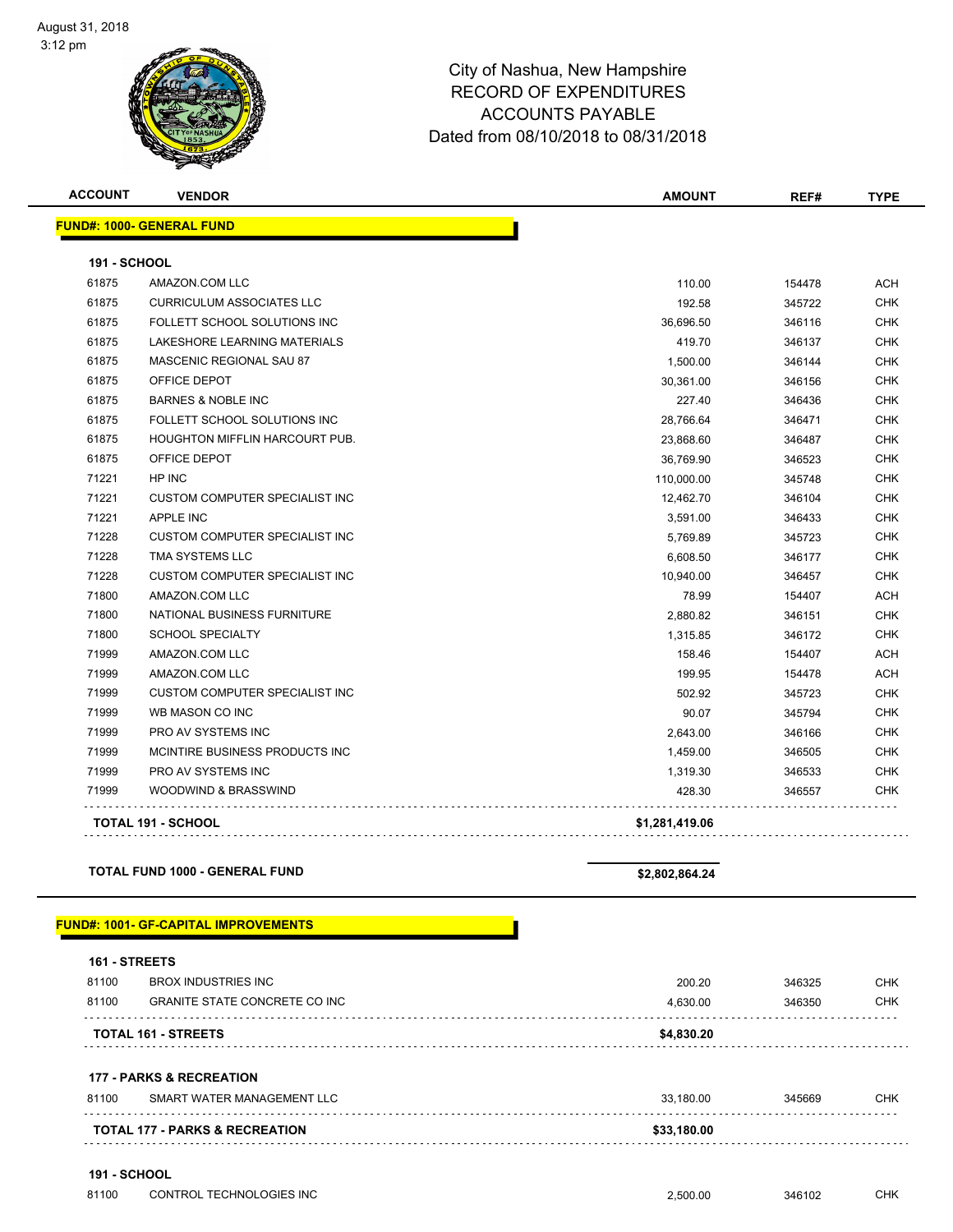City of Nashua, New Hampshire
RECORD OF EXPENDITURES
ACCOUNTS PAYABLE
Dated from 08/10/2018 to 08/31/2018

**FUND#: 1000- GENERAL FUND**

**191 - SCHOOL**

| ACCOUNT | VENDOR | AMOUNT | REF# | TYPE |
|---|---|---|---|---|
| 61875 | AMAZON.COM LLC | 110.00 | 154478 | ACH |
| 61875 | CURRICULUM ASSOCIATES LLC | 192.58 | 345722 | CHK |
| 61875 | FOLLETT SCHOOL SOLUTIONS INC | 36,696.50 | 346116 | CHK |
| 61875 | LAKESHORE LEARNING MATERIALS | 419.70 | 346137 | CHK |
| 61875 | MASCENIC REGIONAL SAU 87 | 1,500.00 | 346144 | CHK |
| 61875 | OFFICE DEPOT | 30,361.00 | 346156 | CHK |
| 61875 | BARNES & NOBLE INC | 227.40 | 346436 | CHK |
| 61875 | FOLLETT SCHOOL SOLUTIONS INC | 28,766.64 | 346471 | CHK |
| 61875 | HOUGHTON MIFFLIN HARCOURT PUB. | 23,868.60 | 346487 | CHK |
| 61875 | OFFICE DEPOT | 36,769.90 | 346523 | CHK |
| 71221 | HP INC | 110,000.00 | 345748 | CHK |
| 71221 | CUSTOM COMPUTER SPECIALIST INC | 12,462.70 | 346104 | CHK |
| 71221 | APPLE INC | 3,591.00 | 346433 | CHK |
| 71228 | CUSTOM COMPUTER SPECIALIST INC | 5,769.89 | 345723 | CHK |
| 71228 | TMA SYSTEMS LLC | 6,608.50 | 346177 | CHK |
| 71228 | CUSTOM COMPUTER SPECIALIST INC | 10,940.00 | 346457 | CHK |
| 71800 | AMAZON.COM LLC | 78.99 | 154407 | ACH |
| 71800 | NATIONAL BUSINESS FURNITURE | 2,880.82 | 346151 | CHK |
| 71800 | SCHOOL SPECIALTY | 1,315.85 | 346172 | CHK |
| 71999 | AMAZON.COM LLC | 158.46 | 154407 | ACH |
| 71999 | AMAZON.COM LLC | 199.95 | 154478 | ACH |
| 71999 | CUSTOM COMPUTER SPECIALIST INC | 502.92 | 345723 | CHK |
| 71999 | WB MASON CO INC | 90.07 | 345794 | CHK |
| 71999 | PRO AV SYSTEMS INC | 2,643.00 | 346166 | CHK |
| 71999 | MCINTIRE BUSINESS PRODUCTS INC | 1,459.00 | 346505 | CHK |
| 71999 | PRO AV SYSTEMS INC | 1,319.30 | 346533 | CHK |
| 71999 | WOODWIND & BRASSWIND | 428.30 | 346557 | CHK |
| | **TOTAL 191 - SCHOOL** | **$1,281,419.06** | | |

**TOTAL FUND 1000 - GENERAL FUND** **$2,802,864.24**

**FUND#: 1001- GF-CAPITAL IMPROVEMENTS**

**161 - STREETS**

| ACCOUNT | VENDOR | AMOUNT | REF# | TYPE |
|---|---|---|---|---|
| 81100 | BROX INDUSTRIES INC | 200.20 | 346325 | CHK |
| 81100 | GRANITE STATE CONCRETE CO INC | 4,630.00 | 346350 | CHK |
| | **TOTAL 161 - STREETS** | **$4,830.20** | | |

**177 - PARKS & RECREATION**

| ACCOUNT | VENDOR | AMOUNT | REF# | TYPE |
|---|---|---|---|---|
| 81100 | SMART WATER MANAGEMENT LLC | 33,180.00 | 345669 | CHK |
| | **TOTAL 177 - PARKS & RECREATION** | **$33,180.00** | | |

**191 - SCHOOL**

| ACCOUNT | VENDOR | AMOUNT | REF# | TYPE |
|---|---|---|---|---|
| 81100 | CONTROL TECHNOLOGIES INC | 2,500.00 | 346102 | CHK |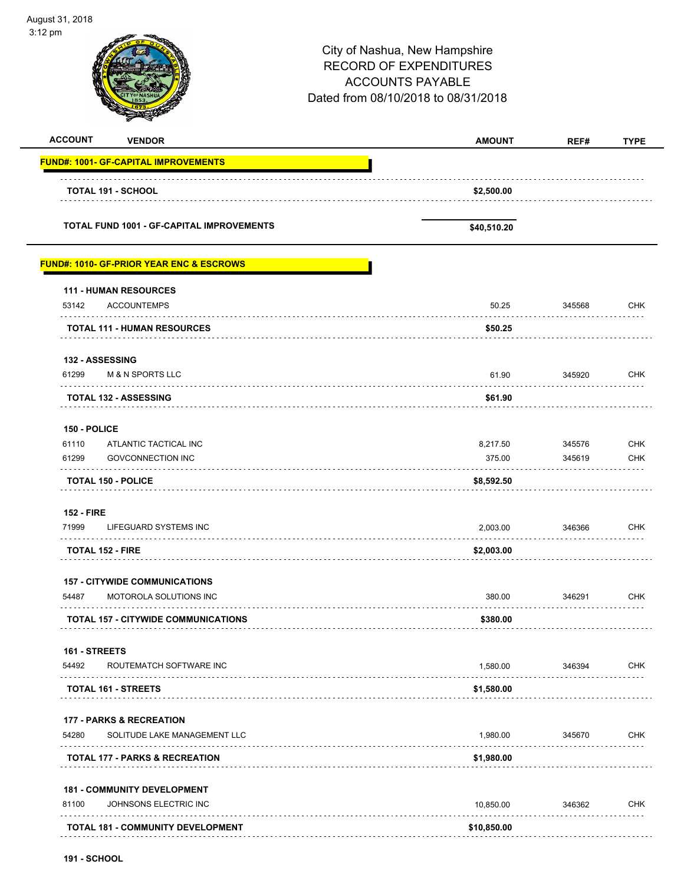August 31, 2018
3:12 pm

City of Nashua, New Hampshire
RECORD OF EXPENDITURES
ACCOUNTS PAYABLE
Dated from 08/10/2018 to 08/31/2018

| ACCOUNT | VENDOR | AMOUNT | REF# | TYPE |
|---|---|---|---|---|
| **FUND#: 1001- GF-CAPITAL IMPROVEMENTS** | | | | |
| | **TOTAL 191 - SCHOOL** | **$2,500.00** | | |
| | **TOTAL FUND 1001 - GF-CAPITAL IMPROVEMENTS** | **$40,510.20** | | |
| **FUND#: 1010- GF-PRIOR YEAR ENC & ESCROWS** | | | | |
| **111 - HUMAN RESOURCES** | | | | |
| 53142 | ACCOUNTEMPS | 50.25 | 345568 | CHK |
| | **TOTAL 111 - HUMAN RESOURCES** | **$50.25** | | |
| **132 - ASSESSING** | | | | |
| 61299 | M & N SPORTS LLC | 61.90 | 345920 | CHK |
| | **TOTAL 132 - ASSESSING** | **$61.90** | | |
| **150 - POLICE** | | | | |
| 61110 | ATLANTIC TACTICAL INC | 8,217.50 | 345576 | CHK |
| 61299 | GOVCONNECTION INC | 375.00 | 345619 | CHK |
| | **TOTAL 150 - POLICE** | **$8,592.50** | | |
| **152 - FIRE** | | | | |
| 71999 | LIFEGUARD SYSTEMS INC | 2,003.00 | 346366 | CHK |
| | **TOTAL 152 - FIRE** | **$2,003.00** | | |
| **157 - CITYWIDE COMMUNICATIONS** | | | | |
| 54487 | MOTOROLA SOLUTIONS INC | 380.00 | 346291 | CHK |
| | **TOTAL 157 - CITYWIDE COMMUNICATIONS** | **$380.00** | | |
| **161 - STREETS** | | | | |
| 54492 | ROUTEMATCH SOFTWARE INC | 1,580.00 | 346394 | CHK |
| | **TOTAL 161 - STREETS** | **$1,580.00** | | |
| **177 - PARKS & RECREATION** | | | | |
| 54280 | SOLITUDE LAKE MANAGEMENT LLC | 1,980.00 | 345670 | CHK |
| | **TOTAL 177 - PARKS & RECREATION** | **$1,980.00** | | |
| **181 - COMMUNITY DEVELOPMENT** | | | | |
| 81100 | JOHNSONS ELECTRIC INC | 10,850.00 | 346362 | CHK |
| | **TOTAL 181 - COMMUNITY DEVELOPMENT** | **$10,850.00** | | |
| **191 - SCHOOL** | | | | |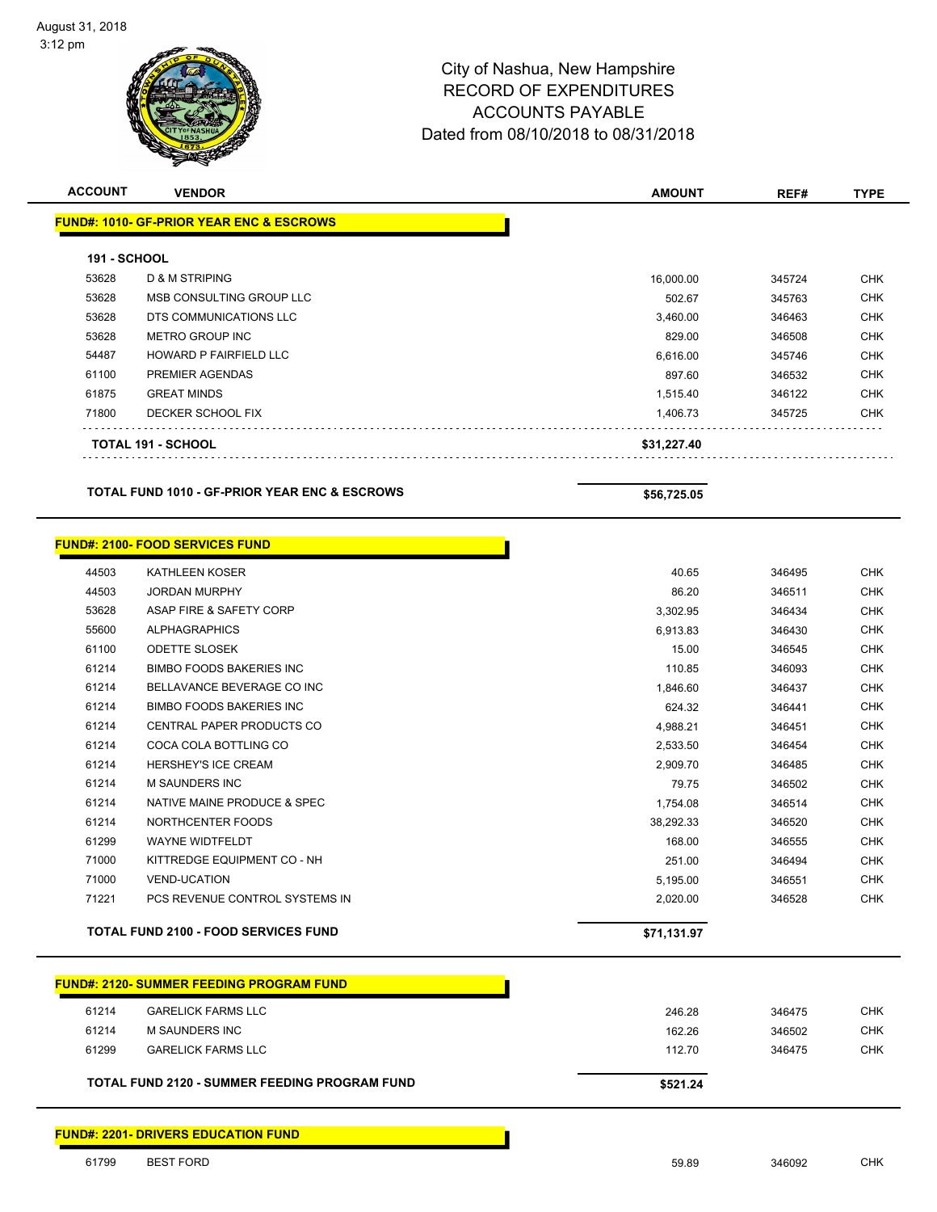# City of Nashua, New Hampshire
## RECORD OF EXPENDITURES
## ACCOUNTS PAYABLE
### Dated from 08/10/2018 to 08/31/2018

| ACCOUNT | VENDOR | AMOUNT | REF# | TYPE |
|---|---|---|---|---|
| **FUND#: 1010- GF-PRIOR YEAR ENC & ESCROWS** | | | | |
| **191 - SCHOOL** | | | | |
| 53628 | D & M STRIPING | 16,000.00 | 345724 | CHK |
| 53628 | MSB CONSULTING GROUP LLC | 502.67 | 345763 | CHK |
| 53628 | DTS COMMUNICATIONS LLC | 3,460.00 | 346463 | CHK |
| 53628 | METRO GROUP INC | 829.00 | 346508 | CHK |
| 54487 | HOWARD P FAIRFIELD LLC | 6,616.00 | 345746 | CHK |
| 61100 | PREMIER AGENDAS | 897.60 | 346532 | CHK |
| 61875 | GREAT MINDS | 1,515.40 | 346122 | CHK |
| 71800 | DECKER SCHOOL FIX | 1,406.73 | 345725 | CHK |
| **TOTAL 191 - SCHOOL** | | **$31,227.40** | | |
| **TOTAL FUND 1010 - GF-PRIOR YEAR ENC & ESCROWS** | | **$56,725.05** | | |
| **FUND#: 2100- FOOD SERVICES FUND** | | | | |
| 44503 | KATHLEEN KOSER | 40.65 | 346495 | CHK |
| 44503 | JORDAN MURPHY | 86.20 | 346511 | CHK |
| 53628 | ASAP FIRE & SAFETY CORP | 3,302.95 | 346434 | CHK |
| 55600 | ALPHAGRAPHICS | 6,913.83 | 346430 | CHK |
| 61100 | ODETTE SLOSEK | 15.00 | 346545 | CHK |
| 61214 | BIMBO FOODS BAKERIES INC | 110.85 | 346093 | CHK |
| 61214 | BELLAVANCE BEVERAGE CO INC | 1,846.60 | 346437 | CHK |
| 61214 | BIMBO FOODS BAKERIES INC | 624.32 | 346441 | CHK |
| 61214 | CENTRAL PAPER PRODUCTS CO | 4,988.21 | 346451 | CHK |
| 61214 | COCA COLA BOTTLING CO | 2,533.50 | 346454 | CHK |
| 61214 | HERSHEY'S ICE CREAM | 2,909.70 | 346485 | CHK |
| 61214 | M SAUNDERS INC | 79.75 | 346502 | CHK |
| 61214 | NATIVE MAINE PRODUCE & SPEC | 1,754.08 | 346514 | CHK |
| 61214 | NORTHCENTER FOODS | 38,292.33 | 346520 | CHK |
| 61299 | WAYNE WIDTFELDT | 168.00 | 346555 | CHK |
| 71000 | KITTREDGE EQUIPMENT CO - NH | 251.00 | 346494 | CHK |
| 71000 | VEND-UCATION | 5,195.00 | 346551 | CHK |
| 71221 | PCS REVENUE CONTROL SYSTEMS IN | 2,020.00 | 346528 | CHK |
| **TOTAL FUND 2100 - FOOD SERVICES FUND** | | **$71,131.97** | | |
| **FUND#: 2120- SUMMER FEEDING PROGRAM FUND** | | | | |
| 61214 | GARELICK FARMS LLC | 246.28 | 346475 | CHK |
| 61214 | M SAUNDERS INC | 162.26 | 346502 | CHK |
| 61299 | GARELICK FARMS LLC | 112.70 | 346475 | CHK |
| **TOTAL FUND 2120 - SUMMER FEEDING PROGRAM FUND** | | **$521.24** | | |
| **FUND#: 2201- DRIVERS EDUCATION FUND** | | | | |
| 61799 | BEST FORD | 59.89 | 346092 | CHK |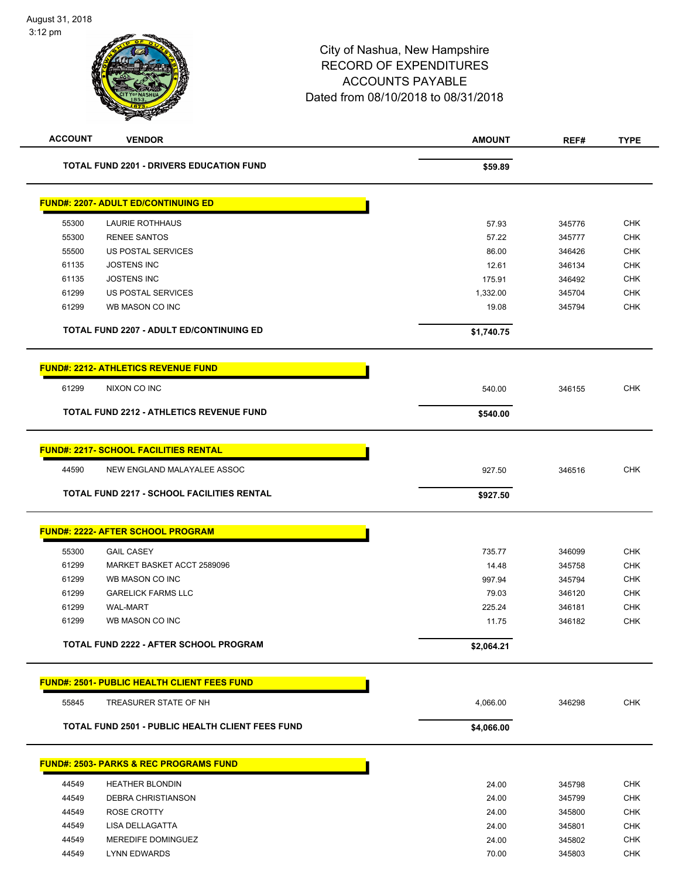# City of Nashua, New Hampshire
# RECORD OF EXPENDITURES
# ACCOUNTS PAYABLE
# Dated from 08/10/2018 to 08/31/2018

August 31, 2018
3:12 pm

| ACCOUNT | VENDOR | AMOUNT | REF# | TYPE |
|---|---|---|---|---|
| | **TOTAL FUND 2201 - DRIVERS EDUCATION FUND** | **$59.89** | | |
| **FUND#: 2207- ADULT ED/CONTINUING ED** | | | | |
| 55300 | LAURIE ROTHHAUS | 57.93 | 345776 | CHK |
| 55300 | RENEE SANTOS | 57.22 | 345777 | CHK |
| 55500 | US POSTAL SERVICES | 86.00 | 346426 | CHK |
| 61135 | JOSTENS INC | 12.61 | 346134 | CHK |
| 61135 | JOSTENS INC | 175.91 | 346492 | CHK |
| 61299 | US POSTAL SERVICES | 1,332.00 | 345704 | CHK |
| 61299 | WB MASON CO INC | 19.08 | 345794 | CHK |
| | **TOTAL FUND 2207 - ADULT ED/CONTINUING ED** | **$1,740.75** | | |
| **FUND#: 2212- ATHLETICS REVENUE FUND** | | | | |
| 61299 | NIXON CO INC | 540.00 | 346155 | CHK |
| | **TOTAL FUND 2212 - ATHLETICS REVENUE FUND** | **$540.00** | | |
| **FUND#: 2217- SCHOOL FACILITIES RENTAL** | | | | |
| 44590 | NEW ENGLAND MALAYALEE ASSOC | 927.50 | 346516 | CHK |
| | **TOTAL FUND 2217 - SCHOOL FACILITIES RENTAL** | **$927.50** | | |
| **FUND#: 2222- AFTER SCHOOL PROGRAM** | | | | |
| 55300 | GAIL CASEY | 735.77 | 346099 | CHK |
| 61299 | MARKET BASKET ACCT 2589096 | 14.48 | 345758 | CHK |
| 61299 | WB MASON CO INC | 997.94 | 345794 | CHK |
| 61299 | GARELICK FARMS LLC | 79.03 | 346120 | CHK |
| 61299 | WAL-MART | 225.24 | 346181 | CHK |
| 61299 | WB MASON CO INC | 11.75 | 346182 | CHK |
| | **TOTAL FUND 2222 - AFTER SCHOOL PROGRAM** | **$2,064.21** | | |
| **FUND#: 2501- PUBLIC HEALTH CLIENT FEES FUND** | | | | |
| 55845 | TREASURER STATE OF NH | 4,066.00 | 346298 | CHK |
| | **TOTAL FUND 2501 - PUBLIC HEALTH CLIENT FEES FUND** | **$4,066.00** | | |
| **FUND#: 2503- PARKS & REC PROGRAMS FUND** | | | | |
| 44549 | HEATHER BLONDIN | 24.00 | 345798 | CHK |
| 44549 | DEBRA CHRISTIANSON | 24.00 | 345799 | CHK |
| 44549 | ROSE CROTTY | 24.00 | 345800 | CHK |
| 44549 | LISA DELLAGATTA | 24.00 | 345801 | CHK |
| 44549 | MEREDIFE DOMINGUEZ | 24.00 | 345802 | CHK |
| 44549 | LYNN EDWARDS | 70.00 | 345803 | CHK |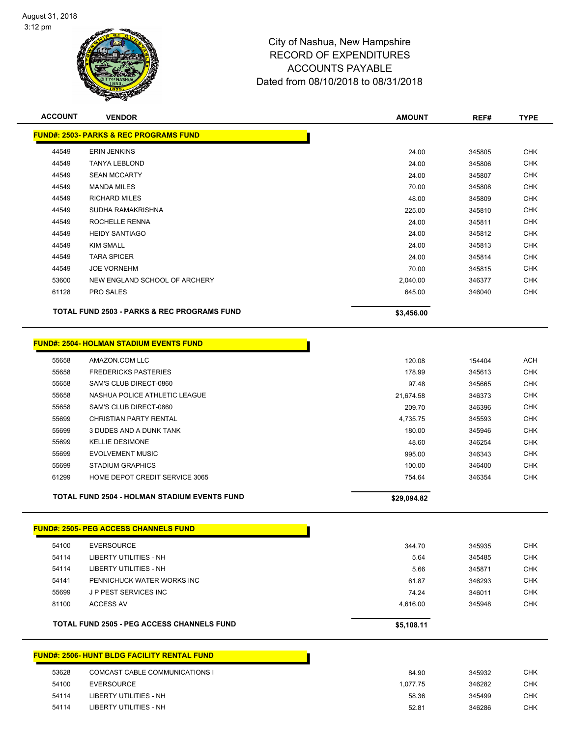August 31, 2018
3:12 pm

# City of Nashua, New Hampshire
# RECORD OF EXPENDITURES
# ACCOUNTS PAYABLE
# Dated from 08/10/2018 to 08/31/2018

| ACCOUNT | VENDOR | AMOUNT | REF# | TYPE |
|---|---|---|---|---|
| **FUND#: 2503- PARKS & REC PROGRAMS FUND** | | | | |
| 44549 | ERIN JENKINS | 24.00 | 345805 | CHK |
| 44549 | TANYA LEBLOND | 24.00 | 345806 | CHK |
| 44549 | SEAN MCCARTY | 24.00 | 345807 | CHK |
| 44549 | MANDA MILES | 70.00 | 345808 | CHK |
| 44549 | RICHARD MILES | 48.00 | 345809 | CHK |
| 44549 | SUDHA RAMAKRISHNA | 225.00 | 345810 | CHK |
| 44549 | ROCHELLE RENNA | 24.00 | 345811 | CHK |
| 44549 | HEIDY SANTIAGO | 24.00 | 345812 | CHK |
| 44549 | KIM SMALL | 24.00 | 345813 | CHK |
| 44549 | TARA SPICER | 24.00 | 345814 | CHK |
| 44549 | JOE VORNEHM | 70.00 | 345815 | CHK |
| 53600 | NEW ENGLAND SCHOOL OF ARCHERY | 2,040.00 | 346377 | CHK |
| 61128 | PRO SALES | 645.00 | 346040 | CHK |
| | **TOTAL FUND 2503 - PARKS & REC PROGRAMS FUND** | **$3,456.00** | | |
| **FUND#: 2504- HOLMAN STADIUM EVENTS FUND** | | | | |
| 55658 | AMAZON.COM LLC | 120.08 | 154404 | ACH |
| 55658 | FREDERICKS PASTERIES | 178.99 | 345613 | CHK |
| 55658 | SAM'S CLUB DIRECT-0860 | 97.48 | 345665 | CHK |
| 55658 | NASHUA POLICE ATHLETIC LEAGUE | 21,674.58 | 346373 | CHK |
| 55658 | SAM'S CLUB DIRECT-0860 | 209.70 | 346396 | CHK |
| 55699 | CHRISTIAN PARTY RENTAL | 4,735.75 | 345593 | CHK |
| 55699 | 3 DUDES AND A DUNK TANK | 180.00 | 345946 | CHK |
| 55699 | KELLIE DESIMONE | 48.60 | 346254 | CHK |
| 55699 | EVOLVEMENT MUSIC | 995.00 | 346343 | CHK |
| 55699 | STADIUM GRAPHICS | 100.00 | 346400 | CHK |
| 61299 | HOME DEPOT CREDIT SERVICE 3065 | 754.64 | 346354 | CHK |
| | **TOTAL FUND 2504 - HOLMAN STADIUM EVENTS FUND** | **$29,094.82** | | |
| **FUND#: 2505- PEG ACCESS CHANNELS FUND** | | | | |
| 54100 | EVERSOURCE | 344.70 | 345935 | CHK |
| 54114 | LIBERTY UTILITIES - NH | 5.64 | 345485 | CHK |
| 54114 | LIBERTY UTILITIES - NH | 5.66 | 345871 | CHK |
| 54141 | PENNICHUCK WATER WORKS INC | 61.87 | 346293 | CHK |
| 55699 | J P PEST SERVICES INC | 74.24 | 346011 | CHK |
| 81100 | ACCESS AV | 4,616.00 | 345948 | CHK |
| | **TOTAL FUND 2505 - PEG ACCESS CHANNELS FUND** | **$5,108.11** | | |
| **FUND#: 2506- HUNT BLDG FACILITY RENTAL FUND** | | | | |
| 53628 | COMCAST CABLE COMMUNICATIONS I | 84.90 | 345932 | CHK |
| 54100 | EVERSOURCE | 1,077.75 | 346282 | CHK |
| 54114 | LIBERTY UTILITIES - NH | 58.36 | 345499 | CHK |
| 54114 | LIBERTY UTILITIES - NH | 52.81 | 346286 | CHK |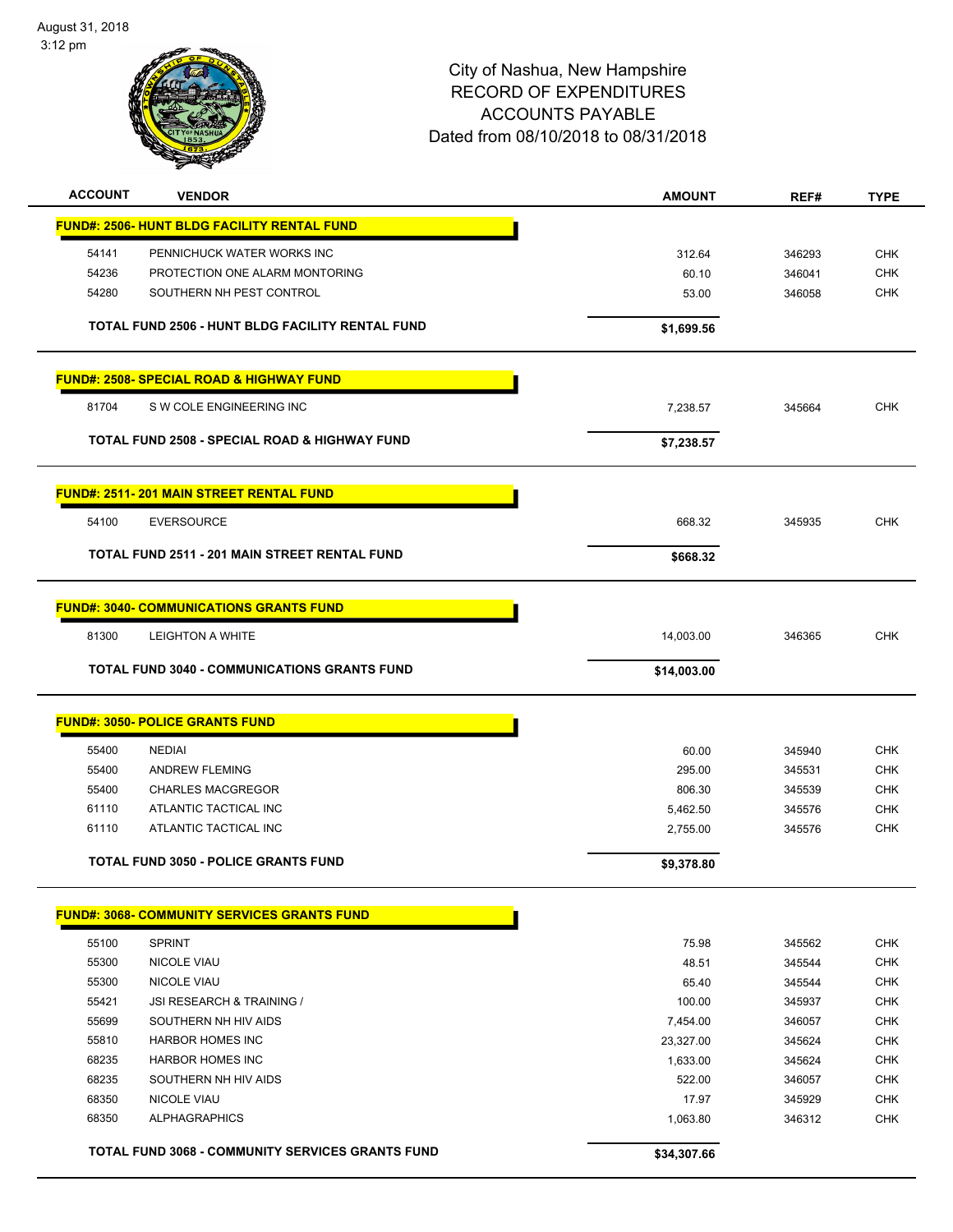City of Nashua, New Hampshire
RECORD OF EXPENDITURES
ACCOUNTS PAYABLE
Dated from 08/10/2018 to 08/31/2018

| ACCOUNT | VENDOR | AMOUNT | REF# | TYPE |
|---|---|---|---|---|
| **FUND#: 2506- HUNT BLDG FACILITY RENTAL FUND** | | | | |
| 54141 | PENNICHUCK WATER WORKS INC | 312.64 | 346293 | CHK |
| 54236 | PROTECTION ONE ALARM MONTORING | 60.10 | 346041 | CHK |
| 54280 | SOUTHERN NH PEST CONTROL | 53.00 | 346058 | CHK |
| | **TOTAL FUND 2506 - HUNT BLDG FACILITY RENTAL FUND** | **$1,699.56** | | |
| **FUND#: 2508- SPECIAL ROAD & HIGHWAY FUND** | | | | |
| 81704 | S W COLE ENGINEERING INC | 7,238.57 | 345664 | CHK |
| | **TOTAL FUND 2508 - SPECIAL ROAD & HIGHWAY FUND** | **$7,238.57** | | |
| **FUND#: 2511- 201 MAIN STREET RENTAL FUND** | | | | |
| 54100 | EVERSOURCE | 668.32 | 345935 | CHK |
| | **TOTAL FUND 2511 - 201 MAIN STREET RENTAL FUND** | **$668.32** | | |
| **FUND#: 3040- COMMUNICATIONS GRANTS FUND** | | | | |
| 81300 | LEIGHTON A WHITE | 14,003.00 | 346365 | CHK |
| | **TOTAL FUND 3040 - COMMUNICATIONS GRANTS FUND** | **$14,003.00** | | |
| **FUND#: 3050- POLICE GRANTS FUND** | | | | |
| 55400 | NEDIAI | 60.00 | 345940 | CHK |
| 55400 | ANDREW FLEMING | 295.00 | 345531 | CHK |
| 55400 | CHARLES MACGREGOR | 806.30 | 345539 | CHK |
| 61110 | ATLANTIC TACTICAL INC | 5,462.50 | 345576 | CHK |
| 61110 | ATLANTIC TACTICAL INC | 2,755.00 | 345576 | CHK |
| | **TOTAL FUND 3050 - POLICE GRANTS FUND** | **$9,378.80** | | |
| **FUND#: 3068- COMMUNITY SERVICES GRANTS FUND** | | | | |
| 55100 | SPRINT | 75.98 | 345562 | CHK |
| 55300 | NICOLE VIAU | 48.51 | 345544 | CHK |
| 55300 | NICOLE VIAU | 65.40 | 345544 | CHK |
| 55421 | JSI RESEARCH & TRAINING / | 100.00 | 345937 | CHK |
| 55699 | SOUTHERN NH HIV AIDS | 7,454.00 | 346057 | CHK |
| 55810 | HARBOR HOMES INC | 23,327.00 | 345624 | CHK |
| 68235 | HARBOR HOMES INC | 1,633.00 | 345624 | CHK |
| 68235 | SOUTHERN NH HIV AIDS | 522.00 | 346057 | CHK |
| 68350 | NICOLE VIAU | 17.97 | 345929 | CHK |
| 68350 | ALPHAGRAPHICS | 1,063.80 | 346312 | CHK |
| | **TOTAL FUND 3068 - COMMUNITY SERVICES GRANTS FUND** | **$34,307.66** | | |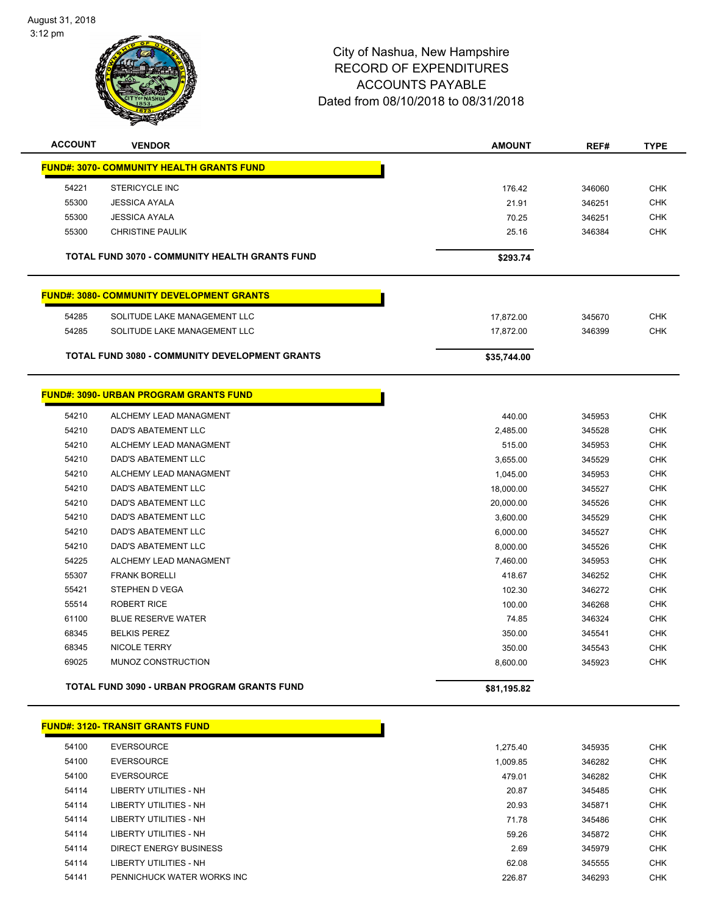City of Nashua, New Hampshire
RECORD OF EXPENDITURES
ACCOUNTS PAYABLE
Dated from 08/10/2018 to 08/31/2018

| ACCOUNT | VENDOR | AMOUNT | REF# | TYPE |
|---|---|---|---|---|
| **FUND#: 3070- COMMUNITY HEALTH GRANTS FUND** | | | | |
| 54221 | STERICYCLE INC | 176.42 | 346060 | CHK |
| 55300 | JESSICA AYALA | 21.91 | 346251 | CHK |
| 55300 | JESSICA AYALA | 70.25 | 346251 | CHK |
| 55300 | CHRISTINE PAULIK | 25.16 | 346384 | CHK |
| **TOTAL FUND 3070 - COMMUNITY HEALTH GRANTS FUND** | | **$293.74** | | |
| **FUND#: 3080- COMMUNITY DEVELOPMENT GRANTS** | | | | |
| 54285 | SOLITUDE LAKE MANAGEMENT LLC | 17,872.00 | 345670 | CHK |
| 54285 | SOLITUDE LAKE MANAGEMENT LLC | 17,872.00 | 346399 | CHK |
| **TOTAL FUND 3080 - COMMUNITY DEVELOPMENT GRANTS** | | **$35,744.00** | | |
| **FUND#: 3090- URBAN PROGRAM GRANTS FUND** | | | | |
| 54210 | ALCHEMY LEAD MANAGMENT | 440.00 | 345953 | CHK |
| 54210 | DAD'S ABATEMENT LLC | 2,485.00 | 345528 | CHK |
| 54210 | ALCHEMY LEAD MANAGMENT | 515.00 | 345953 | CHK |
| 54210 | DAD'S ABATEMENT LLC | 3,655.00 | 345529 | CHK |
| 54210 | ALCHEMY LEAD MANAGMENT | 1,045.00 | 345953 | CHK |
| 54210 | DAD'S ABATEMENT LLC | 18,000.00 | 345527 | CHK |
| 54210 | DAD'S ABATEMENT LLC | 20,000.00 | 345526 | CHK |
| 54210 | DAD'S ABATEMENT LLC | 3,600.00 | 345529 | CHK |
| 54210 | DAD'S ABATEMENT LLC | 6,000.00 | 345527 | CHK |
| 54210 | DAD'S ABATEMENT LLC | 8,000.00 | 345526 | CHK |
| 54225 | ALCHEMY LEAD MANAGMENT | 7,460.00 | 345953 | CHK |
| 55307 | FRANK BORELLI | 418.67 | 346252 | CHK |
| 55421 | STEPHEN D VEGA | 102.30 | 346272 | CHK |
| 55514 | ROBERT RICE | 100.00 | 346268 | CHK |
| 61100 | BLUE RESERVE WATER | 74.85 | 346324 | CHK |
| 68345 | BELKIS PEREZ | 350.00 | 345541 | CHK |
| 68345 | NICOLE TERRY | 350.00 | 345543 | CHK |
| 69025 | MUNOZ CONSTRUCTION | 8,600.00 | 345923 | CHK |
| **TOTAL FUND 3090 - URBAN PROGRAM GRANTS FUND** | | **$81,195.82** | | |
| **FUND#: 3120- TRANSIT GRANTS FUND** | | | | |
| 54100 | EVERSOURCE | 1,275.40 | 345935 | CHK |
| 54100 | EVERSOURCE | 1,009.85 | 346282 | CHK |
| 54100 | EVERSOURCE | 479.01 | 346282 | CHK |
| 54114 | LIBERTY UTILITIES - NH | 20.87 | 345485 | CHK |
| 54114 | LIBERTY UTILITIES - NH | 20.93 | 345871 | CHK |
| 54114 | LIBERTY UTILITIES - NH | 71.78 | 345486 | CHK |
| 54114 | LIBERTY UTILITIES - NH | 59.26 | 345872 | CHK |
| 54114 | DIRECT ENERGY BUSINESS | 2.69 | 345979 | CHK |
| 54114 | LIBERTY UTILITIES - NH | 62.08 | 345555 | CHK |
| 54141 | PENNICHUCK WATER WORKS INC | 226.87 | 346293 | CHK |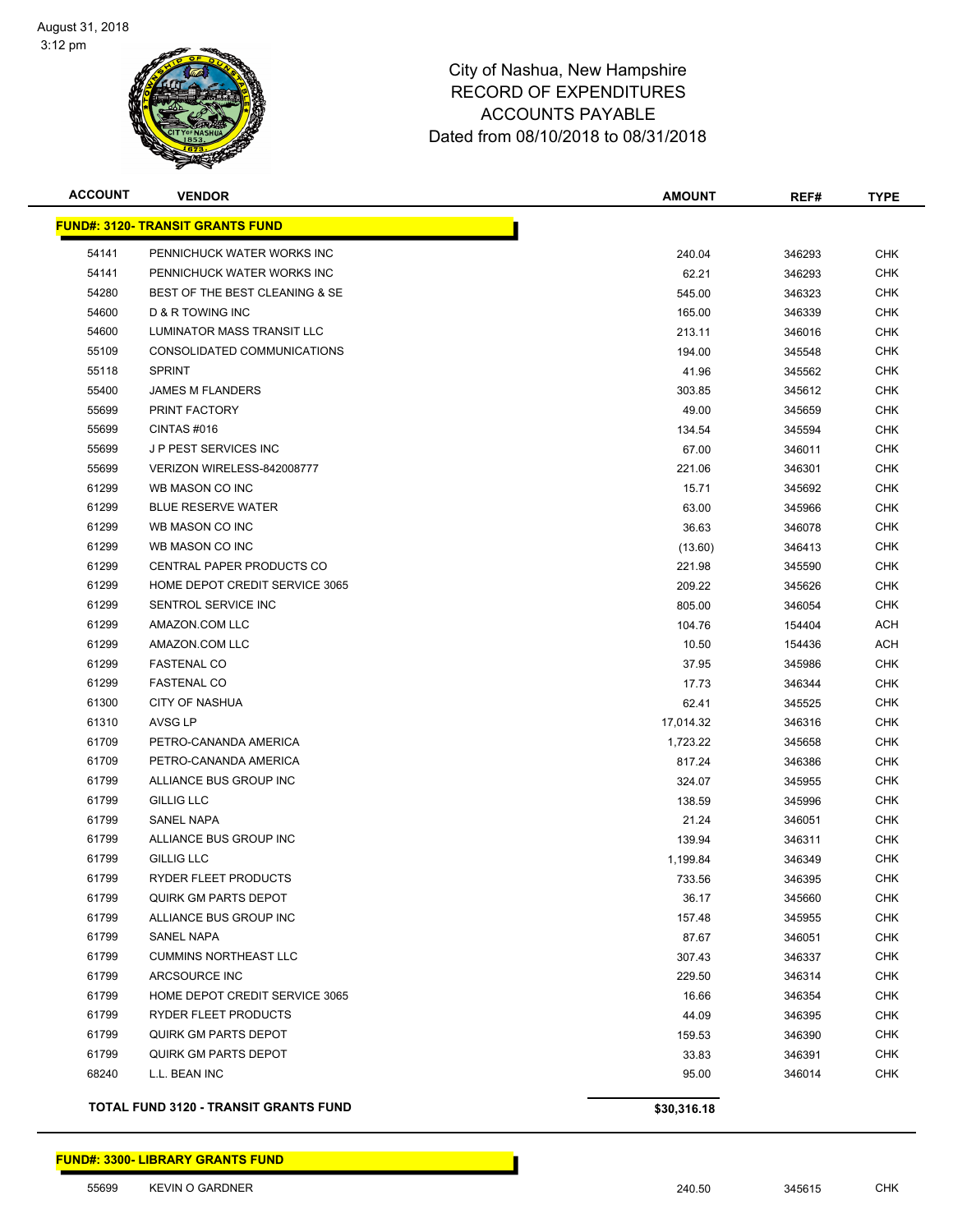# City of Nashua, New Hampshire
## RECORD OF EXPENDITURES
## ACCOUNTS PAYABLE
## Dated from 08/10/2018 to 08/31/2018

| ACCOUNT | VENDOR | AMOUNT | REF# | TYPE |
|---|---|---|---|---|
| **FUND#: 3120- TRANSIT GRANTS FUND** | | | | |
| 54141 | PENNICHUCK WATER WORKS INC | 240.04 | 346293 | CHK |
| 54141 | PENNICHUCK WATER WORKS INC | 62.21 | 346293 | CHK |
| 54280 | BEST OF THE BEST CLEANING & SE | 545.00 | 346323 | CHK |
| 54600 | D & R TOWING INC | 165.00 | 346339 | CHK |
| 54600 | LUMINATOR MASS TRANSIT LLC | 213.11 | 346016 | CHK |
| 55109 | CONSOLIDATED COMMUNICATIONS | 194.00 | 345548 | CHK |
| 55118 | SPRINT | 41.96 | 345562 | CHK |
| 55400 | JAMES M FLANDERS | 303.85 | 345612 | CHK |
| 55699 | PRINT FACTORY | 49.00 | 345659 | CHK |
| 55699 | CINTAS #016 | 134.54 | 345594 | CHK |
| 55699 | J P PEST SERVICES INC | 67.00 | 346011 | CHK |
| 55699 | VERIZON WIRELESS-842008777 | 221.06 | 346301 | CHK |
| 61299 | WB MASON CO INC | 15.71 | 345692 | CHK |
| 61299 | BLUE RESERVE WATER | 63.00 | 345966 | CHK |
| 61299 | WB MASON CO INC | 36.63 | 346078 | CHK |
| 61299 | WB MASON CO INC | (13.60) | 346413 | CHK |
| 61299 | CENTRAL PAPER PRODUCTS CO | 221.98 | 345590 | CHK |
| 61299 | HOME DEPOT CREDIT SERVICE 3065 | 209.22 | 345626 | CHK |
| 61299 | SENTROL SERVICE INC | 805.00 | 346054 | CHK |
| 61299 | AMAZON.COM LLC | 104.76 | 154404 | ACH |
| 61299 | AMAZON.COM LLC | 10.50 | 154436 | ACH |
| 61299 | FASTENAL CO | 37.95 | 345986 | CHK |
| 61299 | FASTENAL CO | 17.73 | 346344 | CHK |
| 61300 | CITY OF NASHUA | 62.41 | 345525 | CHK |
| 61310 | AVSG LP | 17,014.32 | 346316 | CHK |
| 61709 | PETRO-CANANDA AMERICA | 1,723.22 | 345658 | CHK |
| 61709 | PETRO-CANANDA AMERICA | 817.24 | 346386 | CHK |
| 61799 | ALLIANCE BUS GROUP INC | 324.07 | 345955 | CHK |
| 61799 | GILLIG LLC | 138.59 | 345996 | CHK |
| 61799 | SANEL NAPA | 21.24 | 346051 | CHK |
| 61799 | ALLIANCE BUS GROUP INC | 139.94 | 346311 | CHK |
| 61799 | GILLIG LLC | 1,199.84 | 346349 | CHK |
| 61799 | RYDER FLEET PRODUCTS | 733.56 | 346395 | CHK |
| 61799 | QUIRK GM PARTS DEPOT | 36.17 | 345660 | CHK |
| 61799 | ALLIANCE BUS GROUP INC | 157.48 | 345955 | CHK |
| 61799 | SANEL NAPA | 87.67 | 346051 | CHK |
| 61799 | CUMMINS NORTHEAST LLC | 307.43 | 346337 | CHK |
| 61799 | ARCSOURCE INC | 229.50 | 346314 | CHK |
| 61799 | HOME DEPOT CREDIT SERVICE 3065 | 16.66 | 346354 | CHK |
| 61799 | RYDER FLEET PRODUCTS | 44.09 | 346395 | CHK |
| 61799 | QUIRK GM PARTS DEPOT | 159.53 | 346390 | CHK |
| 61799 | QUIRK GM PARTS DEPOT | 33.83 | 346391 | CHK |
| 68240 | L.L. BEAN INC | 95.00 | 346014 | CHK |
| **TOTAL FUND 3120 - TRANSIT GRANTS FUND** | | **$30,316.18** | | |

| ACCOUNT | VENDOR | AMOUNT | REF# | TYPE |
|---|---|---|---|---|
| **FUND#: 3300- LIBRARY GRANTS FUND** | | | | |
| 55699 | KEVIN O GARDNER | 240.50 | 345615 | CHK |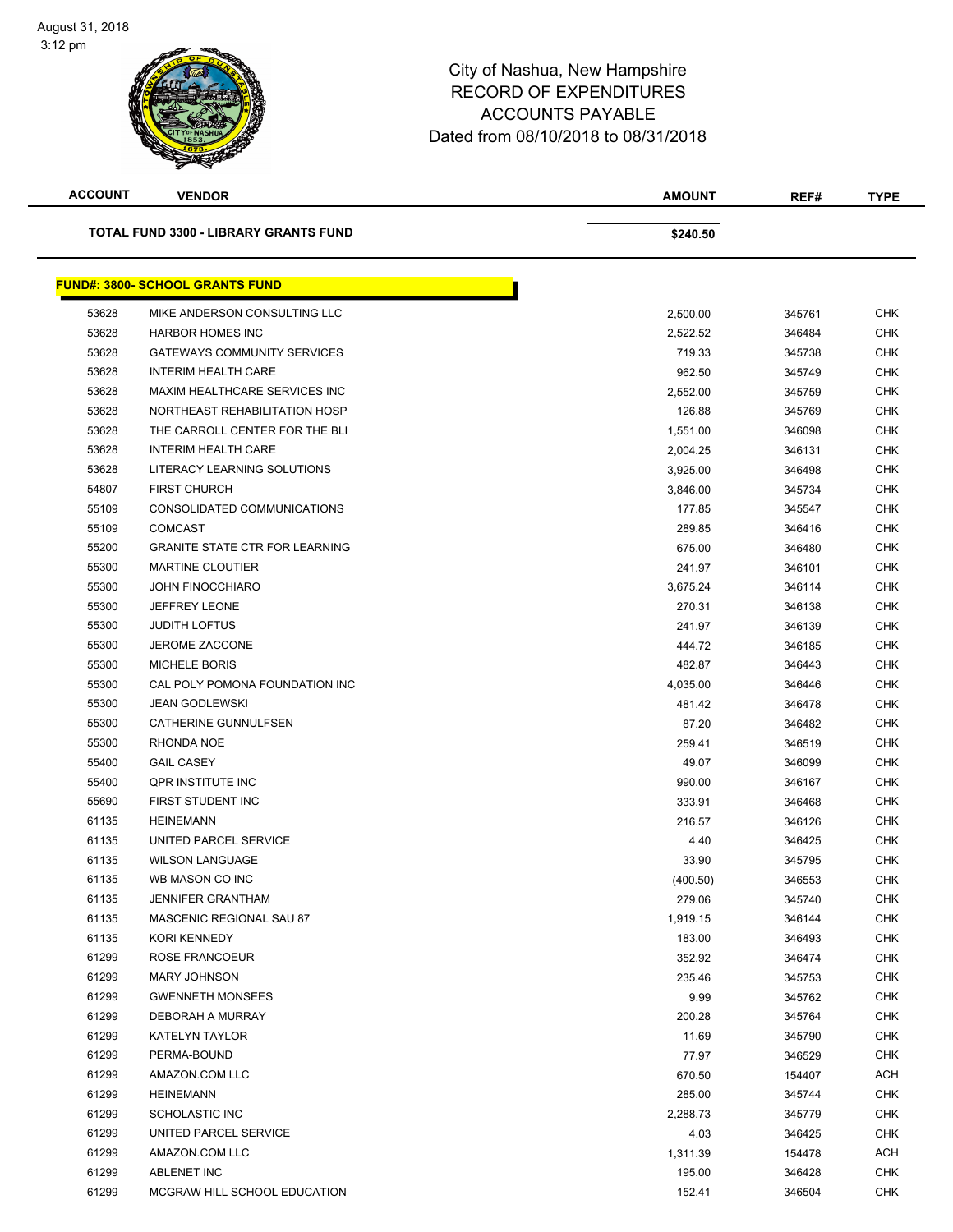City of Nashua, New Hampshire
RECORD OF EXPENDITURES
ACCOUNTS PAYABLE
Dated from 08/10/2018 to 08/31/2018

| ACCOUNT | VENDOR | AMOUNT | REF# | TYPE |
|---|---|---|---|---|
| | **TOTAL FUND 3300 - LIBRARY GRANTS FUND** | **$240.50** | | |

## FUND#: 3800- SCHOOL GRANTS FUND

| ACCOUNT | VENDOR | AMOUNT | REF# | TYPE |
|---|---|---|---|---|
| 53628 | MIKE ANDERSON CONSULTING LLC | 2,500.00 | 345761 | CHK |
| 53628 | HARBOR HOMES INC | 2,522.52 | 346484 | CHK |
| 53628 | GATEWAYS COMMUNITY SERVICES | 719.33 | 345738 | CHK |
| 53628 | INTERIM HEALTH CARE | 962.50 | 345749 | CHK |
| 53628 | MAXIM HEALTHCARE SERVICES INC | 2,552.00 | 345759 | CHK |
| 53628 | NORTHEAST REHABILITATION HOSP | 126.88 | 345769 | CHK |
| 53628 | THE CARROLL CENTER FOR THE BLI | 1,551.00 | 346098 | CHK |
| 53628 | INTERIM HEALTH CARE | 2,004.25 | 346131 | CHK |
| 53628 | LITERACY LEARNING SOLUTIONS | 3,925.00 | 346498 | CHK |
| 54807 | FIRST CHURCH | 3,846.00 | 345734 | CHK |
| 55109 | CONSOLIDATED COMMUNICATIONS | 177.85 | 345547 | CHK |
| 55109 | COMCAST | 289.85 | 346416 | CHK |
| 55200 | GRANITE STATE CTR FOR LEARNING | 675.00 | 346480 | CHK |
| 55300 | MARTINE CLOUTIER | 241.97 | 346101 | CHK |
| 55300 | JOHN FINOCCHIARO | 3,675.24 | 346114 | CHK |
| 55300 | JEFFREY LEONE | 270.31 | 346138 | CHK |
| 55300 | JUDITH LOFTUS | 241.97 | 346139 | CHK |
| 55300 | JEROME ZACCONE | 444.72 | 346185 | CHK |
| 55300 | MICHELE BORIS | 482.87 | 346443 | CHK |
| 55300 | CAL POLY POMONA FOUNDATION INC | 4,035.00 | 346446 | CHK |
| 55300 | JEAN GODLEWSKI | 481.42 | 346478 | CHK |
| 55300 | CATHERINE GUNNULFSEN | 87.20 | 346482 | CHK |
| 55300 | RHONDA NOE | 259.41 | 346519 | CHK |
| 55400 | GAIL CASEY | 49.07 | 346099 | CHK |
| 55400 | QPR INSTITUTE INC | 990.00 | 346167 | CHK |
| 55690 | FIRST STUDENT INC | 333.91 | 346468 | CHK |
| 61135 | HEINEMANN | 216.57 | 346126 | CHK |
| 61135 | UNITED PARCEL SERVICE | 4.40 | 346425 | CHK |
| 61135 | WILSON LANGUAGE | 33.90 | 345795 | CHK |
| 61135 | WB MASON CO INC | (400.50) | 346553 | CHK |
| 61135 | JENNIFER GRANTHAM | 279.06 | 345740 | CHK |
| 61135 | MASCENIC REGIONAL SAU 87 | 1,919.15 | 346144 | CHK |
| 61135 | KORI KENNEDY | 183.00 | 346493 | CHK |
| 61299 | ROSE FRANCOEUR | 352.92 | 346474 | CHK |
| 61299 | MARY JOHNSON | 235.46 | 345753 | CHK |
| 61299 | GWENNETH MONSEES | 9.99 | 345762 | CHK |
| 61299 | DEBORAH A MURRAY | 200.28 | 345764 | CHK |
| 61299 | KATELYN TAYLOR | 11.69 | 345790 | CHK |
| 61299 | PERMA-BOUND | 77.97 | 346529 | CHK |
| 61299 | AMAZON.COM LLC | 670.50 | 154407 | ACH |
| 61299 | HEINEMANN | 285.00 | 345744 | CHK |
| 61299 | SCHOLASTIC INC | 2,288.73 | 345779 | CHK |
| 61299 | UNITED PARCEL SERVICE | 4.03 | 346425 | CHK |
| 61299 | AMAZON.COM LLC | 1,311.39 | 154478 | ACH |
| 61299 | ABLENET INC | 195.00 | 346428 | CHK |
| 61299 | MCGRAW HILL SCHOOL EDUCATION | 152.41 | 346504 | CHK |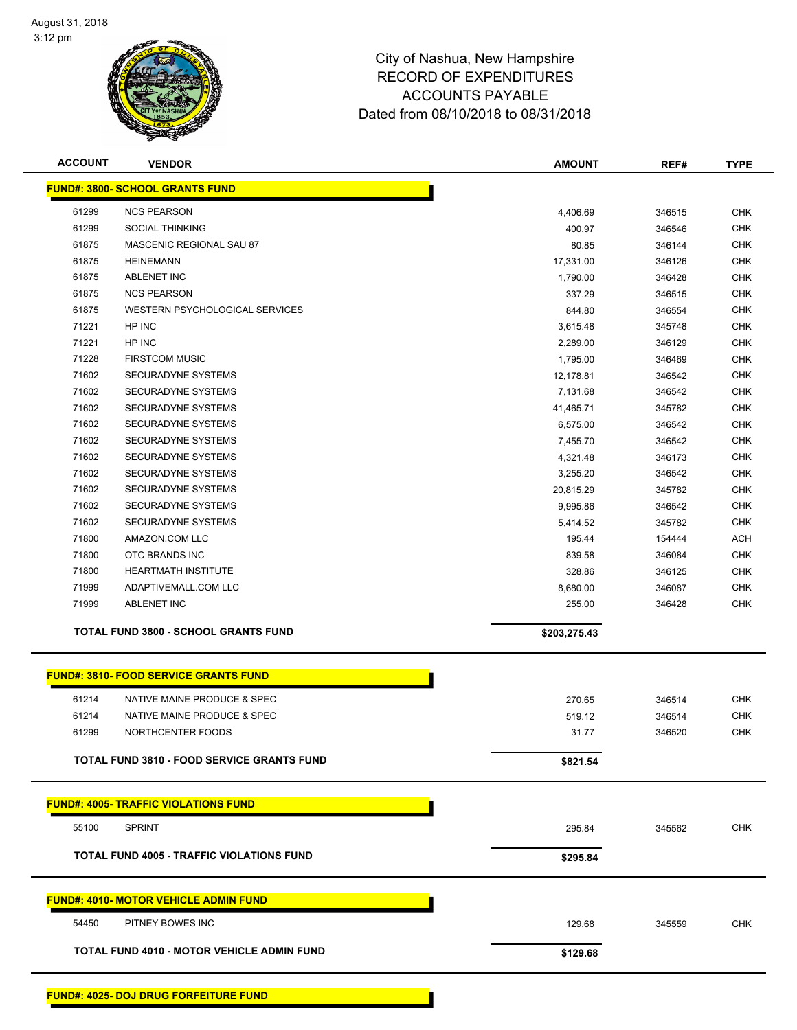# City of Nashua, New Hampshire
## RECORD OF EXPENDITURES
## ACCOUNTS PAYABLE
### Dated from 08/10/2018 to 08/31/2018

| ACCOUNT | VENDOR | AMOUNT | REF# | TYPE |
|---|---|---|---|---|
| **FUND#: 3800- SCHOOL GRANTS FUND** | | | | |
| 61299 | NCS PEARSON | 4,406.69 | 346515 | CHK |
| 61299 | SOCIAL THINKING | 400.97 | 346546 | CHK |
| 61875 | MASCENIC REGIONAL SAU 87 | 80.85 | 346144 | CHK |
| 61875 | HEINEMANN | 17,331.00 | 346126 | CHK |
| 61875 | ABLENET INC | 1,790.00 | 346428 | CHK |
| 61875 | NCS PEARSON | 337.29 | 346515 | CHK |
| 61875 | WESTERN PSYCHOLOGICAL SERVICES | 844.80 | 346554 | CHK |
| 71221 | HP INC | 3,615.48 | 345748 | CHK |
| 71221 | HP INC | 2,289.00 | 346129 | CHK |
| 71228 | FIRSTCOM MUSIC | 1,795.00 | 346469 | CHK |
| 71602 | SECURADYNE SYSTEMS | 12,178.81 | 346542 | CHK |
| 71602 | SECURADYNE SYSTEMS | 7,131.68 | 346542 | CHK |
| 71602 | SECURADYNE SYSTEMS | 41,465.71 | 345782 | CHK |
| 71602 | SECURADYNE SYSTEMS | 6,575.00 | 346542 | CHK |
| 71602 | SECURADYNE SYSTEMS | 7,455.70 | 346542 | CHK |
| 71602 | SECURADYNE SYSTEMS | 4,321.48 | 346173 | CHK |
| 71602 | SECURADYNE SYSTEMS | 3,255.20 | 346542 | CHK |
| 71602 | SECURADYNE SYSTEMS | 20,815.29 | 345782 | CHK |
| 71602 | SECURADYNE SYSTEMS | 9,995.86 | 346542 | CHK |
| 71602 | SECURADYNE SYSTEMS | 5,414.52 | 345782 | CHK |
| 71800 | AMAZON.COM LLC | 195.44 | 154444 | ACH |
| 71800 | OTC BRANDS INC | 839.58 | 346084 | CHK |
| 71800 | HEARTMATH INSTITUTE | 328.86 | 346125 | CHK |
| 71999 | ADAPTIVEMALL.COM LLC | 8,680.00 | 346087 | CHK |
| 71999 | ABLENET INC | 255.00 | 346428 | CHK |
| | **TOTAL FUND 3800 - SCHOOL GRANTS FUND** | **$203,275.43** | | |
| **FUND#: 3810- FOOD SERVICE GRANTS FUND** | | | | |
| 61214 | NATIVE MAINE PRODUCE & SPEC | 270.65 | 346514 | CHK |
| 61214 | NATIVE MAINE PRODUCE & SPEC | 519.12 | 346514 | CHK |
| 61299 | NORTHCENTER FOODS | 31.77 | 346520 | CHK |
| | **TOTAL FUND 3810 - FOOD SERVICE GRANTS FUND** | **$821.54** | | |
| **FUND#: 4005- TRAFFIC VIOLATIONS FUND** | | | | |
| 55100 | SPRINT | 295.84 | 345562 | CHK |
| | **TOTAL FUND 4005 - TRAFFIC VIOLATIONS FUND** | **$295.84** | | |
| **FUND#: 4010- MOTOR VEHICLE ADMIN FUND** | | | | |
| 54450 | PITNEY BOWES INC | 129.68 | 345559 | CHK |
| | **TOTAL FUND 4010 - MOTOR VEHICLE ADMIN FUND** | **$129.68** | | |
| **FUND#: 4025- DOJ DRUG FORFEITURE FUND** | | | | |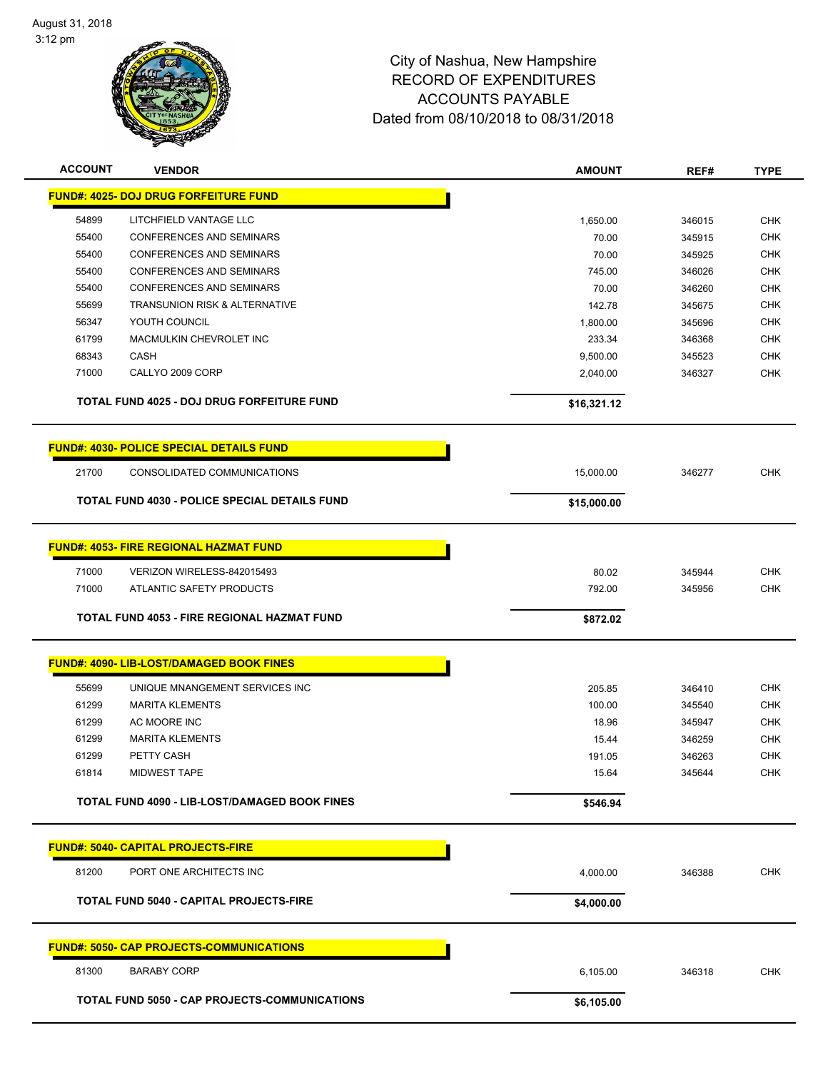August 31, 2018
3:12 pm

# City of Nashua, New Hampshire
## RECORD OF EXPENDITURES
## ACCOUNTS PAYABLE
## Dated from 08/10/2018 to 08/31/2018

| ACCOUNT | VENDOR | AMOUNT | REF# | TYPE |
|---|---|---|---|---|
| **FUND#: 4025- DOJ DRUG FORFEITURE FUND** | | | | |
| 54899 | LITCHFIELD VANTAGE LLC | 1,650.00 | 346015 | CHK |
| 55400 | CONFERENCES AND SEMINARS | 70.00 | 345915 | CHK |
| 55400 | CONFERENCES AND SEMINARS | 70.00 | 345925 | CHK |
| 55400 | CONFERENCES AND SEMINARS | 745.00 | 346026 | CHK |
| 55400 | CONFERENCES AND SEMINARS | 70.00 | 346260 | CHK |
| 55699 | TRANSUNION RISK & ALTERNATIVE | 142.78 | 345675 | CHK |
| 56347 | YOUTH COUNCIL | 1,800.00 | 345696 | CHK |
| 61799 | MACMULKIN CHEVROLET INC | 233.34 | 346368 | CHK |
| 68343 | CASH | 9,500.00 | 345523 | CHK |
| 71000 | CALLYO 2009 CORP | 2,040.00 | 346327 | CHK |
| | **TOTAL FUND 4025 - DOJ DRUG FORFEITURE FUND** | **$16,321.12** | | |
| **FUND#: 4030- POLICE SPECIAL DETAILS FUND** | | | | |
| 21700 | CONSOLIDATED COMMUNICATIONS | 15,000.00 | 346277 | CHK |
| | **TOTAL FUND 4030 - POLICE SPECIAL DETAILS FUND** | **$15,000.00** | | |
| **FUND#: 4053- FIRE REGIONAL HAZMAT FUND** | | | | |
| 71000 | VERIZON WIRELESS-842015493 | 80.02 | 345944 | CHK |
| 71000 | ATLANTIC SAFETY PRODUCTS | 792.00 | 345956 | CHK |
| | **TOTAL FUND 4053 - FIRE REGIONAL HAZMAT FUND** | **$872.02** | | |
| **FUND#: 4090- LIB-LOST/DAMAGED BOOK FINES** | | | | |
| 55699 | UNIQUE MNANGEMENT SERVICES INC | 205.85 | 346410 | CHK |
| 61299 | MARITA KLEMENTS | 100.00 | 345540 | CHK |
| 61299 | AC MOORE INC | 18.96 | 345947 | CHK |
| 61299 | MARITA KLEMENTS | 15.44 | 346259 | CHK |
| 61299 | PETTY CASH | 191.05 | 346263 | CHK |
| 61814 | MIDWEST TAPE | 15.64 | 345644 | CHK |
| | **TOTAL FUND 4090 - LIB-LOST/DAMAGED BOOK FINES** | **$546.94** | | |
| **FUND#: 5040- CAPITAL PROJECTS-FIRE** | | | | |
| 81200 | PORT ONE ARCHITECTS INC | 4,000.00 | 346388 | CHK |
| | **TOTAL FUND 5040 - CAPITAL PROJECTS-FIRE** | **$4,000.00** | | |
| **FUND#: 5050- CAP PROJECTS-COMMUNICATIONS** | | | | |
| 81300 | BARABY CORP | 6,105.00 | 346318 | CHK |
| | **TOTAL FUND 5050 - CAP PROJECTS-COMMUNICATIONS** | **$6,105.00** | | |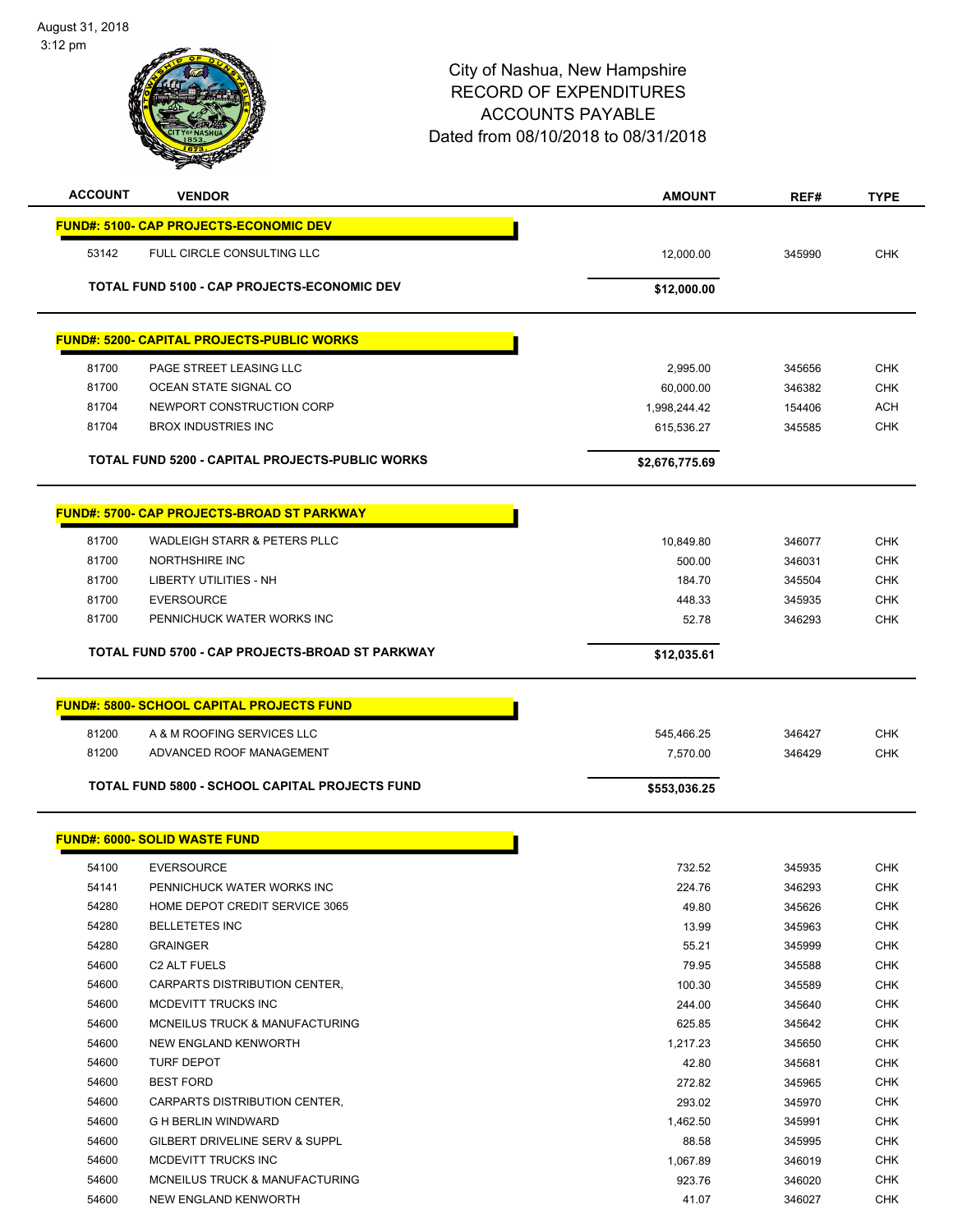August 31, 2018
3:12 pm

# City of Nashua, New Hampshire
## RECORD OF EXPENDITURES
## ACCOUNTS PAYABLE
## Dated from 08/10/2018 to 08/31/2018

| ACCOUNT | VENDOR | AMOUNT | REF# | TYPE |
|---|---|---|---|---|
| **FUND#: 5100- CAP PROJECTS-ECONOMIC DEV** | | | | |
| 53142 | FULL CIRCLE CONSULTING LLC | 12,000.00 | 345990 | CHK |
| | **TOTAL FUND 5100 - CAP PROJECTS-ECONOMIC DEV** | **$12,000.00** | | |
| **FUND#: 5200- CAPITAL PROJECTS-PUBLIC WORKS** | | | | |
| 81700 | PAGE STREET LEASING LLC | 2,995.00 | 345656 | CHK |
| 81700 | OCEAN STATE SIGNAL CO | 60,000.00 | 346382 | CHK |
| 81704 | NEWPORT CONSTRUCTION CORP | 1,998,244.42 | 154406 | ACH |
| 81704 | BROX INDUSTRIES INC | 615,536.27 | 345585 | CHK |
| | **TOTAL FUND 5200 - CAPITAL PROJECTS-PUBLIC WORKS** | **$2,676,775.69** | | |
| **FUND#: 5700- CAP PROJECTS-BROAD ST PARKWAY** | | | | |
| 81700 | WADLEIGH STARR & PETERS PLLC | 10,849.80 | 346077 | CHK |
| 81700 | NORTHSHIRE INC | 500.00 | 346031 | CHK |
| 81700 | LIBERTY UTILITIES - NH | 184.70 | 345504 | CHK |
| 81700 | EVERSOURCE | 448.33 | 345935 | CHK |
| 81700 | PENNICHUCK WATER WORKS INC | 52.78 | 346293 | CHK |
| | **TOTAL FUND 5700 - CAP PROJECTS-BROAD ST PARKWAY** | **$12,035.61** | | |
| **FUND#: 5800- SCHOOL CAPITAL PROJECTS FUND** | | | | |
| 81200 | A & M ROOFING SERVICES LLC | 545,466.25 | 346427 | CHK |
| 81200 | ADVANCED ROOF MANAGEMENT | 7,570.00 | 346429 | CHK |
| | **TOTAL FUND 5800 - SCHOOL CAPITAL PROJECTS FUND** | **$553,036.25** | | |
| **FUND#: 6000- SOLID WASTE FUND** | | | | |
| 54100 | EVERSOURCE | 732.52 | 345935 | CHK |
| 54141 | PENNICHUCK WATER WORKS INC | 224.76 | 346293 | CHK |
| 54280 | HOME DEPOT CREDIT SERVICE 3065 | 49.80 | 345626 | CHK |
| 54280 | BELLETETES INC | 13.99 | 345963 | CHK |
| 54280 | GRAINGER | 55.21 | 345999 | CHK |
| 54600 | C2 ALT FUELS | 79.95 | 345588 | CHK |
| 54600 | CARPARTS DISTRIBUTION CENTER, | 100.30 | 345589 | CHK |
| 54600 | MCDEVITT TRUCKS INC | 244.00 | 345640 | CHK |
| 54600 | MCNEILUS TRUCK & MANUFACTURING | 625.85 | 345642 | CHK |
| 54600 | NEW ENGLAND KENWORTH | 1,217.23 | 345650 | CHK |
| 54600 | TURF DEPOT | 42.80 | 345681 | CHK |
| 54600 | BEST FORD | 272.82 | 345965 | CHK |
| 54600 | CARPARTS DISTRIBUTION CENTER, | 293.02 | 345970 | CHK |
| 54600 | G H BERLIN WINDWARD | 1,462.50 | 345991 | CHK |
| 54600 | GILBERT DRIVELINE SERV & SUPPL | 88.58 | 345995 | CHK |
| 54600 | MCDEVITT TRUCKS INC | 1,067.89 | 346019 | CHK |
| 54600 | MCNEILUS TRUCK & MANUFACTURING | 923.76 | 346020 | CHK |
| 54600 | NEW ENGLAND KENWORTH | 41.07 | 346027 | CHK |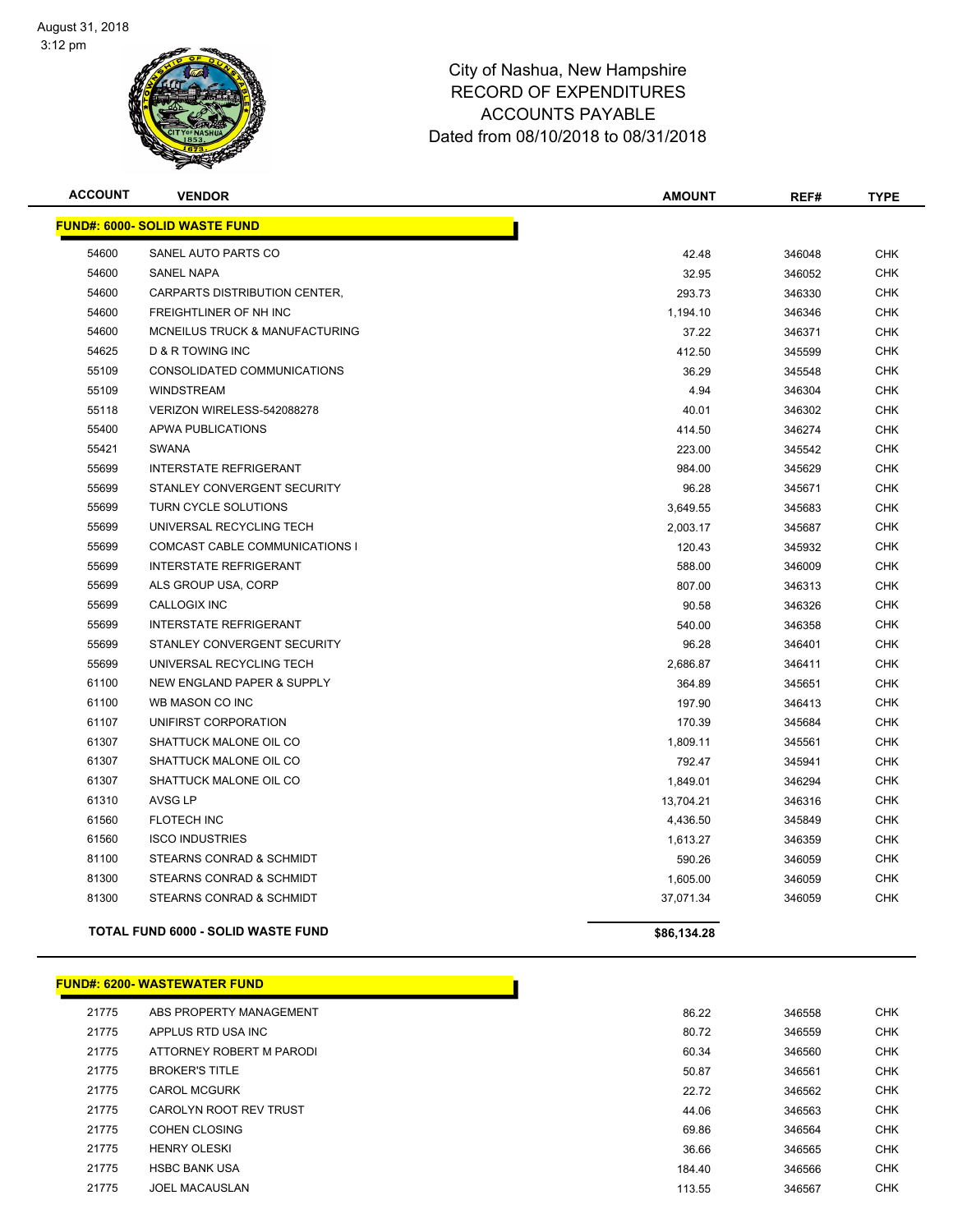City of Nashua, New Hampshire
RECORD OF EXPENDITURES
ACCOUNTS PAYABLE
Dated from 08/10/2018 to 08/31/2018

| ACCOUNT | VENDOR | AMOUNT | REF# | TYPE |
|---|---|---|---|---|
| **FUND#: 6000- SOLID WASTE FUND** | | | | |
| 54600 | SANEL AUTO PARTS CO | 42.48 | 346048 | CHK |
| 54600 | SANEL NAPA | 32.95 | 346052 | CHK |
| 54600 | CARPARTS DISTRIBUTION CENTER, | 293.73 | 346330 | CHK |
| 54600 | FREIGHTLINER OF NH INC | 1,194.10 | 346346 | CHK |
| 54600 | MCNEILUS TRUCK & MANUFACTURING | 37.22 | 346371 | CHK |
| 54625 | D & R TOWING INC | 412.50 | 345599 | CHK |
| 55109 | CONSOLIDATED COMMUNICATIONS | 36.29 | 345548 | CHK |
| 55109 | WINDSTREAM | 4.94 | 346304 | CHK |
| 55118 | VERIZON WIRELESS-542088278 | 40.01 | 346302 | CHK |
| 55400 | APWA PUBLICATIONS | 414.50 | 346274 | CHK |
| 55421 | SWANA | 223.00 | 345542 | CHK |
| 55699 | INTERSTATE REFRIGERANT | 984.00 | 345629 | CHK |
| 55699 | STANLEY CONVERGENT SECURITY | 96.28 | 345671 | CHK |
| 55699 | TURN CYCLE SOLUTIONS | 3,649.55 | 345683 | CHK |
| 55699 | UNIVERSAL RECYCLING TECH | 2,003.17 | 345687 | CHK |
| 55699 | COMCAST CABLE COMMUNICATIONS I | 120.43 | 345932 | CHK |
| 55699 | INTERSTATE REFRIGERANT | 588.00 | 346009 | CHK |
| 55699 | ALS GROUP USA, CORP | 807.00 | 346313 | CHK |
| 55699 | CALLOGIX INC | 90.58 | 346326 | CHK |
| 55699 | INTERSTATE REFRIGERANT | 540.00 | 346358 | CHK |
| 55699 | STANLEY CONVERGENT SECURITY | 96.28 | 346401 | CHK |
| 55699 | UNIVERSAL RECYCLING TECH | 2,686.87 | 346411 | CHK |
| 61100 | NEW ENGLAND PAPER & SUPPLY | 364.89 | 345651 | CHK |
| 61100 | WB MASON CO INC | 197.90 | 346413 | CHK |
| 61107 | UNIFIRST CORPORATION | 170.39 | 345684 | CHK |
| 61307 | SHATTUCK MALONE OIL CO | 1,809.11 | 345561 | CHK |
| 61307 | SHATTUCK MALONE OIL CO | 792.47 | 345941 | CHK |
| 61307 | SHATTUCK MALONE OIL CO | 1,849.01 | 346294 | CHK |
| 61310 | AVSG LP | 13,704.21 | 346316 | CHK |
| 61560 | FLOTECH INC | 4,436.50 | 345849 | CHK |
| 61560 | ISCO INDUSTRIES | 1,613.27 | 346359 | CHK |
| 81100 | STEARNS CONRAD & SCHMIDT | 590.26 | 346059 | CHK |
| 81300 | STEARNS CONRAD & SCHMIDT | 1,605.00 | 346059 | CHK |
| 81300 | STEARNS CONRAD & SCHMIDT | 37,071.34 | 346059 | CHK |
| **TOTAL FUND 6000 - SOLID WASTE FUND** | | **$86,134.28** | | |

| ACCOUNT | VENDOR | AMOUNT | REF# | TYPE |
|---|---|---|---|---|
| **FUND#: 6200- WASTEWATER FUND** | | | | |
| 21775 | ABS PROPERTY MANAGEMENT | 86.22 | 346558 | CHK |
| 21775 | APPLUS RTD USA INC | 80.72 | 346559 | CHK |
| 21775 | ATTORNEY ROBERT M PARODI | 60.34 | 346560 | CHK |
| 21775 | BROKER'S TITLE | 50.87 | 346561 | CHK |
| 21775 | CAROL MCGURK | 22.72 | 346562 | CHK |
| 21775 | CAROLYN ROOT REV TRUST | 44.06 | 346563 | CHK |
| 21775 | COHEN CLOSING | 69.86 | 346564 | CHK |
| 21775 | HENRY OLESKI | 36.66 | 346565 | CHK |
| 21775 | HSBC BANK USA | 184.40 | 346566 | CHK |
| 21775 | JOEL MACAUSLAN | 113.55 | 346567 | CHK |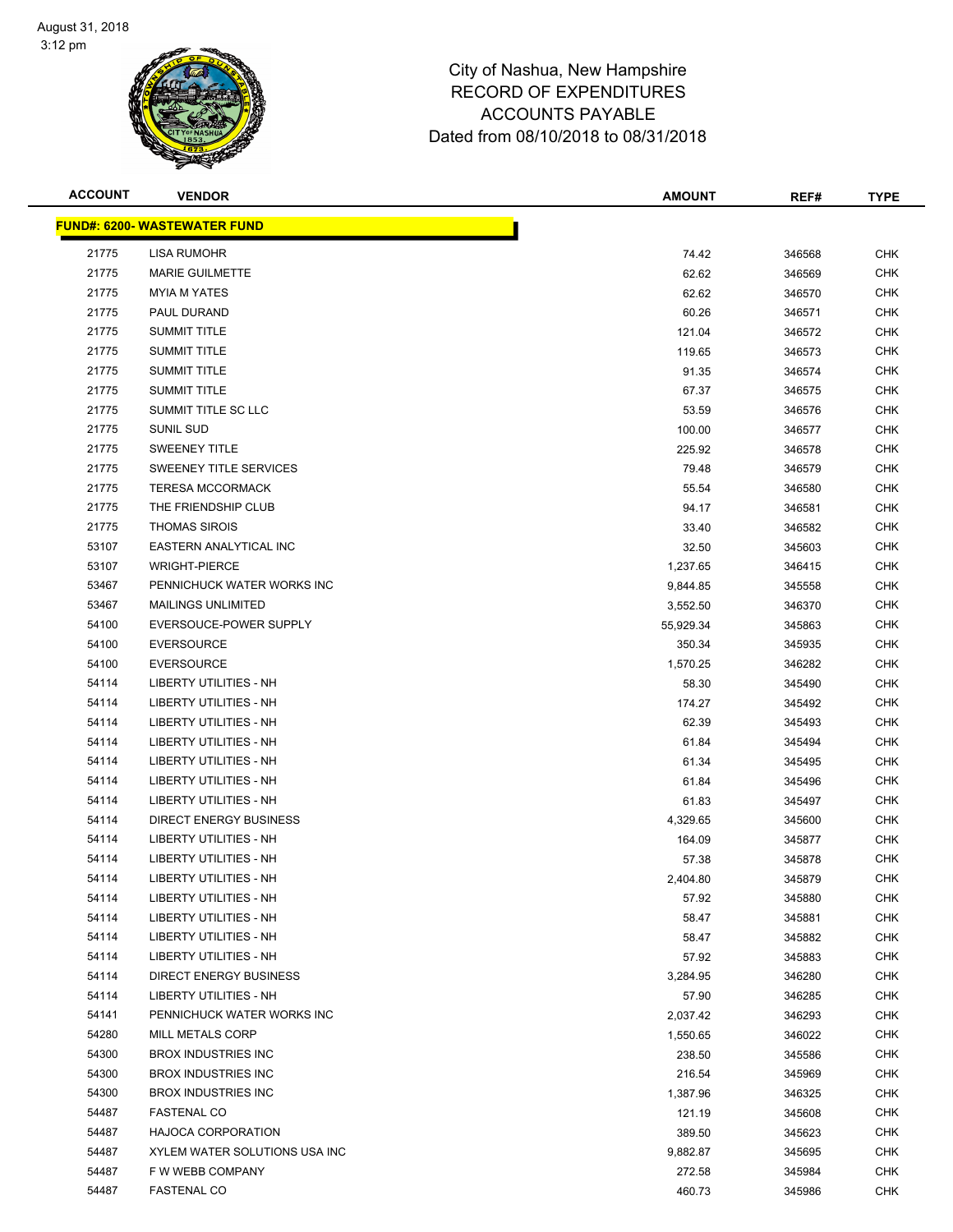# City of Nashua, New Hampshire
## RECORD OF EXPENDITURES
## ACCOUNTS PAYABLE
## Dated from 08/10/2018 to 08/31/2018

| ACCOUNT | VENDOR | AMOUNT | REF# | TYPE |
|---|---|---|---|---|
| **FUND#: 6200- WASTEWATER FUND** | | | | |
| 21775 | LISA RUMOHR | 74.42 | 346568 | CHK |
| 21775 | MARIE GUILMETTE | 62.62 | 346569 | CHK |
| 21775 | MYIA M YATES | 62.62 | 346570 | CHK |
| 21775 | PAUL DURAND | 60.26 | 346571 | CHK |
| 21775 | SUMMIT TITLE | 121.04 | 346572 | CHK |
| 21775 | SUMMIT TITLE | 119.65 | 346573 | CHK |
| 21775 | SUMMIT TITLE | 91.35 | 346574 | CHK |
| 21775 | SUMMIT TITLE | 67.37 | 346575 | CHK |
| 21775 | SUMMIT TITLE SC LLC | 53.59 | 346576 | CHK |
| 21775 | SUNIL SUD | 100.00 | 346577 | CHK |
| 21775 | SWEENEY TITLE | 225.92 | 346578 | CHK |
| 21775 | SWEENEY TITLE SERVICES | 79.48 | 346579 | CHK |
| 21775 | TERESA MCCORMACK | 55.54 | 346580 | CHK |
| 21775 | THE FRIENDSHIP CLUB | 94.17 | 346581 | CHK |
| 21775 | THOMAS SIROIS | 33.40 | 346582 | CHK |
| 53107 | EASTERN ANALYTICAL INC | 32.50 | 345603 | CHK |
| 53107 | WRIGHT-PIERCE | 1,237.65 | 346415 | CHK |
| 53467 | PENNICHUCK WATER WORKS INC | 9,844.85 | 345558 | CHK |
| 53467 | MAILINGS UNLIMITED | 3,552.50 | 346370 | CHK |
| 54100 | EVERSOUCE-POWER SUPPLY | 55,929.34 | 345863 | CHK |
| 54100 | EVERSOURCE | 350.34 | 345935 | CHK |
| 54100 | EVERSOURCE | 1,570.25 | 346282 | CHK |
| 54114 | LIBERTY UTILITIES - NH | 58.30 | 345490 | CHK |
| 54114 | LIBERTY UTILITIES - NH | 174.27 | 345492 | CHK |
| 54114 | LIBERTY UTILITIES - NH | 62.39 | 345493 | CHK |
| 54114 | LIBERTY UTILITIES - NH | 61.84 | 345494 | CHK |
| 54114 | LIBERTY UTILITIES - NH | 61.34 | 345495 | CHK |
| 54114 | LIBERTY UTILITIES - NH | 61.84 | 345496 | CHK |
| 54114 | LIBERTY UTILITIES - NH | 61.83 | 345497 | CHK |
| 54114 | DIRECT ENERGY BUSINESS | 4,329.65 | 345600 | CHK |
| 54114 | LIBERTY UTILITIES - NH | 164.09 | 345877 | CHK |
| 54114 | LIBERTY UTILITIES - NH | 57.38 | 345878 | CHK |
| 54114 | LIBERTY UTILITIES - NH | 2,404.80 | 345879 | CHK |
| 54114 | LIBERTY UTILITIES - NH | 57.92 | 345880 | CHK |
| 54114 | LIBERTY UTILITIES - NH | 58.47 | 345881 | CHK |
| 54114 | LIBERTY UTILITIES - NH | 58.47 | 345882 | CHK |
| 54114 | LIBERTY UTILITIES - NH | 57.92 | 345883 | CHK |
| 54114 | DIRECT ENERGY BUSINESS | 3,284.95 | 346280 | CHK |
| 54114 | LIBERTY UTILITIES - NH | 57.90 | 346285 | CHK |
| 54141 | PENNICHUCK WATER WORKS INC | 2,037.42 | 346293 | CHK |
| 54280 | MILL METALS CORP | 1,550.65 | 346022 | CHK |
| 54300 | BROX INDUSTRIES INC | 238.50 | 345586 | CHK |
| 54300 | BROX INDUSTRIES INC | 216.54 | 345969 | CHK |
| 54300 | BROX INDUSTRIES INC | 1,387.96 | 346325 | CHK |
| 54487 | FASTENAL CO | 121.19 | 345608 | CHK |
| 54487 | HAJOCA CORPORATION | 389.50 | 345623 | CHK |
| 54487 | XYLEM WATER SOLUTIONS USA INC | 9,882.87 | 345695 | CHK |
| 54487 | F W WEBB COMPANY | 272.58 | 345984 | CHK |
| 54487 | FASTENAL CO | 460.73 | 345986 | CHK |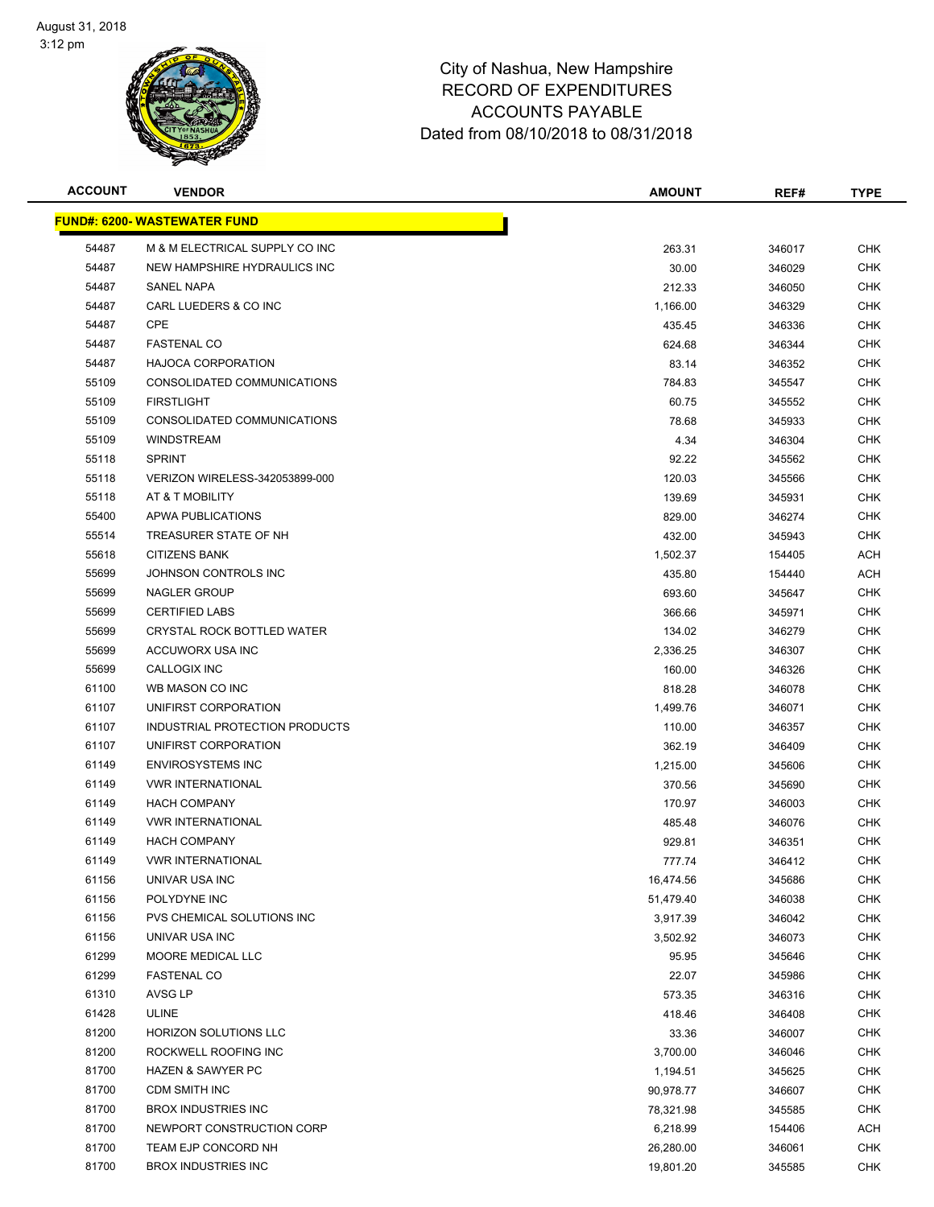City of Nashua, New Hampshire
RECORD OF EXPENDITURES
ACCOUNTS PAYABLE
Dated from 08/10/2018 to 08/31/2018

| ACCOUNT | VENDOR | AMOUNT | REF# | TYPE |
|---|---|---|---|---|
| **FUND#: 6200- WASTEWATER FUND** | | | | |
| 54487 | M & M ELECTRICAL SUPPLY CO INC | 263.31 | 346017 | CHK |
| 54487 | NEW HAMPSHIRE HYDRAULICS INC | 30.00 | 346029 | CHK |
| 54487 | SANEL NAPA | 212.33 | 346050 | CHK |
| 54487 | CARL LUEDERS & CO INC | 1,166.00 | 346329 | CHK |
| 54487 | CPE | 435.45 | 346336 | CHK |
| 54487 | FASTENAL CO | 624.68 | 346344 | CHK |
| 54487 | HAJOCA CORPORATION | 83.14 | 346352 | CHK |
| 55109 | CONSOLIDATED COMMUNICATIONS | 784.83 | 345547 | CHK |
| 55109 | FIRSTLIGHT | 60.75 | 345552 | CHK |
| 55109 | CONSOLIDATED COMMUNICATIONS | 78.68 | 345933 | CHK |
| 55109 | WINDSTREAM | 4.34 | 346304 | CHK |
| 55118 | SPRINT | 92.22 | 345562 | CHK |
| 55118 | VERIZON WIRELESS-342053899-000 | 120.03 | 345566 | CHK |
| 55118 | AT & T MOBILITY | 139.69 | 345931 | CHK |
| 55400 | APWA PUBLICATIONS | 829.00 | 346274 | CHK |
| 55514 | TREASURER STATE OF NH | 432.00 | 345943 | CHK |
| 55618 | CITIZENS BANK | 1,502.37 | 154405 | ACH |
| 55699 | JOHNSON CONTROLS INC | 435.80 | 154440 | ACH |
| 55699 | NAGLER GROUP | 693.60 | 345647 | CHK |
| 55699 | CERTIFIED LABS | 366.66 | 345971 | CHK |
| 55699 | CRYSTAL ROCK BOTTLED WATER | 134.02 | 346279 | CHK |
| 55699 | ACCUWORX USA INC | 2,336.25 | 346307 | CHK |
| 55699 | CALLOGIX INC | 160.00 | 346326 | CHK |
| 61100 | WB MASON CO INC | 818.28 | 346078 | CHK |
| 61107 | UNIFIRST CORPORATION | 1,499.76 | 346071 | CHK |
| 61107 | INDUSTRIAL PROTECTION PRODUCTS | 110.00 | 346357 | CHK |
| 61107 | UNIFIRST CORPORATION | 362.19 | 346409 | CHK |
| 61149 | ENVIROSYSTEMS INC | 1,215.00 | 345606 | CHK |
| 61149 | VWR INTERNATIONAL | 370.56 | 345690 | CHK |
| 61149 | HACH COMPANY | 170.97 | 346003 | CHK |
| 61149 | VWR INTERNATIONAL | 485.48 | 346076 | CHK |
| 61149 | HACH COMPANY | 929.81 | 346351 | CHK |
| 61149 | VWR INTERNATIONAL | 777.74 | 346412 | CHK |
| 61156 | UNIVAR USA INC | 16,474.56 | 345686 | CHK |
| 61156 | POLYDYNE INC | 51,479.40 | 346038 | CHK |
| 61156 | PVS CHEMICAL SOLUTIONS INC | 3,917.39 | 346042 | CHK |
| 61156 | UNIVAR USA INC | 3,502.92 | 346073 | CHK |
| 61299 | MOORE MEDICAL LLC | 95.95 | 345646 | CHK |
| 61299 | FASTENAL CO | 22.07 | 345986 | CHK |
| 61310 | AVSG LP | 573.35 | 346316 | CHK |
| 61428 | ULINE | 418.46 | 346408 | CHK |
| 81200 | HORIZON SOLUTIONS LLC | 33.36 | 346007 | CHK |
| 81200 | ROCKWELL ROOFING INC | 3,700.00 | 346046 | CHK |
| 81700 | HAZEN & SAWYER PC | 1,194.51 | 345625 | CHK |
| 81700 | CDM SMITH INC | 90,978.77 | 346607 | CHK |
| 81700 | BROX INDUSTRIES INC | 78,321.98 | 345585 | CHK |
| 81700 | NEWPORT CONSTRUCTION CORP | 6,218.99 | 154406 | ACH |
| 81700 | TEAM EJP CONCORD NH | 26,280.00 | 346061 | CHK |
| 81700 | BROX INDUSTRIES INC | 19,801.20 | 345585 | CHK |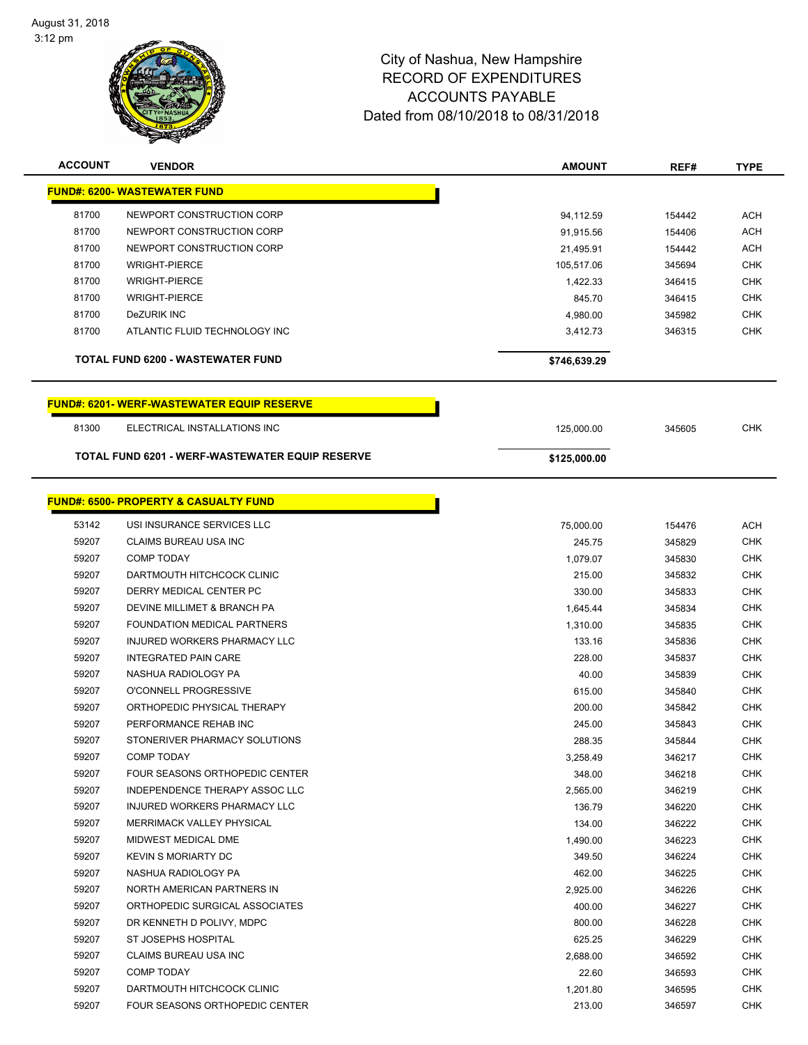# City of Nashua, New Hampshire
## RECORD OF EXPENDITURES
## ACCOUNTS PAYABLE
## Dated from 08/10/2018 to 08/31/2018

| ACCOUNT | VENDOR | AMOUNT | REF# | TYPE |
|---|---|---|---|---|
| **FUND#: 6200- WASTEWATER FUND** | | | | |
| 81700 | NEWPORT CONSTRUCTION CORP | 94,112.59 | 154442 | ACH |
| 81700 | NEWPORT CONSTRUCTION CORP | 91,915.56 | 154406 | ACH |
| 81700 | NEWPORT CONSTRUCTION CORP | 21,495.91 | 154442 | ACH |
| 81700 | WRIGHT-PIERCE | 105,517.06 | 345694 | CHK |
| 81700 | WRIGHT-PIERCE | 1,422.33 | 346415 | CHK |
| 81700 | WRIGHT-PIERCE | 845.70 | 346415 | CHK |
| 81700 | DeZURIK INC | 4,980.00 | 345982 | CHK |
| 81700 | ATLANTIC FLUID TECHNOLOGY INC | 3,412.73 | 346315 | CHK |
| | **TOTAL FUND 6200 - WASTEWATER FUND** | **$746,639.29** | | |
| **FUND#: 6201- WERF-WASTEWATER EQUIP RESERVE** | | | | |
| 81300 | ELECTRICAL INSTALLATIONS INC | 125,000.00 | 345605 | CHK |
| | **TOTAL FUND 6201 - WERF-WASTEWATER EQUIP RESERVE** | **$125,000.00** | | |
| **FUND#: 6500- PROPERTY & CASUALTY FUND** | | | | |
| 53142 | USI INSURANCE SERVICES LLC | 75,000.00 | 154476 | ACH |
| 59207 | CLAIMS BUREAU USA INC | 245.75 | 345829 | CHK |
| 59207 | COMP TODAY | 1,079.07 | 345830 | CHK |
| 59207 | DARTMOUTH HITCHCOCK CLINIC | 215.00 | 345832 | CHK |
| 59207 | DERRY MEDICAL CENTER PC | 330.00 | 345833 | CHK |
| 59207 | DEVINE MILLIMET & BRANCH PA | 1,645.44 | 345834 | CHK |
| 59207 | FOUNDATION MEDICAL PARTNERS | 1,310.00 | 345835 | CHK |
| 59207 | INJURED WORKERS PHARMACY LLC | 133.16 | 345836 | CHK |
| 59207 | INTEGRATED PAIN CARE | 228.00 | 345837 | CHK |
| 59207 | NASHUA RADIOLOGY PA | 40.00 | 345839 | CHK |
| 59207 | O'CONNELL PROGRESSIVE | 615.00 | 345840 | CHK |
| 59207 | ORTHOPEDIC PHYSICAL THERAPY | 200.00 | 345842 | CHK |
| 59207 | PERFORMANCE REHAB INC | 245.00 | 345843 | CHK |
| 59207 | STONERIVER PHARMACY SOLUTIONS | 288.35 | 345844 | CHK |
| 59207 | COMP TODAY | 3,258.49 | 346217 | CHK |
| 59207 | FOUR SEASONS ORTHOPEDIC CENTER | 348.00 | 346218 | CHK |
| 59207 | INDEPENDENCE THERAPY ASSOC LLC | 2,565.00 | 346219 | CHK |
| 59207 | INJURED WORKERS PHARMACY LLC | 136.79 | 346220 | CHK |
| 59207 | MERRIMACK VALLEY PHYSICAL | 134.00 | 346222 | CHK |
| 59207 | MIDWEST MEDICAL DME | 1,490.00 | 346223 | CHK |
| 59207 | KEVIN S MORIARTY DC | 349.50 | 346224 | CHK |
| 59207 | NASHUA RADIOLOGY PA | 462.00 | 346225 | CHK |
| 59207 | NORTH AMERICAN PARTNERS IN | 2,925.00 | 346226 | CHK |
| 59207 | ORTHOPEDIC SURGICAL ASSOCIATES | 400.00 | 346227 | CHK |
| 59207 | DR KENNETH D POLIVY, MDPC | 800.00 | 346228 | CHK |
| 59207 | ST JOSEPHS HOSPITAL | 625.25 | 346229 | CHK |
| 59207 | CLAIMS BUREAU USA INC | 2,688.00 | 346592 | CHK |
| 59207 | COMP TODAY | 22.60 | 346593 | CHK |
| 59207 | DARTMOUTH HITCHCOCK CLINIC | 1,201.80 | 346595 | CHK |
| 59207 | FOUR SEASONS ORTHOPEDIC CENTER | 213.00 | 346597 | CHK |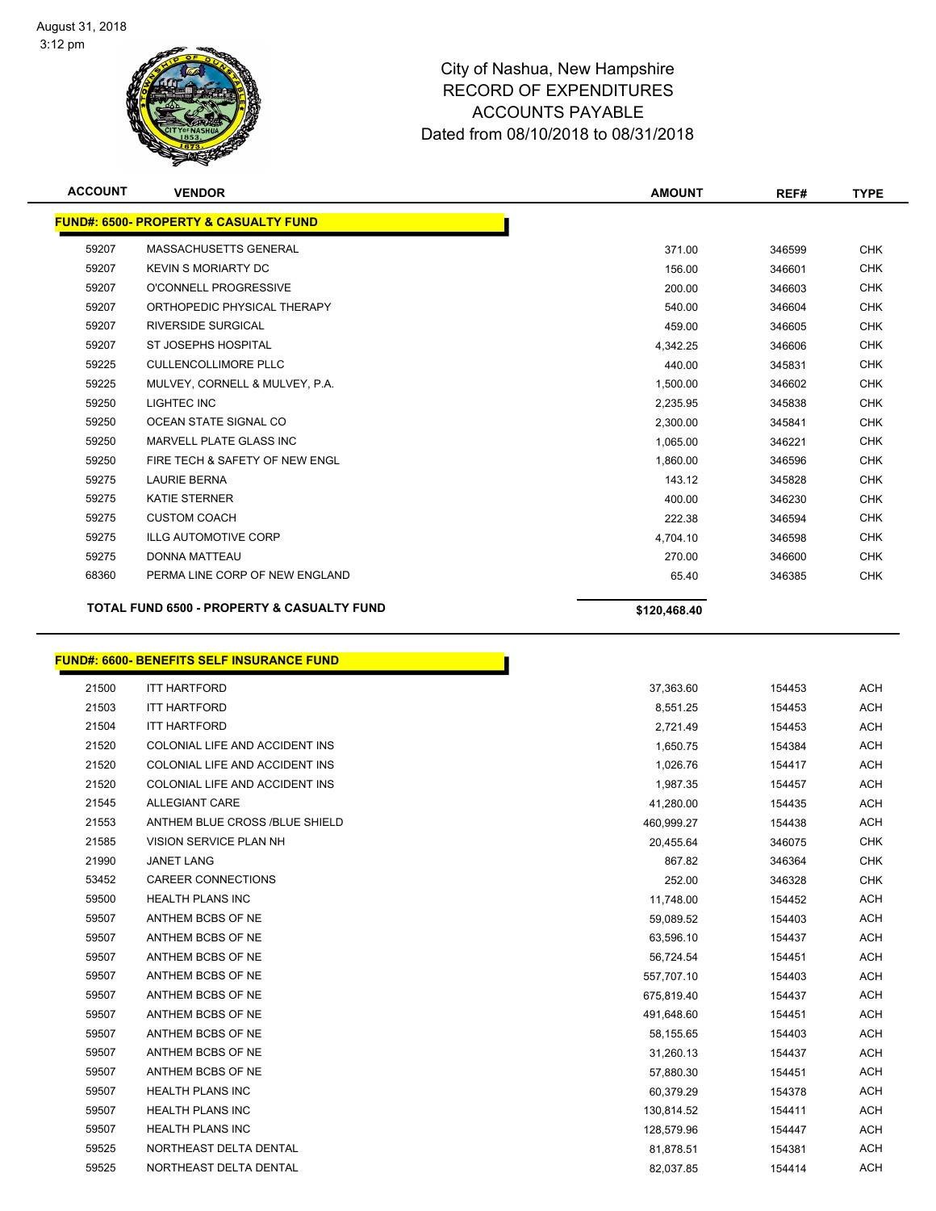City of Nashua, New Hampshire
RECORD OF EXPENDITURES
ACCOUNTS PAYABLE
Dated from 08/10/2018 to 08/31/2018

| ACCOUNT | VENDOR | AMOUNT | REF# | TYPE |
|---|---|---|---|---|
| **FUND#: 6500- PROPERTY & CASUALTY FUND** | | | | |
| 59207 | MASSACHUSETTS GENERAL | 371.00 | 346599 | CHK |
| 59207 | KEVIN S MORIARTY DC | 156.00 | 346601 | CHK |
| 59207 | O'CONNELL PROGRESSIVE | 200.00 | 346603 | CHK |
| 59207 | ORTHOPEDIC PHYSICAL THERAPY | 540.00 | 346604 | CHK |
| 59207 | RIVERSIDE SURGICAL | 459.00 | 346605 | CHK |
| 59207 | ST JOSEPHS HOSPITAL | 4,342.25 | 346606 | CHK |
| 59225 | CULLENCOLLIMORE PLLC | 440.00 | 345831 | CHK |
| 59225 | MULVEY, CORNELL & MULVEY, P.A. | 1,500.00 | 346602 | CHK |
| 59250 | LIGHTEC INC | 2,235.95 | 345838 | CHK |
| 59250 | OCEAN STATE SIGNAL CO | 2,300.00 | 345841 | CHK |
| 59250 | MARVELL PLATE GLASS INC | 1,065.00 | 346221 | CHK |
| 59250 | FIRE TECH & SAFETY OF NEW ENGL | 1,860.00 | 346596 | CHK |
| 59275 | LAURIE BERNA | 143.12 | 345828 | CHK |
| 59275 | KATIE STERNER | 400.00 | 346230 | CHK |
| 59275 | CUSTOM COACH | 222.38 | 346594 | CHK |
| 59275 | ILLG AUTOMOTIVE CORP | 4,704.10 | 346598 | CHK |
| 59275 | DONNA MATTEAU | 270.00 | 346600 | CHK |
| 68360 | PERMA LINE CORP OF NEW ENGLAND | 65.40 | 346385 | CHK |
| **TOTAL FUND 6500 - PROPERTY & CASUALTY FUND** | | **$120,468.40** | | |

| ACCOUNT | VENDOR | AMOUNT | REF# | TYPE |
|---|---|---|---|---|
| **FUND#: 6600- BENEFITS SELF INSURANCE FUND** | | | | |
| 21500 | ITT HARTFORD | 37,363.60 | 154453 | ACH |
| 21503 | ITT HARTFORD | 8,551.25 | 154453 | ACH |
| 21504 | ITT HARTFORD | 2,721.49 | 154453 | ACH |
| 21520 | COLONIAL LIFE AND ACCIDENT INS | 1,650.75 | 154384 | ACH |
| 21520 | COLONIAL LIFE AND ACCIDENT INS | 1,026.76 | 154417 | ACH |
| 21520 | COLONIAL LIFE AND ACCIDENT INS | 1,987.35 | 154457 | ACH |
| 21545 | ALLEGIANT CARE | 41,280.00 | 154435 | ACH |
| 21553 | ANTHEM BLUE CROSS /BLUE SHIELD | 460,999.27 | 154438 | ACH |
| 21585 | VISION SERVICE PLAN NH | 20,455.64 | 346075 | CHK |
| 21990 | JANET LANG | 867.82 | 346364 | CHK |
| 53452 | CAREER CONNECTIONS | 252.00 | 346328 | CHK |
| 59500 | HEALTH PLANS INC | 11,748.00 | 154452 | ACH |
| 59507 | ANTHEM BCBS OF NE | 59,089.52 | 154403 | ACH |
| 59507 | ANTHEM BCBS OF NE | 63,596.10 | 154437 | ACH |
| 59507 | ANTHEM BCBS OF NE | 56,724.54 | 154451 | ACH |
| 59507 | ANTHEM BCBS OF NE | 557,707.10 | 154403 | ACH |
| 59507 | ANTHEM BCBS OF NE | 675,819.40 | 154437 | ACH |
| 59507 | ANTHEM BCBS OF NE | 491,648.60 | 154451 | ACH |
| 59507 | ANTHEM BCBS OF NE | 58,155.65 | 154403 | ACH |
| 59507 | ANTHEM BCBS OF NE | 31,260.13 | 154437 | ACH |
| 59507 | ANTHEM BCBS OF NE | 57,880.30 | 154451 | ACH |
| 59507 | HEALTH PLANS INC | 60,379.29 | 154378 | ACH |
| 59507 | HEALTH PLANS INC | 130,814.52 | 154411 | ACH |
| 59507 | HEALTH PLANS INC | 128,579.96 | 154447 | ACH |
| 59525 | NORTHEAST DELTA DENTAL | 81,878.51 | 154381 | ACH |
| 59525 | NORTHEAST DELTA DENTAL | 82,037.85 | 154414 | ACH |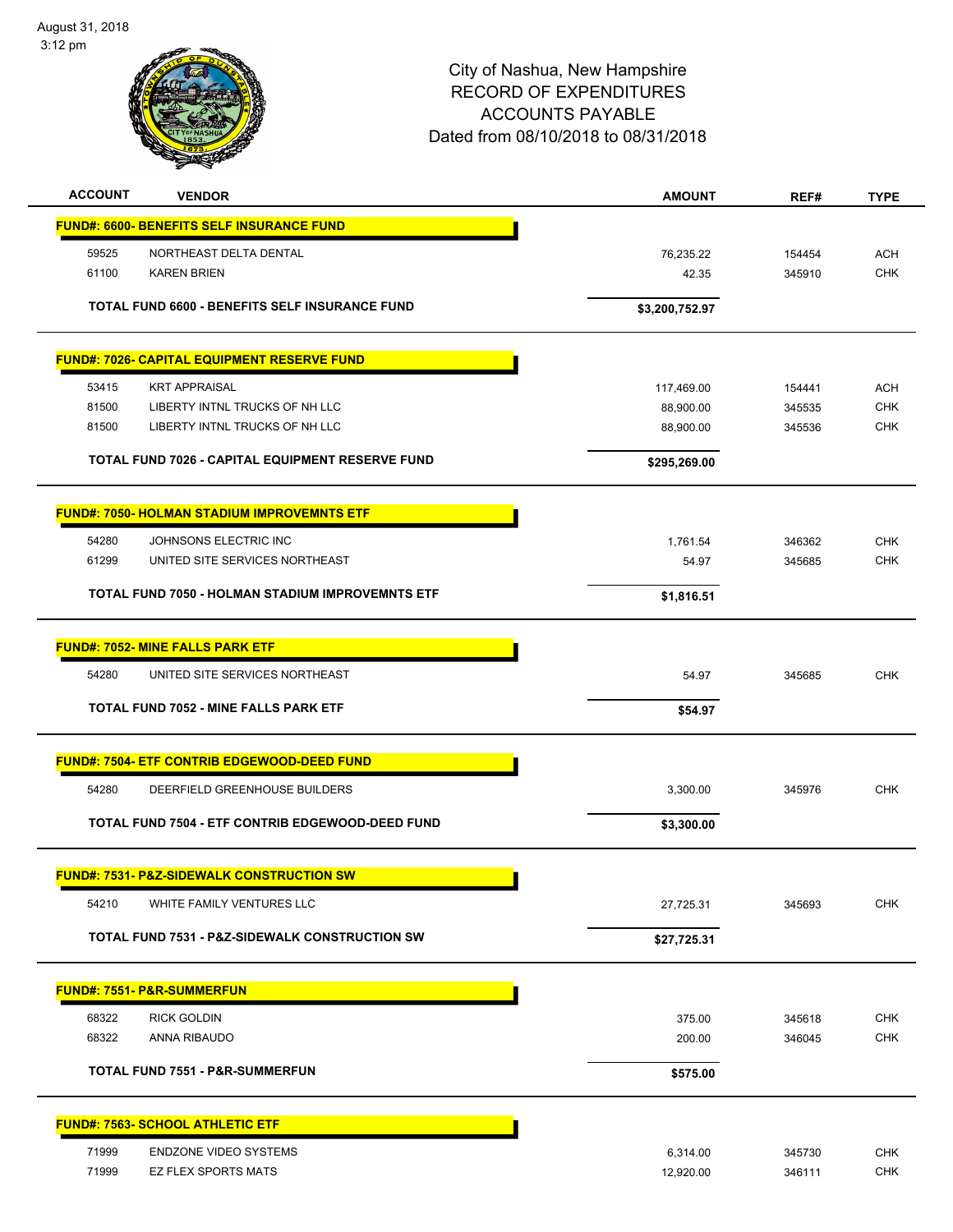City of Nashua, New Hampshire
RECORD OF EXPENDITURES
ACCOUNTS PAYABLE
Dated from 08/10/2018 to 08/31/2018

| ACCOUNT | VENDOR | AMOUNT | REF# | TYPE |
|---|---|---|---|---|
| **FUND#: 6600- BENEFITS SELF INSURANCE FUND** | | | | |
| 59525 | NORTHEAST DELTA DENTAL | 76,235.22 | 154454 | ACH |
| 61100 | KAREN BRIEN | 42.35 | 345910 | CHK |
| | **TOTAL FUND 6600 - BENEFITS SELF INSURANCE FUND** | **$3,200,752.97** | | |
| **FUND#: 7026- CAPITAL EQUIPMENT RESERVE FUND** | | | | |
| 53415 | KRT APPRAISAL | 117,469.00 | 154441 | ACH |
| 81500 | LIBERTY INTNL TRUCKS OF NH LLC | 88,900.00 | 345535 | CHK |
| 81500 | LIBERTY INTNL TRUCKS OF NH LLC | 88,900.00 | 345536 | CHK |
| | **TOTAL FUND 7026 - CAPITAL EQUIPMENT RESERVE FUND** | **$295,269.00** | | |
| **FUND#: 7050- HOLMAN STADIUM IMPROVEMNTS ETF** | | | | |
| 54280 | JOHNSONS ELECTRIC INC | 1,761.54 | 346362 | CHK |
| 61299 | UNITED SITE SERVICES NORTHEAST | 54.97 | 345685 | CHK |
| | **TOTAL FUND 7050 - HOLMAN STADIUM IMPROVEMNTS ETF** | **$1,816.51** | | |
| **FUND#: 7052- MINE FALLS PARK ETF** | | | | |
| 54280 | UNITED SITE SERVICES NORTHEAST | 54.97 | 345685 | CHK |
| | **TOTAL FUND 7052 - MINE FALLS PARK ETF** | **$54.97** | | |
| **FUND#: 7504- ETF CONTRIB EDGEWOOD-DEED FUND** | | | | |
| 54280 | DEERFIELD GREENHOUSE BUILDERS | 3,300.00 | 345976 | CHK |
| | **TOTAL FUND 7504 - ETF CONTRIB EDGEWOOD-DEED FUND** | **$3,300.00** | | |
| **FUND#: 7531- P&Z-SIDEWALK CONSTRUCTION SW** | | | | |
| 54210 | WHITE FAMILY VENTURES LLC | 27,725.31 | 345693 | CHK |
| | **TOTAL FUND 7531 - P&Z-SIDEWALK CONSTRUCTION SW** | **$27,725.31** | | |
| **FUND#: 7551- P&R-SUMMERFUN** | | | | |
| 68322 | RICK GOLDIN | 375.00 | 345618 | CHK |
| 68322 | ANNA RIBAUDO | 200.00 | 346045 | CHK |
| | **TOTAL FUND 7551 - P&R-SUMMERFUN** | **$575.00** | | |
| **FUND#: 7563- SCHOOL ATHLETIC ETF** | | | | |
| 71999 | ENDZONE VIDEO SYSTEMS | 6,314.00 | 345730 | CHK |
| 71999 | EZ FLEX SPORTS MATS | 12,920.00 | 346111 | CHK |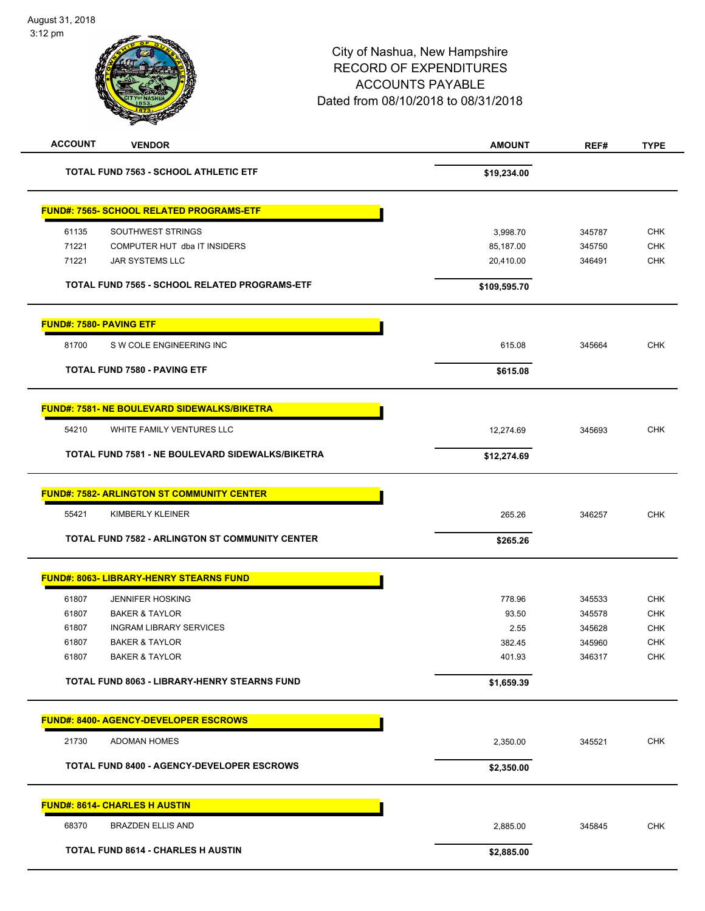City of Nashua, New Hampshire
RECORD OF EXPENDITURES
ACCOUNTS PAYABLE
Dated from 08/10/2018 to 08/31/2018

| ACCOUNT | VENDOR | AMOUNT | REF# | TYPE |
|---|---|---|---|---|
| | **TOTAL FUND 7563 - SCHOOL ATHLETIC ETF** | **$19,234.00** | | |
| **FUND#: 7565- SCHOOL RELATED PROGRAMS-ETF** | | | | |
| 61135 | SOUTHWEST STRINGS | 3,998.70 | 345787 | CHK |
| 71221 | COMPUTER HUT dba IT INSIDERS | 85,187.00 | 345750 | CHK |
| 71221 | JAR SYSTEMS LLC | 20,410.00 | 346491 | CHK |
| | **TOTAL FUND 7565 - SCHOOL RELATED PROGRAMS-ETF** | **$109,595.70** | | |
| **FUND#: 7580- PAVING ETF** | | | | |
| 81700 | S W COLE ENGINEERING INC | 615.08 | 345664 | CHK |
| | **TOTAL FUND 7580 - PAVING ETF** | **$615.08** | | |
| **FUND#: 7581- NE BOULEVARD SIDEWALKS/BIKETRA** | | | | |
| 54210 | WHITE FAMILY VENTURES LLC | 12,274.69 | 345693 | CHK |
| | **TOTAL FUND 7581 - NE BOULEVARD SIDEWALKS/BIKETRA** | **$12,274.69** | | |
| **FUND#: 7582- ARLINGTON ST COMMUNITY CENTER** | | | | |
| 55421 | KIMBERLY KLEINER | 265.26 | 346257 | CHK |
| | **TOTAL FUND 7582 - ARLINGTON ST COMMUNITY CENTER** | **$265.26** | | |
| **FUND#: 8063- LIBRARY-HENRY STEARNS FUND** | | | | |
| 61807 | JENNIFER HOSKING | 778.96 | 345533 | CHK |
| 61807 | BAKER & TAYLOR | 93.50 | 345578 | CHK |
| 61807 | INGRAM LIBRARY SERVICES | 2.55 | 345628 | CHK |
| 61807 | BAKER & TAYLOR | 382.45 | 345960 | CHK |
| 61807 | BAKER & TAYLOR | 401.93 | 346317 | CHK |
| | **TOTAL FUND 8063 - LIBRARY-HENRY STEARNS FUND** | **$1,659.39** | | |
| **FUND#: 8400- AGENCY-DEVELOPER ESCROWS** | | | | |
| 21730 | ADOMAN HOMES | 2,350.00 | 345521 | CHK |
| | **TOTAL FUND 8400 - AGENCY-DEVELOPER ESCROWS** | **$2,350.00** | | |
| **FUND#: 8614- CHARLES H AUSTIN** | | | | |
| 68370 | BRAZDEN ELLIS AND | 2,885.00 | 345845 | CHK |
| | **TOTAL FUND 8614 - CHARLES H AUSTIN** | **$2,885.00** | | |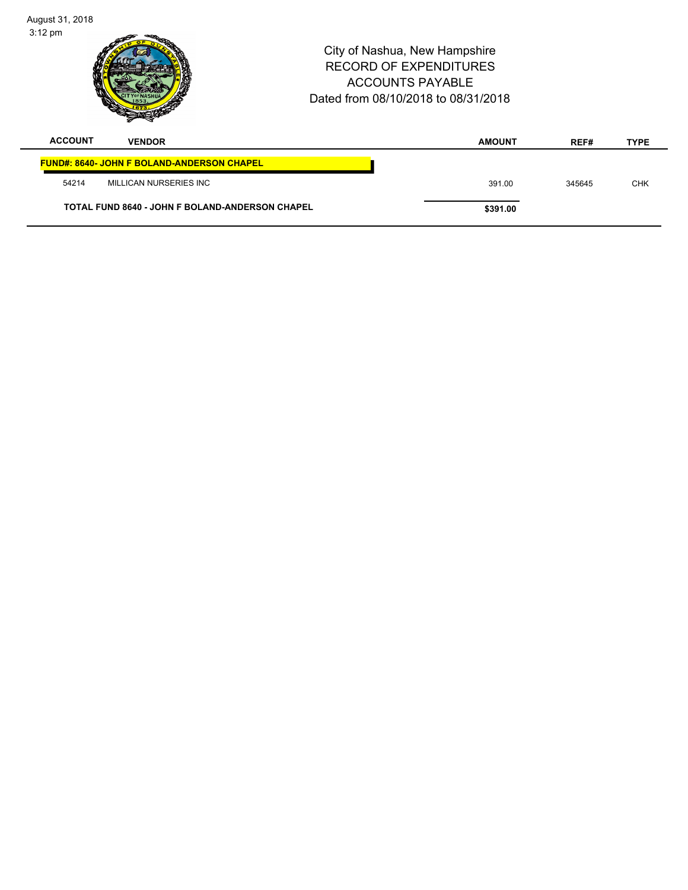City of Nashua, New Hampshire
RECORD OF EXPENDITURES
ACCOUNTS PAYABLE
Dated from 08/10/2018 to 08/31/2018

| ACCOUNT | VENDOR | AMOUNT | REF# | TYPE |
|---|---|---|---|---|
| **FUND#: 8640- JOHN F BOLAND-ANDERSON CHAPEL** | | | | |
| 54214 | MILLICAN NURSERIES INC | 391.00 | 345645 | CHK |
| **TOTAL FUND 8640 - JOHN F BOLAND-ANDERSON CHAPEL** | | **$391.00** | | |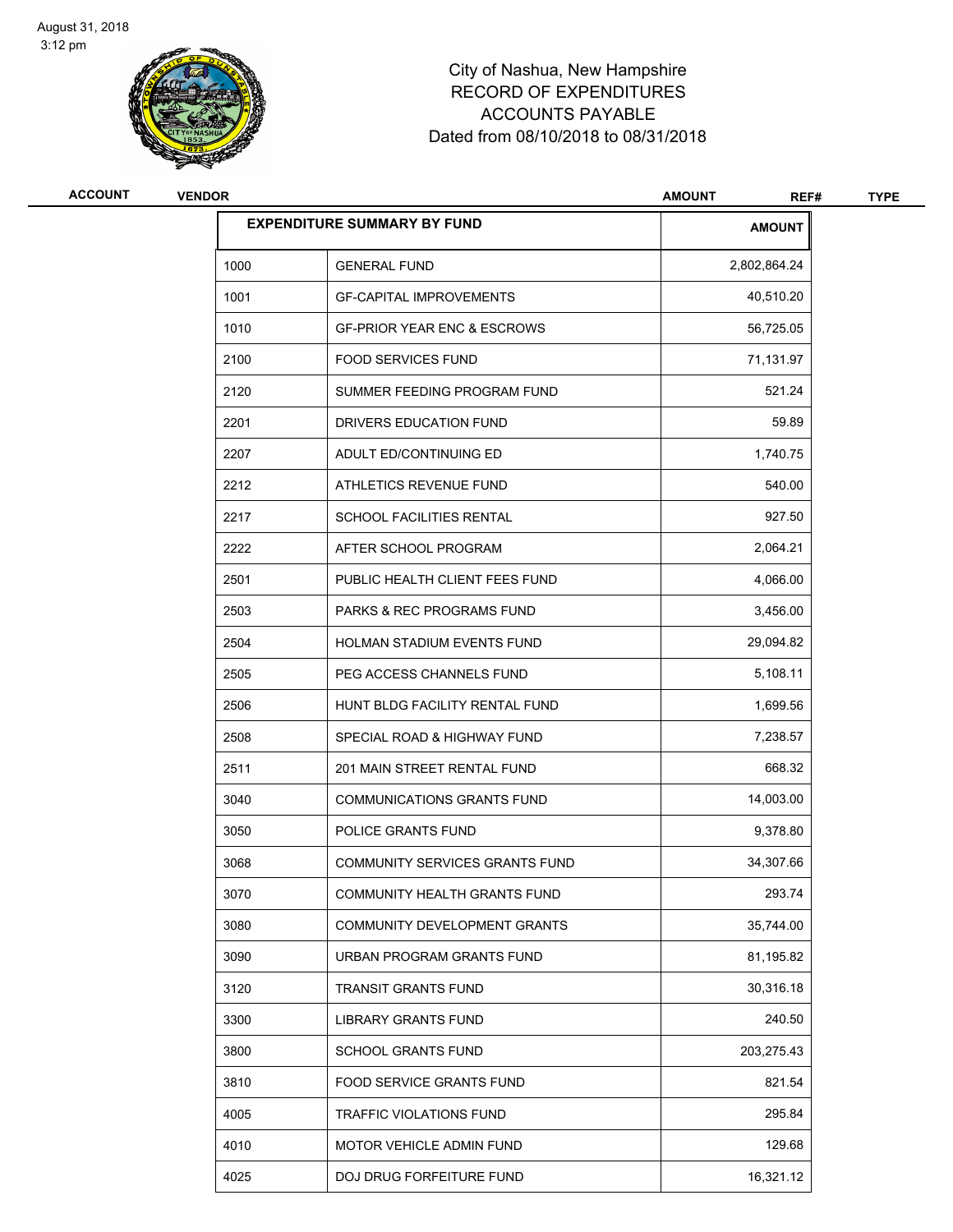August 31, 2018
3:12 pm

# City of Nashua, New Hampshire
## RECORD OF EXPENDITURES
## ACCOUNTS PAYABLE
Dated from 08/10/2018 to 08/31/2018

| ACCOUNT | VENDOR | AMOUNT | REF# | TYPE |
|---|---|---|---|---|

| EXPENDITURE SUMMARY BY FUND | | AMOUNT |
|---|---|---|
| 1000 | GENERAL FUND | 2,802,864.24 |
| 1001 | GF-CAPITAL IMPROVEMENTS | 40,510.20 |
| 1010 | GF-PRIOR YEAR ENC & ESCROWS | 56,725.05 |
| 2100 | FOOD SERVICES FUND | 71,131.97 |
| 2120 | SUMMER FEEDING PROGRAM FUND | 521.24 |
| 2201 | DRIVERS EDUCATION FUND | 59.89 |
| 2207 | ADULT ED/CONTINUING ED | 1,740.75 |
| 2212 | ATHLETICS REVENUE FUND | 540.00 |
| 2217 | SCHOOL FACILITIES RENTAL | 927.50 |
| 2222 | AFTER SCHOOL PROGRAM | 2,064.21 |
| 2501 | PUBLIC HEALTH CLIENT FEES FUND | 4,066.00 |
| 2503 | PARKS & REC PROGRAMS FUND | 3,456.00 |
| 2504 | HOLMAN STADIUM EVENTS FUND | 29,094.82 |
| 2505 | PEG ACCESS CHANNELS FUND | 5,108.11 |
| 2506 | HUNT BLDG FACILITY RENTAL FUND | 1,699.56 |
| 2508 | SPECIAL ROAD & HIGHWAY FUND | 7,238.57 |
| 2511 | 201 MAIN STREET RENTAL FUND | 668.32 |
| 3040 | COMMUNICATIONS GRANTS FUND | 14,003.00 |
| 3050 | POLICE GRANTS FUND | 9,378.80 |
| 3068 | COMMUNITY SERVICES GRANTS FUND | 34,307.66 |
| 3070 | COMMUNITY HEALTH GRANTS FUND | 293.74 |
| 3080 | COMMUNITY DEVELOPMENT GRANTS | 35,744.00 |
| 3090 | URBAN PROGRAM GRANTS FUND | 81,195.82 |
| 3120 | TRANSIT GRANTS FUND | 30,316.18 |
| 3300 | LIBRARY GRANTS FUND | 240.50 |
| 3800 | SCHOOL GRANTS FUND | 203,275.43 |
| 3810 | FOOD SERVICE GRANTS FUND | 821.54 |
| 4005 | TRAFFIC VIOLATIONS FUND | 295.84 |
| 4010 | MOTOR VEHICLE ADMIN FUND | 129.68 |
| 4025 | DOJ DRUG FORFEITURE FUND | 16,321.12 |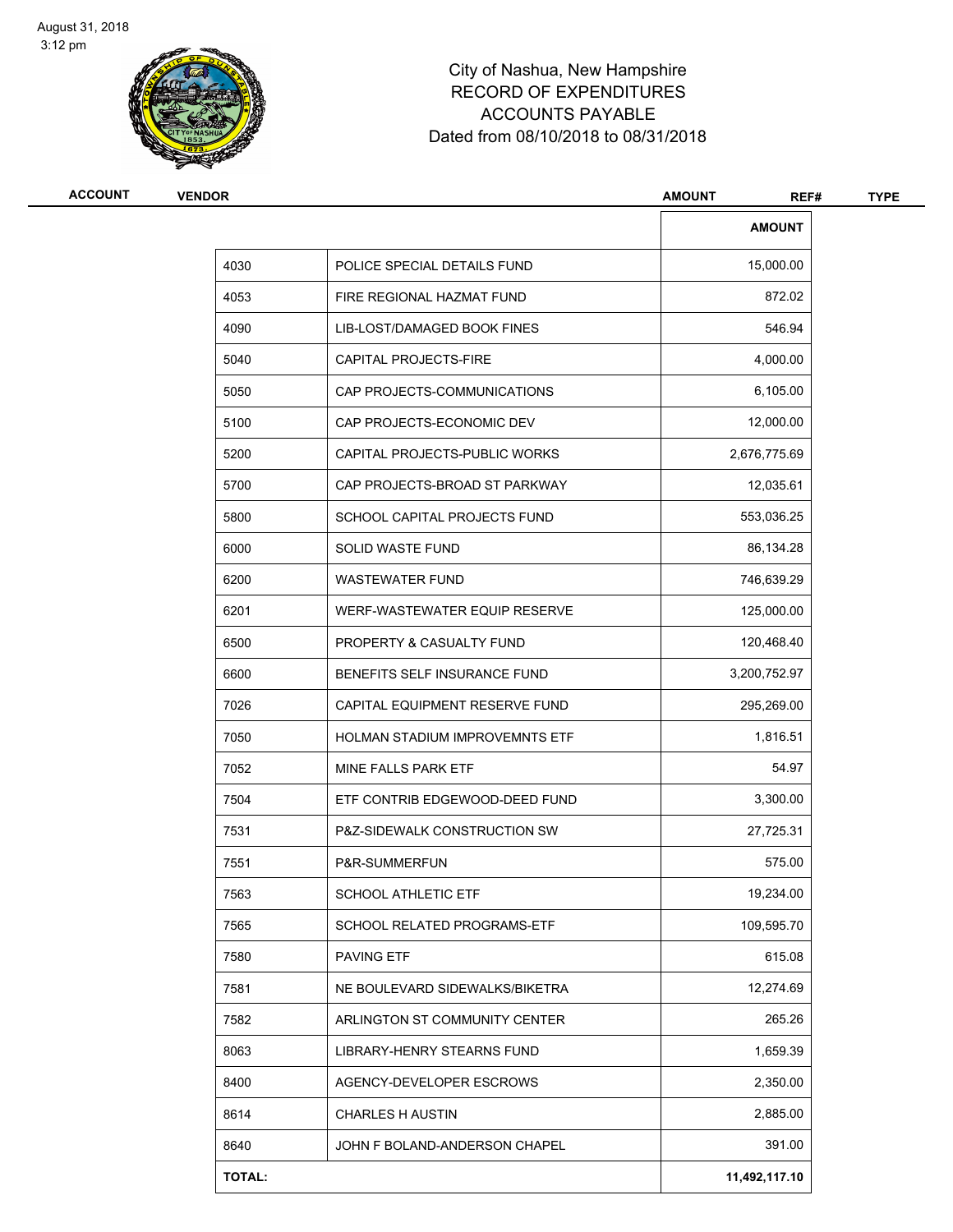City of Nashua, New Hampshire
RECORD OF EXPENDITURES
ACCOUNTS PAYABLE
Dated from 08/10/2018 to 08/31/2018

| ACCOUNT | VENDOR | AMOUNT | REF# | TYPE |
|---|---|---|---|---|

| | | AMOUNT |
|---|---|---|
| 4030 | POLICE SPECIAL DETAILS FUND | 15,000.00 |
| 4053 | FIRE REGIONAL HAZMAT FUND | 872.02 |
| 4090 | LIB-LOST/DAMAGED BOOK FINES | 546.94 |
| 5040 | CAPITAL PROJECTS-FIRE | 4,000.00 |
| 5050 | CAP PROJECTS-COMMUNICATIONS | 6,105.00 |
| 5100 | CAP PROJECTS-ECONOMIC DEV | 12,000.00 |
| 5200 | CAPITAL PROJECTS-PUBLIC WORKS | 2,676,775.69 |
| 5700 | CAP PROJECTS-BROAD ST PARKWAY | 12,035.61 |
| 5800 | SCHOOL CAPITAL PROJECTS FUND | 553,036.25 |
| 6000 | SOLID WASTE FUND | 86,134.28 |
| 6200 | WASTEWATER FUND | 746,639.29 |
| 6201 | WERF-WASTEWATER EQUIP RESERVE | 125,000.00 |
| 6500 | PROPERTY & CASUALTY FUND | 120,468.40 |
| 6600 | BENEFITS SELF INSURANCE FUND | 3,200,752.97 |
| 7026 | CAPITAL EQUIPMENT RESERVE FUND | 295,269.00 |
| 7050 | HOLMAN STADIUM IMPROVEMNTS ETF | 1,816.51 |
| 7052 | MINE FALLS PARK ETF | 54.97 |
| 7504 | ETF CONTRIB EDGEWOOD-DEED FUND | 3,300.00 |
| 7531 | P&Z-SIDEWALK CONSTRUCTION SW | 27,725.31 |
| 7551 | P&R-SUMMERFUN | 575.00 |
| 7563 | SCHOOL ATHLETIC ETF | 19,234.00 |
| 7565 | SCHOOL RELATED PROGRAMS-ETF | 109,595.70 |
| 7580 | PAVING ETF | 615.08 |
| 7581 | NE BOULEVARD SIDEWALKS/BIKETRA | 12,274.69 |
| 7582 | ARLINGTON ST COMMUNITY CENTER | 265.26 |
| 8063 | LIBRARY-HENRY STEARNS FUND | 1,659.39 |
| 8400 | AGENCY-DEVELOPER ESCROWS | 2,350.00 |
| 8614 | CHARLES H AUSTIN | 2,885.00 |
| 8640 | JOHN F BOLAND-ANDERSON CHAPEL | 391.00 |
| **TOTAL:** | | **11,492,117.10** |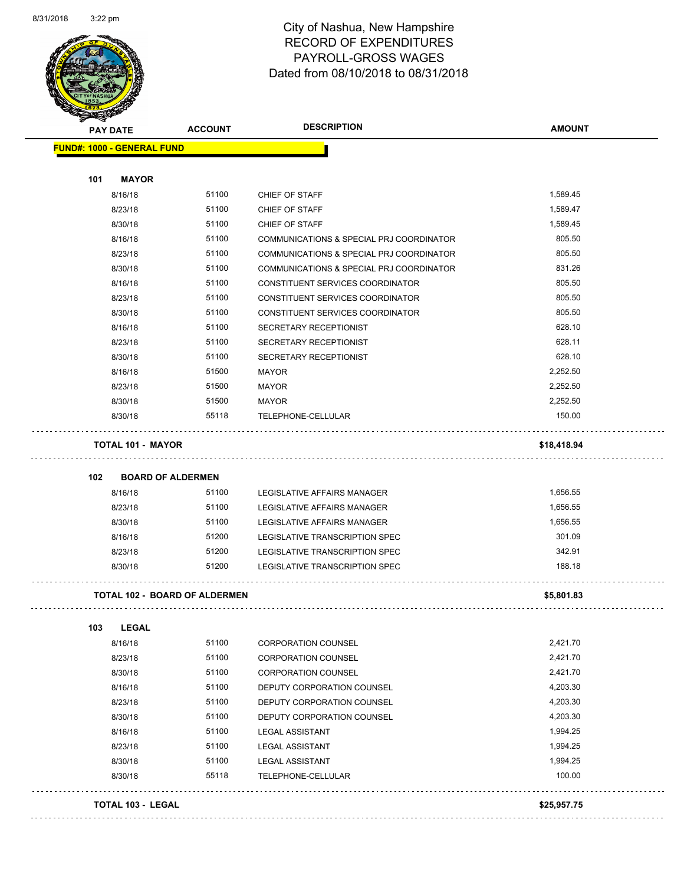# City of Nashua, New Hampshire
## RECORD OF EXPENDITURES
## PAYROLL-GROSS WAGES
## Dated from 08/10/2018 to 08/31/2018

| PAY DATE | ACCOUNT | DESCRIPTION | AMOUNT |
|---|---|---|---|
| **FUND#: 1000 - GENERAL FUND** | | | |
| **101 MAYOR** | | | |
| 8/16/18 | 51100 | CHIEF OF STAFF | 1,589.45 |
| 8/23/18 | 51100 | CHIEF OF STAFF | 1,589.47 |
| 8/30/18 | 51100 | CHIEF OF STAFF | 1,589.45 |
| 8/16/18 | 51100 | COMMUNICATIONS & SPECIAL PRJ COORDINATOR | 805.50 |
| 8/23/18 | 51100 | COMMUNICATIONS & SPECIAL PRJ COORDINATOR | 805.50 |
| 8/30/18 | 51100 | COMMUNICATIONS & SPECIAL PRJ COORDINATOR | 831.26 |
| 8/16/18 | 51100 | CONSTITUENT SERVICES COORDINATOR | 805.50 |
| 8/23/18 | 51100 | CONSTITUENT SERVICES COORDINATOR | 805.50 |
| 8/30/18 | 51100 | CONSTITUENT SERVICES COORDINATOR | 805.50 |
| 8/16/18 | 51100 | SECRETARY RECEPTIONIST | 628.10 |
| 8/23/18 | 51100 | SECRETARY RECEPTIONIST | 628.11 |
| 8/30/18 | 51100 | SECRETARY RECEPTIONIST | 628.10 |
| 8/16/18 | 51500 | MAYOR | 2,252.50 |
| 8/23/18 | 51500 | MAYOR | 2,252.50 |
| 8/30/18 | 51500 | MAYOR | 2,252.50 |
| 8/30/18 | 55118 | TELEPHONE-CELLULAR | 150.00 |
| **TOTAL 101 - MAYOR** | | | **$18,418.94** |
| **102 BOARD OF ALDERMEN** | | | |
| 8/16/18 | 51100 | LEGISLATIVE AFFAIRS MANAGER | 1,656.55 |
| 8/23/18 | 51100 | LEGISLATIVE AFFAIRS MANAGER | 1,656.55 |
| 8/30/18 | 51100 | LEGISLATIVE AFFAIRS MANAGER | 1,656.55 |
| 8/16/18 | 51200 | LEGISLATIVE TRANSCRIPTION SPEC | 301.09 |
| 8/23/18 | 51200 | LEGISLATIVE TRANSCRIPTION SPEC | 342.91 |
| 8/30/18 | 51200 | LEGISLATIVE TRANSCRIPTION SPEC | 188.18 |
| **TOTAL 102 - BOARD OF ALDERMEN** | | | **$5,801.83** |
| **103 LEGAL** | | | |
| 8/16/18 | 51100 | CORPORATION COUNSEL | 2,421.70 |
| 8/23/18 | 51100 | CORPORATION COUNSEL | 2,421.70 |
| 8/30/18 | 51100 | CORPORATION COUNSEL | 2,421.70 |
| 8/16/18 | 51100 | DEPUTY CORPORATION COUNSEL | 4,203.30 |
| 8/23/18 | 51100 | DEPUTY CORPORATION COUNSEL | 4,203.30 |
| 8/30/18 | 51100 | DEPUTY CORPORATION COUNSEL | 4,203.30 |
| 8/16/18 | 51100 | LEGAL ASSISTANT | 1,994.25 |
| 8/23/18 | 51100 | LEGAL ASSISTANT | 1,994.25 |
| 8/30/18 | 51100 | LEGAL ASSISTANT | 1,994.25 |
| 8/30/18 | 55118 | TELEPHONE-CELLULAR | 100.00 |
| **TOTAL 103 - LEGAL** | | | **$25,957.75** |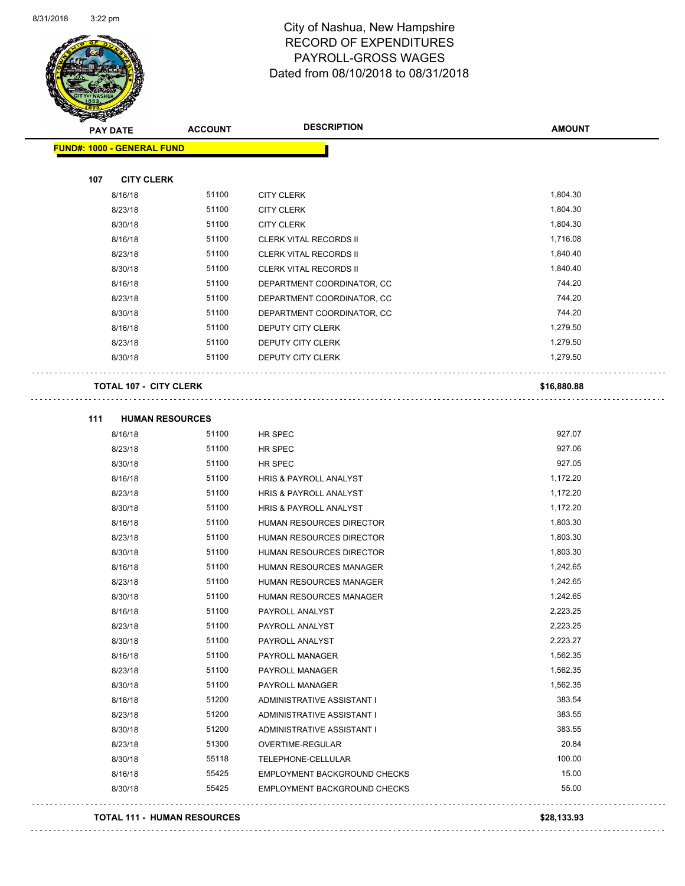# City of Nashua, New Hampshire
## RECORD OF EXPENDITURES
## PAYROLL-GROSS WAGES
## Dated from 08/10/2018 to 08/31/2018

| PAY DATE | ACCOUNT | DESCRIPTION | AMOUNT |
|---|---|---|---|
| **FUND#: 1000 - GENERAL FUND** | | | |
| **107 CITY CLERK** | | | |
| 8/16/18 | 51100 | CITY CLERK | 1,804.30 |
| 8/23/18 | 51100 | CITY CLERK | 1,804.30 |
| 8/30/18 | 51100 | CITY CLERK | 1,804.30 |
| 8/16/18 | 51100 | CLERK VITAL RECORDS II | 1,716.08 |
| 8/23/18 | 51100 | CLERK VITAL RECORDS II | 1,840.40 |
| 8/30/18 | 51100 | CLERK VITAL RECORDS II | 1,840.40 |
| 8/16/18 | 51100 | DEPARTMENT COORDINATOR, CC | 744.20 |
| 8/23/18 | 51100 | DEPARTMENT COORDINATOR, CC | 744.20 |
| 8/30/18 | 51100 | DEPARTMENT COORDINATOR, CC | 744.20 |
| 8/16/18 | 51100 | DEPUTY CITY CLERK | 1,279.50 |
| 8/23/18 | 51100 | DEPUTY CITY CLERK | 1,279.50 |
| 8/30/18 | 51100 | DEPUTY CITY CLERK | 1,279.50 |
| **TOTAL 107 - CITY CLERK** | | | **$16,880.88** |
| **111 HUMAN RESOURCES** | | | |
| 8/16/18 | 51100 | HR SPEC | 927.07 |
| 8/23/18 | 51100 | HR SPEC | 927.06 |
| 8/30/18 | 51100 | HR SPEC | 927.05 |
| 8/16/18 | 51100 | HRIS & PAYROLL ANALYST | 1,172.20 |
| 8/23/18 | 51100 | HRIS & PAYROLL ANALYST | 1,172.20 |
| 8/30/18 | 51100 | HRIS & PAYROLL ANALYST | 1,172.20 |
| 8/16/18 | 51100 | HUMAN RESOURCES DIRECTOR | 1,803.30 |
| 8/23/18 | 51100 | HUMAN RESOURCES DIRECTOR | 1,803.30 |
| 8/30/18 | 51100 | HUMAN RESOURCES DIRECTOR | 1,803.30 |
| 8/16/18 | 51100 | HUMAN RESOURCES MANAGER | 1,242.65 |
| 8/23/18 | 51100 | HUMAN RESOURCES MANAGER | 1,242.65 |
| 8/30/18 | 51100 | HUMAN RESOURCES MANAGER | 1,242.65 |
| 8/16/18 | 51100 | PAYROLL ANALYST | 2,223.25 |
| 8/23/18 | 51100 | PAYROLL ANALYST | 2,223.25 |
| 8/30/18 | 51100 | PAYROLL ANALYST | 2,223.27 |
| 8/16/18 | 51100 | PAYROLL MANAGER | 1,562.35 |
| 8/23/18 | 51100 | PAYROLL MANAGER | 1,562.35 |
| 8/30/18 | 51100 | PAYROLL MANAGER | 1,562.35 |
| 8/16/18 | 51200 | ADMINISTRATIVE ASSISTANT I | 383.54 |
| 8/23/18 | 51200 | ADMINISTRATIVE ASSISTANT I | 383.55 |
| 8/30/18 | 51200 | ADMINISTRATIVE ASSISTANT I | 383.55 |
| 8/23/18 | 51300 | OVERTIME-REGULAR | 20.84 |
| 8/30/18 | 55118 | TELEPHONE-CELLULAR | 100.00 |
| 8/16/18 | 55425 | EMPLOYMENT BACKGROUND CHECKS | 15.00 |
| 8/30/18 | 55425 | EMPLOYMENT BACKGROUND CHECKS | 55.00 |
| **TOTAL 111 - HUMAN RESOURCES** | | | **$28,133.93** |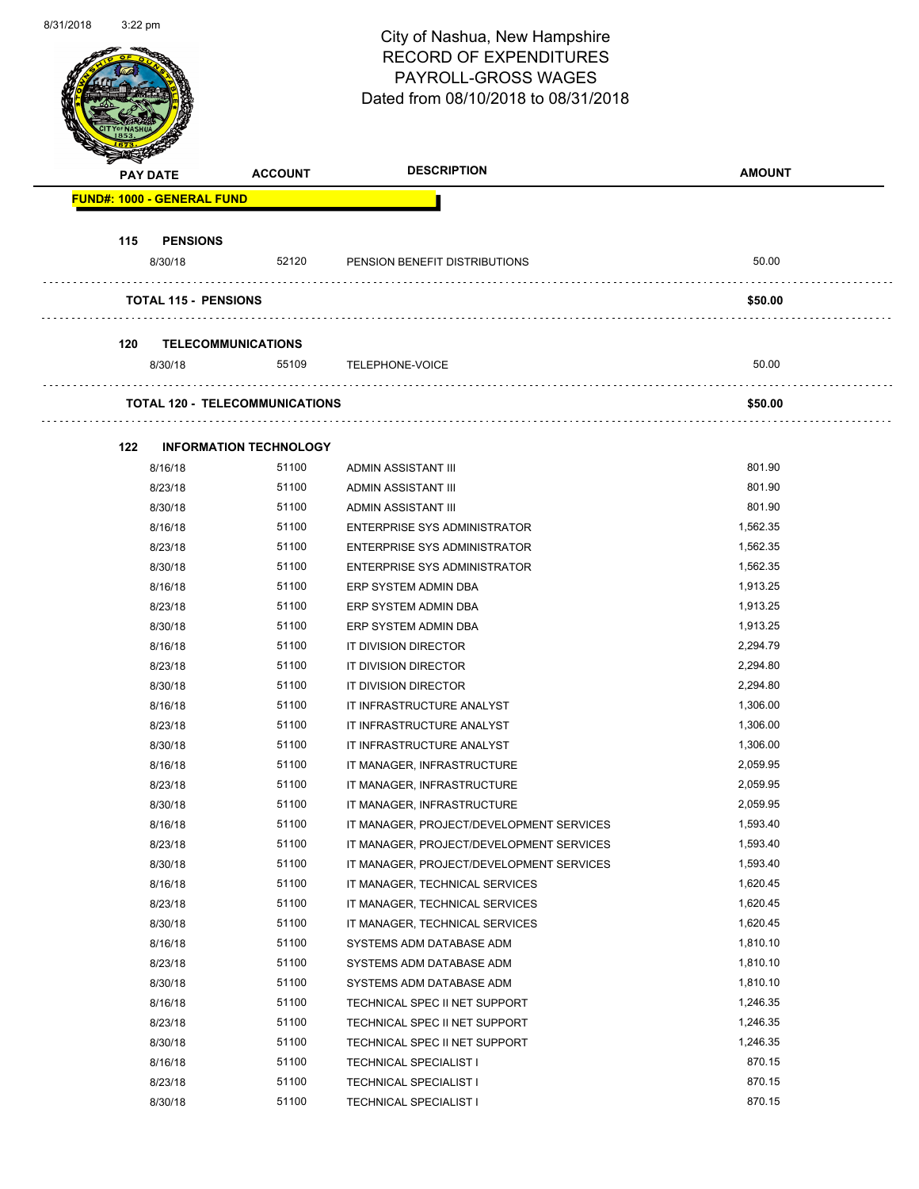# City of Nashua, New Hampshire
## RECORD OF EXPENDITURES
## PAYROLL-GROSS WAGES
### Dated from 08/10/2018 to 08/31/2018

| PAY DATE | ACCOUNT | DESCRIPTION | AMOUNT |
|---|---|---|---|
| **FUND#: 1000 - GENERAL FUND** | | | |
| **115 PENSIONS** | | | |
| 8/30/18 | 52120 | PENSION BENEFIT DISTRIBUTIONS | 50.00 |
| **TOTAL 115 - PENSIONS** | | | **$50.00** |
| **120 TELECOMMUNICATIONS** | | | |
| 8/30/18 | 55109 | TELEPHONE-VOICE | 50.00 |
| **TOTAL 120 - TELECOMMUNICATIONS** | | | **$50.00** |
| **122 INFORMATION TECHNOLOGY** | | | |
| 8/16/18 | 51100 | ADMIN ASSISTANT III | 801.90 |
| 8/23/18 | 51100 | ADMIN ASSISTANT III | 801.90 |
| 8/30/18 | 51100 | ADMIN ASSISTANT III | 801.90 |
| 8/16/18 | 51100 | ENTERPRISE SYS ADMINISTRATOR | 1,562.35 |
| 8/23/18 | 51100 | ENTERPRISE SYS ADMINISTRATOR | 1,562.35 |
| 8/30/18 | 51100 | ENTERPRISE SYS ADMINISTRATOR | 1,562.35 |
| 8/16/18 | 51100 | ERP SYSTEM ADMIN DBA | 1,913.25 |
| 8/23/18 | 51100 | ERP SYSTEM ADMIN DBA | 1,913.25 |
| 8/30/18 | 51100 | ERP SYSTEM ADMIN DBA | 1,913.25 |
| 8/16/18 | 51100 | IT DIVISION DIRECTOR | 2,294.79 |
| 8/23/18 | 51100 | IT DIVISION DIRECTOR | 2,294.80 |
| 8/30/18 | 51100 | IT DIVISION DIRECTOR | 2,294.80 |
| 8/16/18 | 51100 | IT INFRASTRUCTURE ANALYST | 1,306.00 |
| 8/23/18 | 51100 | IT INFRASTRUCTURE ANALYST | 1,306.00 |
| 8/30/18 | 51100 | IT INFRASTRUCTURE ANALYST | 1,306.00 |
| 8/16/18 | 51100 | IT MANAGER, INFRASTRUCTURE | 2,059.95 |
| 8/23/18 | 51100 | IT MANAGER, INFRASTRUCTURE | 2,059.95 |
| 8/30/18 | 51100 | IT MANAGER, INFRASTRUCTURE | 2,059.95 |
| 8/16/18 | 51100 | IT MANAGER, PROJECT/DEVELOPMENT SERVICES | 1,593.40 |
| 8/23/18 | 51100 | IT MANAGER, PROJECT/DEVELOPMENT SERVICES | 1,593.40 |
| 8/30/18 | 51100 | IT MANAGER, PROJECT/DEVELOPMENT SERVICES | 1,593.40 |
| 8/16/18 | 51100 | IT MANAGER, TECHNICAL SERVICES | 1,620.45 |
| 8/23/18 | 51100 | IT MANAGER, TECHNICAL SERVICES | 1,620.45 |
| 8/30/18 | 51100 | IT MANAGER, TECHNICAL SERVICES | 1,620.45 |
| 8/16/18 | 51100 | SYSTEMS ADM DATABASE ADM | 1,810.10 |
| 8/23/18 | 51100 | SYSTEMS ADM DATABASE ADM | 1,810.10 |
| 8/30/18 | 51100 | SYSTEMS ADM DATABASE ADM | 1,810.10 |
| 8/16/18 | 51100 | TECHNICAL SPEC II NET SUPPORT | 1,246.35 |
| 8/23/18 | 51100 | TECHNICAL SPEC II NET SUPPORT | 1,246.35 |
| 8/30/18 | 51100 | TECHNICAL SPEC II NET SUPPORT | 1,246.35 |
| 8/16/18 | 51100 | TECHNICAL SPECIALIST I | 870.15 |
| 8/23/18 | 51100 | TECHNICAL SPECIALIST I | 870.15 |
| 8/30/18 | 51100 | TECHNICAL SPECIALIST I | 870.15 |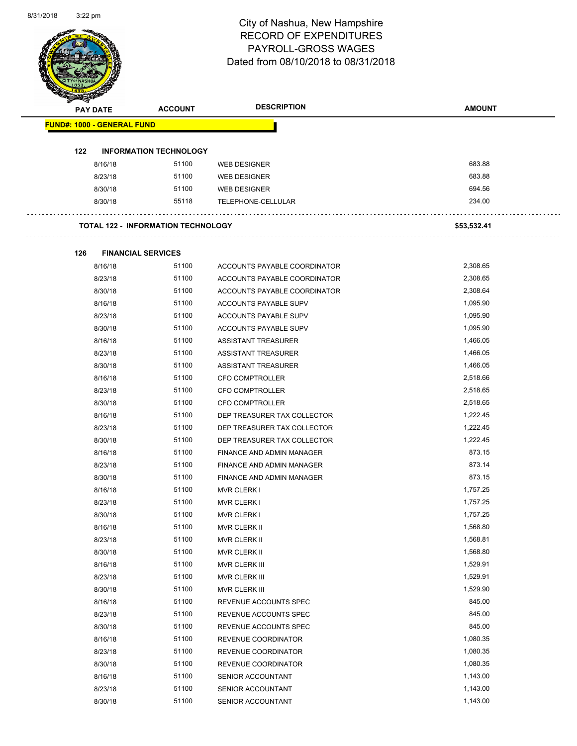# City of Nashua, New Hampshire
## RECORD OF EXPENDITURES
## PAYROLL-GROSS WAGES
## Dated from 08/10/2018 to 08/31/2018

| PAY DATE | ACCOUNT | DESCRIPTION | AMOUNT |
|---|---|---|---|
| **FUND#: 1000 - GENERAL FUND** | | | |
| **122 INFORMATION TECHNOLOGY** | | | |
| 8/16/18 | 51100 | WEB DESIGNER | 683.88 |
| 8/23/18 | 51100 | WEB DESIGNER | 683.88 |
| 8/30/18 | 51100 | WEB DESIGNER | 694.56 |
| 8/30/18 | 55118 | TELEPHONE-CELLULAR | 234.00 |
| **TOTAL 122 - INFORMATION TECHNOLOGY** | | | **$53,532.41** |
| **126 FINANCIAL SERVICES** | | | |
| 8/16/18 | 51100 | ACCOUNTS PAYABLE COORDINATOR | 2,308.65 |
| 8/23/18 | 51100 | ACCOUNTS PAYABLE COORDINATOR | 2,308.65 |
| 8/30/18 | 51100 | ACCOUNTS PAYABLE COORDINATOR | 2,308.64 |
| 8/16/18 | 51100 | ACCOUNTS PAYABLE SUPV | 1,095.90 |
| 8/23/18 | 51100 | ACCOUNTS PAYABLE SUPV | 1,095.90 |
| 8/30/18 | 51100 | ACCOUNTS PAYABLE SUPV | 1,095.90 |
| 8/16/18 | 51100 | ASSISTANT TREASURER | 1,466.05 |
| 8/23/18 | 51100 | ASSISTANT TREASURER | 1,466.05 |
| 8/30/18 | 51100 | ASSISTANT TREASURER | 1,466.05 |
| 8/16/18 | 51100 | CFO COMPTROLLER | 2,518.66 |
| 8/23/18 | 51100 | CFO COMPTROLLER | 2,518.65 |
| 8/30/18 | 51100 | CFO COMPTROLLER | 2,518.65 |
| 8/16/18 | 51100 | DEP TREASURER TAX COLLECTOR | 1,222.45 |
| 8/23/18 | 51100 | DEP TREASURER TAX COLLECTOR | 1,222.45 |
| 8/30/18 | 51100 | DEP TREASURER TAX COLLECTOR | 1,222.45 |
| 8/16/18 | 51100 | FINANCE AND ADMIN MANAGER | 873.15 |
| 8/23/18 | 51100 | FINANCE AND ADMIN MANAGER | 873.14 |
| 8/30/18 | 51100 | FINANCE AND ADMIN MANAGER | 873.15 |
| 8/16/18 | 51100 | MVR CLERK I | 1,757.25 |
| 8/23/18 | 51100 | MVR CLERK I | 1,757.25 |
| 8/30/18 | 51100 | MVR CLERK I | 1,757.25 |
| 8/16/18 | 51100 | MVR CLERK II | 1,568.80 |
| 8/23/18 | 51100 | MVR CLERK II | 1,568.81 |
| 8/30/18 | 51100 | MVR CLERK II | 1,568.80 |
| 8/16/18 | 51100 | MVR CLERK III | 1,529.91 |
| 8/23/18 | 51100 | MVR CLERK III | 1,529.91 |
| 8/30/18 | 51100 | MVR CLERK III | 1,529.90 |
| 8/16/18 | 51100 | REVENUE ACCOUNTS SPEC | 845.00 |
| 8/23/18 | 51100 | REVENUE ACCOUNTS SPEC | 845.00 |
| 8/30/18 | 51100 | REVENUE ACCOUNTS SPEC | 845.00 |
| 8/16/18 | 51100 | REVENUE COORDINATOR | 1,080.35 |
| 8/23/18 | 51100 | REVENUE COORDINATOR | 1,080.35 |
| 8/30/18 | 51100 | REVENUE COORDINATOR | 1,080.35 |
| 8/16/18 | 51100 | SENIOR ACCOUNTANT | 1,143.00 |
| 8/23/18 | 51100 | SENIOR ACCOUNTANT | 1,143.00 |
| 8/30/18 | 51100 | SENIOR ACCOUNTANT | 1,143.00 |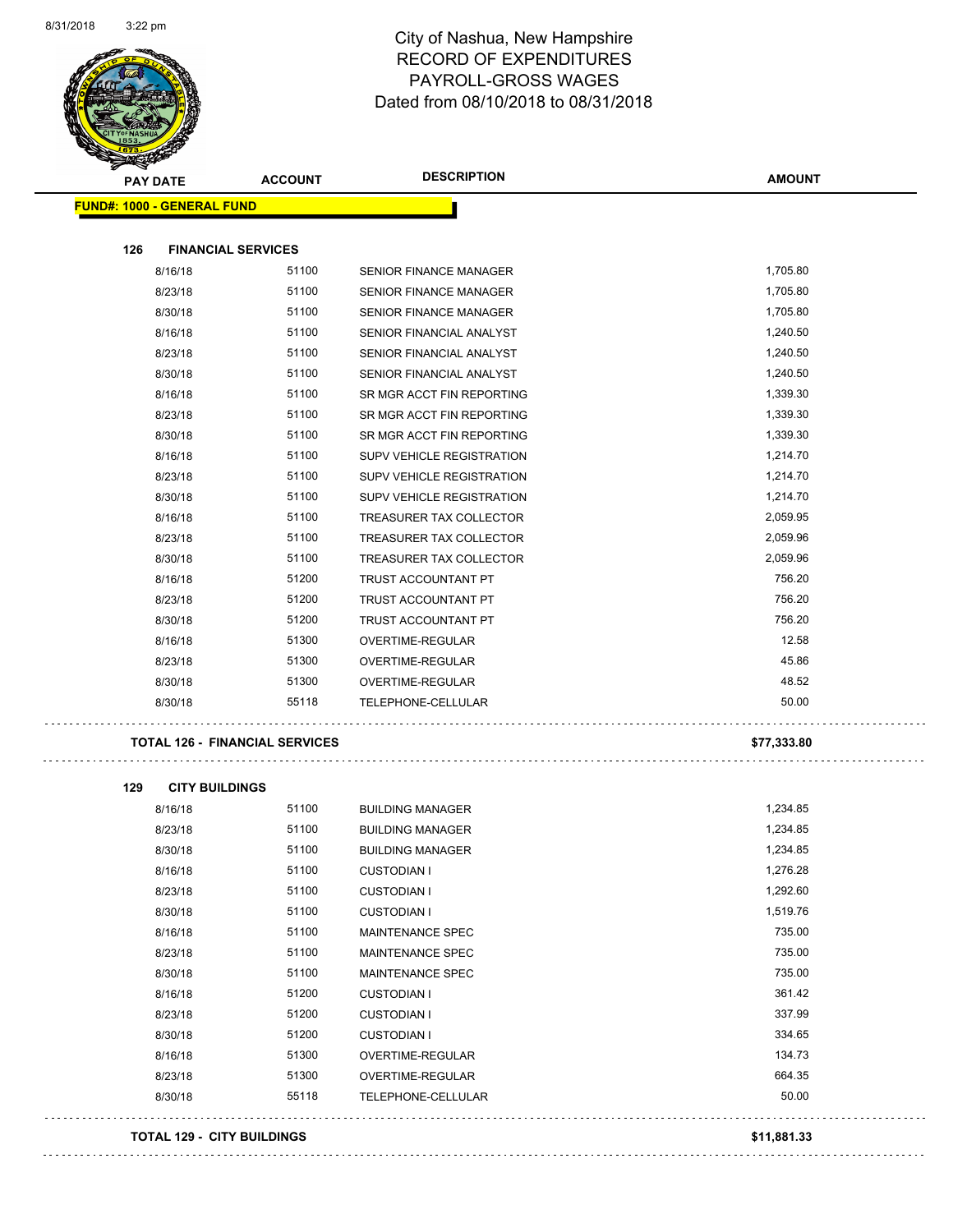# City of Nashua, New Hampshire
## RECORD OF EXPENDITURES
## PAYROLL-GROSS WAGES
## Dated from 08/10/2018 to 08/31/2018

| PAY DATE | ACCOUNT | DESCRIPTION | AMOUNT |
|---|---|---|---|
| **FUND#: 1000 - GENERAL FUND** | | | |
| **126 FINANCIAL SERVICES** | | | |
| 8/16/18 | 51100 | SENIOR FINANCE MANAGER | 1,705.80 |
| 8/23/18 | 51100 | SENIOR FINANCE MANAGER | 1,705.80 |
| 8/30/18 | 51100 | SENIOR FINANCE MANAGER | 1,705.80 |
| 8/16/18 | 51100 | SENIOR FINANCIAL ANALYST | 1,240.50 |
| 8/23/18 | 51100 | SENIOR FINANCIAL ANALYST | 1,240.50 |
| 8/30/18 | 51100 | SENIOR FINANCIAL ANALYST | 1,240.50 |
| 8/16/18 | 51100 | SR MGR ACCT FIN REPORTING | 1,339.30 |
| 8/23/18 | 51100 | SR MGR ACCT FIN REPORTING | 1,339.30 |
| 8/30/18 | 51100 | SR MGR ACCT FIN REPORTING | 1,339.30 |
| 8/16/18 | 51100 | SUPV VEHICLE REGISTRATION | 1,214.70 |
| 8/23/18 | 51100 | SUPV VEHICLE REGISTRATION | 1,214.70 |
| 8/30/18 | 51100 | SUPV VEHICLE REGISTRATION | 1,214.70 |
| 8/16/18 | 51100 | TREASURER TAX COLLECTOR | 2,059.95 |
| 8/23/18 | 51100 | TREASURER TAX COLLECTOR | 2,059.96 |
| 8/30/18 | 51100 | TREASURER TAX COLLECTOR | 2,059.96 |
| 8/16/18 | 51200 | TRUST ACCOUNTANT PT | 756.20 |
| 8/23/18 | 51200 | TRUST ACCOUNTANT PT | 756.20 |
| 8/30/18 | 51200 | TRUST ACCOUNTANT PT | 756.20 |
| 8/16/18 | 51300 | OVERTIME-REGULAR | 12.58 |
| 8/23/18 | 51300 | OVERTIME-REGULAR | 45.86 |
| 8/30/18 | 51300 | OVERTIME-REGULAR | 48.52 |
| 8/30/18 | 55118 | TELEPHONE-CELLULAR | 50.00 |
| **TOTAL 126 - FINANCIAL SERVICES** | | | **$77,333.80** |
| **129 CITY BUILDINGS** | | | |
| 8/16/18 | 51100 | BUILDING MANAGER | 1,234.85 |
| 8/23/18 | 51100 | BUILDING MANAGER | 1,234.85 |
| 8/30/18 | 51100 | BUILDING MANAGER | 1,234.85 |
| 8/16/18 | 51100 | CUSTODIAN I | 1,276.28 |
| 8/23/18 | 51100 | CUSTODIAN I | 1,292.60 |
| 8/30/18 | 51100 | CUSTODIAN I | 1,519.76 |
| 8/16/18 | 51100 | MAINTENANCE SPEC | 735.00 |
| 8/23/18 | 51100 | MAINTENANCE SPEC | 735.00 |
| 8/30/18 | 51100 | MAINTENANCE SPEC | 735.00 |
| 8/16/18 | 51200 | CUSTODIAN I | 361.42 |
| 8/23/18 | 51200 | CUSTODIAN I | 337.99 |
| 8/30/18 | 51200 | CUSTODIAN I | 334.65 |
| 8/16/18 | 51300 | OVERTIME-REGULAR | 134.73 |
| 8/23/18 | 51300 | OVERTIME-REGULAR | 664.35 |
| 8/30/18 | 55118 | TELEPHONE-CELLULAR | 50.00 |
| **TOTAL 129 - CITY BUILDINGS** | | | **$11,881.33** |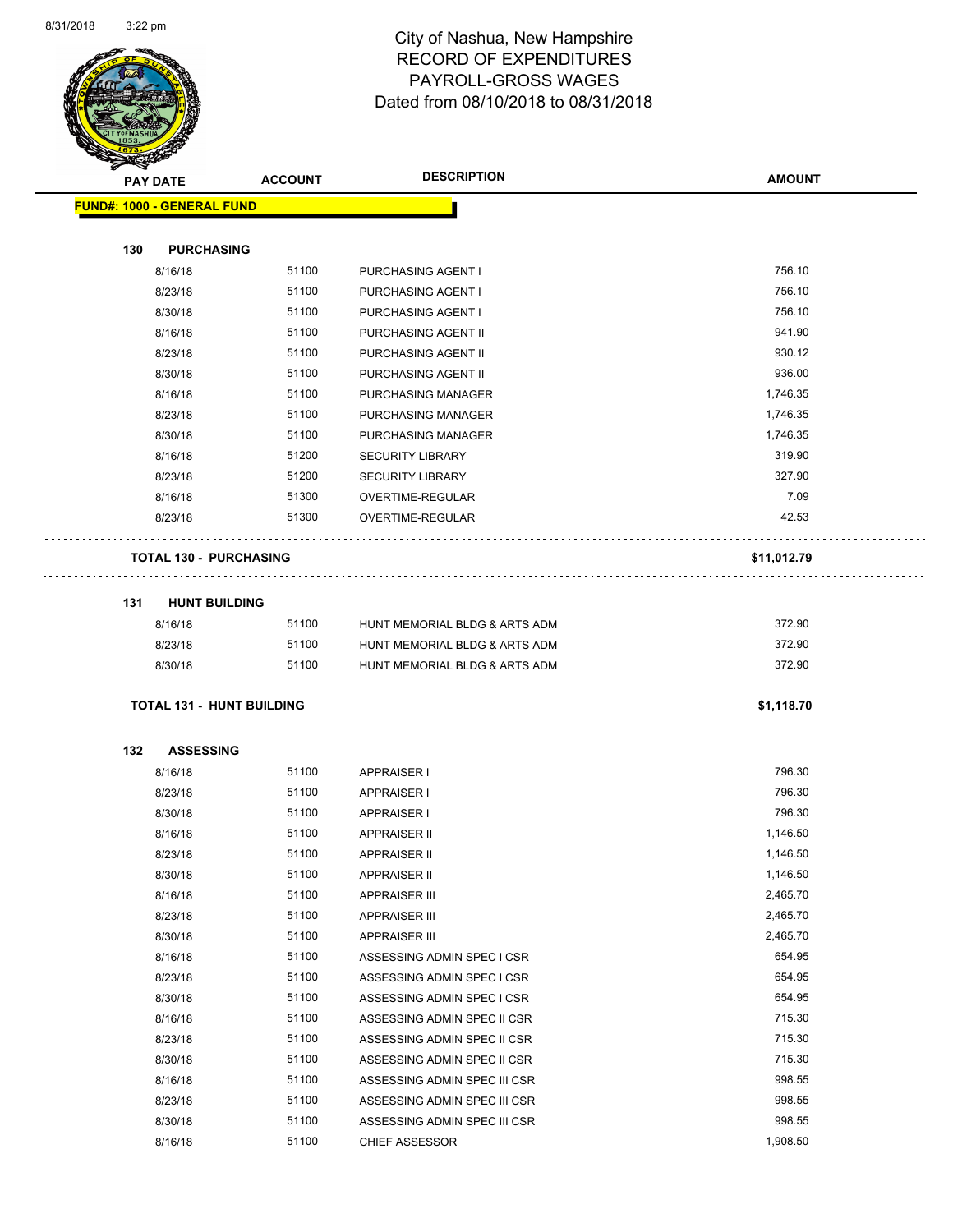# City of Nashua, New Hampshire
## RECORD OF EXPENDITURES
## PAYROLL-GROSS WAGES
## Dated from 08/10/2018 to 08/31/2018

| PAY DATE | ACCOUNT | DESCRIPTION | AMOUNT |
|---|---|---|---|
| **FUND#: 1000 - GENERAL FUND** | | | |
| **130 PURCHASING** | | | |
| 8/16/18 | 51100 | PURCHASING AGENT I | 756.10 |
| 8/23/18 | 51100 | PURCHASING AGENT I | 756.10 |
| 8/30/18 | 51100 | PURCHASING AGENT I | 756.10 |
| 8/16/18 | 51100 | PURCHASING AGENT II | 941.90 |
| 8/23/18 | 51100 | PURCHASING AGENT II | 930.12 |
| 8/30/18 | 51100 | PURCHASING AGENT II | 936.00 |
| 8/16/18 | 51100 | PURCHASING MANAGER | 1,746.35 |
| 8/23/18 | 51100 | PURCHASING MANAGER | 1,746.35 |
| 8/30/18 | 51100 | PURCHASING MANAGER | 1,746.35 |
| 8/16/18 | 51200 | SECURITY LIBRARY | 319.90 |
| 8/23/18 | 51200 | SECURITY LIBRARY | 327.90 |
| 8/16/18 | 51300 | OVERTIME-REGULAR | 7.09 |
| 8/23/18 | 51300 | OVERTIME-REGULAR | 42.53 |
| **TOTAL 130 - PURCHASING** | | | **$11,012.79** |
| **131 HUNT BUILDING** | | | |
| 8/16/18 | 51100 | HUNT MEMORIAL BLDG & ARTS ADM | 372.90 |
| 8/23/18 | 51100 | HUNT MEMORIAL BLDG & ARTS ADM | 372.90 |
| 8/30/18 | 51100 | HUNT MEMORIAL BLDG & ARTS ADM | 372.90 |
| **TOTAL 131 - HUNT BUILDING** | | | **$1,118.70** |
| **132 ASSESSING** | | | |
| 8/16/18 | 51100 | APPRAISER I | 796.30 |
| 8/23/18 | 51100 | APPRAISER I | 796.30 |
| 8/30/18 | 51100 | APPRAISER I | 796.30 |
| 8/16/18 | 51100 | APPRAISER II | 1,146.50 |
| 8/23/18 | 51100 | APPRAISER II | 1,146.50 |
| 8/30/18 | 51100 | APPRAISER II | 1,146.50 |
| 8/16/18 | 51100 | APPRAISER III | 2,465.70 |
| 8/23/18 | 51100 | APPRAISER III | 2,465.70 |
| 8/30/18 | 51100 | APPRAISER III | 2,465.70 |
| 8/16/18 | 51100 | ASSESSING ADMIN SPEC I CSR | 654.95 |
| 8/23/18 | 51100 | ASSESSING ADMIN SPEC I CSR | 654.95 |
| 8/30/18 | 51100 | ASSESSING ADMIN SPEC I CSR | 654.95 |
| 8/16/18 | 51100 | ASSESSING ADMIN SPEC II CSR | 715.30 |
| 8/23/18 | 51100 | ASSESSING ADMIN SPEC II CSR | 715.30 |
| 8/30/18 | 51100 | ASSESSING ADMIN SPEC II CSR | 715.30 |
| 8/16/18 | 51100 | ASSESSING ADMIN SPEC III CSR | 998.55 |
| 8/23/18 | 51100 | ASSESSING ADMIN SPEC III CSR | 998.55 |
| 8/30/18 | 51100 | ASSESSING ADMIN SPEC III CSR | 998.55 |
| 8/16/18 | 51100 | CHIEF ASSESSOR | 1,908.50 |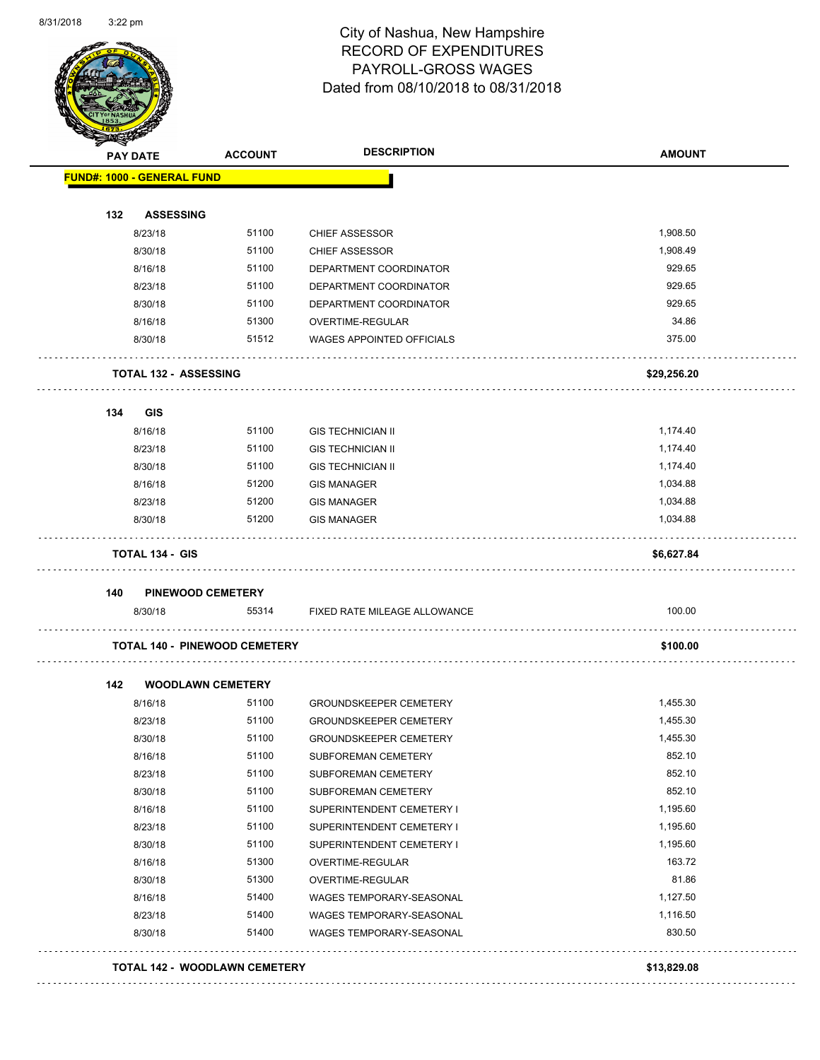City of Nashua, New Hampshire
RECORD OF EXPENDITURES
PAYROLL-GROSS WAGES
Dated from 08/10/2018 to 08/31/2018

| PAY DATE | ACCOUNT | DESCRIPTION | AMOUNT |
|---|---|---|---|
| **FUND#: 1000 - GENERAL FUND** | | | |
| **132 ASSESSING** | | | |
| 8/23/18 | 51100 | CHIEF ASSESSOR | 1,908.50 |
| 8/30/18 | 51100 | CHIEF ASSESSOR | 1,908.49 |
| 8/16/18 | 51100 | DEPARTMENT COORDINATOR | 929.65 |
| 8/23/18 | 51100 | DEPARTMENT COORDINATOR | 929.65 |
| 8/30/18 | 51100 | DEPARTMENT COORDINATOR | 929.65 |
| 8/16/18 | 51300 | OVERTIME-REGULAR | 34.86 |
| 8/30/18 | 51512 | WAGES APPOINTED OFFICIALS | 375.00 |
| **TOTAL 132 - ASSESSING** | | | **$29,256.20** |
| **134 GIS** | | | |
| 8/16/18 | 51100 | GIS TECHNICIAN II | 1,174.40 |
| 8/23/18 | 51100 | GIS TECHNICIAN II | 1,174.40 |
| 8/30/18 | 51100 | GIS TECHNICIAN II | 1,174.40 |
| 8/16/18 | 51200 | GIS MANAGER | 1,034.88 |
| 8/23/18 | 51200 | GIS MANAGER | 1,034.88 |
| 8/30/18 | 51200 | GIS MANAGER | 1,034.88 |
| **TOTAL 134 - GIS** | | | **$6,627.84** |
| **140 PINEWOOD CEMETERY** | | | |
| 8/30/18 | 55314 | FIXED RATE MILEAGE ALLOWANCE | 100.00 |
| **TOTAL 140 - PINEWOOD CEMETERY** | | | **$100.00** |
| **142 WOODLAWN CEMETERY** | | | |
| 8/16/18 | 51100 | GROUNDSKEEPER CEMETERY | 1,455.30 |
| 8/23/18 | 51100 | GROUNDSKEEPER CEMETERY | 1,455.30 |
| 8/30/18 | 51100 | GROUNDSKEEPER CEMETERY | 1,455.30 |
| 8/16/18 | 51100 | SUBFOREMAN CEMETERY | 852.10 |
| 8/23/18 | 51100 | SUBFOREMAN CEMETERY | 852.10 |
| 8/30/18 | 51100 | SUBFOREMAN CEMETERY | 852.10 |
| 8/16/18 | 51100 | SUPERINTENDENT CEMETERY I | 1,195.60 |
| 8/23/18 | 51100 | SUPERINTENDENT CEMETERY I | 1,195.60 |
| 8/30/18 | 51100 | SUPERINTENDENT CEMETERY I | 1,195.60 |
| 8/16/18 | 51300 | OVERTIME-REGULAR | 163.72 |
| 8/30/18 | 51300 | OVERTIME-REGULAR | 81.86 |
| 8/16/18 | 51400 | WAGES TEMPORARY-SEASONAL | 1,127.50 |
| 8/23/18 | 51400 | WAGES TEMPORARY-SEASONAL | 1,116.50 |
| 8/30/18 | 51400 | WAGES TEMPORARY-SEASONAL | 830.50 |
| **TOTAL 142 - WOODLAWN CEMETERY** | | | **$13,829.08** |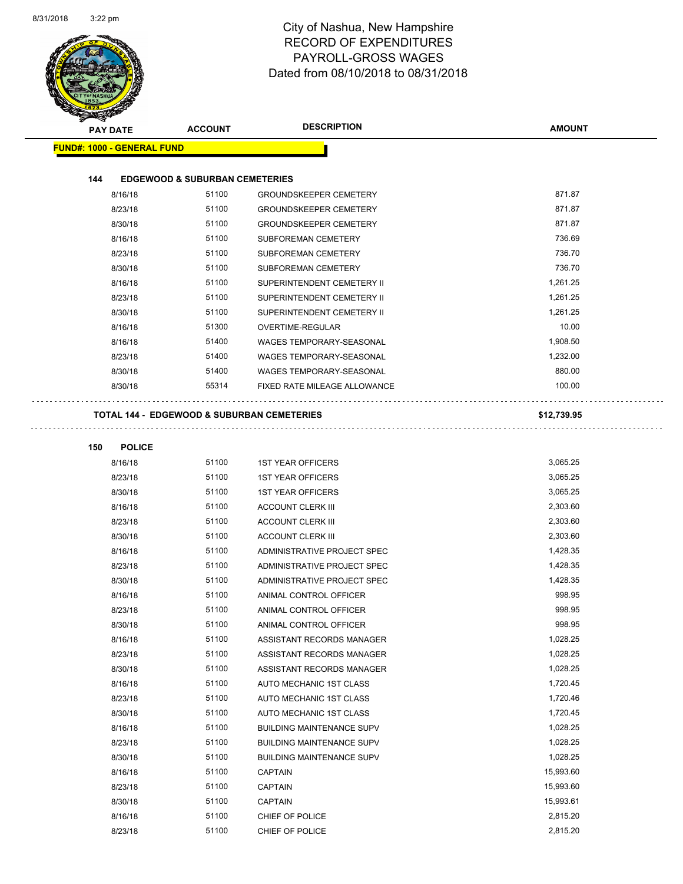# City of Nashua, New Hampshire
## RECORD OF EXPENDITURES
## PAYROLL-GROSS WAGES
## Dated from 08/10/2018 to 08/31/2018

| PAY DATE | ACCOUNT | DESCRIPTION | AMOUNT |
|---|---|---|---|
| **FUND#: 1000 - GENERAL FUND** | | | |
| **144 EDGEWOOD & SUBURBAN CEMETERIES** | | | |
| 8/16/18 | 51100 | GROUNDSKEEPER CEMETERY | 871.87 |
| 8/23/18 | 51100 | GROUNDSKEEPER CEMETERY | 871.87 |
| 8/30/18 | 51100 | GROUNDSKEEPER CEMETERY | 871.87 |
| 8/16/18 | 51100 | SUBFOREMAN CEMETERY | 736.69 |
| 8/23/18 | 51100 | SUBFOREMAN CEMETERY | 736.70 |
| 8/30/18 | 51100 | SUBFOREMAN CEMETERY | 736.70 |
| 8/16/18 | 51100 | SUPERINTENDENT CEMETERY II | 1,261.25 |
| 8/23/18 | 51100 | SUPERINTENDENT CEMETERY II | 1,261.25 |
| 8/30/18 | 51100 | SUPERINTENDENT CEMETERY II | 1,261.25 |
| 8/16/18 | 51300 | OVERTIME-REGULAR | 10.00 |
| 8/16/18 | 51400 | WAGES TEMPORARY-SEASONAL | 1,908.50 |
| 8/23/18 | 51400 | WAGES TEMPORARY-SEASONAL | 1,232.00 |
| 8/30/18 | 51400 | WAGES TEMPORARY-SEASONAL | 880.00 |
| 8/30/18 | 55314 | FIXED RATE MILEAGE ALLOWANCE | 100.00 |
| **TOTAL 144 - EDGEWOOD & SUBURBAN CEMETERIES** | | | **$12,739.95** |
| **150 POLICE** | | | |
| 8/16/18 | 51100 | 1ST YEAR OFFICERS | 3,065.25 |
| 8/23/18 | 51100 | 1ST YEAR OFFICERS | 3,065.25 |
| 8/30/18 | 51100 | 1ST YEAR OFFICERS | 3,065.25 |
| 8/16/18 | 51100 | ACCOUNT CLERK III | 2,303.60 |
| 8/23/18 | 51100 | ACCOUNT CLERK III | 2,303.60 |
| 8/30/18 | 51100 | ACCOUNT CLERK III | 2,303.60 |
| 8/16/18 | 51100 | ADMINISTRATIVE PROJECT SPEC | 1,428.35 |
| 8/23/18 | 51100 | ADMINISTRATIVE PROJECT SPEC | 1,428.35 |
| 8/30/18 | 51100 | ADMINISTRATIVE PROJECT SPEC | 1,428.35 |
| 8/16/18 | 51100 | ANIMAL CONTROL OFFICER | 998.95 |
| 8/23/18 | 51100 | ANIMAL CONTROL OFFICER | 998.95 |
| 8/30/18 | 51100 | ANIMAL CONTROL OFFICER | 998.95 |
| 8/16/18 | 51100 | ASSISTANT RECORDS MANAGER | 1,028.25 |
| 8/23/18 | 51100 | ASSISTANT RECORDS MANAGER | 1,028.25 |
| 8/30/18 | 51100 | ASSISTANT RECORDS MANAGER | 1,028.25 |
| 8/16/18 | 51100 | AUTO MECHANIC 1ST CLASS | 1,720.45 |
| 8/23/18 | 51100 | AUTO MECHANIC 1ST CLASS | 1,720.46 |
| 8/30/18 | 51100 | AUTO MECHANIC 1ST CLASS | 1,720.45 |
| 8/16/18 | 51100 | BUILDING MAINTENANCE SUPV | 1,028.25 |
| 8/23/18 | 51100 | BUILDING MAINTENANCE SUPV | 1,028.25 |
| 8/30/18 | 51100 | BUILDING MAINTENANCE SUPV | 1,028.25 |
| 8/16/18 | 51100 | CAPTAIN | 15,993.60 |
| 8/23/18 | 51100 | CAPTAIN | 15,993.60 |
| 8/30/18 | 51100 | CAPTAIN | 15,993.61 |
| 8/16/18 | 51100 | CHIEF OF POLICE | 2,815.20 |
| 8/23/18 | 51100 | CHIEF OF POLICE | 2,815.20 |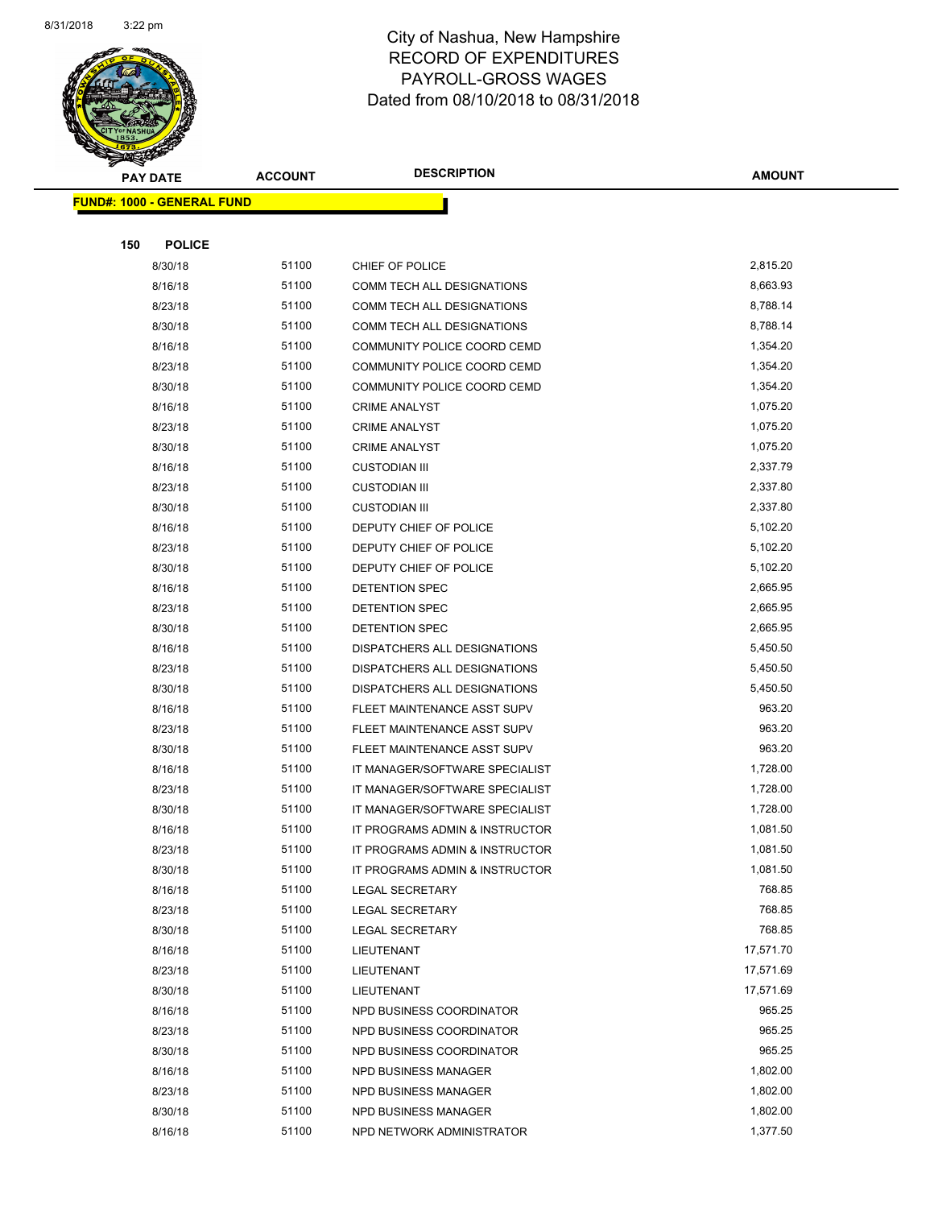# City of Nashua, New Hampshire
## RECORD OF EXPENDITURES
## PAYROLL-GROSS WAGES
## Dated from 08/10/2018 to 08/31/2018

| PAY DATE | ACCOUNT | DESCRIPTION | AMOUNT |
|---|---|---|---|
| **FUND#: 1000 - GENERAL FUND** | | | |
| **150 POLICE** | | | |
| 8/30/18 | 51100 | CHIEF OF POLICE | 2,815.20 |
| 8/16/18 | 51100 | COMM TECH ALL DESIGNATIONS | 8,663.93 |
| 8/23/18 | 51100 | COMM TECH ALL DESIGNATIONS | 8,788.14 |
| 8/30/18 | 51100 | COMM TECH ALL DESIGNATIONS | 8,788.14 |
| 8/16/18 | 51100 | COMMUNITY POLICE COORD CEMD | 1,354.20 |
| 8/23/18 | 51100 | COMMUNITY POLICE COORD CEMD | 1,354.20 |
| 8/30/18 | 51100 | COMMUNITY POLICE COORD CEMD | 1,354.20 |
| 8/16/18 | 51100 | CRIME ANALYST | 1,075.20 |
| 8/23/18 | 51100 | CRIME ANALYST | 1,075.20 |
| 8/30/18 | 51100 | CRIME ANALYST | 1,075.20 |
| 8/16/18 | 51100 | CUSTODIAN III | 2,337.79 |
| 8/23/18 | 51100 | CUSTODIAN III | 2,337.80 |
| 8/30/18 | 51100 | CUSTODIAN III | 2,337.80 |
| 8/16/18 | 51100 | DEPUTY CHIEF OF POLICE | 5,102.20 |
| 8/23/18 | 51100 | DEPUTY CHIEF OF POLICE | 5,102.20 |
| 8/30/18 | 51100 | DEPUTY CHIEF OF POLICE | 5,102.20 |
| 8/16/18 | 51100 | DETENTION SPEC | 2,665.95 |
| 8/23/18 | 51100 | DETENTION SPEC | 2,665.95 |
| 8/30/18 | 51100 | DETENTION SPEC | 2,665.95 |
| 8/16/18 | 51100 | DISPATCHERS ALL DESIGNATIONS | 5,450.50 |
| 8/23/18 | 51100 | DISPATCHERS ALL DESIGNATIONS | 5,450.50 |
| 8/30/18 | 51100 | DISPATCHERS ALL DESIGNATIONS | 5,450.50 |
| 8/16/18 | 51100 | FLEET MAINTENANCE ASST SUPV | 963.20 |
| 8/23/18 | 51100 | FLEET MAINTENANCE ASST SUPV | 963.20 |
| 8/30/18 | 51100 | FLEET MAINTENANCE ASST SUPV | 963.20 |
| 8/16/18 | 51100 | IT MANAGER/SOFTWARE SPECIALIST | 1,728.00 |
| 8/23/18 | 51100 | IT MANAGER/SOFTWARE SPECIALIST | 1,728.00 |
| 8/30/18 | 51100 | IT MANAGER/SOFTWARE SPECIALIST | 1,728.00 |
| 8/16/18 | 51100 | IT PROGRAMS ADMIN & INSTRUCTOR | 1,081.50 |
| 8/23/18 | 51100 | IT PROGRAMS ADMIN & INSTRUCTOR | 1,081.50 |
| 8/30/18 | 51100 | IT PROGRAMS ADMIN & INSTRUCTOR | 1,081.50 |
| 8/16/18 | 51100 | LEGAL SECRETARY | 768.85 |
| 8/23/18 | 51100 | LEGAL SECRETARY | 768.85 |
| 8/30/18 | 51100 | LEGAL SECRETARY | 768.85 |
| 8/16/18 | 51100 | LIEUTENANT | 17,571.70 |
| 8/23/18 | 51100 | LIEUTENANT | 17,571.69 |
| 8/30/18 | 51100 | LIEUTENANT | 17,571.69 |
| 8/16/18 | 51100 | NPD BUSINESS COORDINATOR | 965.25 |
| 8/23/18 | 51100 | NPD BUSINESS COORDINATOR | 965.25 |
| 8/30/18 | 51100 | NPD BUSINESS COORDINATOR | 965.25 |
| 8/16/18 | 51100 | NPD BUSINESS MANAGER | 1,802.00 |
| 8/23/18 | 51100 | NPD BUSINESS MANAGER | 1,802.00 |
| 8/30/18 | 51100 | NPD BUSINESS MANAGER | 1,802.00 |
| 8/16/18 | 51100 | NPD NETWORK ADMINISTRATOR | 1,377.50 |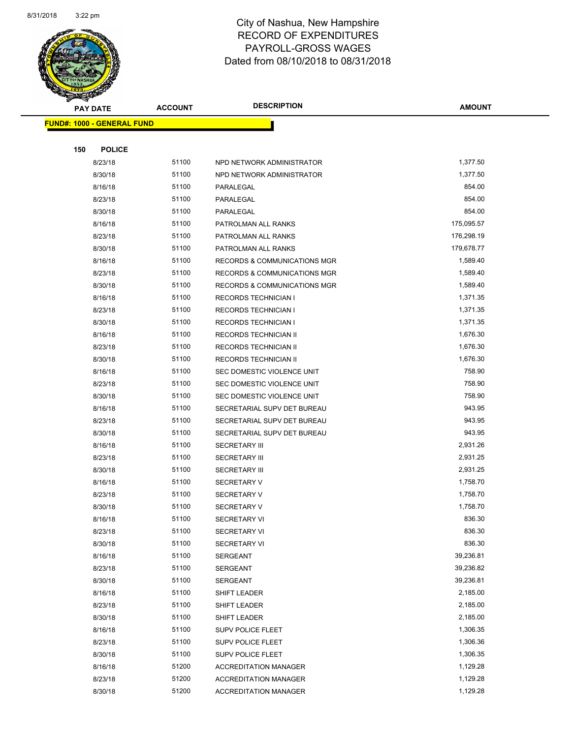# City of Nashua, New Hampshire
## RECORD OF EXPENDITURES
## PAYROLL-GROSS WAGES
## Dated from 08/10/2018 to 08/31/2018

| PAY DATE | ACCOUNT | DESCRIPTION | AMOUNT |
|---|---|---|---|
| **FUND#: 1000 - GENERAL FUND** | | | |
| **150 POLICE** | | | |
| 8/23/18 | 51100 | NPD NETWORK ADMINISTRATOR | 1,377.50 |
| 8/30/18 | 51100 | NPD NETWORK ADMINISTRATOR | 1,377.50 |
| 8/16/18 | 51100 | PARALEGAL | 854.00 |
| 8/23/18 | 51100 | PARALEGAL | 854.00 |
| 8/30/18 | 51100 | PARALEGAL | 854.00 |
| 8/16/18 | 51100 | PATROLMAN ALL RANKS | 175,095.57 |
| 8/23/18 | 51100 | PATROLMAN ALL RANKS | 176,298.19 |
| 8/30/18 | 51100 | PATROLMAN ALL RANKS | 179,678.77 |
| 8/16/18 | 51100 | RECORDS & COMMUNICATIONS MGR | 1,589.40 |
| 8/23/18 | 51100 | RECORDS & COMMUNICATIONS MGR | 1,589.40 |
| 8/30/18 | 51100 | RECORDS & COMMUNICATIONS MGR | 1,589.40 |
| 8/16/18 | 51100 | RECORDS TECHNICIAN I | 1,371.35 |
| 8/23/18 | 51100 | RECORDS TECHNICIAN I | 1,371.35 |
| 8/30/18 | 51100 | RECORDS TECHNICIAN I | 1,371.35 |
| 8/16/18 | 51100 | RECORDS TECHNICIAN II | 1,676.30 |
| 8/23/18 | 51100 | RECORDS TECHNICIAN II | 1,676.30 |
| 8/30/18 | 51100 | RECORDS TECHNICIAN II | 1,676.30 |
| 8/16/18 | 51100 | SEC DOMESTIC VIOLENCE UNIT | 758.90 |
| 8/23/18 | 51100 | SEC DOMESTIC VIOLENCE UNIT | 758.90 |
| 8/30/18 | 51100 | SEC DOMESTIC VIOLENCE UNIT | 758.90 |
| 8/16/18 | 51100 | SECRETARIAL SUPV DET BUREAU | 943.95 |
| 8/23/18 | 51100 | SECRETARIAL SUPV DET BUREAU | 943.95 |
| 8/30/18 | 51100 | SECRETARIAL SUPV DET BUREAU | 943.95 |
| 8/16/18 | 51100 | SECRETARY III | 2,931.26 |
| 8/23/18 | 51100 | SECRETARY III | 2,931.25 |
| 8/30/18 | 51100 | SECRETARY III | 2,931.25 |
| 8/16/18 | 51100 | SECRETARY V | 1,758.70 |
| 8/23/18 | 51100 | SECRETARY V | 1,758.70 |
| 8/30/18 | 51100 | SECRETARY V | 1,758.70 |
| 8/16/18 | 51100 | SECRETARY VI | 836.30 |
| 8/23/18 | 51100 | SECRETARY VI | 836.30 |
| 8/30/18 | 51100 | SECRETARY VI | 836.30 |
| 8/16/18 | 51100 | SERGEANT | 39,236.81 |
| 8/23/18 | 51100 | SERGEANT | 39,236.82 |
| 8/30/18 | 51100 | SERGEANT | 39,236.81 |
| 8/16/18 | 51100 | SHIFT LEADER | 2,185.00 |
| 8/23/18 | 51100 | SHIFT LEADER | 2,185.00 |
| 8/30/18 | 51100 | SHIFT LEADER | 2,185.00 |
| 8/16/18 | 51100 | SUPV POLICE FLEET | 1,306.35 |
| 8/23/18 | 51100 | SUPV POLICE FLEET | 1,306.36 |
| 8/30/18 | 51100 | SUPV POLICE FLEET | 1,306.35 |
| 8/16/18 | 51200 | ACCREDITATION MANAGER | 1,129.28 |
| 8/23/18 | 51200 | ACCREDITATION MANAGER | 1,129.28 |
| 8/30/18 | 51200 | ACCREDITATION MANAGER | 1,129.28 |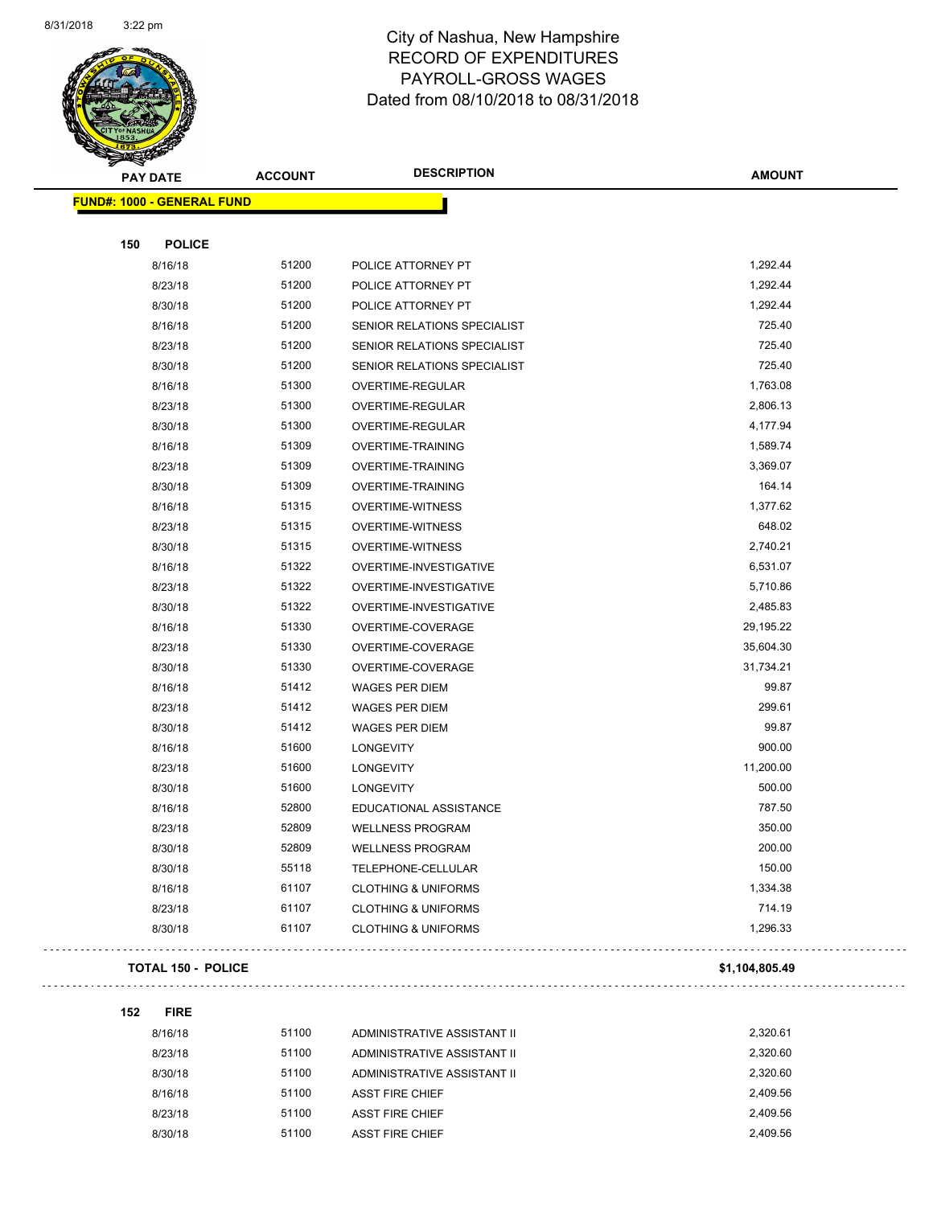City of Nashua, New Hampshire
RECORD OF EXPENDITURES
PAYROLL-GROSS WAGES
Dated from 08/10/2018 to 08/31/2018

**FUND#: 1000 - GENERAL FUND**

**150 POLICE**

| PAY DATE | ACCOUNT | DESCRIPTION | AMOUNT |
|---|---|---|---|
| 8/16/18 | 51200 | POLICE ATTORNEY PT | 1,292.44 |
| 8/23/18 | 51200 | POLICE ATTORNEY PT | 1,292.44 |
| 8/30/18 | 51200 | POLICE ATTORNEY PT | 1,292.44 |
| 8/16/18 | 51200 | SENIOR RELATIONS SPECIALIST | 725.40 |
| 8/23/18 | 51200 | SENIOR RELATIONS SPECIALIST | 725.40 |
| 8/30/18 | 51200 | SENIOR RELATIONS SPECIALIST | 725.40 |
| 8/16/18 | 51300 | OVERTIME-REGULAR | 1,763.08 |
| 8/23/18 | 51300 | OVERTIME-REGULAR | 2,806.13 |
| 8/30/18 | 51300 | OVERTIME-REGULAR | 4,177.94 |
| 8/16/18 | 51309 | OVERTIME-TRAINING | 1,589.74 |
| 8/23/18 | 51309 | OVERTIME-TRAINING | 3,369.07 |
| 8/30/18 | 51309 | OVERTIME-TRAINING | 164.14 |
| 8/16/18 | 51315 | OVERTIME-WITNESS | 1,377.62 |
| 8/23/18 | 51315 | OVERTIME-WITNESS | 648.02 |
| 8/30/18 | 51315 | OVERTIME-WITNESS | 2,740.21 |
| 8/16/18 | 51322 | OVERTIME-INVESTIGATIVE | 6,531.07 |
| 8/23/18 | 51322 | OVERTIME-INVESTIGATIVE | 5,710.86 |
| 8/30/18 | 51322 | OVERTIME-INVESTIGATIVE | 2,485.83 |
| 8/16/18 | 51330 | OVERTIME-COVERAGE | 29,195.22 |
| 8/23/18 | 51330 | OVERTIME-COVERAGE | 35,604.30 |
| 8/30/18 | 51330 | OVERTIME-COVERAGE | 31,734.21 |
| 8/16/18 | 51412 | WAGES PER DIEM | 99.87 |
| 8/23/18 | 51412 | WAGES PER DIEM | 299.61 |
| 8/30/18 | 51412 | WAGES PER DIEM | 99.87 |
| 8/16/18 | 51600 | LONGEVITY | 900.00 |
| 8/23/18 | 51600 | LONGEVITY | 11,200.00 |
| 8/30/18 | 51600 | LONGEVITY | 500.00 |
| 8/16/18 | 52800 | EDUCATIONAL ASSISTANCE | 787.50 |
| 8/23/18 | 52809 | WELLNESS PROGRAM | 350.00 |
| 8/30/18 | 52809 | WELLNESS PROGRAM | 200.00 |
| 8/30/18 | 55118 | TELEPHONE-CELLULAR | 150.00 |
| 8/16/18 | 61107 | CLOTHING & UNIFORMS | 1,334.38 |
| 8/23/18 | 61107 | CLOTHING & UNIFORMS | 714.19 |
| 8/30/18 | 61107 | CLOTHING & UNIFORMS | 1,296.33 |

**TOTAL 150 - POLICE** **$1,104,805.49**

**152 FIRE**

| PAY DATE | ACCOUNT | DESCRIPTION | AMOUNT |
|---|---|---|---|
| 8/16/18 | 51100 | ADMINISTRATIVE ASSISTANT II | 2,320.61 |
| 8/23/18 | 51100 | ADMINISTRATIVE ASSISTANT II | 2,320.60 |
| 8/30/18 | 51100 | ADMINISTRATIVE ASSISTANT II | 2,320.60 |
| 8/16/18 | 51100 | ASST FIRE CHIEF | 2,409.56 |
| 8/23/18 | 51100 | ASST FIRE CHIEF | 2,409.56 |
| 8/30/18 | 51100 | ASST FIRE CHIEF | 2,409.56 |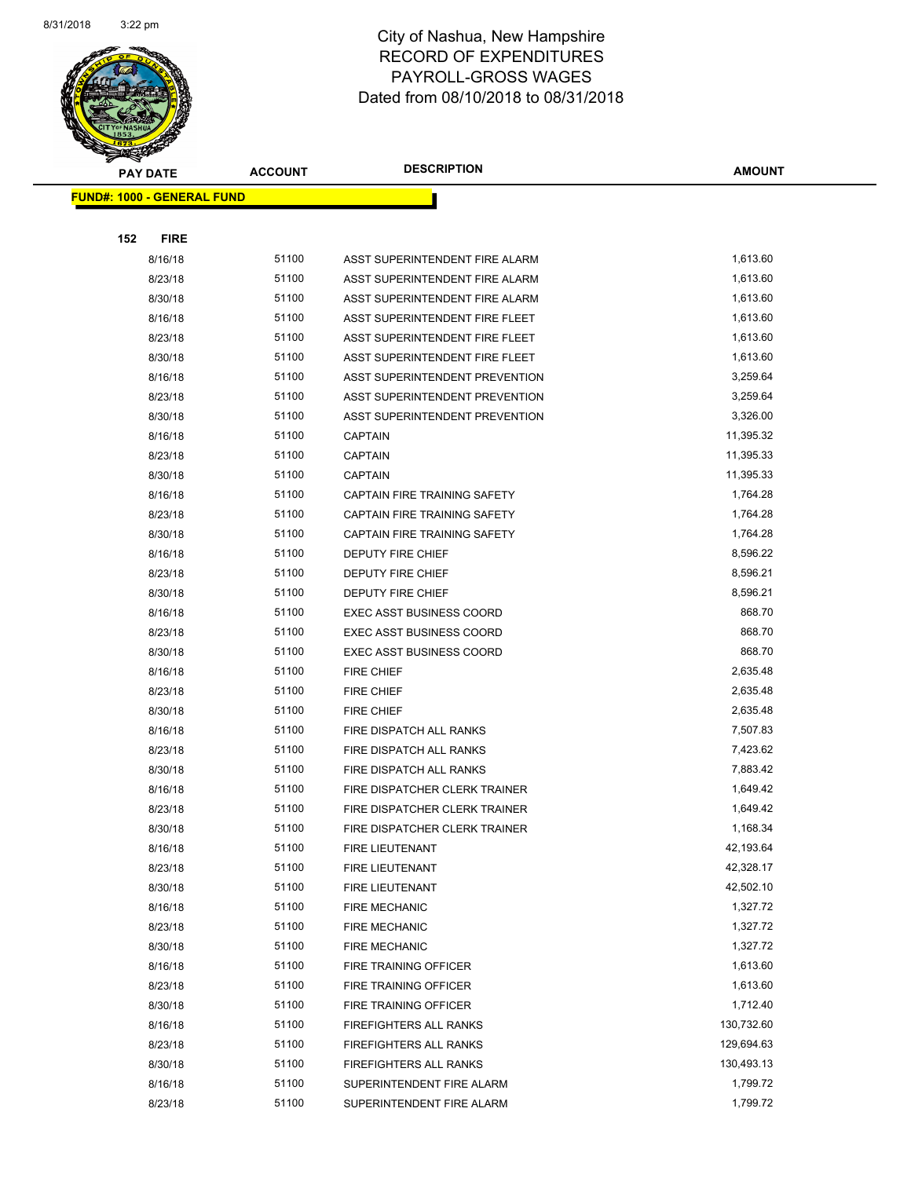# City of Nashua, New Hampshire
## RECORD OF EXPENDITURES
## PAYROLL-GROSS WAGES
### Dated from 08/10/2018 to 08/31/2018

| PAY DATE | ACCOUNT | DESCRIPTION | AMOUNT |
|---|---|---|---|
| **FUND#: 1000 - GENERAL FUND** | | | |
| **152 FIRE** | | | |
| 8/16/18 | 51100 | ASST SUPERINTENDENT FIRE ALARM | 1,613.60 |
| 8/23/18 | 51100 | ASST SUPERINTENDENT FIRE ALARM | 1,613.60 |
| 8/30/18 | 51100 | ASST SUPERINTENDENT FIRE ALARM | 1,613.60 |
| 8/16/18 | 51100 | ASST SUPERINTENDENT FIRE FLEET | 1,613.60 |
| 8/23/18 | 51100 | ASST SUPERINTENDENT FIRE FLEET | 1,613.60 |
| 8/30/18 | 51100 | ASST SUPERINTENDENT FIRE FLEET | 1,613.60 |
| 8/16/18 | 51100 | ASST SUPERINTENDENT PREVENTION | 3,259.64 |
| 8/23/18 | 51100 | ASST SUPERINTENDENT PREVENTION | 3,259.64 |
| 8/30/18 | 51100 | ASST SUPERINTENDENT PREVENTION | 3,326.00 |
| 8/16/18 | 51100 | CAPTAIN | 11,395.32 |
| 8/23/18 | 51100 | CAPTAIN | 11,395.33 |
| 8/30/18 | 51100 | CAPTAIN | 11,395.33 |
| 8/16/18 | 51100 | CAPTAIN FIRE TRAINING SAFETY | 1,764.28 |
| 8/23/18 | 51100 | CAPTAIN FIRE TRAINING SAFETY | 1,764.28 |
| 8/30/18 | 51100 | CAPTAIN FIRE TRAINING SAFETY | 1,764.28 |
| 8/16/18 | 51100 | DEPUTY FIRE CHIEF | 8,596.22 |
| 8/23/18 | 51100 | DEPUTY FIRE CHIEF | 8,596.21 |
| 8/30/18 | 51100 | DEPUTY FIRE CHIEF | 8,596.21 |
| 8/16/18 | 51100 | EXEC ASST BUSINESS COORD | 868.70 |
| 8/23/18 | 51100 | EXEC ASST BUSINESS COORD | 868.70 |
| 8/30/18 | 51100 | EXEC ASST BUSINESS COORD | 868.70 |
| 8/16/18 | 51100 | FIRE CHIEF | 2,635.48 |
| 8/23/18 | 51100 | FIRE CHIEF | 2,635.48 |
| 8/30/18 | 51100 | FIRE CHIEF | 2,635.48 |
| 8/16/18 | 51100 | FIRE DISPATCH ALL RANKS | 7,507.83 |
| 8/23/18 | 51100 | FIRE DISPATCH ALL RANKS | 7,423.62 |
| 8/30/18 | 51100 | FIRE DISPATCH ALL RANKS | 7,883.42 |
| 8/16/18 | 51100 | FIRE DISPATCHER CLERK TRAINER | 1,649.42 |
| 8/23/18 | 51100 | FIRE DISPATCHER CLERK TRAINER | 1,649.42 |
| 8/30/18 | 51100 | FIRE DISPATCHER CLERK TRAINER | 1,168.34 |
| 8/16/18 | 51100 | FIRE LIEUTENANT | 42,193.64 |
| 8/23/18 | 51100 | FIRE LIEUTENANT | 42,328.17 |
| 8/30/18 | 51100 | FIRE LIEUTENANT | 42,502.10 |
| 8/16/18 | 51100 | FIRE MECHANIC | 1,327.72 |
| 8/23/18 | 51100 | FIRE MECHANIC | 1,327.72 |
| 8/30/18 | 51100 | FIRE MECHANIC | 1,327.72 |
| 8/16/18 | 51100 | FIRE TRAINING OFFICER | 1,613.60 |
| 8/23/18 | 51100 | FIRE TRAINING OFFICER | 1,613.60 |
| 8/30/18 | 51100 | FIRE TRAINING OFFICER | 1,712.40 |
| 8/16/18 | 51100 | FIREFIGHTERS ALL RANKS | 130,732.60 |
| 8/23/18 | 51100 | FIREFIGHTERS ALL RANKS | 129,694.63 |
| 8/30/18 | 51100 | FIREFIGHTERS ALL RANKS | 130,493.13 |
| 8/16/18 | 51100 | SUPERINTENDENT FIRE ALARM | 1,799.72 |
| 8/23/18 | 51100 | SUPERINTENDENT FIRE ALARM | 1,799.72 |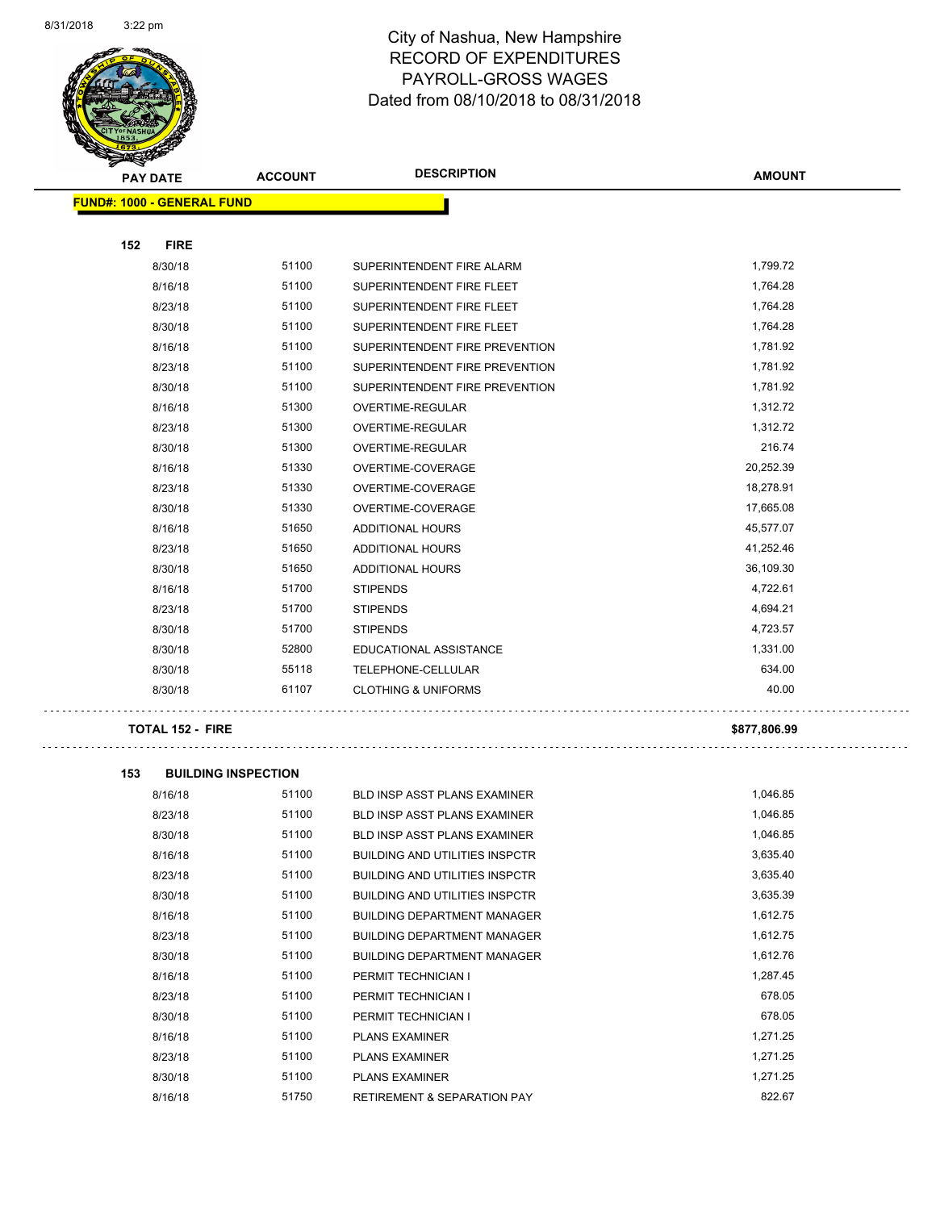# City of Nashua, New Hampshire
## RECORD OF EXPENDITURES
## PAYROLL-GROSS WAGES
## Dated from 08/10/2018 to 08/31/2018

| PAY DATE | ACCOUNT | DESCRIPTION | AMOUNT |
|---|---|---|---|
| **FUND#: 1000 - GENERAL FUND** | | | |
| **152 FIRE** | | | |
| 8/30/18 | 51100 | SUPERINTENDENT FIRE ALARM | 1,799.72 |
| 8/16/18 | 51100 | SUPERINTENDENT FIRE FLEET | 1,764.28 |
| 8/23/18 | 51100 | SUPERINTENDENT FIRE FLEET | 1,764.28 |
| 8/30/18 | 51100 | SUPERINTENDENT FIRE FLEET | 1,764.28 |
| 8/16/18 | 51100 | SUPERINTENDENT FIRE PREVENTION | 1,781.92 |
| 8/23/18 | 51100 | SUPERINTENDENT FIRE PREVENTION | 1,781.92 |
| 8/30/18 | 51100 | SUPERINTENDENT FIRE PREVENTION | 1,781.92 |
| 8/16/18 | 51300 | OVERTIME-REGULAR | 1,312.72 |
| 8/23/18 | 51300 | OVERTIME-REGULAR | 1,312.72 |
| 8/30/18 | 51300 | OVERTIME-REGULAR | 216.74 |
| 8/16/18 | 51330 | OVERTIME-COVERAGE | 20,252.39 |
| 8/23/18 | 51330 | OVERTIME-COVERAGE | 18,278.91 |
| 8/30/18 | 51330 | OVERTIME-COVERAGE | 17,665.08 |
| 8/16/18 | 51650 | ADDITIONAL HOURS | 45,577.07 |
| 8/23/18 | 51650 | ADDITIONAL HOURS | 41,252.46 |
| 8/30/18 | 51650 | ADDITIONAL HOURS | 36,109.30 |
| 8/16/18 | 51700 | STIPENDS | 4,722.61 |
| 8/23/18 | 51700 | STIPENDS | 4,694.21 |
| 8/30/18 | 51700 | STIPENDS | 4,723.57 |
| 8/30/18 | 52800 | EDUCATIONAL ASSISTANCE | 1,331.00 |
| 8/30/18 | 55118 | TELEPHONE-CELLULAR | 634.00 |
| 8/30/18 | 61107 | CLOTHING & UNIFORMS | 40.00 |
| **TOTAL 152 - FIRE** | | | **$877,806.99** |
| **153 BUILDING INSPECTION** | | | |
| 8/16/18 | 51100 | BLD INSP ASST PLANS EXAMINER | 1,046.85 |
| 8/23/18 | 51100 | BLD INSP ASST PLANS EXAMINER | 1,046.85 |
| 8/30/18 | 51100 | BLD INSP ASST PLANS EXAMINER | 1,046.85 |
| 8/16/18 | 51100 | BUILDING AND UTILITIES INSPCTR | 3,635.40 |
| 8/23/18 | 51100 | BUILDING AND UTILITIES INSPCTR | 3,635.40 |
| 8/30/18 | 51100 | BUILDING AND UTILITIES INSPCTR | 3,635.39 |
| 8/16/18 | 51100 | BUILDING DEPARTMENT MANAGER | 1,612.75 |
| 8/23/18 | 51100 | BUILDING DEPARTMENT MANAGER | 1,612.75 |
| 8/30/18 | 51100 | BUILDING DEPARTMENT MANAGER | 1,612.76 |
| 8/16/18 | 51100 | PERMIT TECHNICIAN I | 1,287.45 |
| 8/23/18 | 51100 | PERMIT TECHNICIAN I | 678.05 |
| 8/30/18 | 51100 | PERMIT TECHNICIAN I | 678.05 |
| 8/16/18 | 51100 | PLANS EXAMINER | 1,271.25 |
| 8/23/18 | 51100 | PLANS EXAMINER | 1,271.25 |
| 8/30/18 | 51100 | PLANS EXAMINER | 1,271.25 |
| 8/16/18 | 51750 | RETIREMENT & SEPARATION PAY | 822.67 |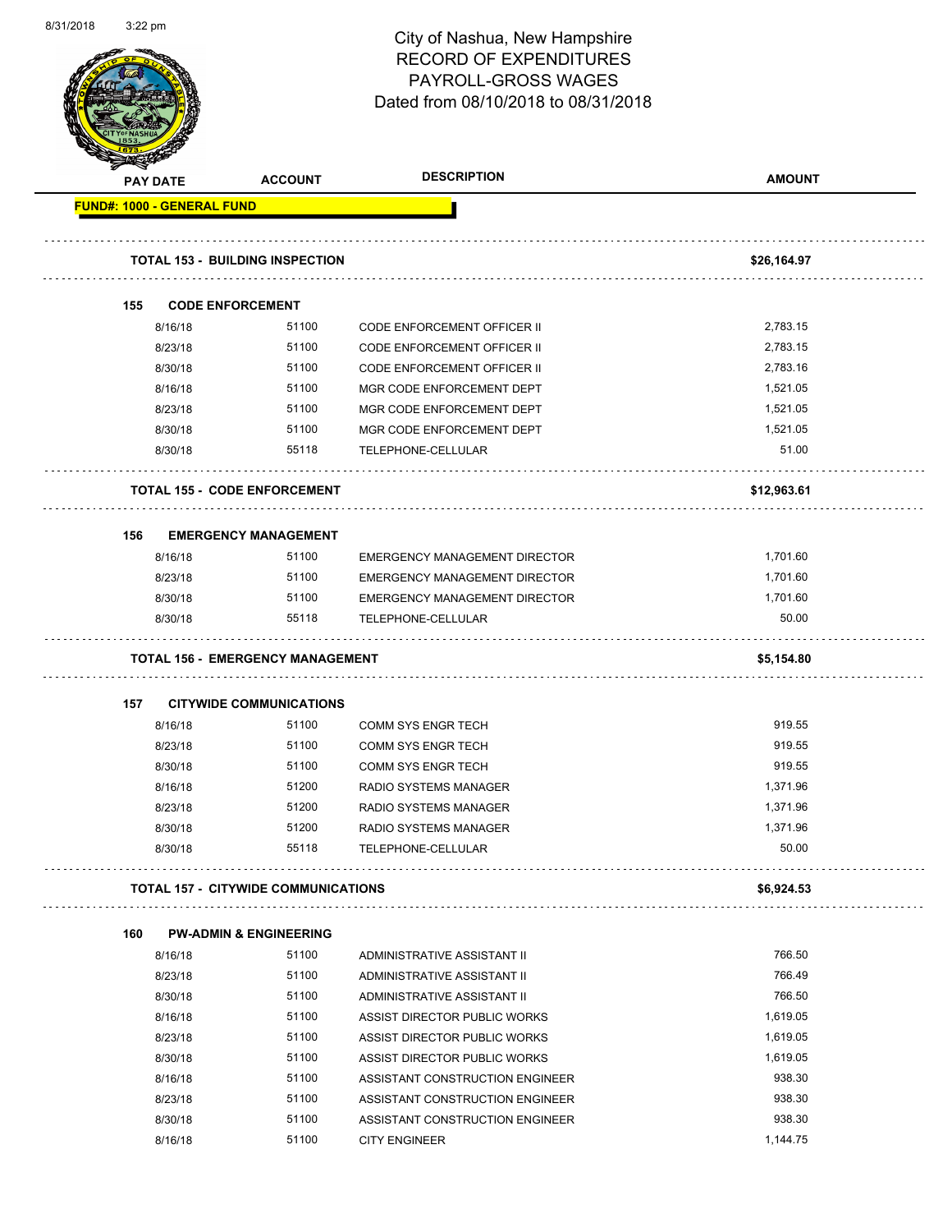# City of Nashua, New Hampshire
## RECORD OF EXPENDITURES
## PAYROLL-GROSS WAGES
### Dated from 08/10/2018 to 08/31/2018

| PAY DATE | ACCOUNT | DESCRIPTION | AMOUNT |
|---|---|---|---|
| **FUND#: 1000 - GENERAL FUND** | | | |
| **TOTAL 153 - BUILDING INSPECTION** | | | **$26,164.97** |
| **155 CODE ENFORCEMENT** | | | |
| 8/16/18 | 51100 | CODE ENFORCEMENT OFFICER II | 2,783.15 |
| 8/23/18 | 51100 | CODE ENFORCEMENT OFFICER II | 2,783.15 |
| 8/30/18 | 51100 | CODE ENFORCEMENT OFFICER II | 2,783.16 |
| 8/16/18 | 51100 | MGR CODE ENFORCEMENT DEPT | 1,521.05 |
| 8/23/18 | 51100 | MGR CODE ENFORCEMENT DEPT | 1,521.05 |
| 8/30/18 | 51100 | MGR CODE ENFORCEMENT DEPT | 1,521.05 |
| 8/30/18 | 55118 | TELEPHONE-CELLULAR | 51.00 |
| **TOTAL 155 - CODE ENFORCEMENT** | | | **$12,963.61** |
| **156 EMERGENCY MANAGEMENT** | | | |
| 8/16/18 | 51100 | EMERGENCY MANAGEMENT DIRECTOR | 1,701.60 |
| 8/23/18 | 51100 | EMERGENCY MANAGEMENT DIRECTOR | 1,701.60 |
| 8/30/18 | 51100 | EMERGENCY MANAGEMENT DIRECTOR | 1,701.60 |
| 8/30/18 | 55118 | TELEPHONE-CELLULAR | 50.00 |
| **TOTAL 156 - EMERGENCY MANAGEMENT** | | | **$5,154.80** |
| **157 CITYWIDE COMMUNICATIONS** | | | |
| 8/16/18 | 51100 | COMM SYS ENGR TECH | 919.55 |
| 8/23/18 | 51100 | COMM SYS ENGR TECH | 919.55 |
| 8/30/18 | 51100 | COMM SYS ENGR TECH | 919.55 |
| 8/16/18 | 51200 | RADIO SYSTEMS MANAGER | 1,371.96 |
| 8/23/18 | 51200 | RADIO SYSTEMS MANAGER | 1,371.96 |
| 8/30/18 | 51200 | RADIO SYSTEMS MANAGER | 1,371.96 |
| 8/30/18 | 55118 | TELEPHONE-CELLULAR | 50.00 |
| **TOTAL 157 - CITYWIDE COMMUNICATIONS** | | | **$6,924.53** |
| **160 PW-ADMIN & ENGINEERING** | | | |
| 8/16/18 | 51100 | ADMINISTRATIVE ASSISTANT II | 766.50 |
| 8/23/18 | 51100 | ADMINISTRATIVE ASSISTANT II | 766.49 |
| 8/30/18 | 51100 | ADMINISTRATIVE ASSISTANT II | 766.50 |
| 8/16/18 | 51100 | ASSIST DIRECTOR PUBLIC WORKS | 1,619.05 |
| 8/23/18 | 51100 | ASSIST DIRECTOR PUBLIC WORKS | 1,619.05 |
| 8/30/18 | 51100 | ASSIST DIRECTOR PUBLIC WORKS | 1,619.05 |
| 8/16/18 | 51100 | ASSISTANT CONSTRUCTION ENGINEER | 938.30 |
| 8/23/18 | 51100 | ASSISTANT CONSTRUCTION ENGINEER | 938.30 |
| 8/30/18 | 51100 | ASSISTANT CONSTRUCTION ENGINEER | 938.30 |
| 8/16/18 | 51100 | CITY ENGINEER | 1,144.75 |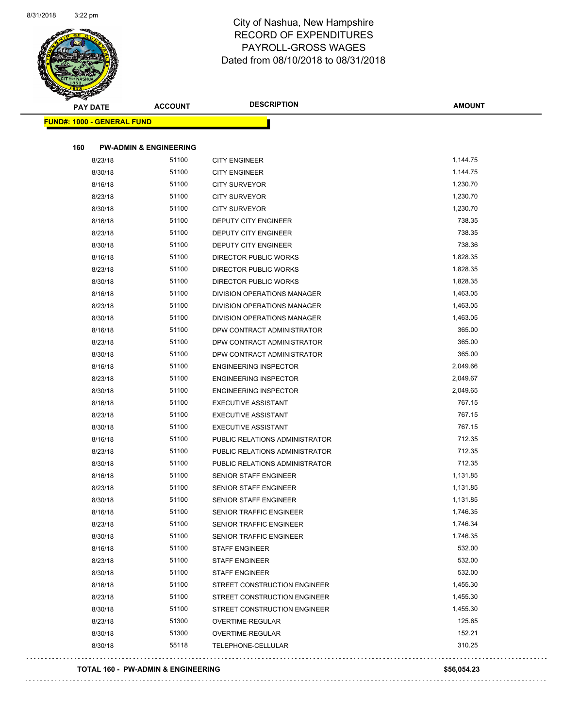# City of Nashua, New Hampshire
## RECORD OF EXPENDITURES
## PAYROLL-GROSS WAGES
## Dated from 08/10/2018 to 08/31/2018

**FUND#: 1000 - GENERAL FUND**

**160 PW-ADMIN & ENGINEERING**

| PAY DATE | ACCOUNT | DESCRIPTION | AMOUNT |
|---|---|---|---|
| 8/23/18 | 51100 | CITY ENGINEER | 1,144.75 |
| 8/30/18 | 51100 | CITY ENGINEER | 1,144.75 |
| 8/16/18 | 51100 | CITY SURVEYOR | 1,230.70 |
| 8/23/18 | 51100 | CITY SURVEYOR | 1,230.70 |
| 8/30/18 | 51100 | CITY SURVEYOR | 1,230.70 |
| 8/16/18 | 51100 | DEPUTY CITY ENGINEER | 738.35 |
| 8/23/18 | 51100 | DEPUTY CITY ENGINEER | 738.35 |
| 8/30/18 | 51100 | DEPUTY CITY ENGINEER | 738.36 |
| 8/16/18 | 51100 | DIRECTOR PUBLIC WORKS | 1,828.35 |
| 8/23/18 | 51100 | DIRECTOR PUBLIC WORKS | 1,828.35 |
| 8/30/18 | 51100 | DIRECTOR PUBLIC WORKS | 1,828.35 |
| 8/16/18 | 51100 | DIVISION OPERATIONS MANAGER | 1,463.05 |
| 8/23/18 | 51100 | DIVISION OPERATIONS MANAGER | 1,463.05 |
| 8/30/18 | 51100 | DIVISION OPERATIONS MANAGER | 1,463.05 |
| 8/16/18 | 51100 | DPW CONTRACT ADMINISTRATOR | 365.00 |
| 8/23/18 | 51100 | DPW CONTRACT ADMINISTRATOR | 365.00 |
| 8/30/18 | 51100 | DPW CONTRACT ADMINISTRATOR | 365.00 |
| 8/16/18 | 51100 | ENGINEERING INSPECTOR | 2,049.66 |
| 8/23/18 | 51100 | ENGINEERING INSPECTOR | 2,049.67 |
| 8/30/18 | 51100 | ENGINEERING INSPECTOR | 2,049.65 |
| 8/16/18 | 51100 | EXECUTIVE ASSISTANT | 767.15 |
| 8/23/18 | 51100 | EXECUTIVE ASSISTANT | 767.15 |
| 8/30/18 | 51100 | EXECUTIVE ASSISTANT | 767.15 |
| 8/16/18 | 51100 | PUBLIC RELATIONS ADMINISTRATOR | 712.35 |
| 8/23/18 | 51100 | PUBLIC RELATIONS ADMINISTRATOR | 712.35 |
| 8/30/18 | 51100 | PUBLIC RELATIONS ADMINISTRATOR | 712.35 |
| 8/16/18 | 51100 | SENIOR STAFF ENGINEER | 1,131.85 |
| 8/23/18 | 51100 | SENIOR STAFF ENGINEER | 1,131.85 |
| 8/30/18 | 51100 | SENIOR STAFF ENGINEER | 1,131.85 |
| 8/16/18 | 51100 | SENIOR TRAFFIC ENGINEER | 1,746.35 |
| 8/23/18 | 51100 | SENIOR TRAFFIC ENGINEER | 1,746.34 |
| 8/30/18 | 51100 | SENIOR TRAFFIC ENGINEER | 1,746.35 |
| 8/16/18 | 51100 | STAFF ENGINEER | 532.00 |
| 8/23/18 | 51100 | STAFF ENGINEER | 532.00 |
| 8/30/18 | 51100 | STAFF ENGINEER | 532.00 |
| 8/16/18 | 51100 | STREET CONSTRUCTION ENGINEER | 1,455.30 |
| 8/23/18 | 51100 | STREET CONSTRUCTION ENGINEER | 1,455.30 |
| 8/30/18 | 51100 | STREET CONSTRUCTION ENGINEER | 1,455.30 |
| 8/23/18 | 51300 | OVERTIME-REGULAR | 125.65 |
| 8/30/18 | 51300 | OVERTIME-REGULAR | 152.21 |
| 8/30/18 | 55118 | TELEPHONE-CELLULAR | 310.25 |

**TOTAL 160 - PW-ADMIN & ENGINEERING** **$56,054.23**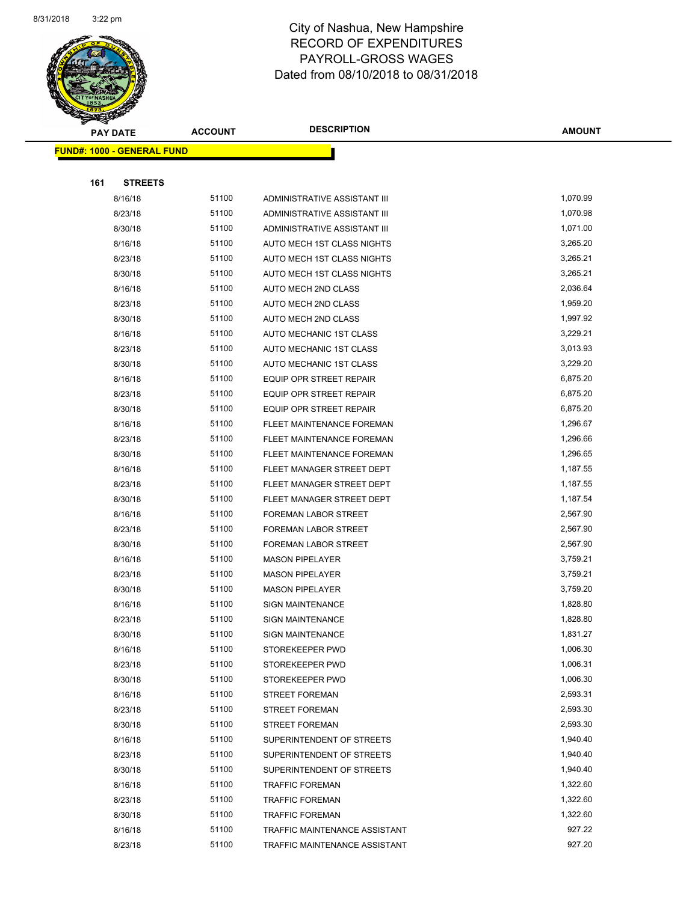# City of Nashua, New Hampshire
## RECORD OF EXPENDITURES
## PAYROLL-GROSS WAGES
## Dated from 08/10/2018 to 08/31/2018

**FUND#: 1000 - GENERAL FUND**

**161 STREETS**

| PAY DATE | ACCOUNT | DESCRIPTION | AMOUNT |
|---|---|---|---|
| 8/16/18 | 51100 | ADMINISTRATIVE ASSISTANT III | 1,070.99 |
| 8/23/18 | 51100 | ADMINISTRATIVE ASSISTANT III | 1,070.98 |
| 8/30/18 | 51100 | ADMINISTRATIVE ASSISTANT III | 1,071.00 |
| 8/16/18 | 51100 | AUTO MECH 1ST CLASS NIGHTS | 3,265.20 |
| 8/23/18 | 51100 | AUTO MECH 1ST CLASS NIGHTS | 3,265.21 |
| 8/30/18 | 51100 | AUTO MECH 1ST CLASS NIGHTS | 3,265.21 |
| 8/16/18 | 51100 | AUTO MECH 2ND CLASS | 2,036.64 |
| 8/23/18 | 51100 | AUTO MECH 2ND CLASS | 1,959.20 |
| 8/30/18 | 51100 | AUTO MECH 2ND CLASS | 1,997.92 |
| 8/16/18 | 51100 | AUTO MECHANIC 1ST CLASS | 3,229.21 |
| 8/23/18 | 51100 | AUTO MECHANIC 1ST CLASS | 3,013.93 |
| 8/30/18 | 51100 | AUTO MECHANIC 1ST CLASS | 3,229.20 |
| 8/16/18 | 51100 | EQUIP OPR STREET REPAIR | 6,875.20 |
| 8/23/18 | 51100 | EQUIP OPR STREET REPAIR | 6,875.20 |
| 8/30/18 | 51100 | EQUIP OPR STREET REPAIR | 6,875.20 |
| 8/16/18 | 51100 | FLEET MAINTENANCE FOREMAN | 1,296.67 |
| 8/23/18 | 51100 | FLEET MAINTENANCE FOREMAN | 1,296.66 |
| 8/30/18 | 51100 | FLEET MAINTENANCE FOREMAN | 1,296.65 |
| 8/16/18 | 51100 | FLEET MANAGER STREET DEPT | 1,187.55 |
| 8/23/18 | 51100 | FLEET MANAGER STREET DEPT | 1,187.55 |
| 8/30/18 | 51100 | FLEET MANAGER STREET DEPT | 1,187.54 |
| 8/16/18 | 51100 | FOREMAN LABOR STREET | 2,567.90 |
| 8/23/18 | 51100 | FOREMAN LABOR STREET | 2,567.90 |
| 8/30/18 | 51100 | FOREMAN LABOR STREET | 2,567.90 |
| 8/16/18 | 51100 | MASON PIPELAYER | 3,759.21 |
| 8/23/18 | 51100 | MASON PIPELAYER | 3,759.21 |
| 8/30/18 | 51100 | MASON PIPELAYER | 3,759.20 |
| 8/16/18 | 51100 | SIGN MAINTENANCE | 1,828.80 |
| 8/23/18 | 51100 | SIGN MAINTENANCE | 1,828.80 |
| 8/30/18 | 51100 | SIGN MAINTENANCE | 1,831.27 |
| 8/16/18 | 51100 | STOREKEEPER PWD | 1,006.30 |
| 8/23/18 | 51100 | STOREKEEPER PWD | 1,006.31 |
| 8/30/18 | 51100 | STOREKEEPER PWD | 1,006.30 |
| 8/16/18 | 51100 | STREET FOREMAN | 2,593.31 |
| 8/23/18 | 51100 | STREET FOREMAN | 2,593.30 |
| 8/30/18 | 51100 | STREET FOREMAN | 2,593.30 |
| 8/16/18 | 51100 | SUPERINTENDENT OF STREETS | 1,940.40 |
| 8/23/18 | 51100 | SUPERINTENDENT OF STREETS | 1,940.40 |
| 8/30/18 | 51100 | SUPERINTENDENT OF STREETS | 1,940.40 |
| 8/16/18 | 51100 | TRAFFIC FOREMAN | 1,322.60 |
| 8/23/18 | 51100 | TRAFFIC FOREMAN | 1,322.60 |
| 8/30/18 | 51100 | TRAFFIC FOREMAN | 1,322.60 |
| 8/16/18 | 51100 | TRAFFIC MAINTENANCE ASSISTANT | 927.22 |
| 8/23/18 | 51100 | TRAFFIC MAINTENANCE ASSISTANT | 927.20 |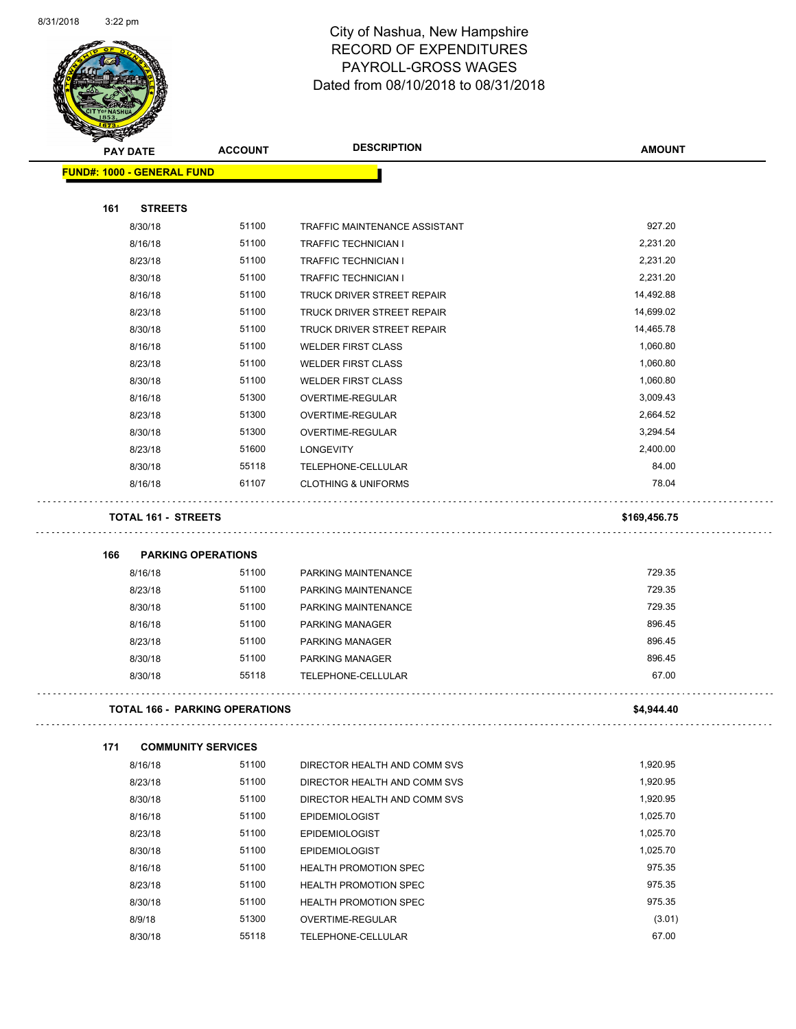# City of Nashua, New Hampshire
## RECORD OF EXPENDITURES
## PAYROLL-GROSS WAGES
## Dated from 08/10/2018 to 08/31/2018

| PAY DATE | ACCOUNT | DESCRIPTION | AMOUNT |
|---|---|---|---|
| **FUND#: 1000 - GENERAL FUND** | | | |
| **161 STREETS** | | | |
| 8/30/18 | 51100 | TRAFFIC MAINTENANCE ASSISTANT | 927.20 |
| 8/16/18 | 51100 | TRAFFIC TECHNICIAN I | 2,231.20 |
| 8/23/18 | 51100 | TRAFFIC TECHNICIAN I | 2,231.20 |
| 8/30/18 | 51100 | TRAFFIC TECHNICIAN I | 2,231.20 |
| 8/16/18 | 51100 | TRUCK DRIVER STREET REPAIR | 14,492.88 |
| 8/23/18 | 51100 | TRUCK DRIVER STREET REPAIR | 14,699.02 |
| 8/30/18 | 51100 | TRUCK DRIVER STREET REPAIR | 14,465.78 |
| 8/16/18 | 51100 | WELDER FIRST CLASS | 1,060.80 |
| 8/23/18 | 51100 | WELDER FIRST CLASS | 1,060.80 |
| 8/30/18 | 51100 | WELDER FIRST CLASS | 1,060.80 |
| 8/16/18 | 51300 | OVERTIME-REGULAR | 3,009.43 |
| 8/23/18 | 51300 | OVERTIME-REGULAR | 2,664.52 |
| 8/30/18 | 51300 | OVERTIME-REGULAR | 3,294.54 |
| 8/23/18 | 51600 | LONGEVITY | 2,400.00 |
| 8/30/18 | 55118 | TELEPHONE-CELLULAR | 84.00 |
| 8/16/18 | 61107 | CLOTHING & UNIFORMS | 78.04 |
| **TOTAL 161 - STREETS** | | | **$169,456.75** |
| **166 PARKING OPERATIONS** | | | |
| 8/16/18 | 51100 | PARKING MAINTENANCE | 729.35 |
| 8/23/18 | 51100 | PARKING MAINTENANCE | 729.35 |
| 8/30/18 | 51100 | PARKING MAINTENANCE | 729.35 |
| 8/16/18 | 51100 | PARKING MANAGER | 896.45 |
| 8/23/18 | 51100 | PARKING MANAGER | 896.45 |
| 8/30/18 | 51100 | PARKING MANAGER | 896.45 |
| 8/30/18 | 55118 | TELEPHONE-CELLULAR | 67.00 |
| **TOTAL 166 - PARKING OPERATIONS** | | | **$4,944.40** |
| **171 COMMUNITY SERVICES** | | | |
| 8/16/18 | 51100 | DIRECTOR HEALTH AND COMM SVS | 1,920.95 |
| 8/23/18 | 51100 | DIRECTOR HEALTH AND COMM SVS | 1,920.95 |
| 8/30/18 | 51100 | DIRECTOR HEALTH AND COMM SVS | 1,920.95 |
| 8/16/18 | 51100 | EPIDEMIOLOGIST | 1,025.70 |
| 8/23/18 | 51100 | EPIDEMIOLOGIST | 1,025.70 |
| 8/30/18 | 51100 | EPIDEMIOLOGIST | 1,025.70 |
| 8/16/18 | 51100 | HEALTH PROMOTION SPEC | 975.35 |
| 8/23/18 | 51100 | HEALTH PROMOTION SPEC | 975.35 |
| 8/30/18 | 51100 | HEALTH PROMOTION SPEC | 975.35 |
| 8/9/18 | 51300 | OVERTIME-REGULAR | (3.01) |
| 8/30/18 | 55118 | TELEPHONE-CELLULAR | 67.00 |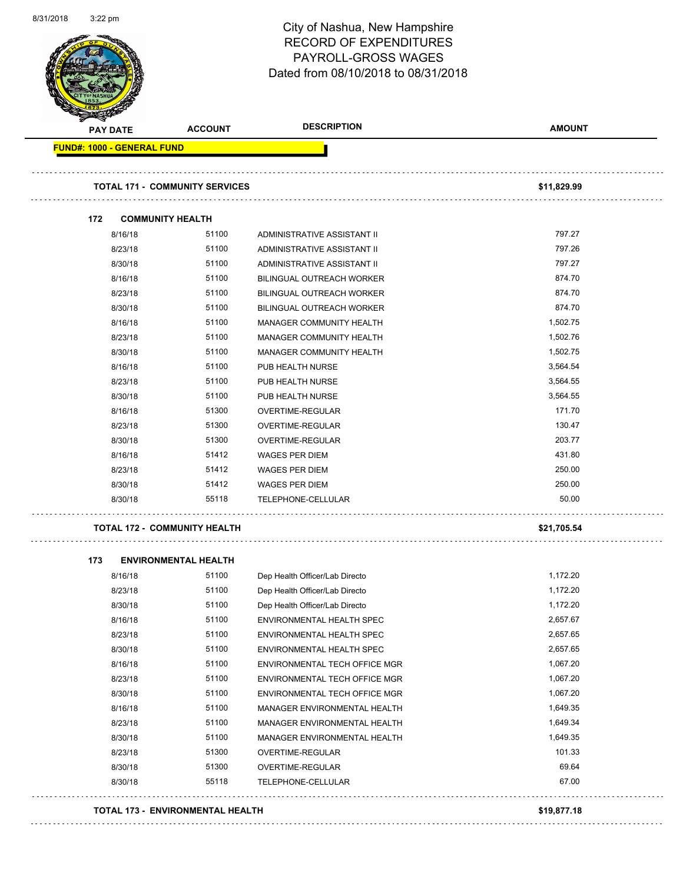# City of Nashua, New Hampshire
## RECORD OF EXPENDITURES
## PAYROLL-GROSS WAGES
## Dated from 08/10/2018 to 08/31/2018

| PAY DATE | ACCOUNT | DESCRIPTION | AMOUNT |
|---|---|---|---|
| **FUND#: 1000 - GENERAL FUND** | | | |
| **TOTAL 171 - COMMUNITY SERVICES** | | | **$11,829.99** |
| **172 COMMUNITY HEALTH** | | | |
| 8/16/18 | 51100 | ADMINISTRATIVE ASSISTANT II | 797.27 |
| 8/23/18 | 51100 | ADMINISTRATIVE ASSISTANT II | 797.26 |
| 8/30/18 | 51100 | ADMINISTRATIVE ASSISTANT II | 797.27 |
| 8/16/18 | 51100 | BILINGUAL OUTREACH WORKER | 874.70 |
| 8/23/18 | 51100 | BILINGUAL OUTREACH WORKER | 874.70 |
| 8/30/18 | 51100 | BILINGUAL OUTREACH WORKER | 874.70 |
| 8/16/18 | 51100 | MANAGER COMMUNITY HEALTH | 1,502.75 |
| 8/23/18 | 51100 | MANAGER COMMUNITY HEALTH | 1,502.76 |
| 8/30/18 | 51100 | MANAGER COMMUNITY HEALTH | 1,502.75 |
| 8/16/18 | 51100 | PUB HEALTH NURSE | 3,564.54 |
| 8/23/18 | 51100 | PUB HEALTH NURSE | 3,564.55 |
| 8/30/18 | 51100 | PUB HEALTH NURSE | 3,564.55 |
| 8/16/18 | 51300 | OVERTIME-REGULAR | 171.70 |
| 8/23/18 | 51300 | OVERTIME-REGULAR | 130.47 |
| 8/30/18 | 51300 | OVERTIME-REGULAR | 203.77 |
| 8/16/18 | 51412 | WAGES PER DIEM | 431.80 |
| 8/23/18 | 51412 | WAGES PER DIEM | 250.00 |
| 8/30/18 | 51412 | WAGES PER DIEM | 250.00 |
| 8/30/18 | 55118 | TELEPHONE-CELLULAR | 50.00 |
| **TOTAL 172 - COMMUNITY HEALTH** | | | **$21,705.54** |
| **173 ENVIRONMENTAL HEALTH** | | | |
| 8/16/18 | 51100 | Dep Health Officer/Lab Directo | 1,172.20 |
| 8/23/18 | 51100 | Dep Health Officer/Lab Directo | 1,172.20 |
| 8/30/18 | 51100 | Dep Health Officer/Lab Directo | 1,172.20 |
| 8/16/18 | 51100 | ENVIRONMENTAL HEALTH SPEC | 2,657.67 |
| 8/23/18 | 51100 | ENVIRONMENTAL HEALTH SPEC | 2,657.65 |
| 8/30/18 | 51100 | ENVIRONMENTAL HEALTH SPEC | 2,657.65 |
| 8/16/18 | 51100 | ENVIRONMENTAL TECH OFFICE MGR | 1,067.20 |
| 8/23/18 | 51100 | ENVIRONMENTAL TECH OFFICE MGR | 1,067.20 |
| 8/30/18 | 51100 | ENVIRONMENTAL TECH OFFICE MGR | 1,067.20 |
| 8/16/18 | 51100 | MANAGER ENVIRONMENTAL HEALTH | 1,649.35 |
| 8/23/18 | 51100 | MANAGER ENVIRONMENTAL HEALTH | 1,649.34 |
| 8/30/18 | 51100 | MANAGER ENVIRONMENTAL HEALTH | 1,649.35 |
| 8/23/18 | 51300 | OVERTIME-REGULAR | 101.33 |
| 8/30/18 | 51300 | OVERTIME-REGULAR | 69.64 |
| 8/30/18 | 55118 | TELEPHONE-CELLULAR | 67.00 |
| **TOTAL 173 - ENVIRONMENTAL HEALTH** | | | **$19,877.18** |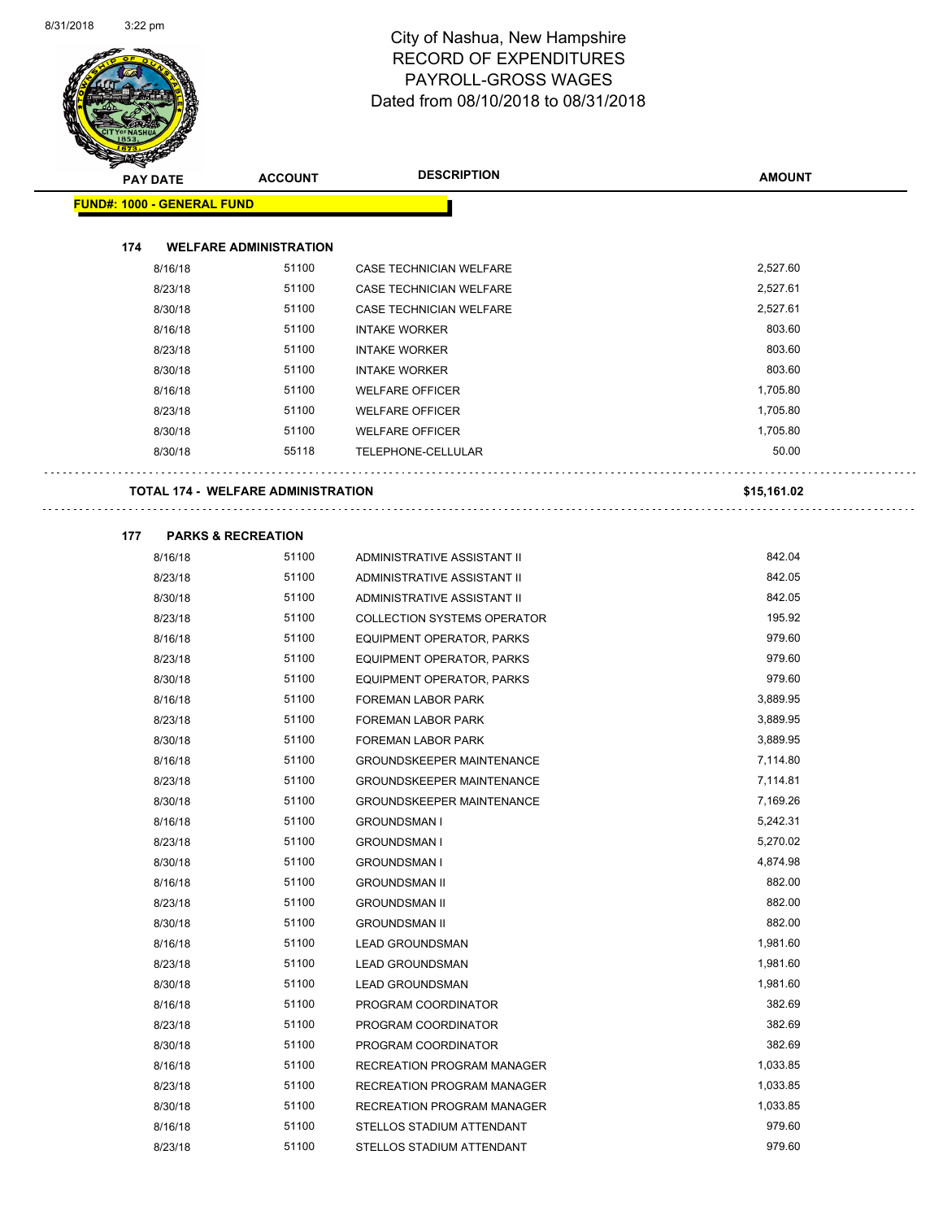# City of Nashua, New Hampshire
## RECORD OF EXPENDITURES
## PAYROLL-GROSS WAGES
## Dated from 08/10/2018 to 08/31/2018

| PAY DATE | ACCOUNT | DESCRIPTION | AMOUNT |
|---|---|---|---|
| **FUND#: 1000 - GENERAL FUND** | | | |
| **174 WELFARE ADMINISTRATION** | | | |
| 8/16/18 | 51100 | CASE TECHNICIAN WELFARE | 2,527.60 |
| 8/23/18 | 51100 | CASE TECHNICIAN WELFARE | 2,527.61 |
| 8/30/18 | 51100 | CASE TECHNICIAN WELFARE | 2,527.61 |
| 8/16/18 | 51100 | INTAKE WORKER | 803.60 |
| 8/23/18 | 51100 | INTAKE WORKER | 803.60 |
| 8/30/18 | 51100 | INTAKE WORKER | 803.60 |
| 8/16/18 | 51100 | WELFARE OFFICER | 1,705.80 |
| 8/23/18 | 51100 | WELFARE OFFICER | 1,705.80 |
| 8/30/18 | 51100 | WELFARE OFFICER | 1,705.80 |
| 8/30/18 | 55118 | TELEPHONE-CELLULAR | 50.00 |
| **TOTAL 174 - WELFARE ADMINISTRATION** | | | **$15,161.02** |
| **177 PARKS & RECREATION** | | | |
| 8/16/18 | 51100 | ADMINISTRATIVE ASSISTANT II | 842.04 |
| 8/23/18 | 51100 | ADMINISTRATIVE ASSISTANT II | 842.05 |
| 8/30/18 | 51100 | ADMINISTRATIVE ASSISTANT II | 842.05 |
| 8/23/18 | 51100 | COLLECTION SYSTEMS OPERATOR | 195.92 |
| 8/16/18 | 51100 | EQUIPMENT OPERATOR, PARKS | 979.60 |
| 8/23/18 | 51100 | EQUIPMENT OPERATOR, PARKS | 979.60 |
| 8/30/18 | 51100 | EQUIPMENT OPERATOR, PARKS | 979.60 |
| 8/16/18 | 51100 | FOREMAN LABOR PARK | 3,889.95 |
| 8/23/18 | 51100 | FOREMAN LABOR PARK | 3,889.95 |
| 8/30/18 | 51100 | FOREMAN LABOR PARK | 3,889.95 |
| 8/16/18 | 51100 | GROUNDSKEEPER MAINTENANCE | 7,114.80 |
| 8/23/18 | 51100 | GROUNDSKEEPER MAINTENANCE | 7,114.81 |
| 8/30/18 | 51100 | GROUNDSKEEPER MAINTENANCE | 7,169.26 |
| 8/16/18 | 51100 | GROUNDSMAN I | 5,242.31 |
| 8/23/18 | 51100 | GROUNDSMAN I | 5,270.02 |
| 8/30/18 | 51100 | GROUNDSMAN I | 4,874.98 |
| 8/16/18 | 51100 | GROUNDSMAN II | 882.00 |
| 8/23/18 | 51100 | GROUNDSMAN II | 882.00 |
| 8/30/18 | 51100 | GROUNDSMAN II | 882.00 |
| 8/16/18 | 51100 | LEAD GROUNDSMAN | 1,981.60 |
| 8/23/18 | 51100 | LEAD GROUNDSMAN | 1,981.60 |
| 8/30/18 | 51100 | LEAD GROUNDSMAN | 1,981.60 |
| 8/16/18 | 51100 | PROGRAM COORDINATOR | 382.69 |
| 8/23/18 | 51100 | PROGRAM COORDINATOR | 382.69 |
| 8/30/18 | 51100 | PROGRAM COORDINATOR | 382.69 |
| 8/16/18 | 51100 | RECREATION PROGRAM MANAGER | 1,033.85 |
| 8/23/18 | 51100 | RECREATION PROGRAM MANAGER | 1,033.85 |
| 8/30/18 | 51100 | RECREATION PROGRAM MANAGER | 1,033.85 |
| 8/16/18 | 51100 | STELLOS STADIUM ATTENDANT | 979.60 |
| 8/23/18 | 51100 | STELLOS STADIUM ATTENDANT | 979.60 |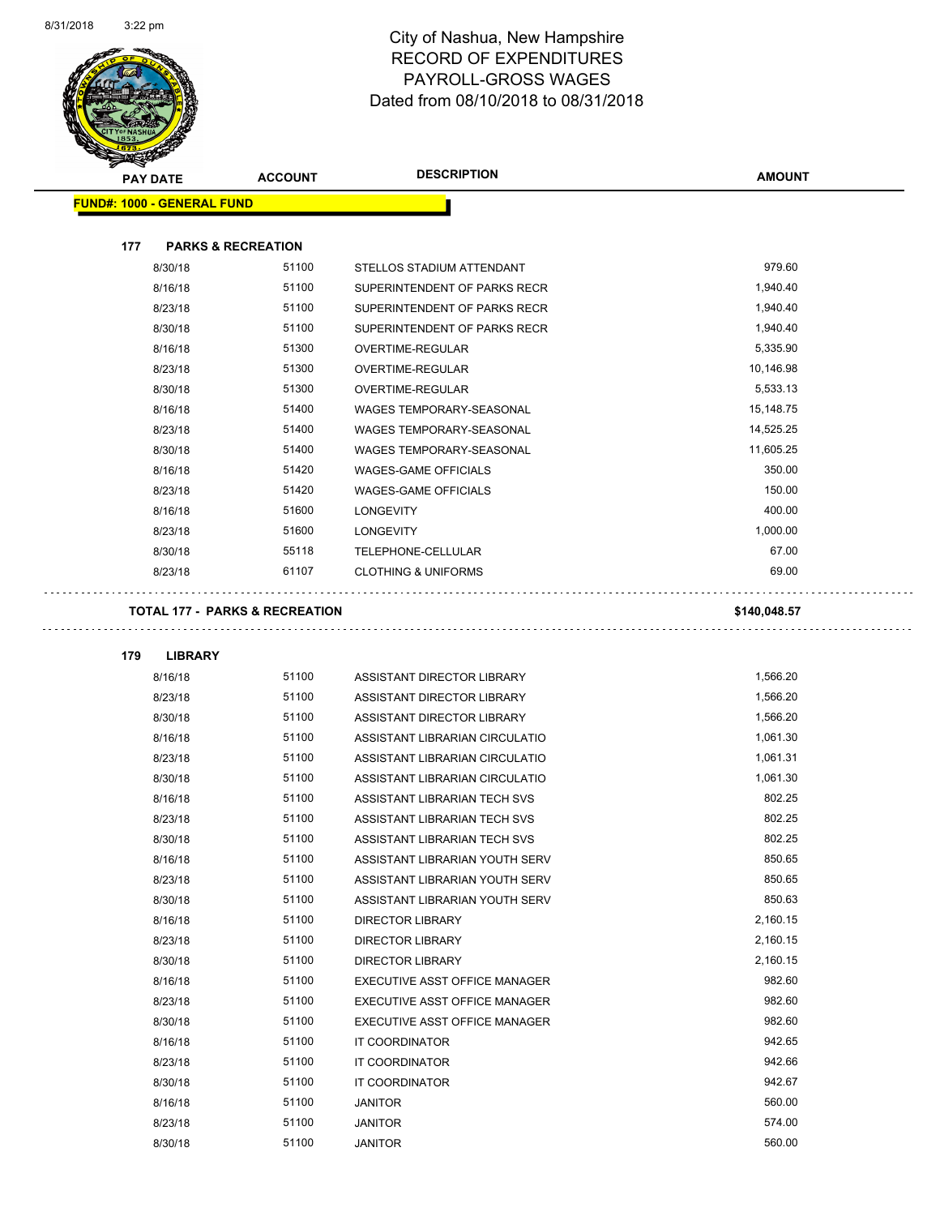# City of Nashua, New Hampshire
## RECORD OF EXPENDITURES
## PAYROLL-GROSS WAGES
## Dated from 08/10/2018 to 08/31/2018

**FUND#: 1000 - GENERAL FUND**

### 177 PARKS & RECREATION

| PAY DATE | ACCOUNT | DESCRIPTION | AMOUNT |
|---|---|---|---|
| 8/30/18 | 51100 | STELLOS STADIUM ATTENDANT | 979.60 |
| 8/16/18 | 51100 | SUPERINTENDENT OF PARKS RECR | 1,940.40 |
| 8/23/18 | 51100 | SUPERINTENDENT OF PARKS RECR | 1,940.40 |
| 8/30/18 | 51100 | SUPERINTENDENT OF PARKS RECR | 1,940.40 |
| 8/16/18 | 51300 | OVERTIME-REGULAR | 5,335.90 |
| 8/23/18 | 51300 | OVERTIME-REGULAR | 10,146.98 |
| 8/30/18 | 51300 | OVERTIME-REGULAR | 5,533.13 |
| 8/16/18 | 51400 | WAGES TEMPORARY-SEASONAL | 15,148.75 |
| 8/23/18 | 51400 | WAGES TEMPORARY-SEASONAL | 14,525.25 |
| 8/30/18 | 51400 | WAGES TEMPORARY-SEASONAL | 11,605.25 |
| 8/16/18 | 51420 | WAGES-GAME OFFICIALS | 350.00 |
| 8/23/18 | 51420 | WAGES-GAME OFFICIALS | 150.00 |
| 8/16/18 | 51600 | LONGEVITY | 400.00 |
| 8/23/18 | 51600 | LONGEVITY | 1,000.00 |
| 8/30/18 | 55118 | TELEPHONE-CELLULAR | 67.00 |
| 8/23/18 | 61107 | CLOTHING & UNIFORMS | 69.00 |

**TOTAL 177 - PARKS & RECREATION** **$140,048.57**

### 179 LIBRARY

| PAY DATE | ACCOUNT | DESCRIPTION | AMOUNT |
|---|---|---|---|
| 8/16/18 | 51100 | ASSISTANT DIRECTOR LIBRARY | 1,566.20 |
| 8/23/18 | 51100 | ASSISTANT DIRECTOR LIBRARY | 1,566.20 |
| 8/30/18 | 51100 | ASSISTANT DIRECTOR LIBRARY | 1,566.20 |
| 8/16/18 | 51100 | ASSISTANT LIBRARIAN CIRCULATIO | 1,061.30 |
| 8/23/18 | 51100 | ASSISTANT LIBRARIAN CIRCULATIO | 1,061.31 |
| 8/30/18 | 51100 | ASSISTANT LIBRARIAN CIRCULATIO | 1,061.30 |
| 8/16/18 | 51100 | ASSISTANT LIBRARIAN TECH SVS | 802.25 |
| 8/23/18 | 51100 | ASSISTANT LIBRARIAN TECH SVS | 802.25 |
| 8/30/18 | 51100 | ASSISTANT LIBRARIAN TECH SVS | 802.25 |
| 8/16/18 | 51100 | ASSISTANT LIBRARIAN YOUTH SERV | 850.65 |
| 8/23/18 | 51100 | ASSISTANT LIBRARIAN YOUTH SERV | 850.65 |
| 8/30/18 | 51100 | ASSISTANT LIBRARIAN YOUTH SERV | 850.63 |
| 8/16/18 | 51100 | DIRECTOR LIBRARY | 2,160.15 |
| 8/23/18 | 51100 | DIRECTOR LIBRARY | 2,160.15 |
| 8/30/18 | 51100 | DIRECTOR LIBRARY | 2,160.15 |
| 8/16/18 | 51100 | EXECUTIVE ASST OFFICE MANAGER | 982.60 |
| 8/23/18 | 51100 | EXECUTIVE ASST OFFICE MANAGER | 982.60 |
| 8/30/18 | 51100 | EXECUTIVE ASST OFFICE MANAGER | 982.60 |
| 8/16/18 | 51100 | IT COORDINATOR | 942.65 |
| 8/23/18 | 51100 | IT COORDINATOR | 942.66 |
| 8/30/18 | 51100 | IT COORDINATOR | 942.67 |
| 8/16/18 | 51100 | JANITOR | 560.00 |
| 8/23/18 | 51100 | JANITOR | 574.00 |
| 8/30/18 | 51100 | JANITOR | 560.00 |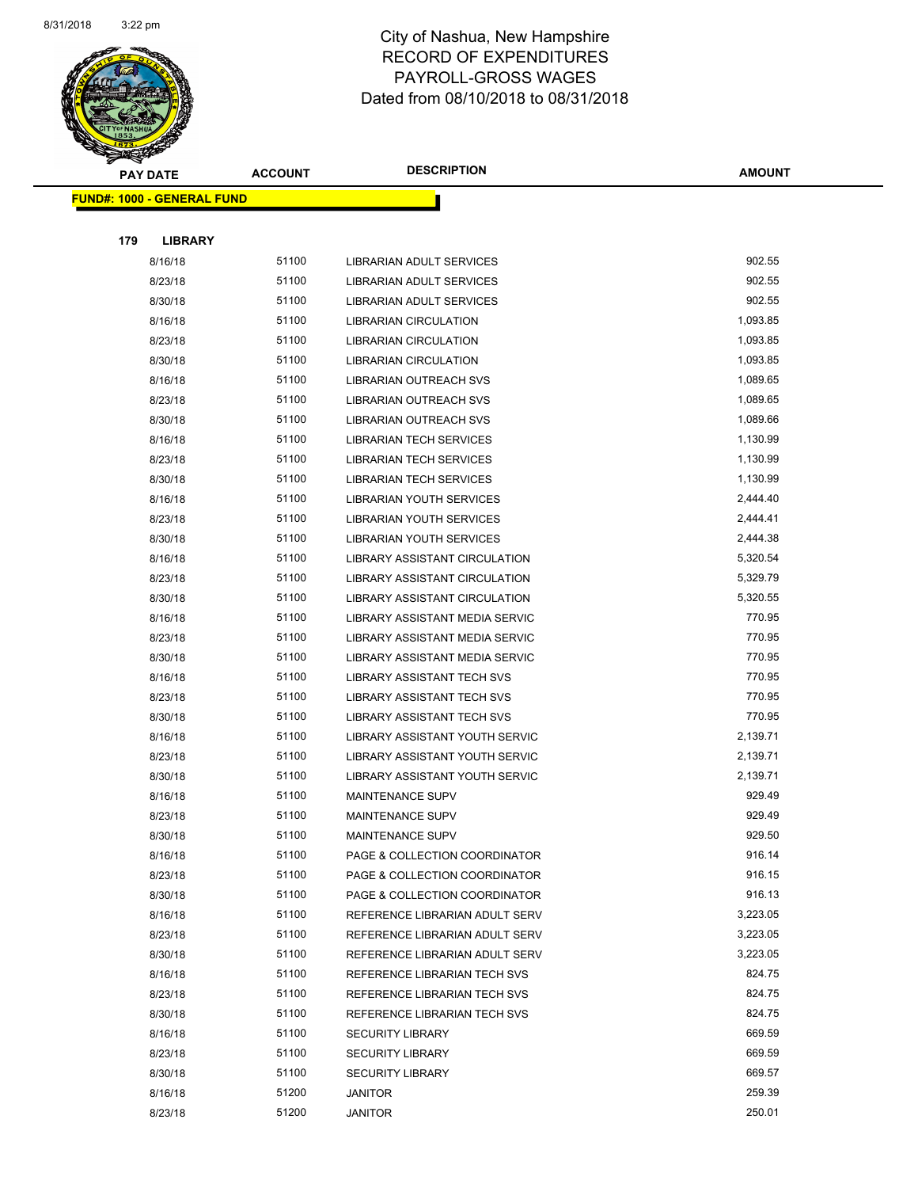# City of Nashua, New Hampshire
## RECORD OF EXPENDITURES
## PAYROLL-GROSS WAGES
### Dated from 08/10/2018 to 08/31/2018

**FUND#: 1000 - GENERAL FUND**

**179 LIBRARY**

| PAY DATE | ACCOUNT | DESCRIPTION | AMOUNT |
|---|---|---|---|
| 8/16/18 | 51100 | LIBRARIAN ADULT SERVICES | 902.55 |
| 8/23/18 | 51100 | LIBRARIAN ADULT SERVICES | 902.55 |
| 8/30/18 | 51100 | LIBRARIAN ADULT SERVICES | 902.55 |
| 8/16/18 | 51100 | LIBRARIAN CIRCULATION | 1,093.85 |
| 8/23/18 | 51100 | LIBRARIAN CIRCULATION | 1,093.85 |
| 8/30/18 | 51100 | LIBRARIAN CIRCULATION | 1,093.85 |
| 8/16/18 | 51100 | LIBRARIAN OUTREACH SVS | 1,089.65 |
| 8/23/18 | 51100 | LIBRARIAN OUTREACH SVS | 1,089.65 |
| 8/30/18 | 51100 | LIBRARIAN OUTREACH SVS | 1,089.66 |
| 8/16/18 | 51100 | LIBRARIAN TECH SERVICES | 1,130.99 |
| 8/23/18 | 51100 | LIBRARIAN TECH SERVICES | 1,130.99 |
| 8/30/18 | 51100 | LIBRARIAN TECH SERVICES | 1,130.99 |
| 8/16/18 | 51100 | LIBRARIAN YOUTH SERVICES | 2,444.40 |
| 8/23/18 | 51100 | LIBRARIAN YOUTH SERVICES | 2,444.41 |
| 8/30/18 | 51100 | LIBRARIAN YOUTH SERVICES | 2,444.38 |
| 8/16/18 | 51100 | LIBRARY ASSISTANT CIRCULATION | 5,320.54 |
| 8/23/18 | 51100 | LIBRARY ASSISTANT CIRCULATION | 5,329.79 |
| 8/30/18 | 51100 | LIBRARY ASSISTANT CIRCULATION | 5,320.55 |
| 8/16/18 | 51100 | LIBRARY ASSISTANT MEDIA SERVIC | 770.95 |
| 8/23/18 | 51100 | LIBRARY ASSISTANT MEDIA SERVIC | 770.95 |
| 8/30/18 | 51100 | LIBRARY ASSISTANT MEDIA SERVIC | 770.95 |
| 8/16/18 | 51100 | LIBRARY ASSISTANT TECH SVS | 770.95 |
| 8/23/18 | 51100 | LIBRARY ASSISTANT TECH SVS | 770.95 |
| 8/30/18 | 51100 | LIBRARY ASSISTANT TECH SVS | 770.95 |
| 8/16/18 | 51100 | LIBRARY ASSISTANT YOUTH SERVIC | 2,139.71 |
| 8/23/18 | 51100 | LIBRARY ASSISTANT YOUTH SERVIC | 2,139.71 |
| 8/30/18 | 51100 | LIBRARY ASSISTANT YOUTH SERVIC | 2,139.71 |
| 8/16/18 | 51100 | MAINTENANCE SUPV | 929.49 |
| 8/23/18 | 51100 | MAINTENANCE SUPV | 929.49 |
| 8/30/18 | 51100 | MAINTENANCE SUPV | 929.50 |
| 8/16/18 | 51100 | PAGE & COLLECTION COORDINATOR | 916.14 |
| 8/23/18 | 51100 | PAGE & COLLECTION COORDINATOR | 916.15 |
| 8/30/18 | 51100 | PAGE & COLLECTION COORDINATOR | 916.13 |
| 8/16/18 | 51100 | REFERENCE LIBRARIAN ADULT SERV | 3,223.05 |
| 8/23/18 | 51100 | REFERENCE LIBRARIAN ADULT SERV | 3,223.05 |
| 8/30/18 | 51100 | REFERENCE LIBRARIAN ADULT SERV | 3,223.05 |
| 8/16/18 | 51100 | REFERENCE LIBRARIAN TECH SVS | 824.75 |
| 8/23/18 | 51100 | REFERENCE LIBRARIAN TECH SVS | 824.75 |
| 8/30/18 | 51100 | REFERENCE LIBRARIAN TECH SVS | 824.75 |
| 8/16/18 | 51100 | SECURITY LIBRARY | 669.59 |
| 8/23/18 | 51100 | SECURITY LIBRARY | 669.59 |
| 8/30/18 | 51100 | SECURITY LIBRARY | 669.57 |
| 8/16/18 | 51200 | JANITOR | 259.39 |
| 8/23/18 | 51200 | JANITOR | 250.01 |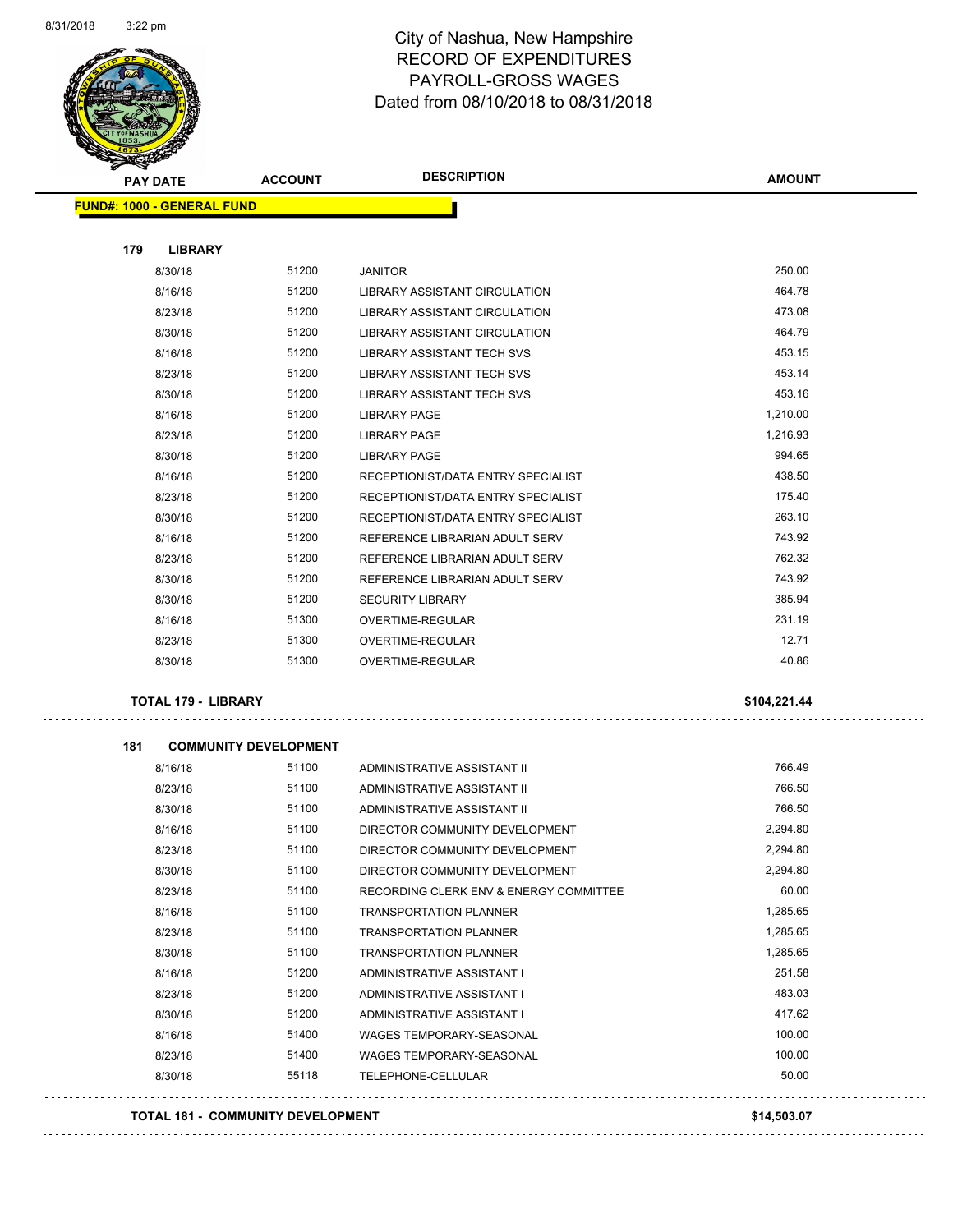# City of Nashua, New Hampshire
## RECORD OF EXPENDITURES
## PAYROLL-GROSS WAGES
## Dated from 08/10/2018 to 08/31/2018

| PAY DATE | ACCOUNT | DESCRIPTION | AMOUNT |
|---|---|---|---|
| **FUND#: 1000 - GENERAL FUND** | | | |
| **179 LIBRARY** | | | |
| 8/30/18 | 51200 | JANITOR | 250.00 |
| 8/16/18 | 51200 | LIBRARY ASSISTANT CIRCULATION | 464.78 |
| 8/23/18 | 51200 | LIBRARY ASSISTANT CIRCULATION | 473.08 |
| 8/30/18 | 51200 | LIBRARY ASSISTANT CIRCULATION | 464.79 |
| 8/16/18 | 51200 | LIBRARY ASSISTANT TECH SVS | 453.15 |
| 8/23/18 | 51200 | LIBRARY ASSISTANT TECH SVS | 453.14 |
| 8/30/18 | 51200 | LIBRARY ASSISTANT TECH SVS | 453.16 |
| 8/16/18 | 51200 | LIBRARY PAGE | 1,210.00 |
| 8/23/18 | 51200 | LIBRARY PAGE | 1,216.93 |
| 8/30/18 | 51200 | LIBRARY PAGE | 994.65 |
| 8/16/18 | 51200 | RECEPTIONIST/DATA ENTRY SPECIALIST | 438.50 |
| 8/23/18 | 51200 | RECEPTIONIST/DATA ENTRY SPECIALIST | 175.40 |
| 8/30/18 | 51200 | RECEPTIONIST/DATA ENTRY SPECIALIST | 263.10 |
| 8/16/18 | 51200 | REFERENCE LIBRARIAN ADULT SERV | 743.92 |
| 8/23/18 | 51200 | REFERENCE LIBRARIAN ADULT SERV | 762.32 |
| 8/30/18 | 51200 | REFERENCE LIBRARIAN ADULT SERV | 743.92 |
| 8/30/18 | 51200 | SECURITY LIBRARY | 385.94 |
| 8/16/18 | 51300 | OVERTIME-REGULAR | 231.19 |
| 8/23/18 | 51300 | OVERTIME-REGULAR | 12.71 |
| 8/30/18 | 51300 | OVERTIME-REGULAR | 40.86 |
| **TOTAL 179 - LIBRARY** | | | **$104,221.44** |
| **181 COMMUNITY DEVELOPMENT** | | | |
| 8/16/18 | 51100 | ADMINISTRATIVE ASSISTANT II | 766.49 |
| 8/23/18 | 51100 | ADMINISTRATIVE ASSISTANT II | 766.50 |
| 8/30/18 | 51100 | ADMINISTRATIVE ASSISTANT II | 766.50 |
| 8/16/18 | 51100 | DIRECTOR COMMUNITY DEVELOPMENT | 2,294.80 |
| 8/23/18 | 51100 | DIRECTOR COMMUNITY DEVELOPMENT | 2,294.80 |
| 8/30/18 | 51100 | DIRECTOR COMMUNITY DEVELOPMENT | 2,294.80 |
| 8/23/18 | 51100 | RECORDING CLERK ENV & ENERGY COMMITTEE | 60.00 |
| 8/16/18 | 51100 | TRANSPORTATION PLANNER | 1,285.65 |
| 8/23/18 | 51100 | TRANSPORTATION PLANNER | 1,285.65 |
| 8/30/18 | 51100 | TRANSPORTATION PLANNER | 1,285.65 |
| 8/16/18 | 51200 | ADMINISTRATIVE ASSISTANT I | 251.58 |
| 8/23/18 | 51200 | ADMINISTRATIVE ASSISTANT I | 483.03 |
| 8/30/18 | 51200 | ADMINISTRATIVE ASSISTANT I | 417.62 |
| 8/16/18 | 51400 | WAGES TEMPORARY-SEASONAL | 100.00 |
| 8/23/18 | 51400 | WAGES TEMPORARY-SEASONAL | 100.00 |
| 8/30/18 | 55118 | TELEPHONE-CELLULAR | 50.00 |
| **TOTAL 181 - COMMUNITY DEVELOPMENT** | | | **$14,503.07** |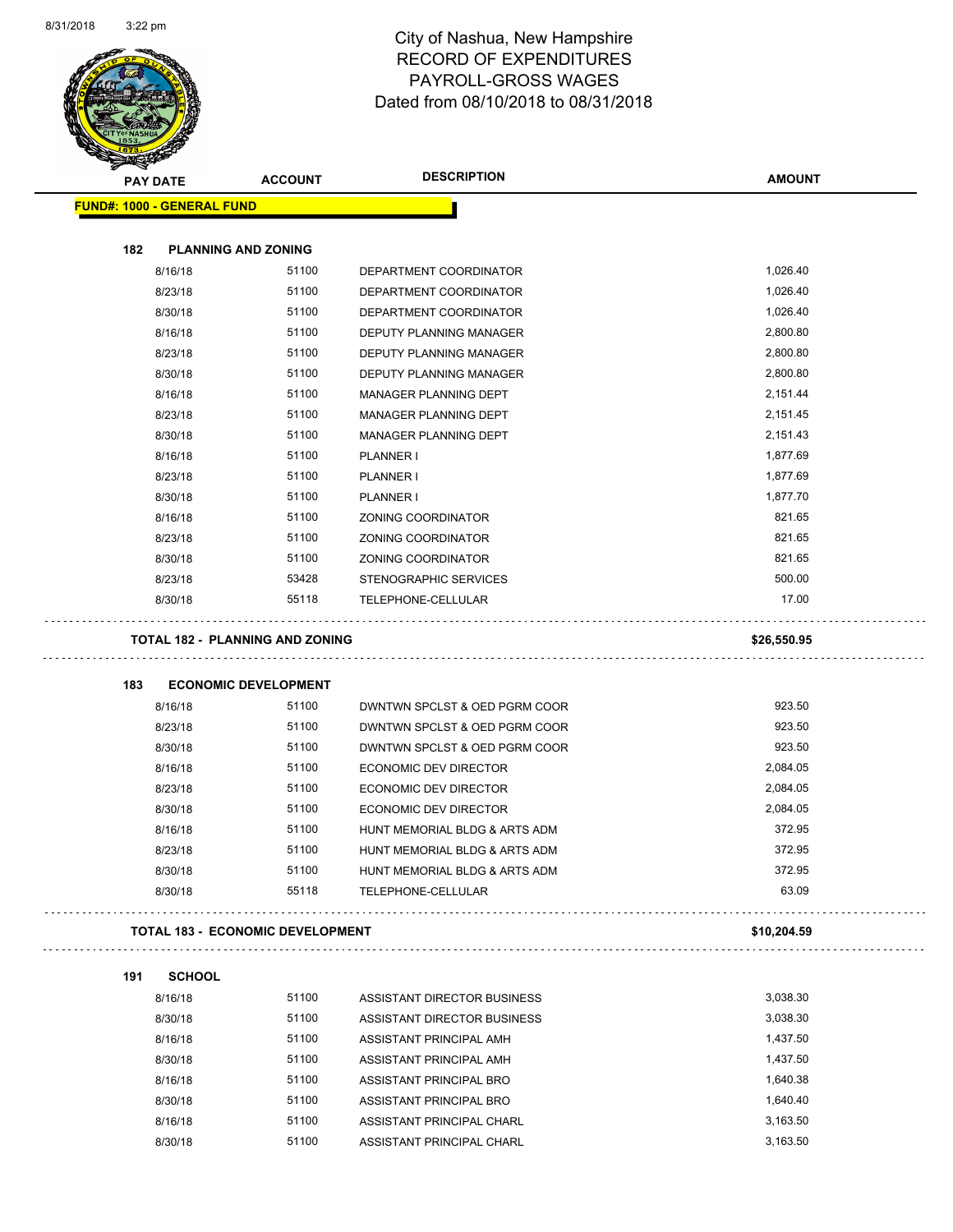# City of Nashua, New Hampshire
## RECORD OF EXPENDITURES
## PAYROLL-GROSS WAGES
## Dated from 08/10/2018 to 08/31/2018

| PAY DATE | ACCOUNT | DESCRIPTION | AMOUNT |
|---|---|---|---|
| **FUND#: 1000 - GENERAL FUND** | | | |
| **182 PLANNING AND ZONING** | | | |
| 8/16/18 | 51100 | DEPARTMENT COORDINATOR | 1,026.40 |
| 8/23/18 | 51100 | DEPARTMENT COORDINATOR | 1,026.40 |
| 8/30/18 | 51100 | DEPARTMENT COORDINATOR | 1,026.40 |
| 8/16/18 | 51100 | DEPUTY PLANNING MANAGER | 2,800.80 |
| 8/23/18 | 51100 | DEPUTY PLANNING MANAGER | 2,800.80 |
| 8/30/18 | 51100 | DEPUTY PLANNING MANAGER | 2,800.80 |
| 8/16/18 | 51100 | MANAGER PLANNING DEPT | 2,151.44 |
| 8/23/18 | 51100 | MANAGER PLANNING DEPT | 2,151.45 |
| 8/30/18 | 51100 | MANAGER PLANNING DEPT | 2,151.43 |
| 8/16/18 | 51100 | PLANNER I | 1,877.69 |
| 8/23/18 | 51100 | PLANNER I | 1,877.69 |
| 8/30/18 | 51100 | PLANNER I | 1,877.70 |
| 8/16/18 | 51100 | ZONING COORDINATOR | 821.65 |
| 8/23/18 | 51100 | ZONING COORDINATOR | 821.65 |
| 8/30/18 | 51100 | ZONING COORDINATOR | 821.65 |
| 8/23/18 | 53428 | STENOGRAPHIC SERVICES | 500.00 |
| 8/30/18 | 55118 | TELEPHONE-CELLULAR | 17.00 |
| **TOTAL 182 - PLANNING AND ZONING** | | | **$26,550.95** |
| **183 ECONOMIC DEVELOPMENT** | | | |
| 8/16/18 | 51100 | DWNTWN SPCLST & OED PGRM COOR | 923.50 |
| 8/23/18 | 51100 | DWNTWN SPCLST & OED PGRM COOR | 923.50 |
| 8/30/18 | 51100 | DWNTWN SPCLST & OED PGRM COOR | 923.50 |
| 8/16/18 | 51100 | ECONOMIC DEV DIRECTOR | 2,084.05 |
| 8/23/18 | 51100 | ECONOMIC DEV DIRECTOR | 2,084.05 |
| 8/30/18 | 51100 | ECONOMIC DEV DIRECTOR | 2,084.05 |
| 8/16/18 | 51100 | HUNT MEMORIAL BLDG & ARTS ADM | 372.95 |
| 8/23/18 | 51100 | HUNT MEMORIAL BLDG & ARTS ADM | 372.95 |
| 8/30/18 | 51100 | HUNT MEMORIAL BLDG & ARTS ADM | 372.95 |
| 8/30/18 | 55118 | TELEPHONE-CELLULAR | 63.09 |
| **TOTAL 183 - ECONOMIC DEVELOPMENT** | | | **$10,204.59** |
| **191 SCHOOL** | | | |
| 8/16/18 | 51100 | ASSISTANT DIRECTOR BUSINESS | 3,038.30 |
| 8/30/18 | 51100 | ASSISTANT DIRECTOR BUSINESS | 3,038.30 |
| 8/16/18 | 51100 | ASSISTANT PRINCIPAL AMH | 1,437.50 |
| 8/30/18 | 51100 | ASSISTANT PRINCIPAL AMH | 1,437.50 |
| 8/16/18 | 51100 | ASSISTANT PRINCIPAL BRO | 1,640.38 |
| 8/30/18 | 51100 | ASSISTANT PRINCIPAL BRO | 1,640.40 |
| 8/16/18 | 51100 | ASSISTANT PRINCIPAL CHARL | 3,163.50 |
| 8/30/18 | 51100 | ASSISTANT PRINCIPAL CHARL | 3,163.50 |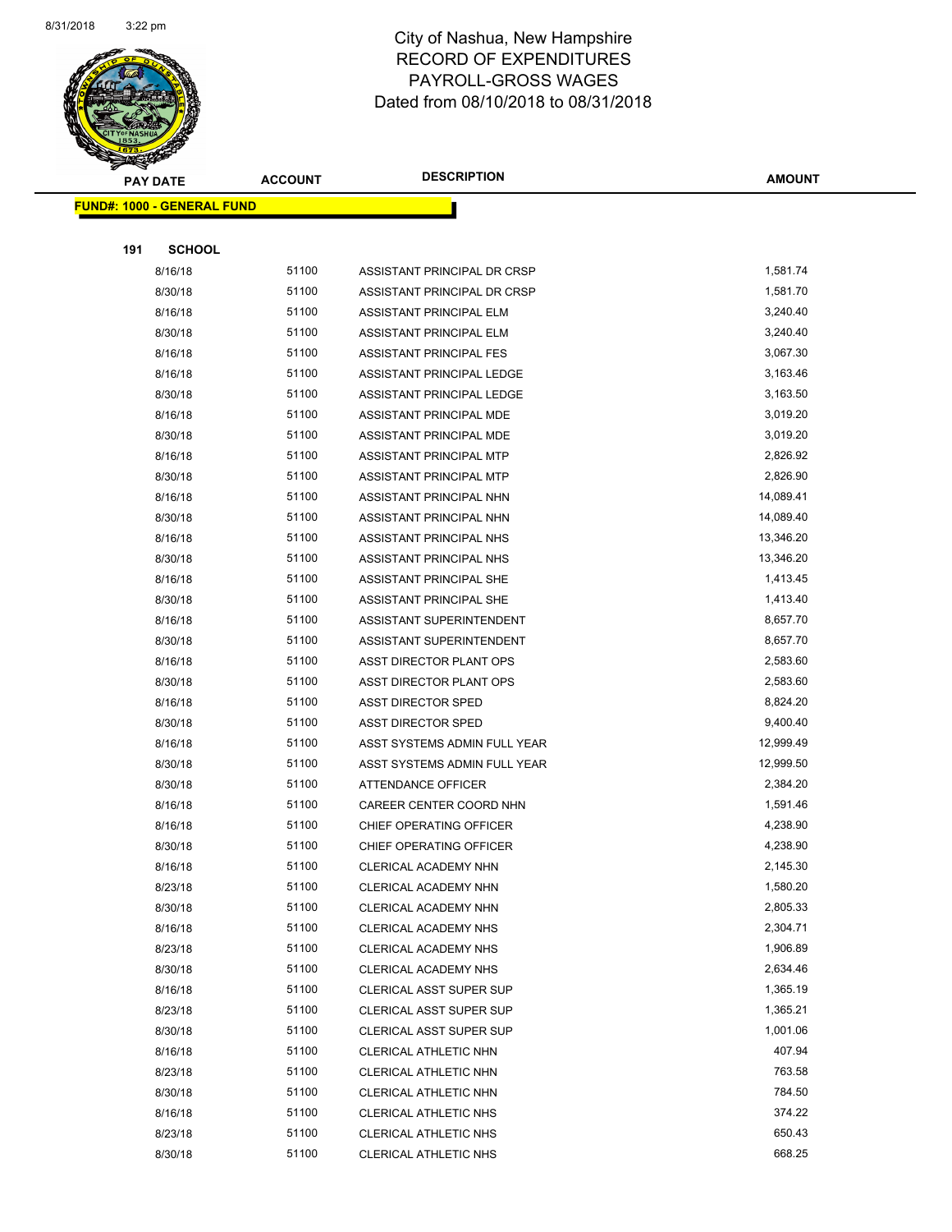# City of Nashua, New Hampshire
## RECORD OF EXPENDITURES
## PAYROLL-GROSS WAGES
## Dated from 08/10/2018 to 08/31/2018

| PAY DATE | ACCOUNT | DESCRIPTION | AMOUNT |
|---|---|---|---|
| **FUND#: 1000 - GENERAL FUND** | | | |
| **191 SCHOOL** | | | |
| 8/16/18 | 51100 | ASSISTANT PRINCIPAL DR CRSP | 1,581.74 |
| 8/30/18 | 51100 | ASSISTANT PRINCIPAL DR CRSP | 1,581.70 |
| 8/16/18 | 51100 | ASSISTANT PRINCIPAL ELM | 3,240.40 |
| 8/30/18 | 51100 | ASSISTANT PRINCIPAL ELM | 3,240.40 |
| 8/16/18 | 51100 | ASSISTANT PRINCIPAL FES | 3,067.30 |
| 8/16/18 | 51100 | ASSISTANT PRINCIPAL LEDGE | 3,163.46 |
| 8/30/18 | 51100 | ASSISTANT PRINCIPAL LEDGE | 3,163.50 |
| 8/16/18 | 51100 | ASSISTANT PRINCIPAL MDE | 3,019.20 |
| 8/30/18 | 51100 | ASSISTANT PRINCIPAL MDE | 3,019.20 |
| 8/16/18 | 51100 | ASSISTANT PRINCIPAL MTP | 2,826.92 |
| 8/30/18 | 51100 | ASSISTANT PRINCIPAL MTP | 2,826.90 |
| 8/16/18 | 51100 | ASSISTANT PRINCIPAL NHN | 14,089.41 |
| 8/30/18 | 51100 | ASSISTANT PRINCIPAL NHN | 14,089.40 |
| 8/16/18 | 51100 | ASSISTANT PRINCIPAL NHS | 13,346.20 |
| 8/30/18 | 51100 | ASSISTANT PRINCIPAL NHS | 13,346.20 |
| 8/16/18 | 51100 | ASSISTANT PRINCIPAL SHE | 1,413.45 |
| 8/30/18 | 51100 | ASSISTANT PRINCIPAL SHE | 1,413.40 |
| 8/16/18 | 51100 | ASSISTANT SUPERINTENDENT | 8,657.70 |
| 8/30/18 | 51100 | ASSISTANT SUPERINTENDENT | 8,657.70 |
| 8/16/18 | 51100 | ASST DIRECTOR PLANT OPS | 2,583.60 |
| 8/30/18 | 51100 | ASST DIRECTOR PLANT OPS | 2,583.60 |
| 8/16/18 | 51100 | ASST DIRECTOR SPED | 8,824.20 |
| 8/30/18 | 51100 | ASST DIRECTOR SPED | 9,400.40 |
| 8/16/18 | 51100 | ASST SYSTEMS ADMIN FULL YEAR | 12,999.49 |
| 8/30/18 | 51100 | ASST SYSTEMS ADMIN FULL YEAR | 12,999.50 |
| 8/30/18 | 51100 | ATTENDANCE OFFICER | 2,384.20 |
| 8/16/18 | 51100 | CAREER CENTER COORD NHN | 1,591.46 |
| 8/16/18 | 51100 | CHIEF OPERATING OFFICER | 4,238.90 |
| 8/30/18 | 51100 | CHIEF OPERATING OFFICER | 4,238.90 |
| 8/16/18 | 51100 | CLERICAL ACADEMY NHN | 2,145.30 |
| 8/23/18 | 51100 | CLERICAL ACADEMY NHN | 1,580.20 |
| 8/30/18 | 51100 | CLERICAL ACADEMY NHN | 2,805.33 |
| 8/16/18 | 51100 | CLERICAL ACADEMY NHS | 2,304.71 |
| 8/23/18 | 51100 | CLERICAL ACADEMY NHS | 1,906.89 |
| 8/30/18 | 51100 | CLERICAL ACADEMY NHS | 2,634.46 |
| 8/16/18 | 51100 | CLERICAL ASST SUPER SUP | 1,365.19 |
| 8/23/18 | 51100 | CLERICAL ASST SUPER SUP | 1,365.21 |
| 8/30/18 | 51100 | CLERICAL ASST SUPER SUP | 1,001.06 |
| 8/16/18 | 51100 | CLERICAL ATHLETIC NHN | 407.94 |
| 8/23/18 | 51100 | CLERICAL ATHLETIC NHN | 763.58 |
| 8/30/18 | 51100 | CLERICAL ATHLETIC NHN | 784.50 |
| 8/16/18 | 51100 | CLERICAL ATHLETIC NHS | 374.22 |
| 8/23/18 | 51100 | CLERICAL ATHLETIC NHS | 650.43 |
| 8/30/18 | 51100 | CLERICAL ATHLETIC NHS | 668.25 |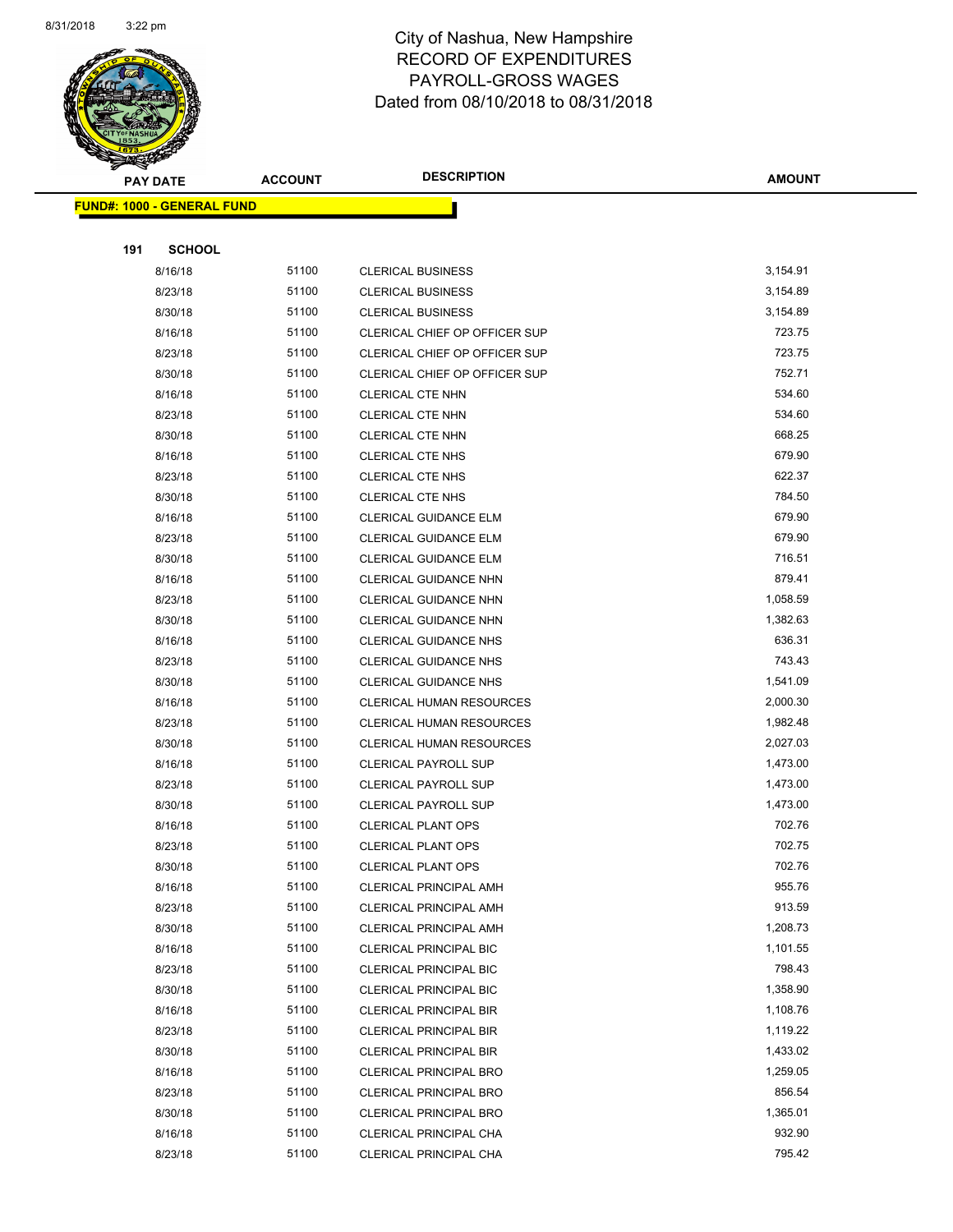# City of Nashua, New Hampshire
## RECORD OF EXPENDITURES
## PAYROLL-GROSS WAGES
## Dated from 08/10/2018 to 08/31/2018

| PAY DATE | ACCOUNT | DESCRIPTION | AMOUNT |
|---|---|---|---|
| **FUND#: 1000 - GENERAL FUND** | | | |
| **191 SCHOOL** | | | |
| 8/16/18 | 51100 | CLERICAL BUSINESS | 3,154.91 |
| 8/23/18 | 51100 | CLERICAL BUSINESS | 3,154.89 |
| 8/30/18 | 51100 | CLERICAL BUSINESS | 3,154.89 |
| 8/16/18 | 51100 | CLERICAL CHIEF OP OFFICER SUP | 723.75 |
| 8/23/18 | 51100 | CLERICAL CHIEF OP OFFICER SUP | 723.75 |
| 8/30/18 | 51100 | CLERICAL CHIEF OP OFFICER SUP | 752.71 |
| 8/16/18 | 51100 | CLERICAL CTE NHN | 534.60 |
| 8/23/18 | 51100 | CLERICAL CTE NHN | 534.60 |
| 8/30/18 | 51100 | CLERICAL CTE NHN | 668.25 |
| 8/16/18 | 51100 | CLERICAL CTE NHS | 679.90 |
| 8/23/18 | 51100 | CLERICAL CTE NHS | 622.37 |
| 8/30/18 | 51100 | CLERICAL CTE NHS | 784.50 |
| 8/16/18 | 51100 | CLERICAL GUIDANCE ELM | 679.90 |
| 8/23/18 | 51100 | CLERICAL GUIDANCE ELM | 679.90 |
| 8/30/18 | 51100 | CLERICAL GUIDANCE ELM | 716.51 |
| 8/16/18 | 51100 | CLERICAL GUIDANCE NHN | 879.41 |
| 8/23/18 | 51100 | CLERICAL GUIDANCE NHN | 1,058.59 |
| 8/30/18 | 51100 | CLERICAL GUIDANCE NHN | 1,382.63 |
| 8/16/18 | 51100 | CLERICAL GUIDANCE NHS | 636.31 |
| 8/23/18 | 51100 | CLERICAL GUIDANCE NHS | 743.43 |
| 8/30/18 | 51100 | CLERICAL GUIDANCE NHS | 1,541.09 |
| 8/16/18 | 51100 | CLERICAL HUMAN RESOURCES | 2,000.30 |
| 8/23/18 | 51100 | CLERICAL HUMAN RESOURCES | 1,982.48 |
| 8/30/18 | 51100 | CLERICAL HUMAN RESOURCES | 2,027.03 |
| 8/16/18 | 51100 | CLERICAL PAYROLL SUP | 1,473.00 |
| 8/23/18 | 51100 | CLERICAL PAYROLL SUP | 1,473.00 |
| 8/30/18 | 51100 | CLERICAL PAYROLL SUP | 1,473.00 |
| 8/16/18 | 51100 | CLERICAL PLANT OPS | 702.76 |
| 8/23/18 | 51100 | CLERICAL PLANT OPS | 702.75 |
| 8/30/18 | 51100 | CLERICAL PLANT OPS | 702.76 |
| 8/16/18 | 51100 | CLERICAL PRINCIPAL AMH | 955.76 |
| 8/23/18 | 51100 | CLERICAL PRINCIPAL AMH | 913.59 |
| 8/30/18 | 51100 | CLERICAL PRINCIPAL AMH | 1,208.73 |
| 8/16/18 | 51100 | CLERICAL PRINCIPAL BIC | 1,101.55 |
| 8/23/18 | 51100 | CLERICAL PRINCIPAL BIC | 798.43 |
| 8/30/18 | 51100 | CLERICAL PRINCIPAL BIC | 1,358.90 |
| 8/16/18 | 51100 | CLERICAL PRINCIPAL BIR | 1,108.76 |
| 8/23/18 | 51100 | CLERICAL PRINCIPAL BIR | 1,119.22 |
| 8/30/18 | 51100 | CLERICAL PRINCIPAL BIR | 1,433.02 |
| 8/16/18 | 51100 | CLERICAL PRINCIPAL BRO | 1,259.05 |
| 8/23/18 | 51100 | CLERICAL PRINCIPAL BRO | 856.54 |
| 8/30/18 | 51100 | CLERICAL PRINCIPAL BRO | 1,365.01 |
| 8/16/18 | 51100 | CLERICAL PRINCIPAL CHA | 932.90 |
| 8/23/18 | 51100 | CLERICAL PRINCIPAL CHA | 795.42 |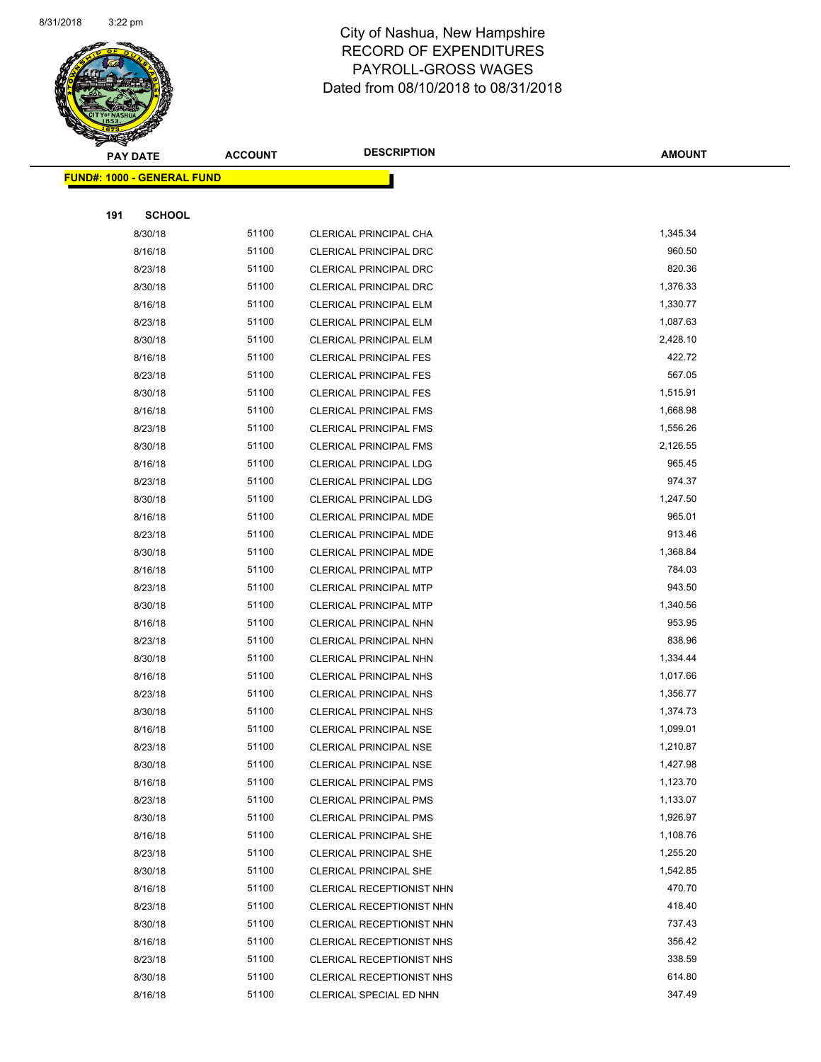City of Nashua, New Hampshire
RECORD OF EXPENDITURES
PAYROLL-GROSS WAGES
Dated from 08/10/2018 to 08/31/2018

| PAY DATE | ACCOUNT | DESCRIPTION | AMOUNT |
|---|---|---|---|

**FUND#: 1000 - GENERAL FUND**

**191 SCHOOL**

| PAY DATE | ACCOUNT | DESCRIPTION | AMOUNT |
|---|---|---|---|
| 8/30/18 | 51100 | CLERICAL PRINCIPAL CHA | 1,345.34 |
| 8/16/18 | 51100 | CLERICAL PRINCIPAL DRC | 960.50 |
| 8/23/18 | 51100 | CLERICAL PRINCIPAL DRC | 820.36 |
| 8/30/18 | 51100 | CLERICAL PRINCIPAL DRC | 1,376.33 |
| 8/16/18 | 51100 | CLERICAL PRINCIPAL ELM | 1,330.77 |
| 8/23/18 | 51100 | CLERICAL PRINCIPAL ELM | 1,087.63 |
| 8/30/18 | 51100 | CLERICAL PRINCIPAL ELM | 2,428.10 |
| 8/16/18 | 51100 | CLERICAL PRINCIPAL FES | 422.72 |
| 8/23/18 | 51100 | CLERICAL PRINCIPAL FES | 567.05 |
| 8/30/18 | 51100 | CLERICAL PRINCIPAL FES | 1,515.91 |
| 8/16/18 | 51100 | CLERICAL PRINCIPAL FMS | 1,668.98 |
| 8/23/18 | 51100 | CLERICAL PRINCIPAL FMS | 1,556.26 |
| 8/30/18 | 51100 | CLERICAL PRINCIPAL FMS | 2,126.55 |
| 8/16/18 | 51100 | CLERICAL PRINCIPAL LDG | 965.45 |
| 8/23/18 | 51100 | CLERICAL PRINCIPAL LDG | 974.37 |
| 8/30/18 | 51100 | CLERICAL PRINCIPAL LDG | 1,247.50 |
| 8/16/18 | 51100 | CLERICAL PRINCIPAL MDE | 965.01 |
| 8/23/18 | 51100 | CLERICAL PRINCIPAL MDE | 913.46 |
| 8/30/18 | 51100 | CLERICAL PRINCIPAL MDE | 1,368.84 |
| 8/16/18 | 51100 | CLERICAL PRINCIPAL MTP | 784.03 |
| 8/23/18 | 51100 | CLERICAL PRINCIPAL MTP | 943.50 |
| 8/30/18 | 51100 | CLERICAL PRINCIPAL MTP | 1,340.56 |
| 8/16/18 | 51100 | CLERICAL PRINCIPAL NHN | 953.95 |
| 8/23/18 | 51100 | CLERICAL PRINCIPAL NHN | 838.96 |
| 8/30/18 | 51100 | CLERICAL PRINCIPAL NHN | 1,334.44 |
| 8/16/18 | 51100 | CLERICAL PRINCIPAL NHS | 1,017.66 |
| 8/23/18 | 51100 | CLERICAL PRINCIPAL NHS | 1,356.77 |
| 8/30/18 | 51100 | CLERICAL PRINCIPAL NHS | 1,374.73 |
| 8/16/18 | 51100 | CLERICAL PRINCIPAL NSE | 1,099.01 |
| 8/23/18 | 51100 | CLERICAL PRINCIPAL NSE | 1,210.87 |
| 8/30/18 | 51100 | CLERICAL PRINCIPAL NSE | 1,427.98 |
| 8/16/18 | 51100 | CLERICAL PRINCIPAL PMS | 1,123.70 |
| 8/23/18 | 51100 | CLERICAL PRINCIPAL PMS | 1,133.07 |
| 8/30/18 | 51100 | CLERICAL PRINCIPAL PMS | 1,926.97 |
| 8/16/18 | 51100 | CLERICAL PRINCIPAL SHE | 1,108.76 |
| 8/23/18 | 51100 | CLERICAL PRINCIPAL SHE | 1,255.20 |
| 8/30/18 | 51100 | CLERICAL PRINCIPAL SHE | 1,542.85 |
| 8/16/18 | 51100 | CLERICAL RECEPTIONIST NHN | 470.70 |
| 8/23/18 | 51100 | CLERICAL RECEPTIONIST NHN | 418.40 |
| 8/30/18 | 51100 | CLERICAL RECEPTIONIST NHN | 737.43 |
| 8/16/18 | 51100 | CLERICAL RECEPTIONIST NHS | 356.42 |
| 8/23/18 | 51100 | CLERICAL RECEPTIONIST NHS | 338.59 |
| 8/30/18 | 51100 | CLERICAL RECEPTIONIST NHS | 614.80 |
| 8/16/18 | 51100 | CLERICAL SPECIAL ED NHN | 347.49 |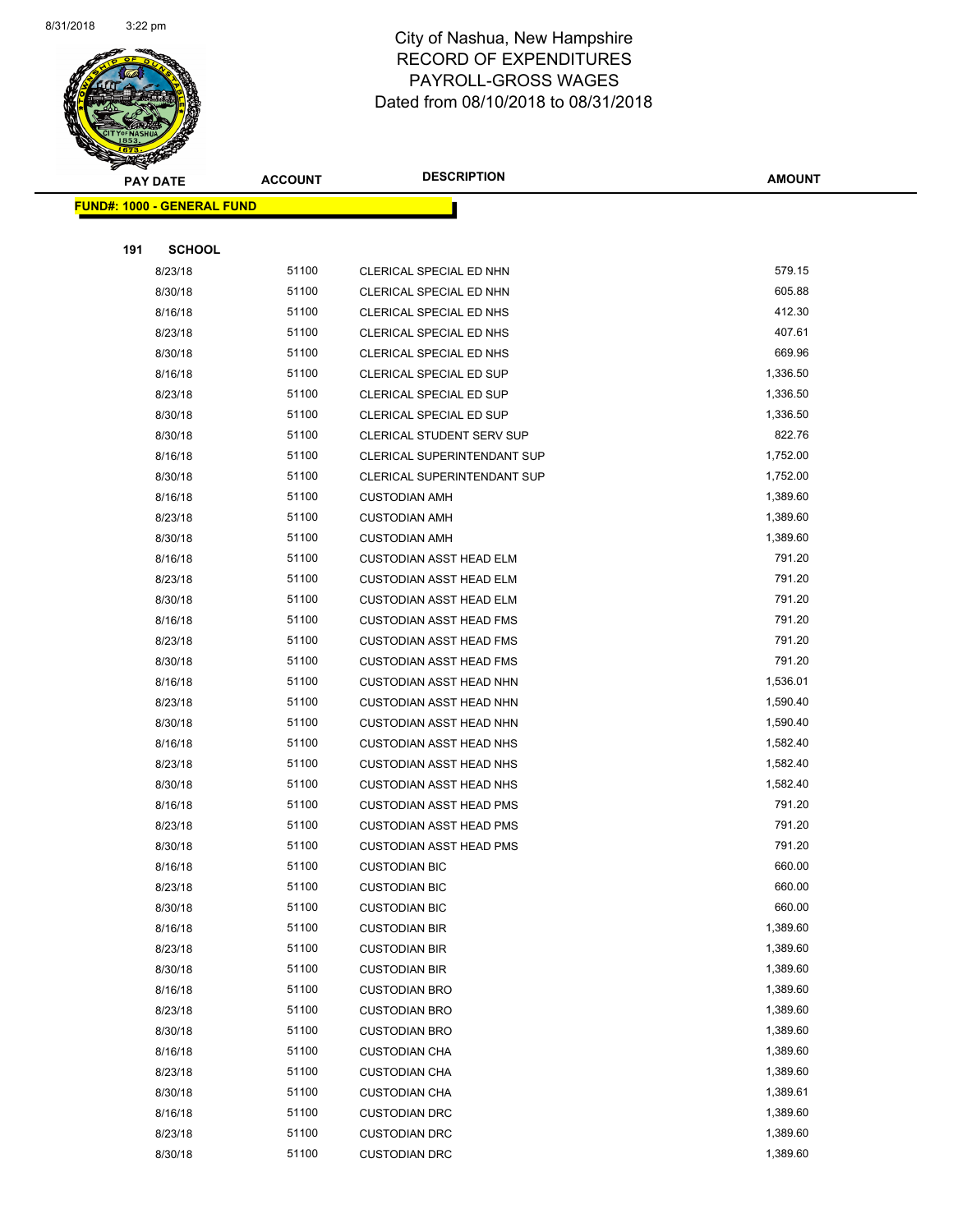City of Nashua, New Hampshire
RECORD OF EXPENDITURES
PAYROLL-GROSS WAGES
Dated from 08/10/2018 to 08/31/2018

| PAY DATE | ACCOUNT | DESCRIPTION | AMOUNT |
|---|---|---|---|
| **FUND#: 1000 - GENERAL FUND** | | | |
| **191 SCHOOL** | | | |
| 8/23/18 | 51100 | CLERICAL SPECIAL ED NHN | 579.15 |
| 8/30/18 | 51100 | CLERICAL SPECIAL ED NHN | 605.88 |
| 8/16/18 | 51100 | CLERICAL SPECIAL ED NHS | 412.30 |
| 8/23/18 | 51100 | CLERICAL SPECIAL ED NHS | 407.61 |
| 8/30/18 | 51100 | CLERICAL SPECIAL ED NHS | 669.96 |
| 8/16/18 | 51100 | CLERICAL SPECIAL ED SUP | 1,336.50 |
| 8/23/18 | 51100 | CLERICAL SPECIAL ED SUP | 1,336.50 |
| 8/30/18 | 51100 | CLERICAL SPECIAL ED SUP | 1,336.50 |
| 8/30/18 | 51100 | CLERICAL STUDENT SERV SUP | 822.76 |
| 8/16/18 | 51100 | CLERICAL SUPERINTENDANT SUP | 1,752.00 |
| 8/30/18 | 51100 | CLERICAL SUPERINTENDANT SUP | 1,752.00 |
| 8/16/18 | 51100 | CUSTODIAN AMH | 1,389.60 |
| 8/23/18 | 51100 | CUSTODIAN AMH | 1,389.60 |
| 8/30/18 | 51100 | CUSTODIAN AMH | 1,389.60 |
| 8/16/18 | 51100 | CUSTODIAN ASST HEAD ELM | 791.20 |
| 8/23/18 | 51100 | CUSTODIAN ASST HEAD ELM | 791.20 |
| 8/30/18 | 51100 | CUSTODIAN ASST HEAD ELM | 791.20 |
| 8/16/18 | 51100 | CUSTODIAN ASST HEAD FMS | 791.20 |
| 8/23/18 | 51100 | CUSTODIAN ASST HEAD FMS | 791.20 |
| 8/30/18 | 51100 | CUSTODIAN ASST HEAD FMS | 791.20 |
| 8/16/18 | 51100 | CUSTODIAN ASST HEAD NHN | 1,536.01 |
| 8/23/18 | 51100 | CUSTODIAN ASST HEAD NHN | 1,590.40 |
| 8/30/18 | 51100 | CUSTODIAN ASST HEAD NHN | 1,590.40 |
| 8/16/18 | 51100 | CUSTODIAN ASST HEAD NHS | 1,582.40 |
| 8/23/18 | 51100 | CUSTODIAN ASST HEAD NHS | 1,582.40 |
| 8/30/18 | 51100 | CUSTODIAN ASST HEAD NHS | 1,582.40 |
| 8/16/18 | 51100 | CUSTODIAN ASST HEAD PMS | 791.20 |
| 8/23/18 | 51100 | CUSTODIAN ASST HEAD PMS | 791.20 |
| 8/30/18 | 51100 | CUSTODIAN ASST HEAD PMS | 791.20 |
| 8/16/18 | 51100 | CUSTODIAN BIC | 660.00 |
| 8/23/18 | 51100 | CUSTODIAN BIC | 660.00 |
| 8/30/18 | 51100 | CUSTODIAN BIC | 660.00 |
| 8/16/18 | 51100 | CUSTODIAN BIR | 1,389.60 |
| 8/23/18 | 51100 | CUSTODIAN BIR | 1,389.60 |
| 8/30/18 | 51100 | CUSTODIAN BIR | 1,389.60 |
| 8/16/18 | 51100 | CUSTODIAN BRO | 1,389.60 |
| 8/23/18 | 51100 | CUSTODIAN BRO | 1,389.60 |
| 8/30/18 | 51100 | CUSTODIAN BRO | 1,389.60 |
| 8/16/18 | 51100 | CUSTODIAN CHA | 1,389.60 |
| 8/23/18 | 51100 | CUSTODIAN CHA | 1,389.60 |
| 8/30/18 | 51100 | CUSTODIAN CHA | 1,389.61 |
| 8/16/18 | 51100 | CUSTODIAN DRC | 1,389.60 |
| 8/23/18 | 51100 | CUSTODIAN DRC | 1,389.60 |
| 8/30/18 | 51100 | CUSTODIAN DRC | 1,389.60 |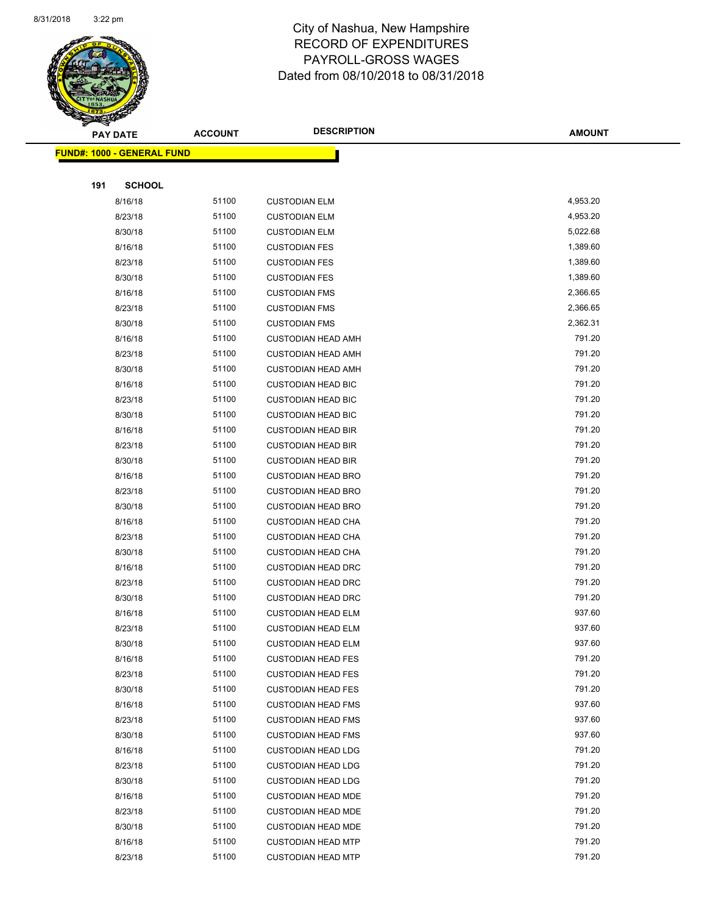# City of Nashua, New Hampshire
## RECORD OF EXPENDITURES
## PAYROLL-GROSS WAGES
### Dated from 08/10/2018 to 08/31/2018

| PAY DATE | ACCOUNT | DESCRIPTION | AMOUNT |
|---|---|---|---|

**FUND#: 1000 - GENERAL FUND**

**191 SCHOOL**

| PAY DATE | ACCOUNT | DESCRIPTION | AMOUNT |
|---|---|---|---|
| 8/16/18 | 51100 | CUSTODIAN ELM | 4,953.20 |
| 8/23/18 | 51100 | CUSTODIAN ELM | 4,953.20 |
| 8/30/18 | 51100 | CUSTODIAN ELM | 5,022.68 |
| 8/16/18 | 51100 | CUSTODIAN FES | 1,389.60 |
| 8/23/18 | 51100 | CUSTODIAN FES | 1,389.60 |
| 8/30/18 | 51100 | CUSTODIAN FES | 1,389.60 |
| 8/16/18 | 51100 | CUSTODIAN FMS | 2,366.65 |
| 8/23/18 | 51100 | CUSTODIAN FMS | 2,366.65 |
| 8/30/18 | 51100 | CUSTODIAN FMS | 2,362.31 |
| 8/16/18 | 51100 | CUSTODIAN HEAD AMH | 791.20 |
| 8/23/18 | 51100 | CUSTODIAN HEAD AMH | 791.20 |
| 8/30/18 | 51100 | CUSTODIAN HEAD AMH | 791.20 |
| 8/16/18 | 51100 | CUSTODIAN HEAD BIC | 791.20 |
| 8/23/18 | 51100 | CUSTODIAN HEAD BIC | 791.20 |
| 8/30/18 | 51100 | CUSTODIAN HEAD BIC | 791.20 |
| 8/16/18 | 51100 | CUSTODIAN HEAD BIR | 791.20 |
| 8/23/18 | 51100 | CUSTODIAN HEAD BIR | 791.20 |
| 8/30/18 | 51100 | CUSTODIAN HEAD BIR | 791.20 |
| 8/16/18 | 51100 | CUSTODIAN HEAD BRO | 791.20 |
| 8/23/18 | 51100 | CUSTODIAN HEAD BRO | 791.20 |
| 8/30/18 | 51100 | CUSTODIAN HEAD BRO | 791.20 |
| 8/16/18 | 51100 | CUSTODIAN HEAD CHA | 791.20 |
| 8/23/18 | 51100 | CUSTODIAN HEAD CHA | 791.20 |
| 8/30/18 | 51100 | CUSTODIAN HEAD CHA | 791.20 |
| 8/16/18 | 51100 | CUSTODIAN HEAD DRC | 791.20 |
| 8/23/18 | 51100 | CUSTODIAN HEAD DRC | 791.20 |
| 8/30/18 | 51100 | CUSTODIAN HEAD DRC | 791.20 |
| 8/16/18 | 51100 | CUSTODIAN HEAD ELM | 937.60 |
| 8/23/18 | 51100 | CUSTODIAN HEAD ELM | 937.60 |
| 8/30/18 | 51100 | CUSTODIAN HEAD ELM | 937.60 |
| 8/16/18 | 51100 | CUSTODIAN HEAD FES | 791.20 |
| 8/23/18 | 51100 | CUSTODIAN HEAD FES | 791.20 |
| 8/30/18 | 51100 | CUSTODIAN HEAD FES | 791.20 |
| 8/16/18 | 51100 | CUSTODIAN HEAD FMS | 937.60 |
| 8/23/18 | 51100 | CUSTODIAN HEAD FMS | 937.60 |
| 8/30/18 | 51100 | CUSTODIAN HEAD FMS | 937.60 |
| 8/16/18 | 51100 | CUSTODIAN HEAD LDG | 791.20 |
| 8/23/18 | 51100 | CUSTODIAN HEAD LDG | 791.20 |
| 8/30/18 | 51100 | CUSTODIAN HEAD LDG | 791.20 |
| 8/16/18 | 51100 | CUSTODIAN HEAD MDE | 791.20 |
| 8/23/18 | 51100 | CUSTODIAN HEAD MDE | 791.20 |
| 8/30/18 | 51100 | CUSTODIAN HEAD MDE | 791.20 |
| 8/16/18 | 51100 | CUSTODIAN HEAD MTP | 791.20 |
| 8/23/18 | 51100 | CUSTODIAN HEAD MTP | 791.20 |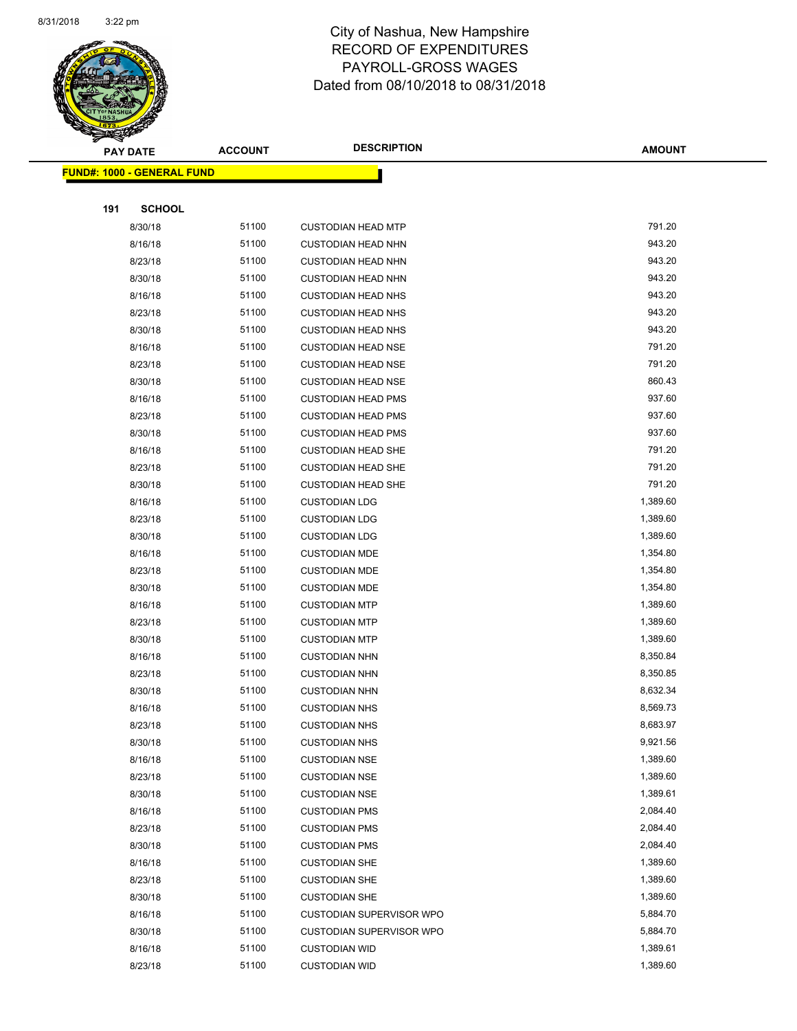# City of Nashua, New Hampshire
## RECORD OF EXPENDITURES
## PAYROLL-GROSS WAGES
## Dated from 08/10/2018 to 08/31/2018

| PAY DATE | ACCOUNT | DESCRIPTION | AMOUNT |
|---|---|---|---|
| **FUND#: 1000 - GENERAL FUND** | | | |
| **191 SCHOOL** | | | |
| 8/30/18 | 51100 | CUSTODIAN HEAD MTP | 791.20 |
| 8/16/18 | 51100 | CUSTODIAN HEAD NHN | 943.20 |
| 8/23/18 | 51100 | CUSTODIAN HEAD NHN | 943.20 |
| 8/30/18 | 51100 | CUSTODIAN HEAD NHN | 943.20 |
| 8/16/18 | 51100 | CUSTODIAN HEAD NHS | 943.20 |
| 8/23/18 | 51100 | CUSTODIAN HEAD NHS | 943.20 |
| 8/30/18 | 51100 | CUSTODIAN HEAD NHS | 943.20 |
| 8/16/18 | 51100 | CUSTODIAN HEAD NSE | 791.20 |
| 8/23/18 | 51100 | CUSTODIAN HEAD NSE | 791.20 |
| 8/30/18 | 51100 | CUSTODIAN HEAD NSE | 860.43 |
| 8/16/18 | 51100 | CUSTODIAN HEAD PMS | 937.60 |
| 8/23/18 | 51100 | CUSTODIAN HEAD PMS | 937.60 |
| 8/30/18 | 51100 | CUSTODIAN HEAD PMS | 937.60 |
| 8/16/18 | 51100 | CUSTODIAN HEAD SHE | 791.20 |
| 8/23/18 | 51100 | CUSTODIAN HEAD SHE | 791.20 |
| 8/30/18 | 51100 | CUSTODIAN HEAD SHE | 791.20 |
| 8/16/18 | 51100 | CUSTODIAN LDG | 1,389.60 |
| 8/23/18 | 51100 | CUSTODIAN LDG | 1,389.60 |
| 8/30/18 | 51100 | CUSTODIAN LDG | 1,389.60 |
| 8/16/18 | 51100 | CUSTODIAN MDE | 1,354.80 |
| 8/23/18 | 51100 | CUSTODIAN MDE | 1,354.80 |
| 8/30/18 | 51100 | CUSTODIAN MDE | 1,354.80 |
| 8/16/18 | 51100 | CUSTODIAN MTP | 1,389.60 |
| 8/23/18 | 51100 | CUSTODIAN MTP | 1,389.60 |
| 8/30/18 | 51100 | CUSTODIAN MTP | 1,389.60 |
| 8/16/18 | 51100 | CUSTODIAN NHN | 8,350.84 |
| 8/23/18 | 51100 | CUSTODIAN NHN | 8,350.85 |
| 8/30/18 | 51100 | CUSTODIAN NHN | 8,632.34 |
| 8/16/18 | 51100 | CUSTODIAN NHS | 8,569.73 |
| 8/23/18 | 51100 | CUSTODIAN NHS | 8,683.97 |
| 8/30/18 | 51100 | CUSTODIAN NHS | 9,921.56 |
| 8/16/18 | 51100 | CUSTODIAN NSE | 1,389.60 |
| 8/23/18 | 51100 | CUSTODIAN NSE | 1,389.60 |
| 8/30/18 | 51100 | CUSTODIAN NSE | 1,389.61 |
| 8/16/18 | 51100 | CUSTODIAN PMS | 2,084.40 |
| 8/23/18 | 51100 | CUSTODIAN PMS | 2,084.40 |
| 8/30/18 | 51100 | CUSTODIAN PMS | 2,084.40 |
| 8/16/18 | 51100 | CUSTODIAN SHE | 1,389.60 |
| 8/23/18 | 51100 | CUSTODIAN SHE | 1,389.60 |
| 8/30/18 | 51100 | CUSTODIAN SHE | 1,389.60 |
| 8/16/18 | 51100 | CUSTODIAN SUPERVISOR WPO | 5,884.70 |
| 8/30/18 | 51100 | CUSTODIAN SUPERVISOR WPO | 5,884.70 |
| 8/16/18 | 51100 | CUSTODIAN WID | 1,389.61 |
| 8/23/18 | 51100 | CUSTODIAN WID | 1,389.60 |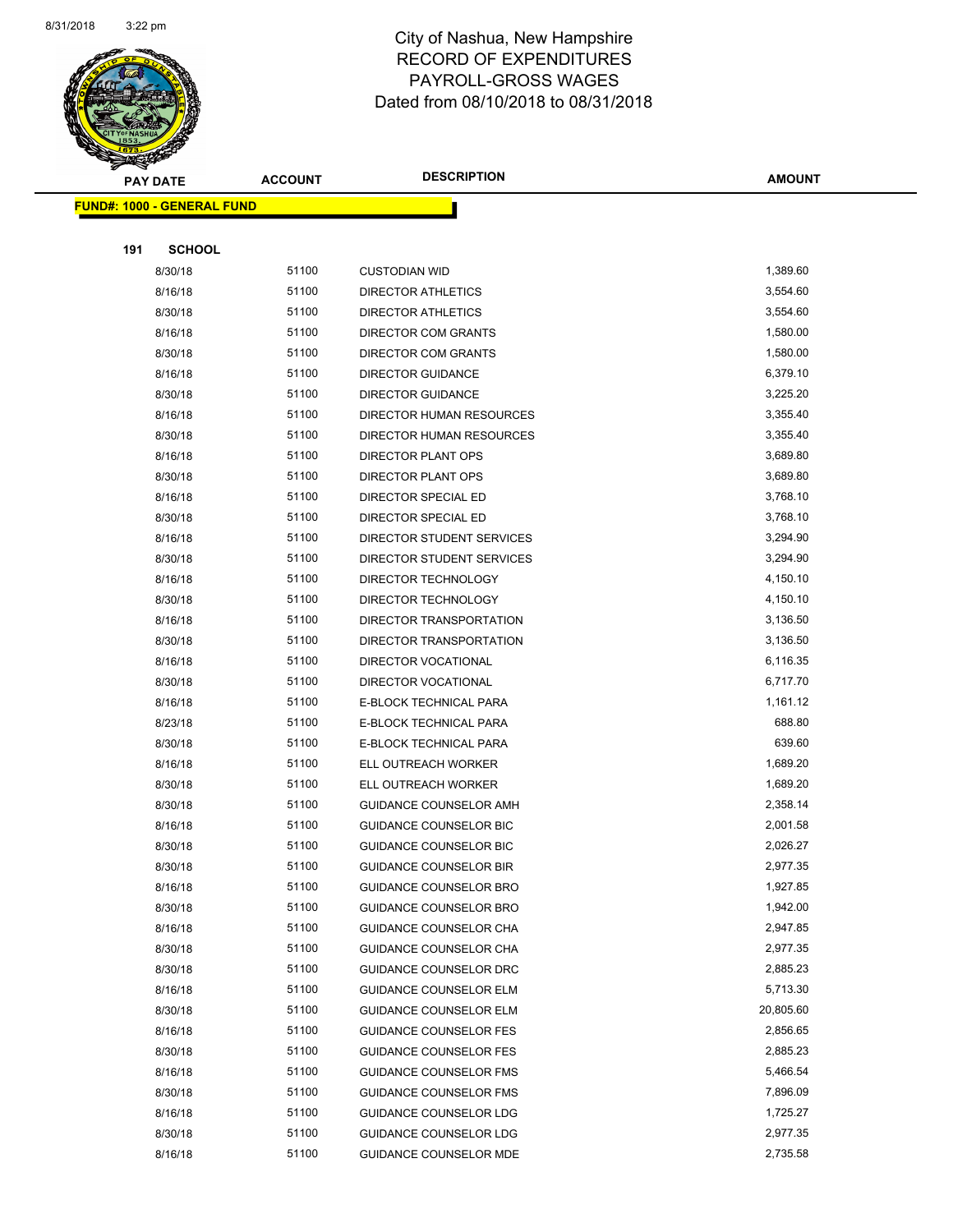# City of Nashua, New Hampshire
## RECORD OF EXPENDITURES
## PAYROLL-GROSS WAGES
## Dated from 08/10/2018 to 08/31/2018

| PAY DATE | ACCOUNT | DESCRIPTION | AMOUNT |
|---|---|---|---|
| **FUND#: 1000 - GENERAL FUND** | | | |
| **191 SCHOOL** | | | |
| 8/30/18 | 51100 | CUSTODIAN WID | 1,389.60 |
| 8/16/18 | 51100 | DIRECTOR ATHLETICS | 3,554.60 |
| 8/30/18 | 51100 | DIRECTOR ATHLETICS | 3,554.60 |
| 8/16/18 | 51100 | DIRECTOR COM GRANTS | 1,580.00 |
| 8/30/18 | 51100 | DIRECTOR COM GRANTS | 1,580.00 |
| 8/16/18 | 51100 | DIRECTOR GUIDANCE | 6,379.10 |
| 8/30/18 | 51100 | DIRECTOR GUIDANCE | 3,225.20 |
| 8/16/18 | 51100 | DIRECTOR HUMAN RESOURCES | 3,355.40 |
| 8/30/18 | 51100 | DIRECTOR HUMAN RESOURCES | 3,355.40 |
| 8/16/18 | 51100 | DIRECTOR PLANT OPS | 3,689.80 |
| 8/30/18 | 51100 | DIRECTOR PLANT OPS | 3,689.80 |
| 8/16/18 | 51100 | DIRECTOR SPECIAL ED | 3,768.10 |
| 8/30/18 | 51100 | DIRECTOR SPECIAL ED | 3,768.10 |
| 8/16/18 | 51100 | DIRECTOR STUDENT SERVICES | 3,294.90 |
| 8/30/18 | 51100 | DIRECTOR STUDENT SERVICES | 3,294.90 |
| 8/16/18 | 51100 | DIRECTOR TECHNOLOGY | 4,150.10 |
| 8/30/18 | 51100 | DIRECTOR TECHNOLOGY | 4,150.10 |
| 8/16/18 | 51100 | DIRECTOR TRANSPORTATION | 3,136.50 |
| 8/30/18 | 51100 | DIRECTOR TRANSPORTATION | 3,136.50 |
| 8/16/18 | 51100 | DIRECTOR VOCATIONAL | 6,116.35 |
| 8/30/18 | 51100 | DIRECTOR VOCATIONAL | 6,717.70 |
| 8/16/18 | 51100 | E-BLOCK TECHNICAL PARA | 1,161.12 |
| 8/23/18 | 51100 | E-BLOCK TECHNICAL PARA | 688.80 |
| 8/30/18 | 51100 | E-BLOCK TECHNICAL PARA | 639.60 |
| 8/16/18 | 51100 | ELL OUTREACH WORKER | 1,689.20 |
| 8/30/18 | 51100 | ELL OUTREACH WORKER | 1,689.20 |
| 8/30/18 | 51100 | GUIDANCE COUNSELOR AMH | 2,358.14 |
| 8/16/18 | 51100 | GUIDANCE COUNSELOR BIC | 2,001.58 |
| 8/30/18 | 51100 | GUIDANCE COUNSELOR BIC | 2,026.27 |
| 8/30/18 | 51100 | GUIDANCE COUNSELOR BIR | 2,977.35 |
| 8/16/18 | 51100 | GUIDANCE COUNSELOR BRO | 1,927.85 |
| 8/30/18 | 51100 | GUIDANCE COUNSELOR BRO | 1,942.00 |
| 8/16/18 | 51100 | GUIDANCE COUNSELOR CHA | 2,947.85 |
| 8/30/18 | 51100 | GUIDANCE COUNSELOR CHA | 2,977.35 |
| 8/30/18 | 51100 | GUIDANCE COUNSELOR DRC | 2,885.23 |
| 8/16/18 | 51100 | GUIDANCE COUNSELOR ELM | 5,713.30 |
| 8/30/18 | 51100 | GUIDANCE COUNSELOR ELM | 20,805.60 |
| 8/16/18 | 51100 | GUIDANCE COUNSELOR FES | 2,856.65 |
| 8/30/18 | 51100 | GUIDANCE COUNSELOR FES | 2,885.23 |
| 8/16/18 | 51100 | GUIDANCE COUNSELOR FMS | 5,466.54 |
| 8/30/18 | 51100 | GUIDANCE COUNSELOR FMS | 7,896.09 |
| 8/16/18 | 51100 | GUIDANCE COUNSELOR LDG | 1,725.27 |
| 8/30/18 | 51100 | GUIDANCE COUNSELOR LDG | 2,977.35 |
| 8/16/18 | 51100 | GUIDANCE COUNSELOR MDE | 2,735.58 |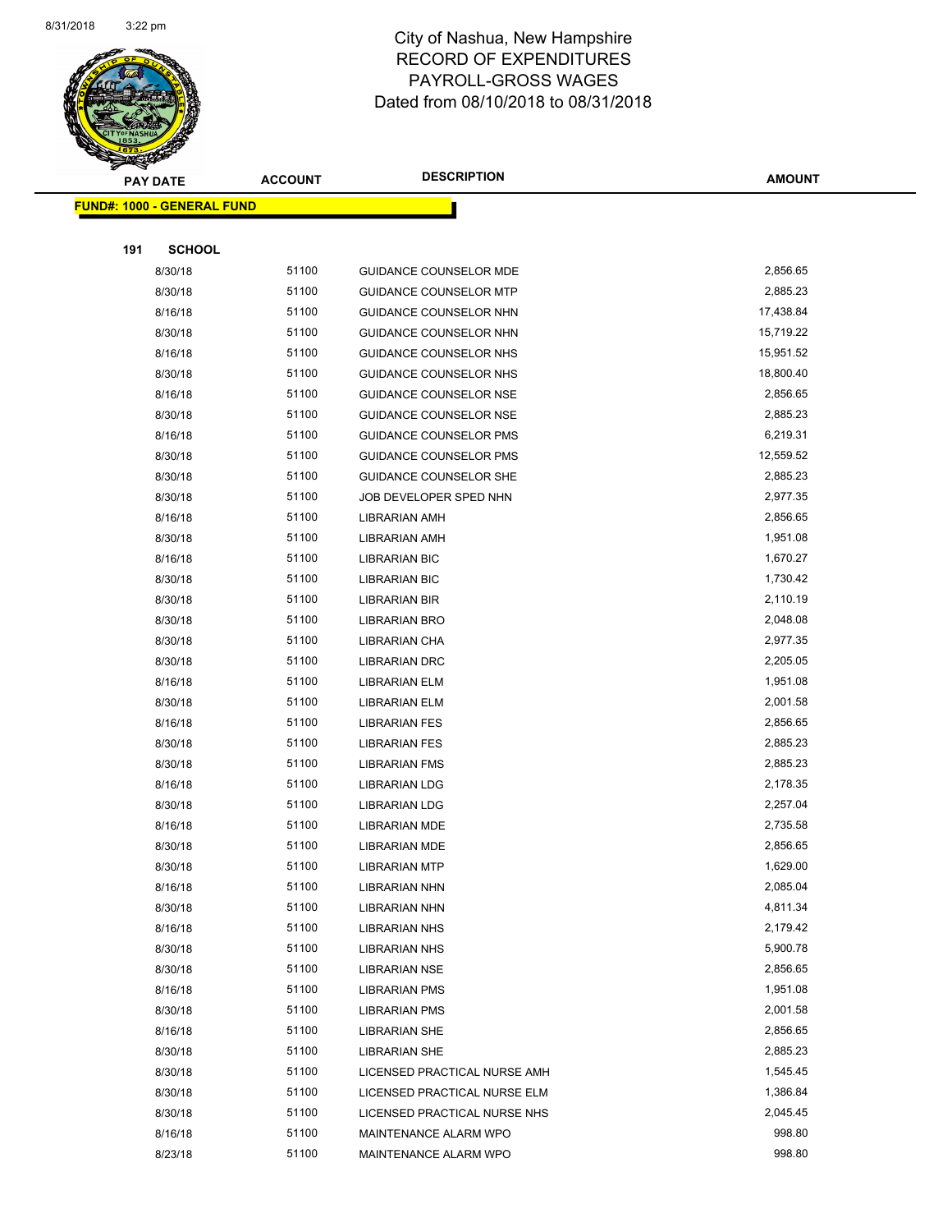# City of Nashua, New Hampshire
## RECORD OF EXPENDITURES
## PAYROLL-GROSS WAGES
## Dated from 08/10/2018 to 08/31/2018

**FUND#: 1000 - GENERAL FUND**

**191 SCHOOL**

| PAY DATE | ACCOUNT | DESCRIPTION | AMOUNT |
|---|---|---|---|
| 8/30/18 | 51100 | GUIDANCE COUNSELOR MDE | 2,856.65 |
| 8/30/18 | 51100 | GUIDANCE COUNSELOR MTP | 2,885.23 |
| 8/16/18 | 51100 | GUIDANCE COUNSELOR NHN | 17,438.84 |
| 8/30/18 | 51100 | GUIDANCE COUNSELOR NHN | 15,719.22 |
| 8/16/18 | 51100 | GUIDANCE COUNSELOR NHS | 15,951.52 |
| 8/30/18 | 51100 | GUIDANCE COUNSELOR NHS | 18,800.40 |
| 8/16/18 | 51100 | GUIDANCE COUNSELOR NSE | 2,856.65 |
| 8/30/18 | 51100 | GUIDANCE COUNSELOR NSE | 2,885.23 |
| 8/16/18 | 51100 | GUIDANCE COUNSELOR PMS | 6,219.31 |
| 8/30/18 | 51100 | GUIDANCE COUNSELOR PMS | 12,559.52 |
| 8/30/18 | 51100 | GUIDANCE COUNSELOR SHE | 2,885.23 |
| 8/30/18 | 51100 | JOB DEVELOPER SPED NHN | 2,977.35 |
| 8/16/18 | 51100 | LIBRARIAN AMH | 2,856.65 |
| 8/30/18 | 51100 | LIBRARIAN AMH | 1,951.08 |
| 8/16/18 | 51100 | LIBRARIAN BIC | 1,670.27 |
| 8/30/18 | 51100 | LIBRARIAN BIC | 1,730.42 |
| 8/30/18 | 51100 | LIBRARIAN BIR | 2,110.19 |
| 8/30/18 | 51100 | LIBRARIAN BRO | 2,048.08 |
| 8/30/18 | 51100 | LIBRARIAN CHA | 2,977.35 |
| 8/30/18 | 51100 | LIBRARIAN DRC | 2,205.05 |
| 8/16/18 | 51100 | LIBRARIAN ELM | 1,951.08 |
| 8/30/18 | 51100 | LIBRARIAN ELM | 2,001.58 |
| 8/16/18 | 51100 | LIBRARIAN FES | 2,856.65 |
| 8/30/18 | 51100 | LIBRARIAN FES | 2,885.23 |
| 8/30/18 | 51100 | LIBRARIAN FMS | 2,885.23 |
| 8/16/18 | 51100 | LIBRARIAN LDG | 2,178.35 |
| 8/30/18 | 51100 | LIBRARIAN LDG | 2,257.04 |
| 8/16/18 | 51100 | LIBRARIAN MDE | 2,735.58 |
| 8/30/18 | 51100 | LIBRARIAN MDE | 2,856.65 |
| 8/30/18 | 51100 | LIBRARIAN MTP | 1,629.00 |
| 8/16/18 | 51100 | LIBRARIAN NHN | 2,085.04 |
| 8/30/18 | 51100 | LIBRARIAN NHN | 4,811.34 |
| 8/16/18 | 51100 | LIBRARIAN NHS | 2,179.42 |
| 8/30/18 | 51100 | LIBRARIAN NHS | 5,900.78 |
| 8/30/18 | 51100 | LIBRARIAN NSE | 2,856.65 |
| 8/16/18 | 51100 | LIBRARIAN PMS | 1,951.08 |
| 8/30/18 | 51100 | LIBRARIAN PMS | 2,001.58 |
| 8/16/18 | 51100 | LIBRARIAN SHE | 2,856.65 |
| 8/30/18 | 51100 | LIBRARIAN SHE | 2,885.23 |
| 8/30/18 | 51100 | LICENSED PRACTICAL NURSE AMH | 1,545.45 |
| 8/30/18 | 51100 | LICENSED PRACTICAL NURSE ELM | 1,386.84 |
| 8/30/18 | 51100 | LICENSED PRACTICAL NURSE NHS | 2,045.45 |
| 8/16/18 | 51100 | MAINTENANCE ALARM WPO | 998.80 |
| 8/23/18 | 51100 | MAINTENANCE ALARM WPO | 998.80 |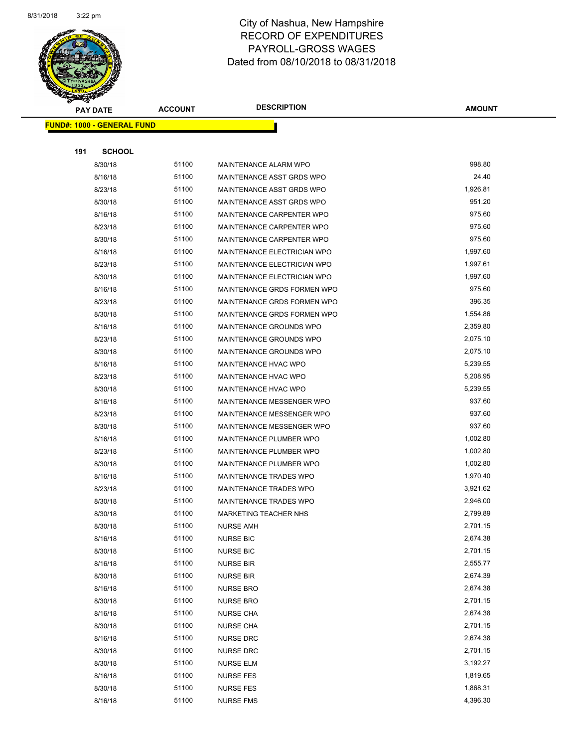# City of Nashua, New Hampshire
## RECORD OF EXPENDITURES
## PAYROLL-GROSS WAGES
## Dated from 08/10/2018 to 08/31/2018

| PAY DATE | ACCOUNT | DESCRIPTION | AMOUNT |
|---|---|---|---|
| **FUND#: 1000 - GENERAL FUND** | | | |
| **191 SCHOOL** | | | |
| 8/30/18 | 51100 | MAINTENANCE ALARM WPO | 998.80 |
| 8/16/18 | 51100 | MAINTENANCE ASST GRDS WPO | 24.40 |
| 8/23/18 | 51100 | MAINTENANCE ASST GRDS WPO | 1,926.81 |
| 8/30/18 | 51100 | MAINTENANCE ASST GRDS WPO | 951.20 |
| 8/16/18 | 51100 | MAINTENANCE CARPENTER WPO | 975.60 |
| 8/23/18 | 51100 | MAINTENANCE CARPENTER WPO | 975.60 |
| 8/30/18 | 51100 | MAINTENANCE CARPENTER WPO | 975.60 |
| 8/16/18 | 51100 | MAINTENANCE ELECTRICIAN WPO | 1,997.60 |
| 8/23/18 | 51100 | MAINTENANCE ELECTRICIAN WPO | 1,997.61 |
| 8/30/18 | 51100 | MAINTENANCE ELECTRICIAN WPO | 1,997.60 |
| 8/16/18 | 51100 | MAINTENANCE GRDS FORMEN WPO | 975.60 |
| 8/23/18 | 51100 | MAINTENANCE GRDS FORMEN WPO | 396.35 |
| 8/30/18 | 51100 | MAINTENANCE GRDS FORMEN WPO | 1,554.86 |
| 8/16/18 | 51100 | MAINTENANCE GROUNDS WPO | 2,359.80 |
| 8/23/18 | 51100 | MAINTENANCE GROUNDS WPO | 2,075.10 |
| 8/30/18 | 51100 | MAINTENANCE GROUNDS WPO | 2,075.10 |
| 8/16/18 | 51100 | MAINTENANCE HVAC WPO | 5,239.55 |
| 8/23/18 | 51100 | MAINTENANCE HVAC WPO | 5,208.95 |
| 8/30/18 | 51100 | MAINTENANCE HVAC WPO | 5,239.55 |
| 8/16/18 | 51100 | MAINTENANCE MESSENGER WPO | 937.60 |
| 8/23/18 | 51100 | MAINTENANCE MESSENGER WPO | 937.60 |
| 8/30/18 | 51100 | MAINTENANCE MESSENGER WPO | 937.60 |
| 8/16/18 | 51100 | MAINTENANCE PLUMBER WPO | 1,002.80 |
| 8/23/18 | 51100 | MAINTENANCE PLUMBER WPO | 1,002.80 |
| 8/30/18 | 51100 | MAINTENANCE PLUMBER WPO | 1,002.80 |
| 8/16/18 | 51100 | MAINTENANCE TRADES WPO | 1,970.40 |
| 8/23/18 | 51100 | MAINTENANCE TRADES WPO | 3,921.62 |
| 8/30/18 | 51100 | MAINTENANCE TRADES WPO | 2,946.00 |
| 8/30/18 | 51100 | MARKETING TEACHER NHS | 2,799.89 |
| 8/30/18 | 51100 | NURSE AMH | 2,701.15 |
| 8/16/18 | 51100 | NURSE BIC | 2,674.38 |
| 8/30/18 | 51100 | NURSE BIC | 2,701.15 |
| 8/16/18 | 51100 | NURSE BIR | 2,555.77 |
| 8/30/18 | 51100 | NURSE BIR | 2,674.39 |
| 8/16/18 | 51100 | NURSE BRO | 2,674.38 |
| 8/30/18 | 51100 | NURSE BRO | 2,701.15 |
| 8/16/18 | 51100 | NURSE CHA | 2,674.38 |
| 8/30/18 | 51100 | NURSE CHA | 2,701.15 |
| 8/16/18 | 51100 | NURSE DRC | 2,674.38 |
| 8/30/18 | 51100 | NURSE DRC | 2,701.15 |
| 8/30/18 | 51100 | NURSE ELM | 3,192.27 |
| 8/16/18 | 51100 | NURSE FES | 1,819.65 |
| 8/30/18 | 51100 | NURSE FES | 1,868.31 |
| 8/16/18 | 51100 | NURSE FMS | 4,396.30 |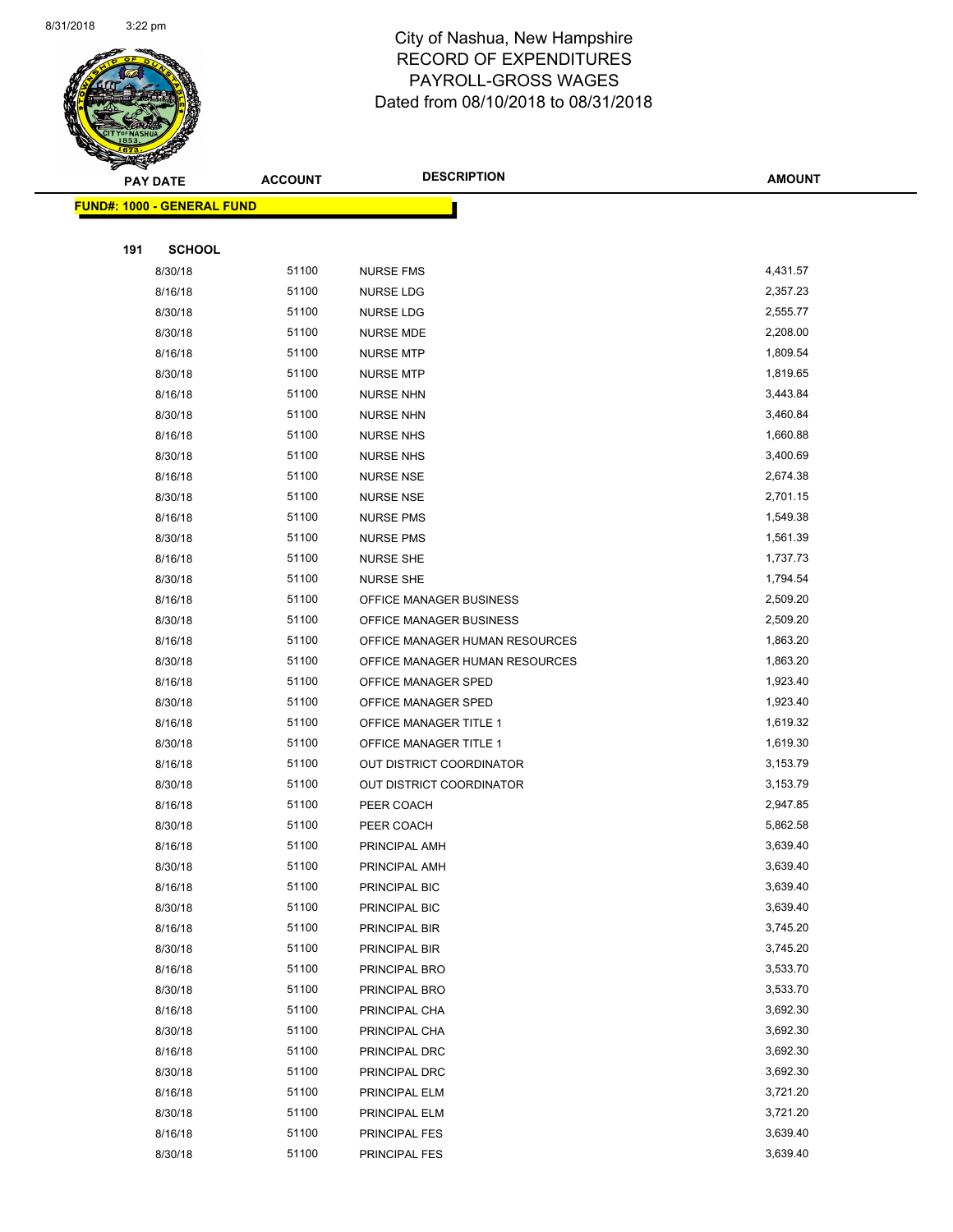City of Nashua, New Hampshire
RECORD OF EXPENDITURES
PAYROLL-GROSS WAGES
Dated from 08/10/2018 to 08/31/2018

| PAY DATE | ACCOUNT | DESCRIPTION | AMOUNT |
|---|---|---|---|
| **FUND#: 1000 - GENERAL FUND** | | | |
| **191 SCHOOL** | | | |
| 8/30/18 | 51100 | NURSE FMS | 4,431.57 |
| 8/16/18 | 51100 | NURSE LDG | 2,357.23 |
| 8/30/18 | 51100 | NURSE LDG | 2,555.77 |
| 8/30/18 | 51100 | NURSE MDE | 2,208.00 |
| 8/16/18 | 51100 | NURSE MTP | 1,809.54 |
| 8/30/18 | 51100 | NURSE MTP | 1,819.65 |
| 8/16/18 | 51100 | NURSE NHN | 3,443.84 |
| 8/30/18 | 51100 | NURSE NHN | 3,460.84 |
| 8/16/18 | 51100 | NURSE NHS | 1,660.88 |
| 8/30/18 | 51100 | NURSE NHS | 3,400.69 |
| 8/16/18 | 51100 | NURSE NSE | 2,674.38 |
| 8/30/18 | 51100 | NURSE NSE | 2,701.15 |
| 8/16/18 | 51100 | NURSE PMS | 1,549.38 |
| 8/30/18 | 51100 | NURSE PMS | 1,561.39 |
| 8/16/18 | 51100 | NURSE SHE | 1,737.73 |
| 8/30/18 | 51100 | NURSE SHE | 1,794.54 |
| 8/16/18 | 51100 | OFFICE MANAGER BUSINESS | 2,509.20 |
| 8/30/18 | 51100 | OFFICE MANAGER BUSINESS | 2,509.20 |
| 8/16/18 | 51100 | OFFICE MANAGER HUMAN RESOURCES | 1,863.20 |
| 8/30/18 | 51100 | OFFICE MANAGER HUMAN RESOURCES | 1,863.20 |
| 8/16/18 | 51100 | OFFICE MANAGER SPED | 1,923.40 |
| 8/30/18 | 51100 | OFFICE MANAGER SPED | 1,923.40 |
| 8/16/18 | 51100 | OFFICE MANAGER TITLE 1 | 1,619.32 |
| 8/30/18 | 51100 | OFFICE MANAGER TITLE 1 | 1,619.30 |
| 8/16/18 | 51100 | OUT DISTRICT COORDINATOR | 3,153.79 |
| 8/30/18 | 51100 | OUT DISTRICT COORDINATOR | 3,153.79 |
| 8/16/18 | 51100 | PEER COACH | 2,947.85 |
| 8/30/18 | 51100 | PEER COACH | 5,862.58 |
| 8/16/18 | 51100 | PRINCIPAL AMH | 3,639.40 |
| 8/30/18 | 51100 | PRINCIPAL AMH | 3,639.40 |
| 8/16/18 | 51100 | PRINCIPAL BIC | 3,639.40 |
| 8/30/18 | 51100 | PRINCIPAL BIC | 3,639.40 |
| 8/16/18 | 51100 | PRINCIPAL BIR | 3,745.20 |
| 8/30/18 | 51100 | PRINCIPAL BIR | 3,745.20 |
| 8/16/18 | 51100 | PRINCIPAL BRO | 3,533.70 |
| 8/30/18 | 51100 | PRINCIPAL BRO | 3,533.70 |
| 8/16/18 | 51100 | PRINCIPAL CHA | 3,692.30 |
| 8/30/18 | 51100 | PRINCIPAL CHA | 3,692.30 |
| 8/16/18 | 51100 | PRINCIPAL DRC | 3,692.30 |
| 8/30/18 | 51100 | PRINCIPAL DRC | 3,692.30 |
| 8/16/18 | 51100 | PRINCIPAL ELM | 3,721.20 |
| 8/30/18 | 51100 | PRINCIPAL ELM | 3,721.20 |
| 8/16/18 | 51100 | PRINCIPAL FES | 3,639.40 |
| 8/30/18 | 51100 | PRINCIPAL FES | 3,639.40 |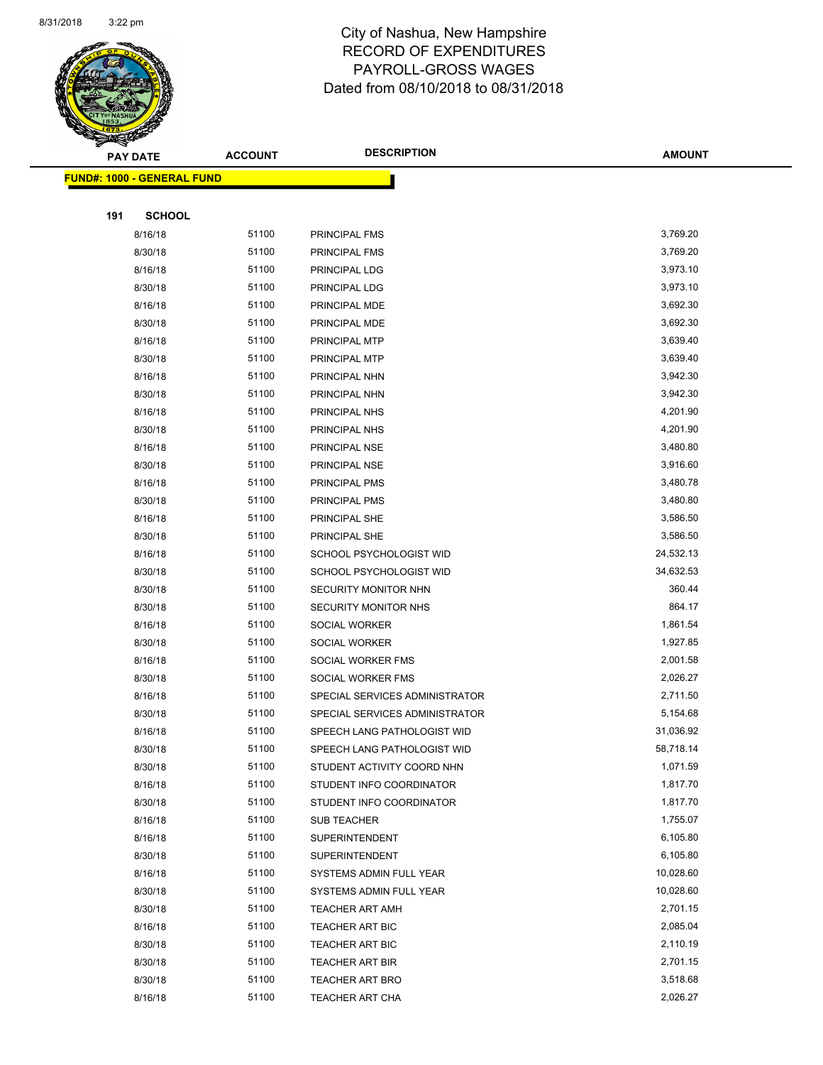# City of Nashua, New Hampshire
## RECORD OF EXPENDITURES
## PAYROLL-GROSS WAGES
## Dated from 08/10/2018 to 08/31/2018

**FUND#: 1000 - GENERAL FUND**

**191 SCHOOL**

| PAY DATE | ACCOUNT | DESCRIPTION | AMOUNT |
|---|---|---|---|
| 8/16/18 | 51100 | PRINCIPAL FMS | 3,769.20 |
| 8/30/18 | 51100 | PRINCIPAL FMS | 3,769.20 |
| 8/16/18 | 51100 | PRINCIPAL LDG | 3,973.10 |
| 8/30/18 | 51100 | PRINCIPAL LDG | 3,973.10 |
| 8/16/18 | 51100 | PRINCIPAL MDE | 3,692.30 |
| 8/30/18 | 51100 | PRINCIPAL MDE | 3,692.30 |
| 8/16/18 | 51100 | PRINCIPAL MTP | 3,639.40 |
| 8/30/18 | 51100 | PRINCIPAL MTP | 3,639.40 |
| 8/16/18 | 51100 | PRINCIPAL NHN | 3,942.30 |
| 8/30/18 | 51100 | PRINCIPAL NHN | 3,942.30 |
| 8/16/18 | 51100 | PRINCIPAL NHS | 4,201.90 |
| 8/30/18 | 51100 | PRINCIPAL NHS | 4,201.90 |
| 8/16/18 | 51100 | PRINCIPAL NSE | 3,480.80 |
| 8/30/18 | 51100 | PRINCIPAL NSE | 3,916.60 |
| 8/16/18 | 51100 | PRINCIPAL PMS | 3,480.78 |
| 8/30/18 | 51100 | PRINCIPAL PMS | 3,480.80 |
| 8/16/18 | 51100 | PRINCIPAL SHE | 3,586.50 |
| 8/30/18 | 51100 | PRINCIPAL SHE | 3,586.50 |
| 8/16/18 | 51100 | SCHOOL PSYCHOLOGIST WID | 24,532.13 |
| 8/30/18 | 51100 | SCHOOL PSYCHOLOGIST WID | 34,632.53 |
| 8/30/18 | 51100 | SECURITY MONITOR NHN | 360.44 |
| 8/30/18 | 51100 | SECURITY MONITOR NHS | 864.17 |
| 8/16/18 | 51100 | SOCIAL WORKER | 1,861.54 |
| 8/30/18 | 51100 | SOCIAL WORKER | 1,927.85 |
| 8/16/18 | 51100 | SOCIAL WORKER FMS | 2,001.58 |
| 8/30/18 | 51100 | SOCIAL WORKER FMS | 2,026.27 |
| 8/16/18 | 51100 | SPECIAL SERVICES ADMINISTRATOR | 2,711.50 |
| 8/30/18 | 51100 | SPECIAL SERVICES ADMINISTRATOR | 5,154.68 |
| 8/16/18 | 51100 | SPEECH LANG PATHOLOGIST WID | 31,036.92 |
| 8/30/18 | 51100 | SPEECH LANG PATHOLOGIST WID | 58,718.14 |
| 8/30/18 | 51100 | STUDENT ACTIVITY COORD NHN | 1,071.59 |
| 8/16/18 | 51100 | STUDENT INFO COORDINATOR | 1,817.70 |
| 8/30/18 | 51100 | STUDENT INFO COORDINATOR | 1,817.70 |
| 8/16/18 | 51100 | SUB TEACHER | 1,755.07 |
| 8/16/18 | 51100 | SUPERINTENDENT | 6,105.80 |
| 8/30/18 | 51100 | SUPERINTENDENT | 6,105.80 |
| 8/16/18 | 51100 | SYSTEMS ADMIN FULL YEAR | 10,028.60 |
| 8/30/18 | 51100 | SYSTEMS ADMIN FULL YEAR | 10,028.60 |
| 8/30/18 | 51100 | TEACHER ART AMH | 2,701.15 |
| 8/16/18 | 51100 | TEACHER ART BIC | 2,085.04 |
| 8/30/18 | 51100 | TEACHER ART BIC | 2,110.19 |
| 8/30/18 | 51100 | TEACHER ART BIR | 2,701.15 |
| 8/30/18 | 51100 | TEACHER ART BRO | 3,518.68 |
| 8/16/18 | 51100 | TEACHER ART CHA | 2,026.27 |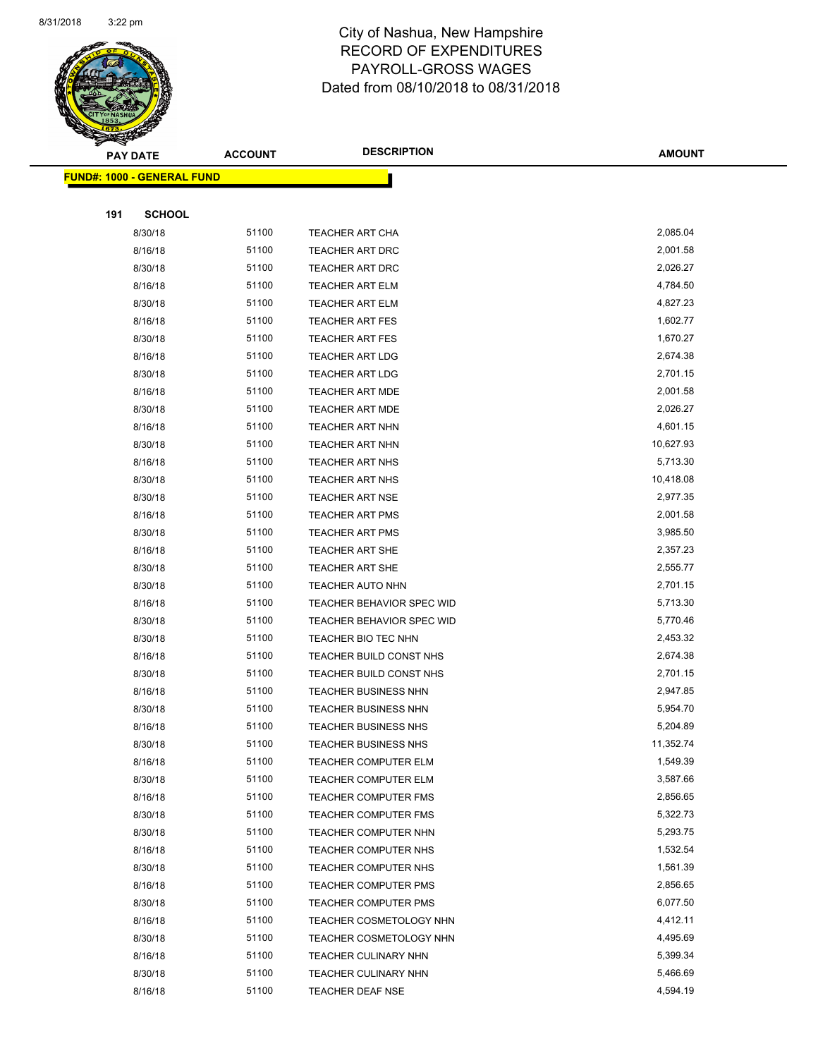# City of Nashua, New Hampshire
## RECORD OF EXPENDITURES
## PAYROLL-GROSS WAGES
## Dated from 08/10/2018 to 08/31/2018

**FUND#: 1000 - GENERAL FUND**

**191 SCHOOL**

| PAY DATE | ACCOUNT | DESCRIPTION | AMOUNT |
|---|---|---|---|
| 8/30/18 | 51100 | TEACHER ART CHA | 2,085.04 |
| 8/16/18 | 51100 | TEACHER ART DRC | 2,001.58 |
| 8/30/18 | 51100 | TEACHER ART DRC | 2,026.27 |
| 8/16/18 | 51100 | TEACHER ART ELM | 4,784.50 |
| 8/30/18 | 51100 | TEACHER ART ELM | 4,827.23 |
| 8/16/18 | 51100 | TEACHER ART FES | 1,602.77 |
| 8/30/18 | 51100 | TEACHER ART FES | 1,670.27 |
| 8/16/18 | 51100 | TEACHER ART LDG | 2,674.38 |
| 8/30/18 | 51100 | TEACHER ART LDG | 2,701.15 |
| 8/16/18 | 51100 | TEACHER ART MDE | 2,001.58 |
| 8/30/18 | 51100 | TEACHER ART MDE | 2,026.27 |
| 8/16/18 | 51100 | TEACHER ART NHN | 4,601.15 |
| 8/30/18 | 51100 | TEACHER ART NHN | 10,627.93 |
| 8/16/18 | 51100 | TEACHER ART NHS | 5,713.30 |
| 8/30/18 | 51100 | TEACHER ART NHS | 10,418.08 |
| 8/30/18 | 51100 | TEACHER ART NSE | 2,977.35 |
| 8/16/18 | 51100 | TEACHER ART PMS | 2,001.58 |
| 8/30/18 | 51100 | TEACHER ART PMS | 3,985.50 |
| 8/16/18 | 51100 | TEACHER ART SHE | 2,357.23 |
| 8/30/18 | 51100 | TEACHER ART SHE | 2,555.77 |
| 8/30/18 | 51100 | TEACHER AUTO NHN | 2,701.15 |
| 8/16/18 | 51100 | TEACHER BEHAVIOR SPEC WID | 5,713.30 |
| 8/30/18 | 51100 | TEACHER BEHAVIOR SPEC WID | 5,770.46 |
| 8/30/18 | 51100 | TEACHER BIO TEC NHN | 2,453.32 |
| 8/16/18 | 51100 | TEACHER BUILD CONST NHS | 2,674.38 |
| 8/30/18 | 51100 | TEACHER BUILD CONST NHS | 2,701.15 |
| 8/16/18 | 51100 | TEACHER BUSINESS NHN | 2,947.85 |
| 8/30/18 | 51100 | TEACHER BUSINESS NHN | 5,954.70 |
| 8/16/18 | 51100 | TEACHER BUSINESS NHS | 5,204.89 |
| 8/30/18 | 51100 | TEACHER BUSINESS NHS | 11,352.74 |
| 8/16/18 | 51100 | TEACHER COMPUTER ELM | 1,549.39 |
| 8/30/18 | 51100 | TEACHER COMPUTER ELM | 3,587.66 |
| 8/16/18 | 51100 | TEACHER COMPUTER FMS | 2,856.65 |
| 8/30/18 | 51100 | TEACHER COMPUTER FMS | 5,322.73 |
| 8/30/18 | 51100 | TEACHER COMPUTER NHN | 5,293.75 |
| 8/16/18 | 51100 | TEACHER COMPUTER NHS | 1,532.54 |
| 8/30/18 | 51100 | TEACHER COMPUTER NHS | 1,561.39 |
| 8/16/18 | 51100 | TEACHER COMPUTER PMS | 2,856.65 |
| 8/30/18 | 51100 | TEACHER COMPUTER PMS | 6,077.50 |
| 8/16/18 | 51100 | TEACHER COSMETOLOGY NHN | 4,412.11 |
| 8/30/18 | 51100 | TEACHER COSMETOLOGY NHN | 4,495.69 |
| 8/16/18 | 51100 | TEACHER CULINARY NHN | 5,399.34 |
| 8/30/18 | 51100 | TEACHER CULINARY NHN | 5,466.69 |
| 8/16/18 | 51100 | TEACHER DEAF NSE | 4,594.19 |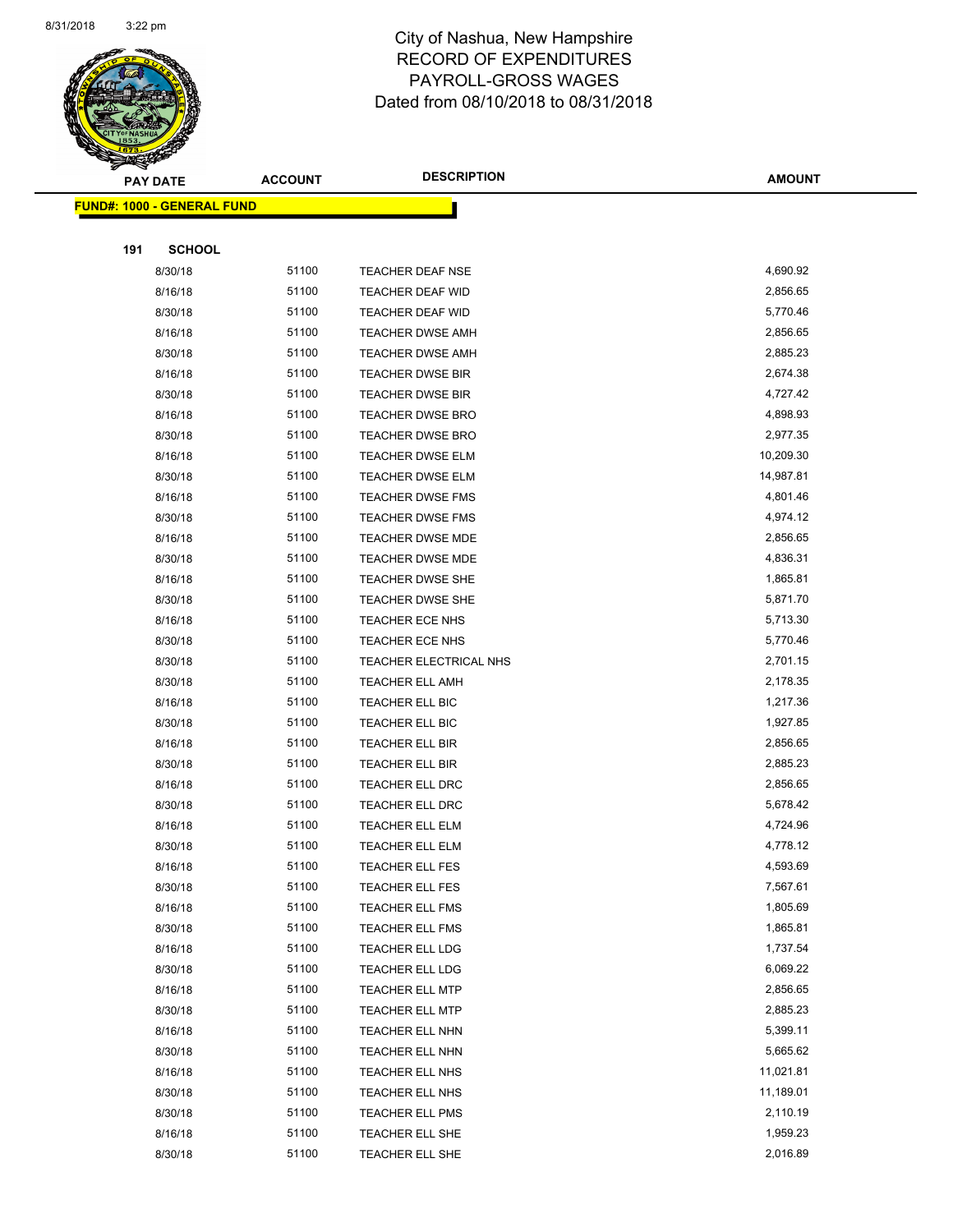# City of Nashua, New Hampshire
## RECORD OF EXPENDITURES
## PAYROLL-GROSS WAGES
## Dated from 08/10/2018 to 08/31/2018

**FUND#: 1000 - GENERAL FUND**

**191 SCHOOL**

| PAY DATE | ACCOUNT | DESCRIPTION | AMOUNT |
|---|---|---|---|
| 8/30/18 | 51100 | TEACHER DEAF NSE | 4,690.92 |
| 8/16/18 | 51100 | TEACHER DEAF WID | 2,856.65 |
| 8/30/18 | 51100 | TEACHER DEAF WID | 5,770.46 |
| 8/16/18 | 51100 | TEACHER DWSE AMH | 2,856.65 |
| 8/30/18 | 51100 | TEACHER DWSE AMH | 2,885.23 |
| 8/16/18 | 51100 | TEACHER DWSE BIR | 2,674.38 |
| 8/30/18 | 51100 | TEACHER DWSE BIR | 4,727.42 |
| 8/16/18 | 51100 | TEACHER DWSE BRO | 4,898.93 |
| 8/30/18 | 51100 | TEACHER DWSE BRO | 2,977.35 |
| 8/16/18 | 51100 | TEACHER DWSE ELM | 10,209.30 |
| 8/30/18 | 51100 | TEACHER DWSE ELM | 14,987.81 |
| 8/16/18 | 51100 | TEACHER DWSE FMS | 4,801.46 |
| 8/30/18 | 51100 | TEACHER DWSE FMS | 4,974.12 |
| 8/16/18 | 51100 | TEACHER DWSE MDE | 2,856.65 |
| 8/30/18 | 51100 | TEACHER DWSE MDE | 4,836.31 |
| 8/16/18 | 51100 | TEACHER DWSE SHE | 1,865.81 |
| 8/30/18 | 51100 | TEACHER DWSE SHE | 5,871.70 |
| 8/16/18 | 51100 | TEACHER ECE NHS | 5,713.30 |
| 8/30/18 | 51100 | TEACHER ECE NHS | 5,770.46 |
| 8/30/18 | 51100 | TEACHER ELECTRICAL NHS | 2,701.15 |
| 8/30/18 | 51100 | TEACHER ELL AMH | 2,178.35 |
| 8/16/18 | 51100 | TEACHER ELL BIC | 1,217.36 |
| 8/30/18 | 51100 | TEACHER ELL BIC | 1,927.85 |
| 8/16/18 | 51100 | TEACHER ELL BIR | 2,856.65 |
| 8/30/18 | 51100 | TEACHER ELL BIR | 2,885.23 |
| 8/16/18 | 51100 | TEACHER ELL DRC | 2,856.65 |
| 8/30/18 | 51100 | TEACHER ELL DRC | 5,678.42 |
| 8/16/18 | 51100 | TEACHER ELL ELM | 4,724.96 |
| 8/30/18 | 51100 | TEACHER ELL ELM | 4,778.12 |
| 8/16/18 | 51100 | TEACHER ELL FES | 4,593.69 |
| 8/30/18 | 51100 | TEACHER ELL FES | 7,567.61 |
| 8/16/18 | 51100 | TEACHER ELL FMS | 1,805.69 |
| 8/30/18 | 51100 | TEACHER ELL FMS | 1,865.81 |
| 8/16/18 | 51100 | TEACHER ELL LDG | 1,737.54 |
| 8/30/18 | 51100 | TEACHER ELL LDG | 6,069.22 |
| 8/16/18 | 51100 | TEACHER ELL MTP | 2,856.65 |
| 8/30/18 | 51100 | TEACHER ELL MTP | 2,885.23 |
| 8/16/18 | 51100 | TEACHER ELL NHN | 5,399.11 |
| 8/30/18 | 51100 | TEACHER ELL NHN | 5,665.62 |
| 8/16/18 | 51100 | TEACHER ELL NHS | 11,021.81 |
| 8/30/18 | 51100 | TEACHER ELL NHS | 11,189.01 |
| 8/30/18 | 51100 | TEACHER ELL PMS | 2,110.19 |
| 8/16/18 | 51100 | TEACHER ELL SHE | 1,959.23 |
| 8/30/18 | 51100 | TEACHER ELL SHE | 2,016.89 |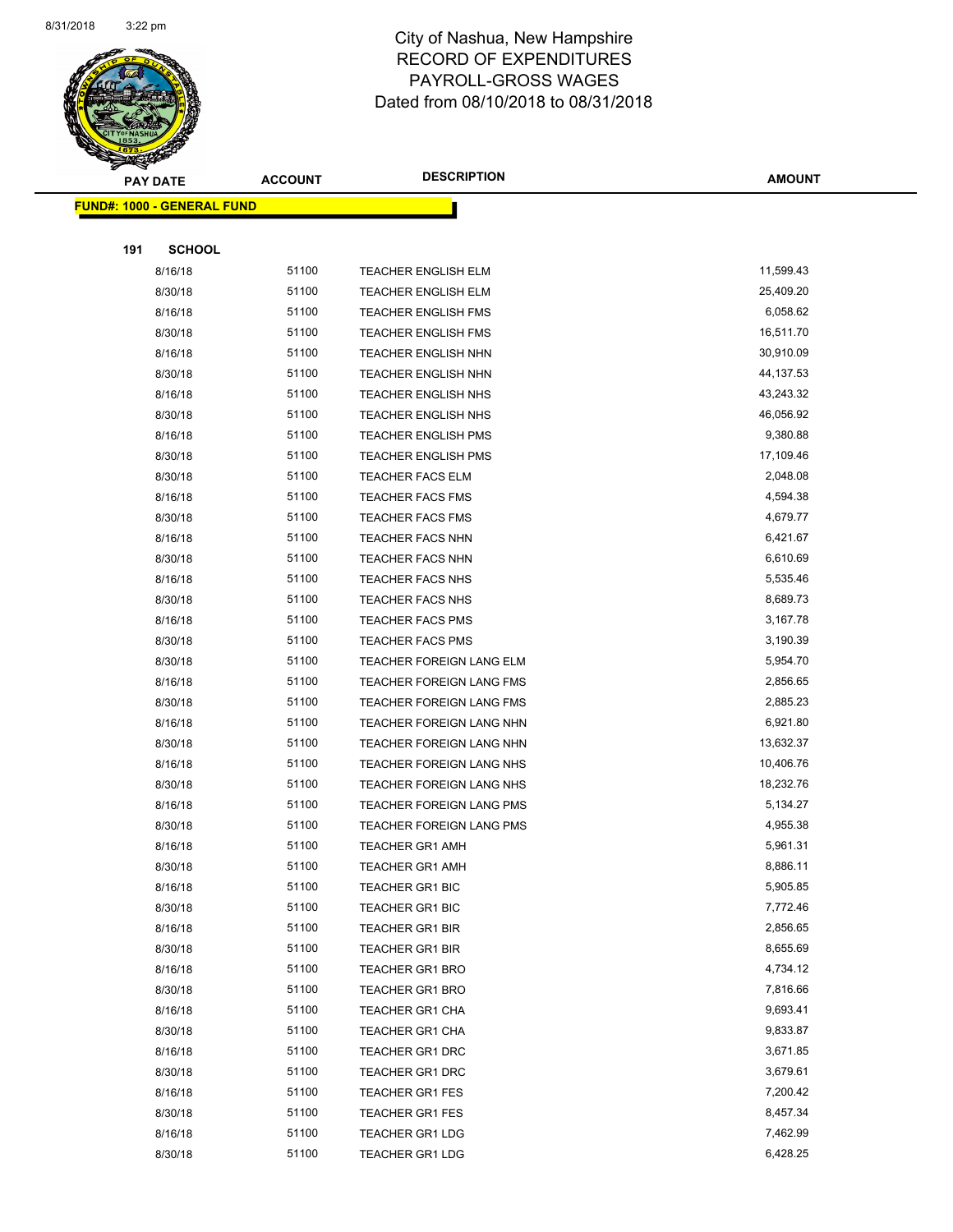# City of Nashua, New Hampshire
## RECORD OF EXPENDITURES
## PAYROLL-GROSS WAGES
## Dated from 08/10/2018 to 08/31/2018

| PAY DATE | ACCOUNT | DESCRIPTION | AMOUNT |
|---|---|---|---|
| **FUND#: 1000 - GENERAL FUND** | | | |
| **191 SCHOOL** | | | |
| 8/16/18 | 51100 | TEACHER ENGLISH ELM | 11,599.43 |
| 8/30/18 | 51100 | TEACHER ENGLISH ELM | 25,409.20 |
| 8/16/18 | 51100 | TEACHER ENGLISH FMS | 6,058.62 |
| 8/30/18 | 51100 | TEACHER ENGLISH FMS | 16,511.70 |
| 8/16/18 | 51100 | TEACHER ENGLISH NHN | 30,910.09 |
| 8/30/18 | 51100 | TEACHER ENGLISH NHN | 44,137.53 |
| 8/16/18 | 51100 | TEACHER ENGLISH NHS | 43,243.32 |
| 8/30/18 | 51100 | TEACHER ENGLISH NHS | 46,056.92 |
| 8/16/18 | 51100 | TEACHER ENGLISH PMS | 9,380.88 |
| 8/30/18 | 51100 | TEACHER ENGLISH PMS | 17,109.46 |
| 8/30/18 | 51100 | TEACHER FACS ELM | 2,048.08 |
| 8/16/18 | 51100 | TEACHER FACS FMS | 4,594.38 |
| 8/30/18 | 51100 | TEACHER FACS FMS | 4,679.77 |
| 8/16/18 | 51100 | TEACHER FACS NHN | 6,421.67 |
| 8/30/18 | 51100 | TEACHER FACS NHN | 6,610.69 |
| 8/16/18 | 51100 | TEACHER FACS NHS | 5,535.46 |
| 8/30/18 | 51100 | TEACHER FACS NHS | 8,689.73 |
| 8/16/18 | 51100 | TEACHER FACS PMS | 3,167.78 |
| 8/30/18 | 51100 | TEACHER FACS PMS | 3,190.39 |
| 8/30/18 | 51100 | TEACHER FOREIGN LANG ELM | 5,954.70 |
| 8/16/18 | 51100 | TEACHER FOREIGN LANG FMS | 2,856.65 |
| 8/30/18 | 51100 | TEACHER FOREIGN LANG FMS | 2,885.23 |
| 8/16/18 | 51100 | TEACHER FOREIGN LANG NHN | 6,921.80 |
| 8/30/18 | 51100 | TEACHER FOREIGN LANG NHN | 13,632.37 |
| 8/16/18 | 51100 | TEACHER FOREIGN LANG NHS | 10,406.76 |
| 8/30/18 | 51100 | TEACHER FOREIGN LANG NHS | 18,232.76 |
| 8/16/18 | 51100 | TEACHER FOREIGN LANG PMS | 5,134.27 |
| 8/30/18 | 51100 | TEACHER FOREIGN LANG PMS | 4,955.38 |
| 8/16/18 | 51100 | TEACHER GR1 AMH | 5,961.31 |
| 8/30/18 | 51100 | TEACHER GR1 AMH | 8,886.11 |
| 8/16/18 | 51100 | TEACHER GR1 BIC | 5,905.85 |
| 8/30/18 | 51100 | TEACHER GR1 BIC | 7,772.46 |
| 8/16/18 | 51100 | TEACHER GR1 BIR | 2,856.65 |
| 8/30/18 | 51100 | TEACHER GR1 BIR | 8,655.69 |
| 8/16/18 | 51100 | TEACHER GR1 BRO | 4,734.12 |
| 8/30/18 | 51100 | TEACHER GR1 BRO | 7,816.66 |
| 8/16/18 | 51100 | TEACHER GR1 CHA | 9,693.41 |
| 8/30/18 | 51100 | TEACHER GR1 CHA | 9,833.87 |
| 8/16/18 | 51100 | TEACHER GR1 DRC | 3,671.85 |
| 8/30/18 | 51100 | TEACHER GR1 DRC | 3,679.61 |
| 8/16/18 | 51100 | TEACHER GR1 FES | 7,200.42 |
| 8/30/18 | 51100 | TEACHER GR1 FES | 8,457.34 |
| 8/16/18 | 51100 | TEACHER GR1 LDG | 7,462.99 |
| 8/30/18 | 51100 | TEACHER GR1 LDG | 6,428.25 |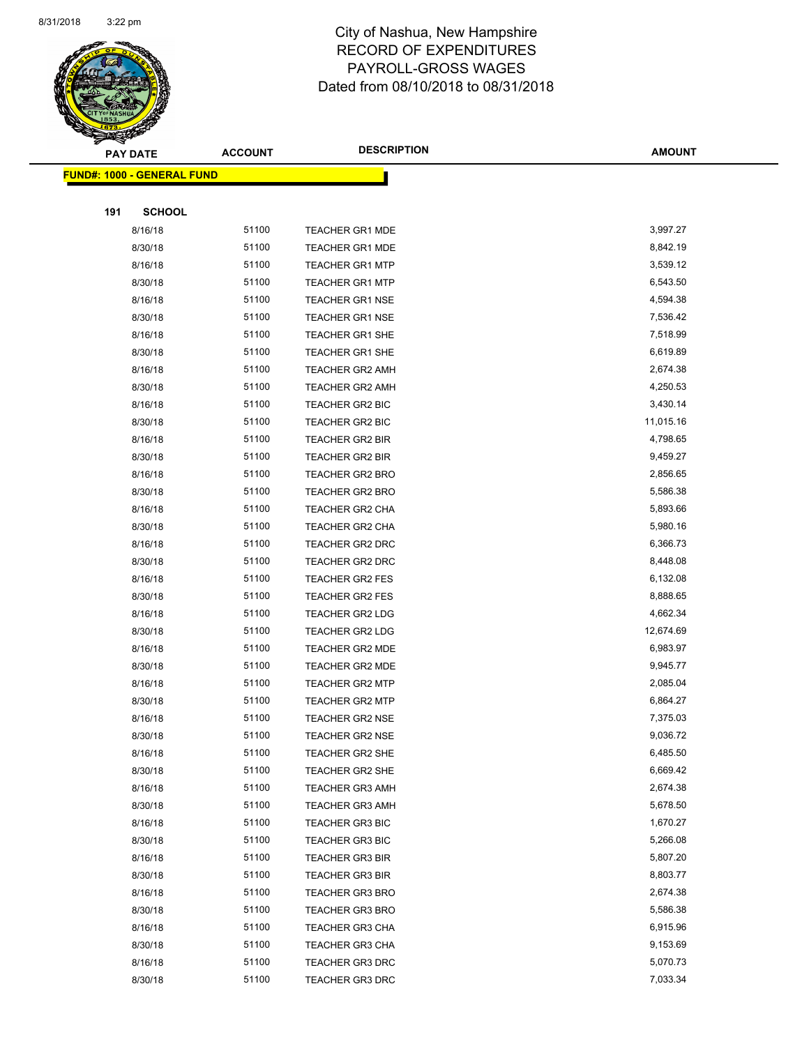# City of Nashua, New Hampshire
## RECORD OF EXPENDITURES
## PAYROLL-GROSS WAGES
## Dated from 08/10/2018 to 08/31/2018

| PAY DATE | ACCOUNT | DESCRIPTION | AMOUNT |
|---|---|---|---|

**FUND#: 1000 - GENERAL FUND**

**191 SCHOOL**

| PAY DATE | ACCOUNT | DESCRIPTION | AMOUNT |
|---|---|---|---|
| 8/16/18 | 51100 | TEACHER GR1 MDE | 3,997.27 |
| 8/30/18 | 51100 | TEACHER GR1 MDE | 8,842.19 |
| 8/16/18 | 51100 | TEACHER GR1 MTP | 3,539.12 |
| 8/30/18 | 51100 | TEACHER GR1 MTP | 6,543.50 |
| 8/16/18 | 51100 | TEACHER GR1 NSE | 4,594.38 |
| 8/30/18 | 51100 | TEACHER GR1 NSE | 7,536.42 |
| 8/16/18 | 51100 | TEACHER GR1 SHE | 7,518.99 |
| 8/30/18 | 51100 | TEACHER GR1 SHE | 6,619.89 |
| 8/16/18 | 51100 | TEACHER GR2 AMH | 2,674.38 |
| 8/30/18 | 51100 | TEACHER GR2 AMH | 4,250.53 |
| 8/16/18 | 51100 | TEACHER GR2 BIC | 3,430.14 |
| 8/30/18 | 51100 | TEACHER GR2 BIC | 11,015.16 |
| 8/16/18 | 51100 | TEACHER GR2 BIR | 4,798.65 |
| 8/30/18 | 51100 | TEACHER GR2 BIR | 9,459.27 |
| 8/16/18 | 51100 | TEACHER GR2 BRO | 2,856.65 |
| 8/30/18 | 51100 | TEACHER GR2 BRO | 5,586.38 |
| 8/16/18 | 51100 | TEACHER GR2 CHA | 5,893.66 |
| 8/30/18 | 51100 | TEACHER GR2 CHA | 5,980.16 |
| 8/16/18 | 51100 | TEACHER GR2 DRC | 6,366.73 |
| 8/30/18 | 51100 | TEACHER GR2 DRC | 8,448.08 |
| 8/16/18 | 51100 | TEACHER GR2 FES | 6,132.08 |
| 8/30/18 | 51100 | TEACHER GR2 FES | 8,888.65 |
| 8/16/18 | 51100 | TEACHER GR2 LDG | 4,662.34 |
| 8/30/18 | 51100 | TEACHER GR2 LDG | 12,674.69 |
| 8/16/18 | 51100 | TEACHER GR2 MDE | 6,983.97 |
| 8/30/18 | 51100 | TEACHER GR2 MDE | 9,945.77 |
| 8/16/18 | 51100 | TEACHER GR2 MTP | 2,085.04 |
| 8/30/18 | 51100 | TEACHER GR2 MTP | 6,864.27 |
| 8/16/18 | 51100 | TEACHER GR2 NSE | 7,375.03 |
| 8/30/18 | 51100 | TEACHER GR2 NSE | 9,036.72 |
| 8/16/18 | 51100 | TEACHER GR2 SHE | 6,485.50 |
| 8/30/18 | 51100 | TEACHER GR2 SHE | 6,669.42 |
| 8/16/18 | 51100 | TEACHER GR3 AMH | 2,674.38 |
| 8/30/18 | 51100 | TEACHER GR3 AMH | 5,678.50 |
| 8/16/18 | 51100 | TEACHER GR3 BIC | 1,670.27 |
| 8/30/18 | 51100 | TEACHER GR3 BIC | 5,266.08 |
| 8/16/18 | 51100 | TEACHER GR3 BIR | 5,807.20 |
| 8/30/18 | 51100 | TEACHER GR3 BIR | 8,803.77 |
| 8/16/18 | 51100 | TEACHER GR3 BRO | 2,674.38 |
| 8/30/18 | 51100 | TEACHER GR3 BRO | 5,586.38 |
| 8/16/18 | 51100 | TEACHER GR3 CHA | 6,915.96 |
| 8/30/18 | 51100 | TEACHER GR3 CHA | 9,153.69 |
| 8/16/18 | 51100 | TEACHER GR3 DRC | 5,070.73 |
| 8/30/18 | 51100 | TEACHER GR3 DRC | 7,033.34 |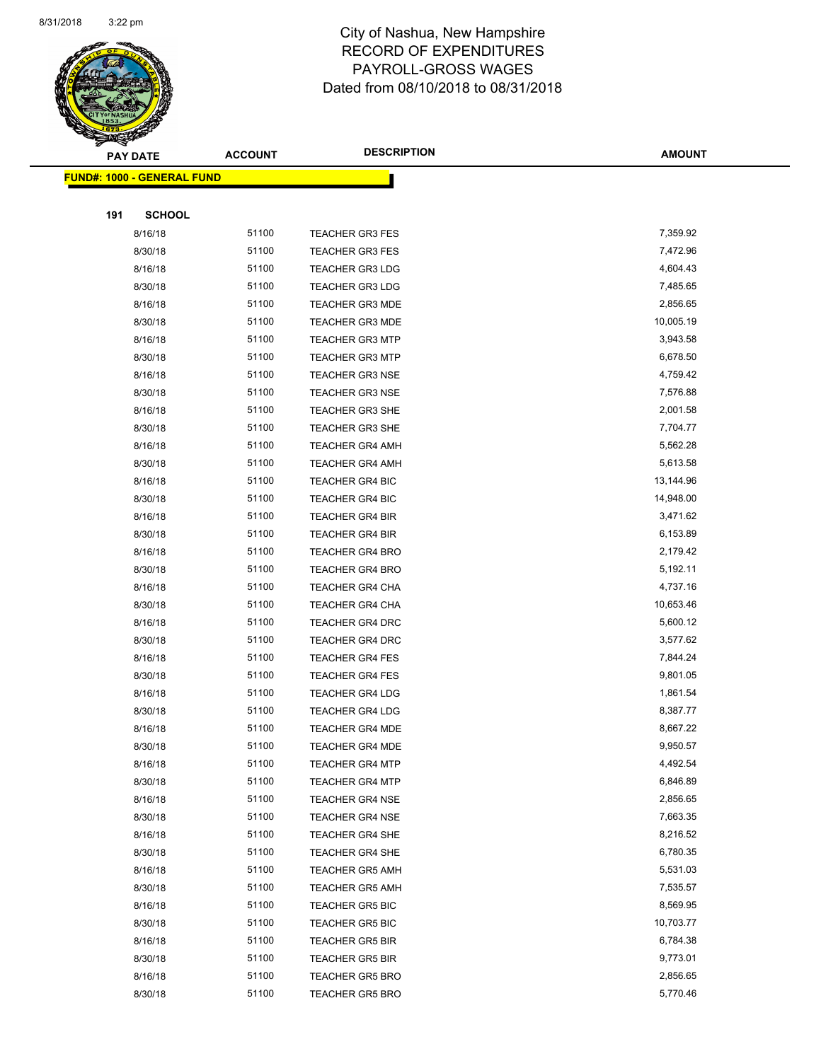# City of Nashua, New Hampshire
## RECORD OF EXPENDITURES
## PAYROLL-GROSS WAGES
## Dated from 08/10/2018 to 08/31/2018

| PAY DATE | ACCOUNT | DESCRIPTION | AMOUNT |
|---|---|---|---|
| **FUND#: 1000 - GENERAL FUND** | | | |
| **191 SCHOOL** | | | |
| 8/16/18 | 51100 | TEACHER GR3 FES | 7,359.92 |
| 8/30/18 | 51100 | TEACHER GR3 FES | 7,472.96 |
| 8/16/18 | 51100 | TEACHER GR3 LDG | 4,604.43 |
| 8/30/18 | 51100 | TEACHER GR3 LDG | 7,485.65 |
| 8/16/18 | 51100 | TEACHER GR3 MDE | 2,856.65 |
| 8/30/18 | 51100 | TEACHER GR3 MDE | 10,005.19 |
| 8/16/18 | 51100 | TEACHER GR3 MTP | 3,943.58 |
| 8/30/18 | 51100 | TEACHER GR3 MTP | 6,678.50 |
| 8/16/18 | 51100 | TEACHER GR3 NSE | 4,759.42 |
| 8/30/18 | 51100 | TEACHER GR3 NSE | 7,576.88 |
| 8/16/18 | 51100 | TEACHER GR3 SHE | 2,001.58 |
| 8/30/18 | 51100 | TEACHER GR3 SHE | 7,704.77 |
| 8/16/18 | 51100 | TEACHER GR4 AMH | 5,562.28 |
| 8/30/18 | 51100 | TEACHER GR4 AMH | 5,613.58 |
| 8/16/18 | 51100 | TEACHER GR4 BIC | 13,144.96 |
| 8/30/18 | 51100 | TEACHER GR4 BIC | 14,948.00 |
| 8/16/18 | 51100 | TEACHER GR4 BIR | 3,471.62 |
| 8/30/18 | 51100 | TEACHER GR4 BIR | 6,153.89 |
| 8/16/18 | 51100 | TEACHER GR4 BRO | 2,179.42 |
| 8/30/18 | 51100 | TEACHER GR4 BRO | 5,192.11 |
| 8/16/18 | 51100 | TEACHER GR4 CHA | 4,737.16 |
| 8/30/18 | 51100 | TEACHER GR4 CHA | 10,653.46 |
| 8/16/18 | 51100 | TEACHER GR4 DRC | 5,600.12 |
| 8/30/18 | 51100 | TEACHER GR4 DRC | 3,577.62 |
| 8/16/18 | 51100 | TEACHER GR4 FES | 7,844.24 |
| 8/30/18 | 51100 | TEACHER GR4 FES | 9,801.05 |
| 8/16/18 | 51100 | TEACHER GR4 LDG | 1,861.54 |
| 8/30/18 | 51100 | TEACHER GR4 LDG | 8,387.77 |
| 8/16/18 | 51100 | TEACHER GR4 MDE | 8,667.22 |
| 8/30/18 | 51100 | TEACHER GR4 MDE | 9,950.57 |
| 8/16/18 | 51100 | TEACHER GR4 MTP | 4,492.54 |
| 8/30/18 | 51100 | TEACHER GR4 MTP | 6,846.89 |
| 8/16/18 | 51100 | TEACHER GR4 NSE | 2,856.65 |
| 8/30/18 | 51100 | TEACHER GR4 NSE | 7,663.35 |
| 8/16/18 | 51100 | TEACHER GR4 SHE | 8,216.52 |
| 8/30/18 | 51100 | TEACHER GR4 SHE | 6,780.35 |
| 8/16/18 | 51100 | TEACHER GR5 AMH | 5,531.03 |
| 8/30/18 | 51100 | TEACHER GR5 AMH | 7,535.57 |
| 8/16/18 | 51100 | TEACHER GR5 BIC | 8,569.95 |
| 8/30/18 | 51100 | TEACHER GR5 BIC | 10,703.77 |
| 8/16/18 | 51100 | TEACHER GR5 BIR | 6,784.38 |
| 8/30/18 | 51100 | TEACHER GR5 BIR | 9,773.01 |
| 8/16/18 | 51100 | TEACHER GR5 BRO | 2,856.65 |
| 8/30/18 | 51100 | TEACHER GR5 BRO | 5,770.46 |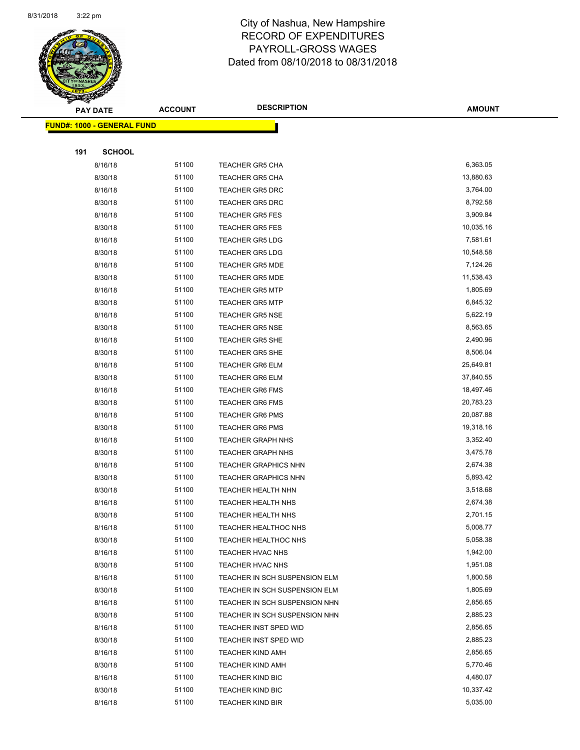# City of Nashua, New Hampshire
## RECORD OF EXPENDITURES
## PAYROLL-GROSS WAGES
## Dated from 08/10/2018 to 08/31/2018

| PAY DATE | ACCOUNT | DESCRIPTION | AMOUNT |
|---|---|---|---|

**FUND#: 1000 - GENERAL FUND**

**191 SCHOOL**

| PAY DATE | ACCOUNT | DESCRIPTION | AMOUNT |
|---|---|---|---|
| 8/16/18 | 51100 | TEACHER GR5 CHA | 6,363.05 |
| 8/30/18 | 51100 | TEACHER GR5 CHA | 13,880.63 |
| 8/16/18 | 51100 | TEACHER GR5 DRC | 3,764.00 |
| 8/30/18 | 51100 | TEACHER GR5 DRC | 8,792.58 |
| 8/16/18 | 51100 | TEACHER GR5 FES | 3,909.84 |
| 8/30/18 | 51100 | TEACHER GR5 FES | 10,035.16 |
| 8/16/18 | 51100 | TEACHER GR5 LDG | 7,581.61 |
| 8/30/18 | 51100 | TEACHER GR5 LDG | 10,548.58 |
| 8/16/18 | 51100 | TEACHER GR5 MDE | 7,124.26 |
| 8/30/18 | 51100 | TEACHER GR5 MDE | 11,538.43 |
| 8/16/18 | 51100 | TEACHER GR5 MTP | 1,805.69 |
| 8/30/18 | 51100 | TEACHER GR5 MTP | 6,845.32 |
| 8/16/18 | 51100 | TEACHER GR5 NSE | 5,622.19 |
| 8/30/18 | 51100 | TEACHER GR5 NSE | 8,563.65 |
| 8/16/18 | 51100 | TEACHER GR5 SHE | 2,490.96 |
| 8/30/18 | 51100 | TEACHER GR5 SHE | 8,506.04 |
| 8/16/18 | 51100 | TEACHER GR6 ELM | 25,649.81 |
| 8/30/18 | 51100 | TEACHER GR6 ELM | 37,840.55 |
| 8/16/18 | 51100 | TEACHER GR6 FMS | 18,497.46 |
| 8/30/18 | 51100 | TEACHER GR6 FMS | 20,783.23 |
| 8/16/18 | 51100 | TEACHER GR6 PMS | 20,087.88 |
| 8/30/18 | 51100 | TEACHER GR6 PMS | 19,318.16 |
| 8/16/18 | 51100 | TEACHER GRAPH NHS | 3,352.40 |
| 8/30/18 | 51100 | TEACHER GRAPH NHS | 3,475.78 |
| 8/16/18 | 51100 | TEACHER GRAPHICS NHN | 2,674.38 |
| 8/30/18 | 51100 | TEACHER GRAPHICS NHN | 5,893.42 |
| 8/30/18 | 51100 | TEACHER HEALTH NHN | 3,518.68 |
| 8/16/18 | 51100 | TEACHER HEALTH NHS | 2,674.38 |
| 8/30/18 | 51100 | TEACHER HEALTH NHS | 2,701.15 |
| 8/16/18 | 51100 | TEACHER HEALTHOC NHS | 5,008.77 |
| 8/30/18 | 51100 | TEACHER HEALTHOC NHS | 5,058.38 |
| 8/16/18 | 51100 | TEACHER HVAC NHS | 1,942.00 |
| 8/30/18 | 51100 | TEACHER HVAC NHS | 1,951.08 |
| 8/16/18 | 51100 | TEACHER IN SCH SUSPENSION ELM | 1,800.58 |
| 8/30/18 | 51100 | TEACHER IN SCH SUSPENSION ELM | 1,805.69 |
| 8/16/18 | 51100 | TEACHER IN SCH SUSPENSION NHN | 2,856.65 |
| 8/30/18 | 51100 | TEACHER IN SCH SUSPENSION NHN | 2,885.23 |
| 8/16/18 | 51100 | TEACHER INST SPED WID | 2,856.65 |
| 8/30/18 | 51100 | TEACHER INST SPED WID | 2,885.23 |
| 8/16/18 | 51100 | TEACHER KIND AMH | 2,856.65 |
| 8/30/18 | 51100 | TEACHER KIND AMH | 5,770.46 |
| 8/16/18 | 51100 | TEACHER KIND BIC | 4,480.07 |
| 8/30/18 | 51100 | TEACHER KIND BIC | 10,337.42 |
| 8/16/18 | 51100 | TEACHER KIND BIR | 5,035.00 |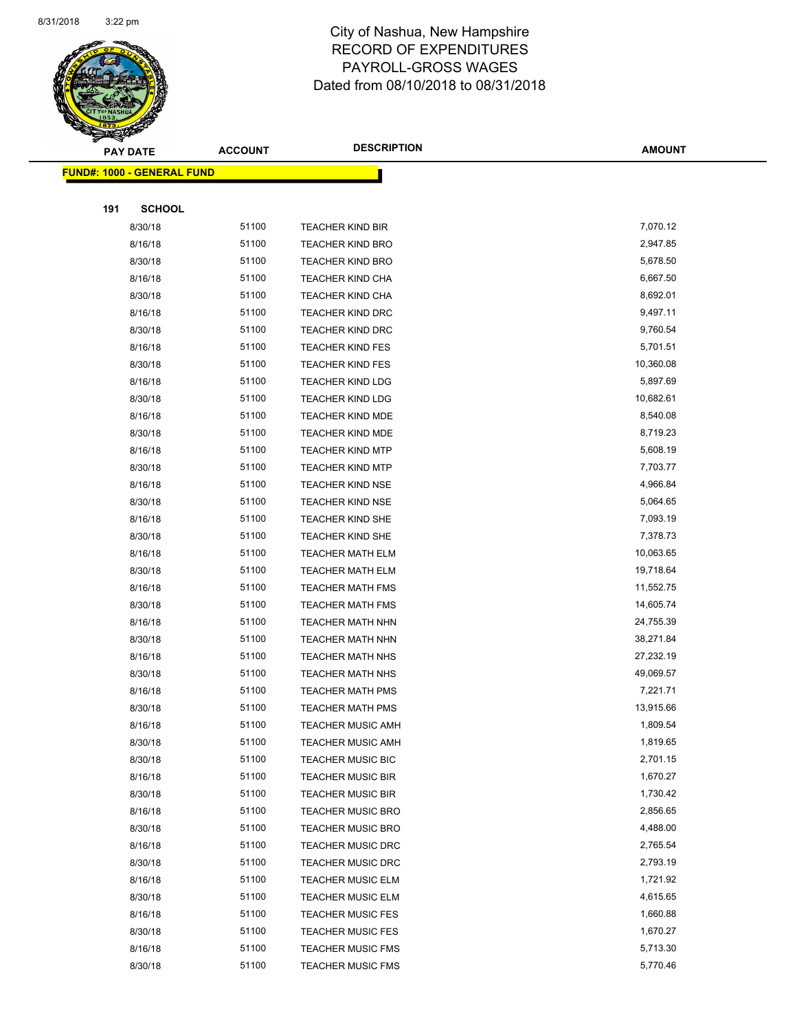# City of Nashua, New Hampshire
## RECORD OF EXPENDITURES
## PAYROLL-GROSS WAGES
## Dated from 08/10/2018 to 08/31/2018

**FUND#: 1000 - GENERAL FUND**

**191 SCHOOL**

| PAY DATE | ACCOUNT | DESCRIPTION | AMOUNT |
|---|---|---|---|
| 8/30/18 | 51100 | TEACHER KIND BIR | 7,070.12 |
| 8/16/18 | 51100 | TEACHER KIND BRO | 2,947.85 |
| 8/30/18 | 51100 | TEACHER KIND BRO | 5,678.50 |
| 8/16/18 | 51100 | TEACHER KIND CHA | 6,667.50 |
| 8/30/18 | 51100 | TEACHER KIND CHA | 8,692.01 |
| 8/16/18 | 51100 | TEACHER KIND DRC | 9,497.11 |
| 8/30/18 | 51100 | TEACHER KIND DRC | 9,760.54 |
| 8/16/18 | 51100 | TEACHER KIND FES | 5,701.51 |
| 8/30/18 | 51100 | TEACHER KIND FES | 10,360.08 |
| 8/16/18 | 51100 | TEACHER KIND LDG | 5,897.69 |
| 8/30/18 | 51100 | TEACHER KIND LDG | 10,682.61 |
| 8/16/18 | 51100 | TEACHER KIND MDE | 8,540.08 |
| 8/30/18 | 51100 | TEACHER KIND MDE | 8,719.23 |
| 8/16/18 | 51100 | TEACHER KIND MTP | 5,608.19 |
| 8/30/18 | 51100 | TEACHER KIND MTP | 7,703.77 |
| 8/16/18 | 51100 | TEACHER KIND NSE | 4,966.84 |
| 8/30/18 | 51100 | TEACHER KIND NSE | 5,064.65 |
| 8/16/18 | 51100 | TEACHER KIND SHE | 7,093.19 |
| 8/30/18 | 51100 | TEACHER KIND SHE | 7,378.73 |
| 8/16/18 | 51100 | TEACHER MATH ELM | 10,063.65 |
| 8/30/18 | 51100 | TEACHER MATH ELM | 19,718.64 |
| 8/16/18 | 51100 | TEACHER MATH FMS | 11,552.75 |
| 8/30/18 | 51100 | TEACHER MATH FMS | 14,605.74 |
| 8/16/18 | 51100 | TEACHER MATH NHN | 24,755.39 |
| 8/30/18 | 51100 | TEACHER MATH NHN | 38,271.84 |
| 8/16/18 | 51100 | TEACHER MATH NHS | 27,232.19 |
| 8/30/18 | 51100 | TEACHER MATH NHS | 49,069.57 |
| 8/16/18 | 51100 | TEACHER MATH PMS | 7,221.71 |
| 8/30/18 | 51100 | TEACHER MATH PMS | 13,915.66 |
| 8/16/18 | 51100 | TEACHER MUSIC AMH | 1,809.54 |
| 8/30/18 | 51100 | TEACHER MUSIC AMH | 1,819.65 |
| 8/30/18 | 51100 | TEACHER MUSIC BIC | 2,701.15 |
| 8/16/18 | 51100 | TEACHER MUSIC BIR | 1,670.27 |
| 8/30/18 | 51100 | TEACHER MUSIC BIR | 1,730.42 |
| 8/16/18 | 51100 | TEACHER MUSIC BRO | 2,856.65 |
| 8/30/18 | 51100 | TEACHER MUSIC BRO | 4,488.00 |
| 8/16/18 | 51100 | TEACHER MUSIC DRC | 2,765.54 |
| 8/30/18 | 51100 | TEACHER MUSIC DRC | 2,793.19 |
| 8/16/18 | 51100 | TEACHER MUSIC ELM | 1,721.92 |
| 8/30/18 | 51100 | TEACHER MUSIC ELM | 4,615.65 |
| 8/16/18 | 51100 | TEACHER MUSIC FES | 1,660.88 |
| 8/30/18 | 51100 | TEACHER MUSIC FES | 1,670.27 |
| 8/16/18 | 51100 | TEACHER MUSIC FMS | 5,713.30 |
| 8/30/18 | 51100 | TEACHER MUSIC FMS | 5,770.46 |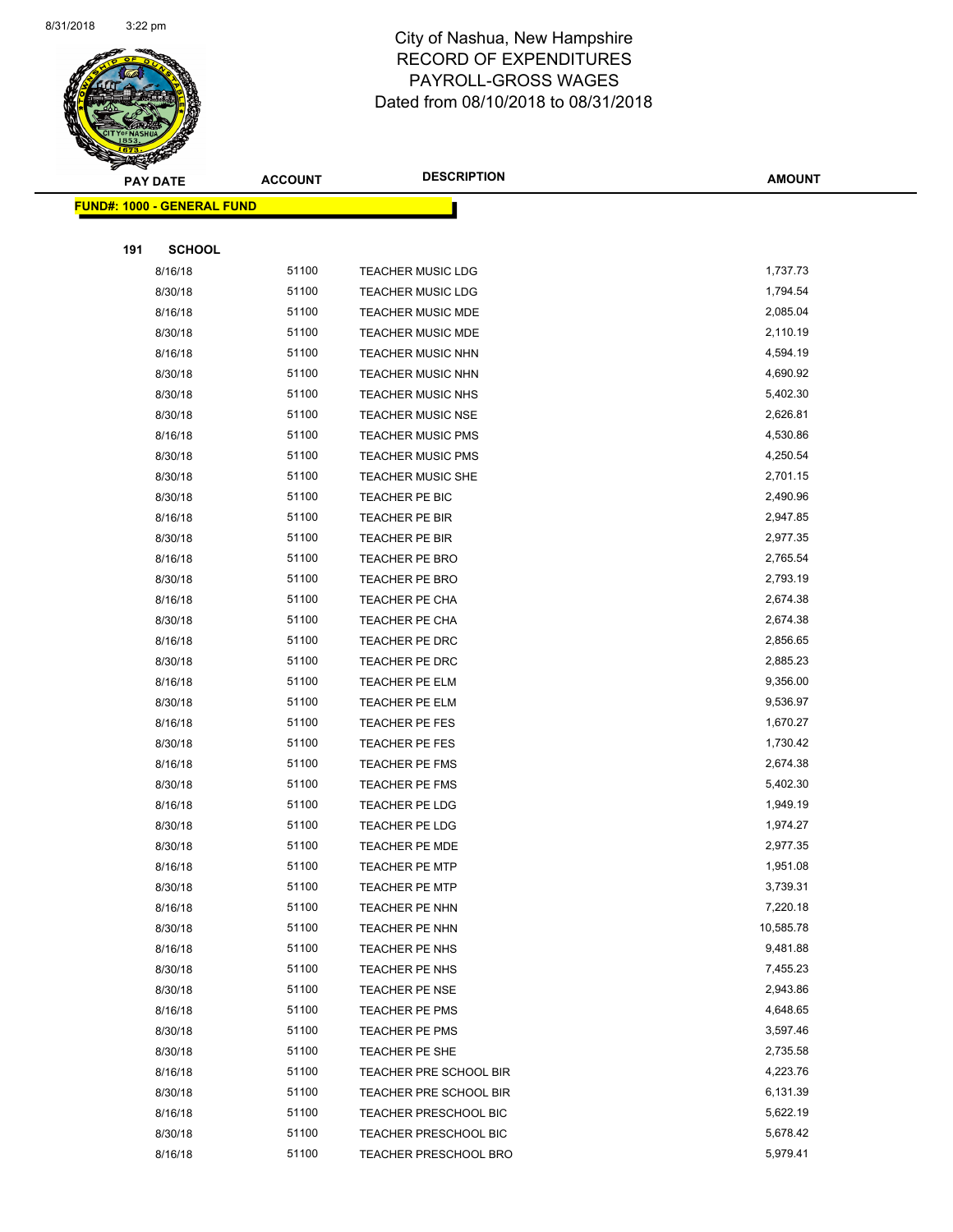# City of Nashua, New Hampshire
## RECORD OF EXPENDITURES
## PAYROLL-GROSS WAGES
## Dated from 08/10/2018 to 08/31/2018

| PAY DATE | ACCOUNT | DESCRIPTION | AMOUNT |
|---|---|---|---|
| **FUND#: 1000 - GENERAL FUND** | | | |
| **191 SCHOOL** | | | |
| 8/16/18 | 51100 | TEACHER MUSIC LDG | 1,737.73 |
| 8/30/18 | 51100 | TEACHER MUSIC LDG | 1,794.54 |
| 8/16/18 | 51100 | TEACHER MUSIC MDE | 2,085.04 |
| 8/30/18 | 51100 | TEACHER MUSIC MDE | 2,110.19 |
| 8/16/18 | 51100 | TEACHER MUSIC NHN | 4,594.19 |
| 8/30/18 | 51100 | TEACHER MUSIC NHN | 4,690.92 |
| 8/30/18 | 51100 | TEACHER MUSIC NHS | 5,402.30 |
| 8/30/18 | 51100 | TEACHER MUSIC NSE | 2,626.81 |
| 8/16/18 | 51100 | TEACHER MUSIC PMS | 4,530.86 |
| 8/30/18 | 51100 | TEACHER MUSIC PMS | 4,250.54 |
| 8/30/18 | 51100 | TEACHER MUSIC SHE | 2,701.15 |
| 8/30/18 | 51100 | TEACHER PE BIC | 2,490.96 |
| 8/16/18 | 51100 | TEACHER PE BIR | 2,947.85 |
| 8/30/18 | 51100 | TEACHER PE BIR | 2,977.35 |
| 8/16/18 | 51100 | TEACHER PE BRO | 2,765.54 |
| 8/30/18 | 51100 | TEACHER PE BRO | 2,793.19 |
| 8/16/18 | 51100 | TEACHER PE CHA | 2,674.38 |
| 8/30/18 | 51100 | TEACHER PE CHA | 2,674.38 |
| 8/16/18 | 51100 | TEACHER PE DRC | 2,856.65 |
| 8/30/18 | 51100 | TEACHER PE DRC | 2,885.23 |
| 8/16/18 | 51100 | TEACHER PE ELM | 9,356.00 |
| 8/30/18 | 51100 | TEACHER PE ELM | 9,536.97 |
| 8/16/18 | 51100 | TEACHER PE FES | 1,670.27 |
| 8/30/18 | 51100 | TEACHER PE FES | 1,730.42 |
| 8/16/18 | 51100 | TEACHER PE FMS | 2,674.38 |
| 8/30/18 | 51100 | TEACHER PE FMS | 5,402.30 |
| 8/16/18 | 51100 | TEACHER PE LDG | 1,949.19 |
| 8/30/18 | 51100 | TEACHER PE LDG | 1,974.27 |
| 8/30/18 | 51100 | TEACHER PE MDE | 2,977.35 |
| 8/16/18 | 51100 | TEACHER PE MTP | 1,951.08 |
| 8/30/18 | 51100 | TEACHER PE MTP | 3,739.31 |
| 8/16/18 | 51100 | TEACHER PE NHN | 7,220.18 |
| 8/30/18 | 51100 | TEACHER PE NHN | 10,585.78 |
| 8/16/18 | 51100 | TEACHER PE NHS | 9,481.88 |
| 8/30/18 | 51100 | TEACHER PE NHS | 7,455.23 |
| 8/30/18 | 51100 | TEACHER PE NSE | 2,943.86 |
| 8/16/18 | 51100 | TEACHER PE PMS | 4,648.65 |
| 8/30/18 | 51100 | TEACHER PE PMS | 3,597.46 |
| 8/30/18 | 51100 | TEACHER PE SHE | 2,735.58 |
| 8/16/18 | 51100 | TEACHER PRE SCHOOL BIR | 4,223.76 |
| 8/30/18 | 51100 | TEACHER PRE SCHOOL BIR | 6,131.39 |
| 8/16/18 | 51100 | TEACHER PRESCHOOL BIC | 5,622.19 |
| 8/30/18 | 51100 | TEACHER PRESCHOOL BIC | 5,678.42 |
| 8/16/18 | 51100 | TEACHER PRESCHOOL BRO | 5,979.41 |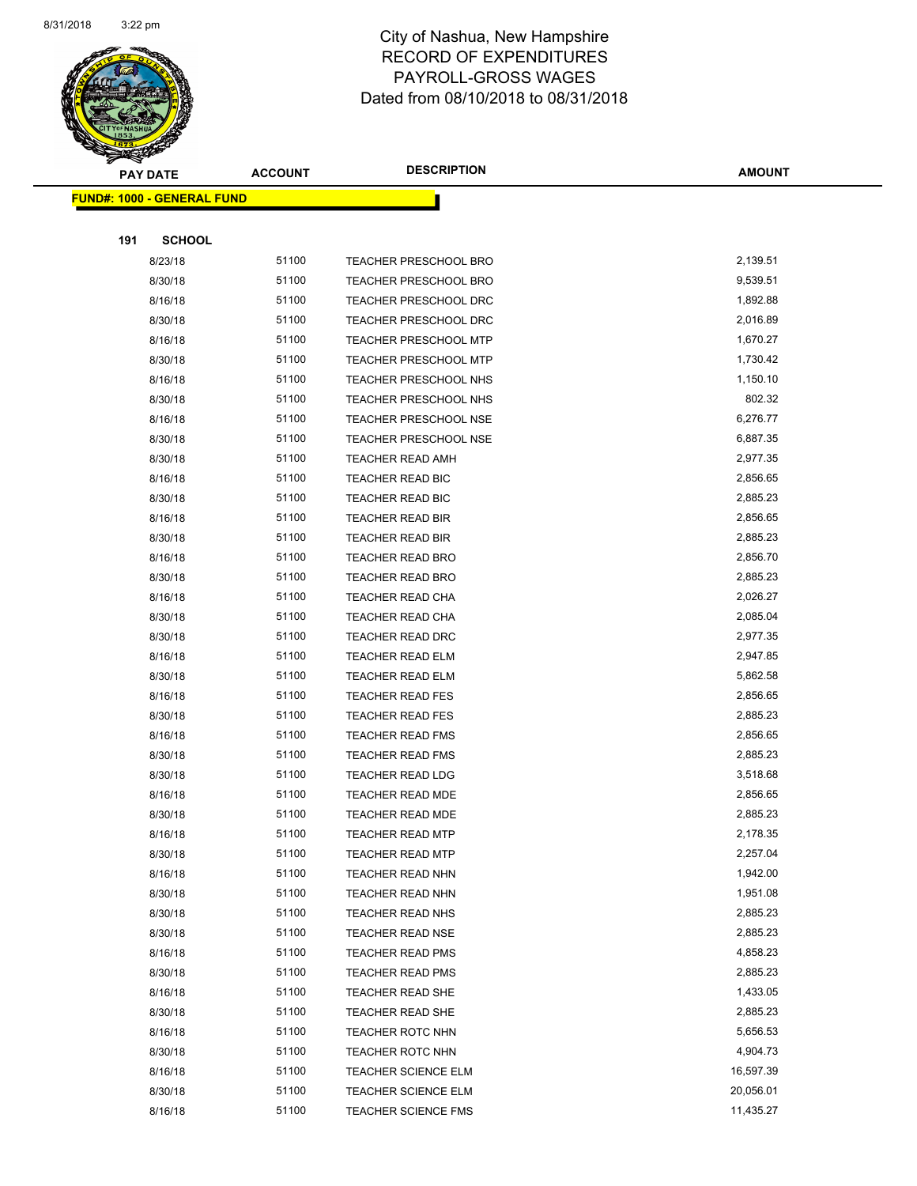# City of Nashua, New Hampshire
## RECORD OF EXPENDITURES
## PAYROLL-GROSS WAGES
## Dated from 08/10/2018 to 08/31/2018

**FUND#: 1000 - GENERAL FUND**

**191 SCHOOL**

| PAY DATE | ACCOUNT | DESCRIPTION | AMOUNT |
|---|---|---|---|
| 8/23/18 | 51100 | TEACHER PRESCHOOL BRO | 2,139.51 |
| 8/30/18 | 51100 | TEACHER PRESCHOOL BRO | 9,539.51 |
| 8/16/18 | 51100 | TEACHER PRESCHOOL DRC | 1,892.88 |
| 8/30/18 | 51100 | TEACHER PRESCHOOL DRC | 2,016.89 |
| 8/16/18 | 51100 | TEACHER PRESCHOOL MTP | 1,670.27 |
| 8/30/18 | 51100 | TEACHER PRESCHOOL MTP | 1,730.42 |
| 8/16/18 | 51100 | TEACHER PRESCHOOL NHS | 1,150.10 |
| 8/30/18 | 51100 | TEACHER PRESCHOOL NHS | 802.32 |
| 8/16/18 | 51100 | TEACHER PRESCHOOL NSE | 6,276.77 |
| 8/30/18 | 51100 | TEACHER PRESCHOOL NSE | 6,887.35 |
| 8/30/18 | 51100 | TEACHER READ AMH | 2,977.35 |
| 8/16/18 | 51100 | TEACHER READ BIC | 2,856.65 |
| 8/30/18 | 51100 | TEACHER READ BIC | 2,885.23 |
| 8/16/18 | 51100 | TEACHER READ BIR | 2,856.65 |
| 8/30/18 | 51100 | TEACHER READ BIR | 2,885.23 |
| 8/16/18 | 51100 | TEACHER READ BRO | 2,856.70 |
| 8/30/18 | 51100 | TEACHER READ BRO | 2,885.23 |
| 8/16/18 | 51100 | TEACHER READ CHA | 2,026.27 |
| 8/30/18 | 51100 | TEACHER READ CHA | 2,085.04 |
| 8/30/18 | 51100 | TEACHER READ DRC | 2,977.35 |
| 8/16/18 | 51100 | TEACHER READ ELM | 2,947.85 |
| 8/30/18 | 51100 | TEACHER READ ELM | 5,862.58 |
| 8/16/18 | 51100 | TEACHER READ FES | 2,856.65 |
| 8/30/18 | 51100 | TEACHER READ FES | 2,885.23 |
| 8/16/18 | 51100 | TEACHER READ FMS | 2,856.65 |
| 8/30/18 | 51100 | TEACHER READ FMS | 2,885.23 |
| 8/30/18 | 51100 | TEACHER READ LDG | 3,518.68 |
| 8/16/18 | 51100 | TEACHER READ MDE | 2,856.65 |
| 8/30/18 | 51100 | TEACHER READ MDE | 2,885.23 |
| 8/16/18 | 51100 | TEACHER READ MTP | 2,178.35 |
| 8/30/18 | 51100 | TEACHER READ MTP | 2,257.04 |
| 8/16/18 | 51100 | TEACHER READ NHN | 1,942.00 |
| 8/30/18 | 51100 | TEACHER READ NHN | 1,951.08 |
| 8/30/18 | 51100 | TEACHER READ NHS | 2,885.23 |
| 8/30/18 | 51100 | TEACHER READ NSE | 2,885.23 |
| 8/16/18 | 51100 | TEACHER READ PMS | 4,858.23 |
| 8/30/18 | 51100 | TEACHER READ PMS | 2,885.23 |
| 8/16/18 | 51100 | TEACHER READ SHE | 1,433.05 |
| 8/30/18 | 51100 | TEACHER READ SHE | 2,885.23 |
| 8/16/18 | 51100 | TEACHER ROTC NHN | 5,656.53 |
| 8/30/18 | 51100 | TEACHER ROTC NHN | 4,904.73 |
| 8/16/18 | 51100 | TEACHER SCIENCE ELM | 16,597.39 |
| 8/30/18 | 51100 | TEACHER SCIENCE ELM | 20,056.01 |
| 8/16/18 | 51100 | TEACHER SCIENCE FMS | 11,435.27 |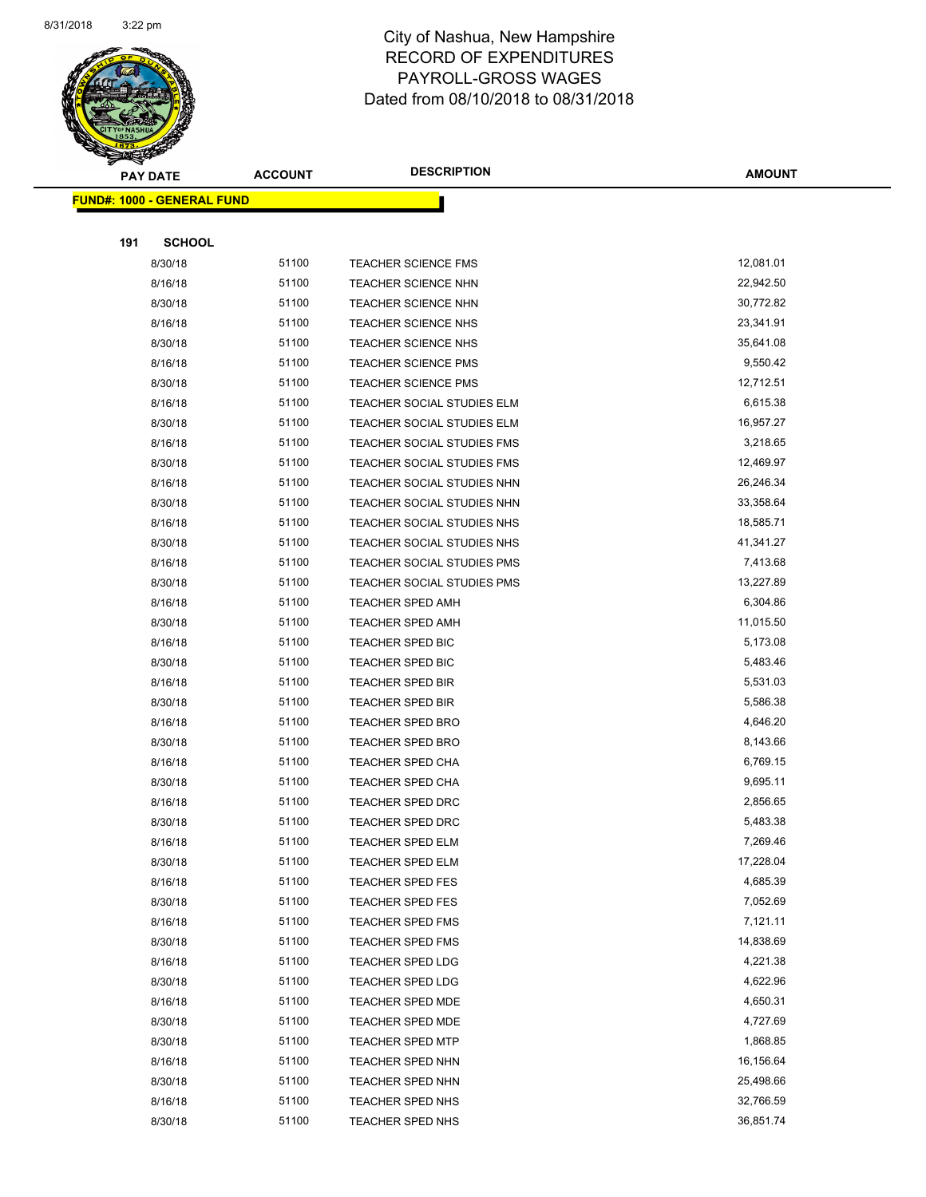# City of Nashua, New Hampshire
## RECORD OF EXPENDITURES
## PAYROLL-GROSS WAGES
## Dated from 08/10/2018 to 08/31/2018

| PAY DATE | ACCOUNT | DESCRIPTION | AMOUNT |
|---|---|---|---|
| **FUND#: 1000 - GENERAL FUND** | | | |
| **191 SCHOOL** | | | |
| 8/30/18 | 51100 | TEACHER SCIENCE FMS | 12,081.01 |
| 8/16/18 | 51100 | TEACHER SCIENCE NHN | 22,942.50 |
| 8/30/18 | 51100 | TEACHER SCIENCE NHN | 30,772.82 |
| 8/16/18 | 51100 | TEACHER SCIENCE NHS | 23,341.91 |
| 8/30/18 | 51100 | TEACHER SCIENCE NHS | 35,641.08 |
| 8/16/18 | 51100 | TEACHER SCIENCE PMS | 9,550.42 |
| 8/30/18 | 51100 | TEACHER SCIENCE PMS | 12,712.51 |
| 8/16/18 | 51100 | TEACHER SOCIAL STUDIES ELM | 6,615.38 |
| 8/30/18 | 51100 | TEACHER SOCIAL STUDIES ELM | 16,957.27 |
| 8/16/18 | 51100 | TEACHER SOCIAL STUDIES FMS | 3,218.65 |
| 8/30/18 | 51100 | TEACHER SOCIAL STUDIES FMS | 12,469.97 |
| 8/16/18 | 51100 | TEACHER SOCIAL STUDIES NHN | 26,246.34 |
| 8/30/18 | 51100 | TEACHER SOCIAL STUDIES NHN | 33,358.64 |
| 8/16/18 | 51100 | TEACHER SOCIAL STUDIES NHS | 18,585.71 |
| 8/30/18 | 51100 | TEACHER SOCIAL STUDIES NHS | 41,341.27 |
| 8/16/18 | 51100 | TEACHER SOCIAL STUDIES PMS | 7,413.68 |
| 8/30/18 | 51100 | TEACHER SOCIAL STUDIES PMS | 13,227.89 |
| 8/16/18 | 51100 | TEACHER SPED AMH | 6,304.86 |
| 8/30/18 | 51100 | TEACHER SPED AMH | 11,015.50 |
| 8/16/18 | 51100 | TEACHER SPED BIC | 5,173.08 |
| 8/30/18 | 51100 | TEACHER SPED BIC | 5,483.46 |
| 8/16/18 | 51100 | TEACHER SPED BIR | 5,531.03 |
| 8/30/18 | 51100 | TEACHER SPED BIR | 5,586.38 |
| 8/16/18 | 51100 | TEACHER SPED BRO | 4,646.20 |
| 8/30/18 | 51100 | TEACHER SPED BRO | 8,143.66 |
| 8/16/18 | 51100 | TEACHER SPED CHA | 6,769.15 |
| 8/30/18 | 51100 | TEACHER SPED CHA | 9,695.11 |
| 8/16/18 | 51100 | TEACHER SPED DRC | 2,856.65 |
| 8/30/18 | 51100 | TEACHER SPED DRC | 5,483.38 |
| 8/16/18 | 51100 | TEACHER SPED ELM | 7,269.46 |
| 8/30/18 | 51100 | TEACHER SPED ELM | 17,228.04 |
| 8/16/18 | 51100 | TEACHER SPED FES | 4,685.39 |
| 8/30/18 | 51100 | TEACHER SPED FES | 7,052.69 |
| 8/16/18 | 51100 | TEACHER SPED FMS | 7,121.11 |
| 8/30/18 | 51100 | TEACHER SPED FMS | 14,838.69 |
| 8/16/18 | 51100 | TEACHER SPED LDG | 4,221.38 |
| 8/30/18 | 51100 | TEACHER SPED LDG | 4,622.96 |
| 8/16/18 | 51100 | TEACHER SPED MDE | 4,650.31 |
| 8/30/18 | 51100 | TEACHER SPED MDE | 4,727.69 |
| 8/30/18 | 51100 | TEACHER SPED MTP | 1,868.85 |
| 8/16/18 | 51100 | TEACHER SPED NHN | 16,156.64 |
| 8/30/18 | 51100 | TEACHER SPED NHN | 25,498.66 |
| 8/16/18 | 51100 | TEACHER SPED NHS | 32,766.59 |
| 8/30/18 | 51100 | TEACHER SPED NHS | 36,851.74 |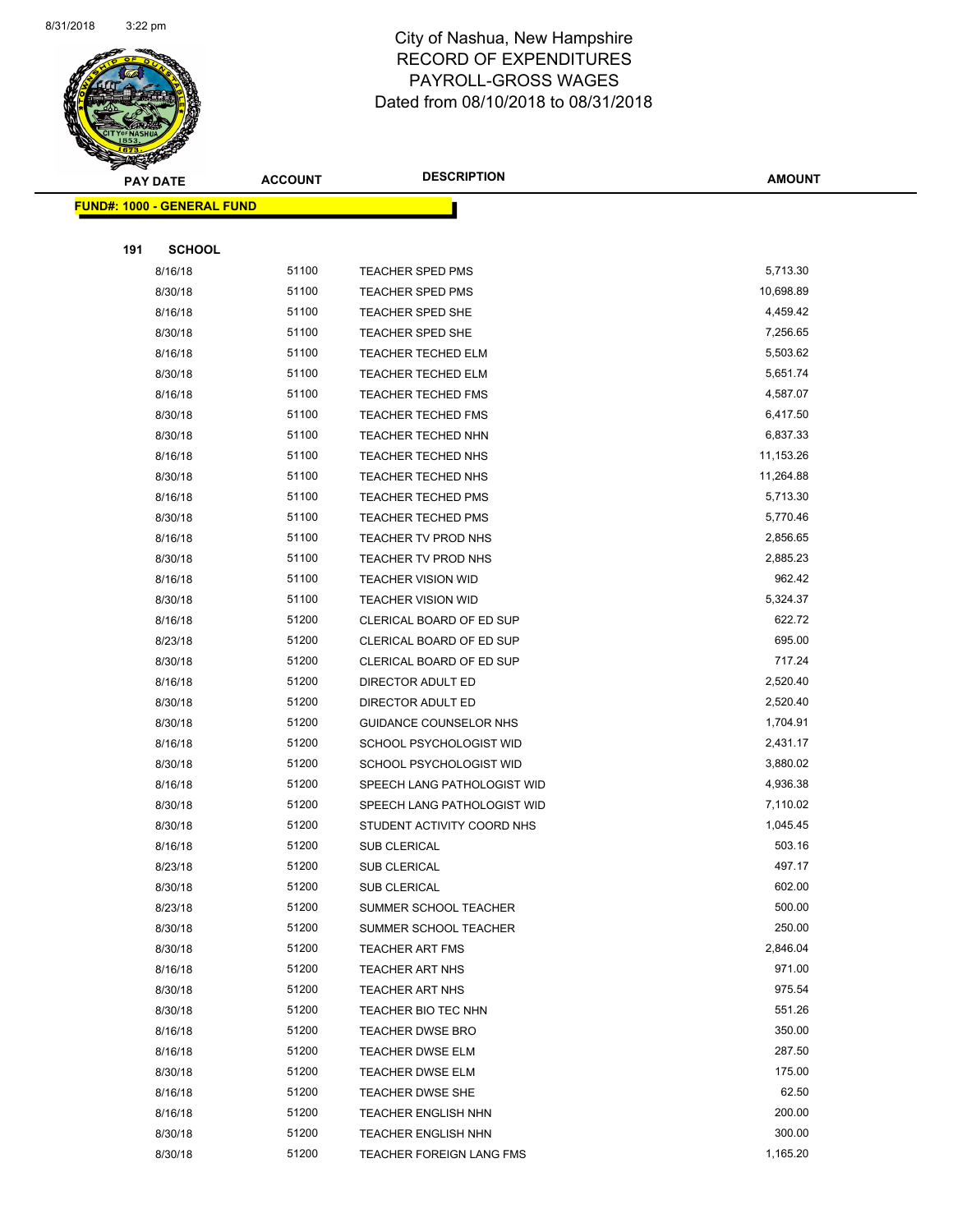# City of Nashua, New Hampshire
## RECORD OF EXPENDITURES
## PAYROLL-GROSS WAGES
## Dated from 08/10/2018 to 08/31/2018

| PAY DATE | ACCOUNT | DESCRIPTION | AMOUNT |
|---|---|---|---|
| **FUND#: 1000 - GENERAL FUND** | | | |
| **191 SCHOOL** | | | |
| 8/16/18 | 51100 | TEACHER SPED PMS | 5,713.30 |
| 8/30/18 | 51100 | TEACHER SPED PMS | 10,698.89 |
| 8/16/18 | 51100 | TEACHER SPED SHE | 4,459.42 |
| 8/30/18 | 51100 | TEACHER SPED SHE | 7,256.65 |
| 8/16/18 | 51100 | TEACHER TECHED ELM | 5,503.62 |
| 8/30/18 | 51100 | TEACHER TECHED ELM | 5,651.74 |
| 8/16/18 | 51100 | TEACHER TECHED FMS | 4,587.07 |
| 8/30/18 | 51100 | TEACHER TECHED FMS | 6,417.50 |
| 8/30/18 | 51100 | TEACHER TECHED NHN | 6,837.33 |
| 8/16/18 | 51100 | TEACHER TECHED NHS | 11,153.26 |
| 8/30/18 | 51100 | TEACHER TECHED NHS | 11,264.88 |
| 8/16/18 | 51100 | TEACHER TECHED PMS | 5,713.30 |
| 8/30/18 | 51100 | TEACHER TECHED PMS | 5,770.46 |
| 8/16/18 | 51100 | TEACHER TV PROD NHS | 2,856.65 |
| 8/30/18 | 51100 | TEACHER TV PROD NHS | 2,885.23 |
| 8/16/18 | 51100 | TEACHER VISION WID | 962.42 |
| 8/30/18 | 51100 | TEACHER VISION WID | 5,324.37 |
| 8/16/18 | 51200 | CLERICAL BOARD OF ED SUP | 622.72 |
| 8/23/18 | 51200 | CLERICAL BOARD OF ED SUP | 695.00 |
| 8/30/18 | 51200 | CLERICAL BOARD OF ED SUP | 717.24 |
| 8/16/18 | 51200 | DIRECTOR ADULT ED | 2,520.40 |
| 8/30/18 | 51200 | DIRECTOR ADULT ED | 2,520.40 |
| 8/30/18 | 51200 | GUIDANCE COUNSELOR NHS | 1,704.91 |
| 8/16/18 | 51200 | SCHOOL PSYCHOLOGIST WID | 2,431.17 |
| 8/30/18 | 51200 | SCHOOL PSYCHOLOGIST WID | 3,880.02 |
| 8/16/18 | 51200 | SPEECH LANG PATHOLOGIST WID | 4,936.38 |
| 8/30/18 | 51200 | SPEECH LANG PATHOLOGIST WID | 7,110.02 |
| 8/30/18 | 51200 | STUDENT ACTIVITY COORD NHS | 1,045.45 |
| 8/16/18 | 51200 | SUB CLERICAL | 503.16 |
| 8/23/18 | 51200 | SUB CLERICAL | 497.17 |
| 8/30/18 | 51200 | SUB CLERICAL | 602.00 |
| 8/23/18 | 51200 | SUMMER SCHOOL TEACHER | 500.00 |
| 8/30/18 | 51200 | SUMMER SCHOOL TEACHER | 250.00 |
| 8/30/18 | 51200 | TEACHER ART FMS | 2,846.04 |
| 8/16/18 | 51200 | TEACHER ART NHS | 971.00 |
| 8/30/18 | 51200 | TEACHER ART NHS | 975.54 |
| 8/30/18 | 51200 | TEACHER BIO TEC NHN | 551.26 |
| 8/16/18 | 51200 | TEACHER DWSE BRO | 350.00 |
| 8/16/18 | 51200 | TEACHER DWSE ELM | 287.50 |
| 8/30/18 | 51200 | TEACHER DWSE ELM | 175.00 |
| 8/16/18 | 51200 | TEACHER DWSE SHE | 62.50 |
| 8/16/18 | 51200 | TEACHER ENGLISH NHN | 200.00 |
| 8/30/18 | 51200 | TEACHER ENGLISH NHN | 300.00 |
| 8/30/18 | 51200 | TEACHER FOREIGN LANG FMS | 1,165.20 |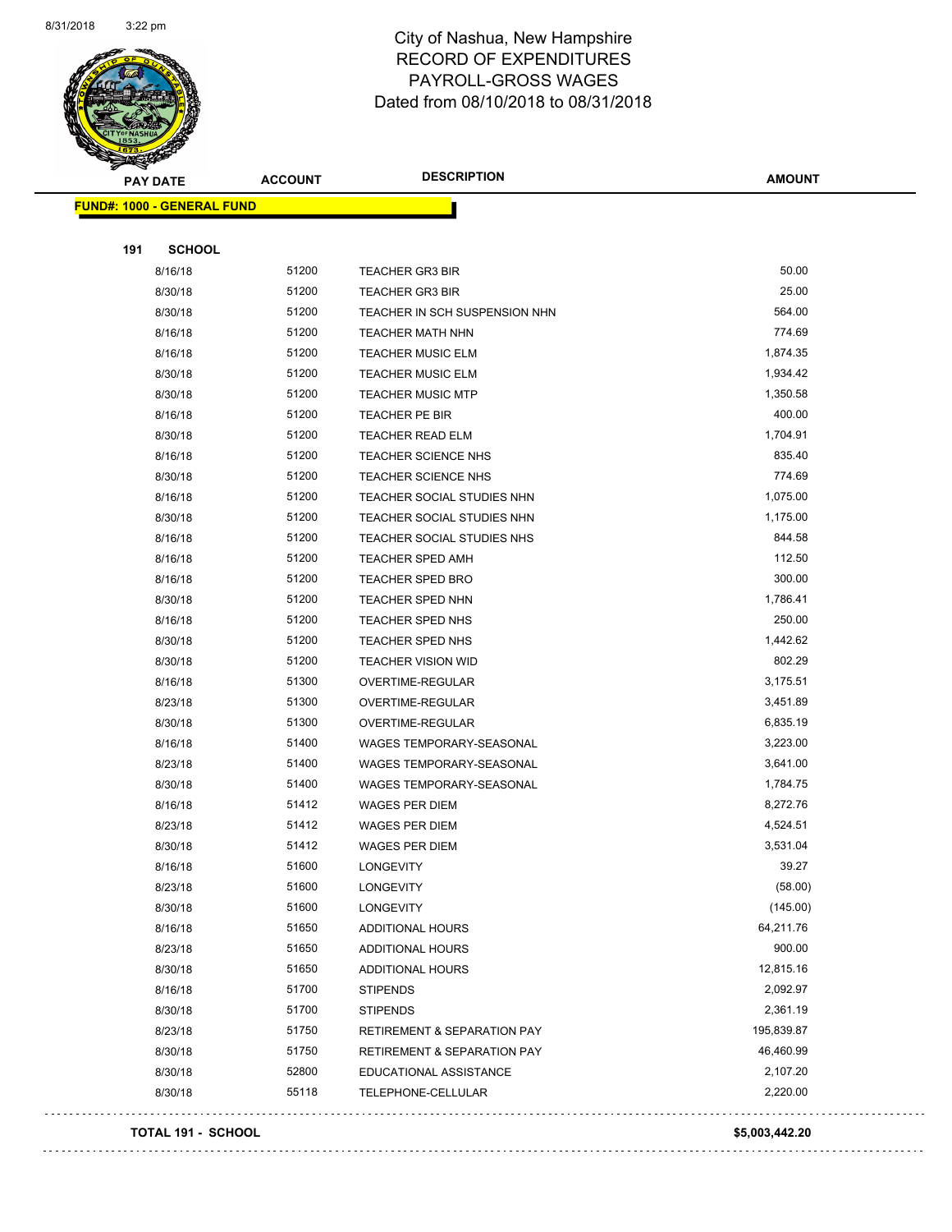# City of Nashua, New Hampshire
## RECORD OF EXPENDITURES
## PAYROLL-GROSS WAGES
### Dated from 08/10/2018 to 08/31/2018

| PAY DATE | ACCOUNT | DESCRIPTION | AMOUNT |
|---|---|---|---|
| **FUND#: 1000 - GENERAL FUND** | | | |
| **191 SCHOOL** | | | |
| 8/16/18 | 51200 | TEACHER GR3 BIR | 50.00 |
| 8/30/18 | 51200 | TEACHER GR3 BIR | 25.00 |
| 8/30/18 | 51200 | TEACHER IN SCH SUSPENSION NHN | 564.00 |
| 8/16/18 | 51200 | TEACHER MATH NHN | 774.69 |
| 8/16/18 | 51200 | TEACHER MUSIC ELM | 1,874.35 |
| 8/30/18 | 51200 | TEACHER MUSIC ELM | 1,934.42 |
| 8/30/18 | 51200 | TEACHER MUSIC MTP | 1,350.58 |
| 8/16/18 | 51200 | TEACHER PE BIR | 400.00 |
| 8/30/18 | 51200 | TEACHER READ ELM | 1,704.91 |
| 8/16/18 | 51200 | TEACHER SCIENCE NHS | 835.40 |
| 8/30/18 | 51200 | TEACHER SCIENCE NHS | 774.69 |
| 8/16/18 | 51200 | TEACHER SOCIAL STUDIES NHN | 1,075.00 |
| 8/30/18 | 51200 | TEACHER SOCIAL STUDIES NHN | 1,175.00 |
| 8/16/18 | 51200 | TEACHER SOCIAL STUDIES NHS | 844.58 |
| 8/16/18 | 51200 | TEACHER SPED AMH | 112.50 |
| 8/16/18 | 51200 | TEACHER SPED BRO | 300.00 |
| 8/30/18 | 51200 | TEACHER SPED NHN | 1,786.41 |
| 8/16/18 | 51200 | TEACHER SPED NHS | 250.00 |
| 8/30/18 | 51200 | TEACHER SPED NHS | 1,442.62 |
| 8/30/18 | 51200 | TEACHER VISION WID | 802.29 |
| 8/16/18 | 51300 | OVERTIME-REGULAR | 3,175.51 |
| 8/23/18 | 51300 | OVERTIME-REGULAR | 3,451.89 |
| 8/30/18 | 51300 | OVERTIME-REGULAR | 6,835.19 |
| 8/16/18 | 51400 | WAGES TEMPORARY-SEASONAL | 3,223.00 |
| 8/23/18 | 51400 | WAGES TEMPORARY-SEASONAL | 3,641.00 |
| 8/30/18 | 51400 | WAGES TEMPORARY-SEASONAL | 1,784.75 |
| 8/16/18 | 51412 | WAGES PER DIEM | 8,272.76 |
| 8/23/18 | 51412 | WAGES PER DIEM | 4,524.51 |
| 8/30/18 | 51412 | WAGES PER DIEM | 3,531.04 |
| 8/16/18 | 51600 | LONGEVITY | 39.27 |
| 8/23/18 | 51600 | LONGEVITY | (58.00) |
| 8/30/18 | 51600 | LONGEVITY | (145.00) |
| 8/16/18 | 51650 | ADDITIONAL HOURS | 64,211.76 |
| 8/23/18 | 51650 | ADDITIONAL HOURS | 900.00 |
| 8/30/18 | 51650 | ADDITIONAL HOURS | 12,815.16 |
| 8/16/18 | 51700 | STIPENDS | 2,092.97 |
| 8/30/18 | 51700 | STIPENDS | 2,361.19 |
| 8/23/18 | 51750 | RETIREMENT & SEPARATION PAY | 195,839.87 |
| 8/30/18 | 51750 | RETIREMENT & SEPARATION PAY | 46,460.99 |
| 8/30/18 | 52800 | EDUCATIONAL ASSISTANCE | 2,107.20 |
| 8/30/18 | 55118 | TELEPHONE-CELLULAR | 2,220.00 |
| **TOTAL 191 - SCHOOL** | | | **$5,003,442.20** |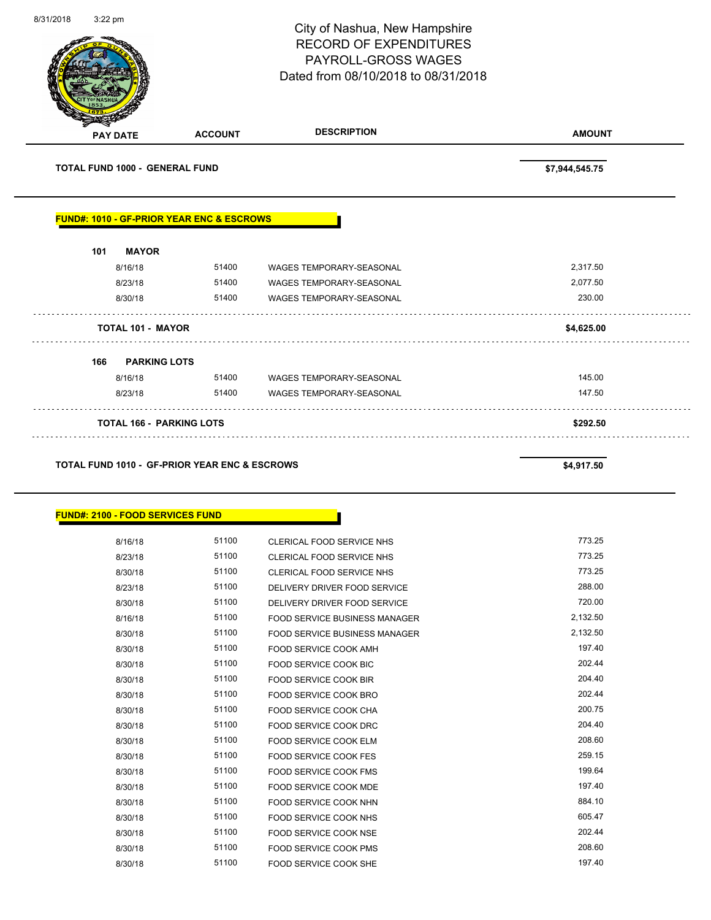City of Nashua, New Hampshire
RECORD OF EXPENDITURES
PAYROLL-GROSS WAGES
Dated from 08/10/2018 to 08/31/2018

| PAY DATE | ACCOUNT | DESCRIPTION | AMOUNT |
|---|---|---|---|
| **TOTAL FUND 1000 - GENERAL FUND** | | | **$7,944,545.75** |

**FUND#: 1010 - GF-PRIOR YEAR ENC & ESCROWS**

| PAY DATE | ACCOUNT | DESCRIPTION | AMOUNT |
|---|---|---|---|
| **101 MAYOR** | | | |
| 8/16/18 | 51400 | WAGES TEMPORARY-SEASONAL | 2,317.50 |
| 8/23/18 | 51400 | WAGES TEMPORARY-SEASONAL | 2,077.50 |
| 8/30/18 | 51400 | WAGES TEMPORARY-SEASONAL | 230.00 |
| **TOTAL 101 - MAYOR** | | | **$4,625.00** |
| **166 PARKING LOTS** | | | |
| 8/16/18 | 51400 | WAGES TEMPORARY-SEASONAL | 145.00 |
| 8/23/18 | 51400 | WAGES TEMPORARY-SEASONAL | 147.50 |
| **TOTAL 166 - PARKING LOTS** | | | **$292.50** |
| **TOTAL FUND 1010 - GF-PRIOR YEAR ENC & ESCROWS** | | | **$4,917.50** |

**FUND#: 2100 - FOOD SERVICES FUND**

| PAY DATE | ACCOUNT | DESCRIPTION | AMOUNT |
|---|---|---|---|
| 8/16/18 | 51100 | CLERICAL FOOD SERVICE NHS | 773.25 |
| 8/23/18 | 51100 | CLERICAL FOOD SERVICE NHS | 773.25 |
| 8/30/18 | 51100 | CLERICAL FOOD SERVICE NHS | 773.25 |
| 8/23/18 | 51100 | DELIVERY DRIVER FOOD SERVICE | 288.00 |
| 8/30/18 | 51100 | DELIVERY DRIVER FOOD SERVICE | 720.00 |
| 8/16/18 | 51100 | FOOD SERVICE BUSINESS MANAGER | 2,132.50 |
| 8/30/18 | 51100 | FOOD SERVICE BUSINESS MANAGER | 2,132.50 |
| 8/30/18 | 51100 | FOOD SERVICE COOK AMH | 197.40 |
| 8/30/18 | 51100 | FOOD SERVICE COOK BIC | 202.44 |
| 8/30/18 | 51100 | FOOD SERVICE COOK BIR | 204.40 |
| 8/30/18 | 51100 | FOOD SERVICE COOK BRO | 202.44 |
| 8/30/18 | 51100 | FOOD SERVICE COOK CHA | 200.75 |
| 8/30/18 | 51100 | FOOD SERVICE COOK DRC | 204.40 |
| 8/30/18 | 51100 | FOOD SERVICE COOK ELM | 208.60 |
| 8/30/18 | 51100 | FOOD SERVICE COOK FES | 259.15 |
| 8/30/18 | 51100 | FOOD SERVICE COOK FMS | 199.64 |
| 8/30/18 | 51100 | FOOD SERVICE COOK MDE | 197.40 |
| 8/30/18 | 51100 | FOOD SERVICE COOK NHN | 884.10 |
| 8/30/18 | 51100 | FOOD SERVICE COOK NHS | 605.47 |
| 8/30/18 | 51100 | FOOD SERVICE COOK NSE | 202.44 |
| 8/30/18 | 51100 | FOOD SERVICE COOK PMS | 208.60 |
| 8/30/18 | 51100 | FOOD SERVICE COOK SHE | 197.40 |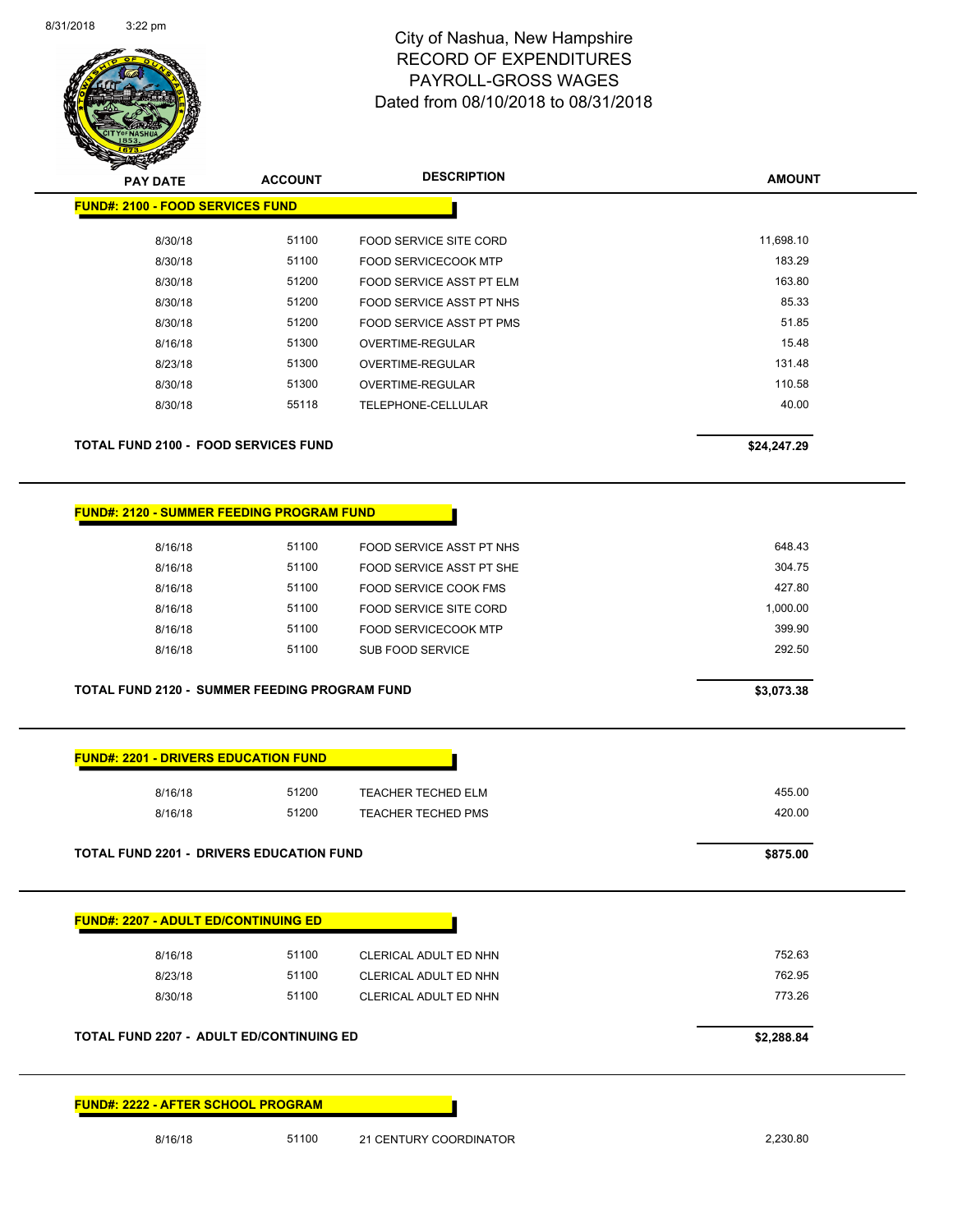# City of Nashua, New Hampshire
## RECORD OF EXPENDITURES
## PAYROLL-GROSS WAGES
### Dated from 08/10/2018 to 08/31/2018

| PAY DATE | ACCOUNT | DESCRIPTION | AMOUNT |
|---|---|---|---|
| **FUND#: 2100 - FOOD SERVICES FUND** | | | |
| 8/30/18 | 51100 | FOOD SERVICE SITE CORD | 11,698.10 |
| 8/30/18 | 51100 | FOOD SERVICECOOK MTP | 183.29 |
| 8/30/18 | 51200 | FOOD SERVICE ASST PT ELM | 163.80 |
| 8/30/18 | 51200 | FOOD SERVICE ASST PT NHS | 85.33 |
| 8/30/18 | 51200 | FOOD SERVICE ASST PT PMS | 51.85 |
| 8/16/18 | 51300 | OVERTIME-REGULAR | 15.48 |
| 8/23/18 | 51300 | OVERTIME-REGULAR | 131.48 |
| 8/30/18 | 51300 | OVERTIME-REGULAR | 110.58 |
| 8/30/18 | 55118 | TELEPHONE-CELLULAR | 40.00 |
| **TOTAL FUND 2100 - FOOD SERVICES FUND** | | | **$24,247.29** |
| **FUND#: 2120 - SUMMER FEEDING PROGRAM FUND** | | | |
| 8/16/18 | 51100 | FOOD SERVICE ASST PT NHS | 648.43 |
| 8/16/18 | 51100 | FOOD SERVICE ASST PT SHE | 304.75 |
| 8/16/18 | 51100 | FOOD SERVICE COOK FMS | 427.80 |
| 8/16/18 | 51100 | FOOD SERVICE SITE CORD | 1,000.00 |
| 8/16/18 | 51100 | FOOD SERVICECOOK MTP | 399.90 |
| 8/16/18 | 51100 | SUB FOOD SERVICE | 292.50 |
| **TOTAL FUND 2120 - SUMMER FEEDING PROGRAM FUND** | | | **$3,073.38** |
| **FUND#: 2201 - DRIVERS EDUCATION FUND** | | | |
| 8/16/18 | 51200 | TEACHER TECHED ELM | 455.00 |
| 8/16/18 | 51200 | TEACHER TECHED PMS | 420.00 |
| **TOTAL FUND 2201 - DRIVERS EDUCATION FUND** | | | **$875.00** |
| **FUND#: 2207 - ADULT ED/CONTINUING ED** | | | |
| 8/16/18 | 51100 | CLERICAL ADULT ED NHN | 752.63 |
| 8/23/18 | 51100 | CLERICAL ADULT ED NHN | 762.95 |
| 8/30/18 | 51100 | CLERICAL ADULT ED NHN | 773.26 |
| **TOTAL FUND 2207 - ADULT ED/CONTINUING ED** | | | **$2,288.84** |
| **FUND#: 2222 - AFTER SCHOOL PROGRAM** | | | |
| 8/16/18 | 51100 | 21 CENTURY COORDINATOR | 2,230.80 |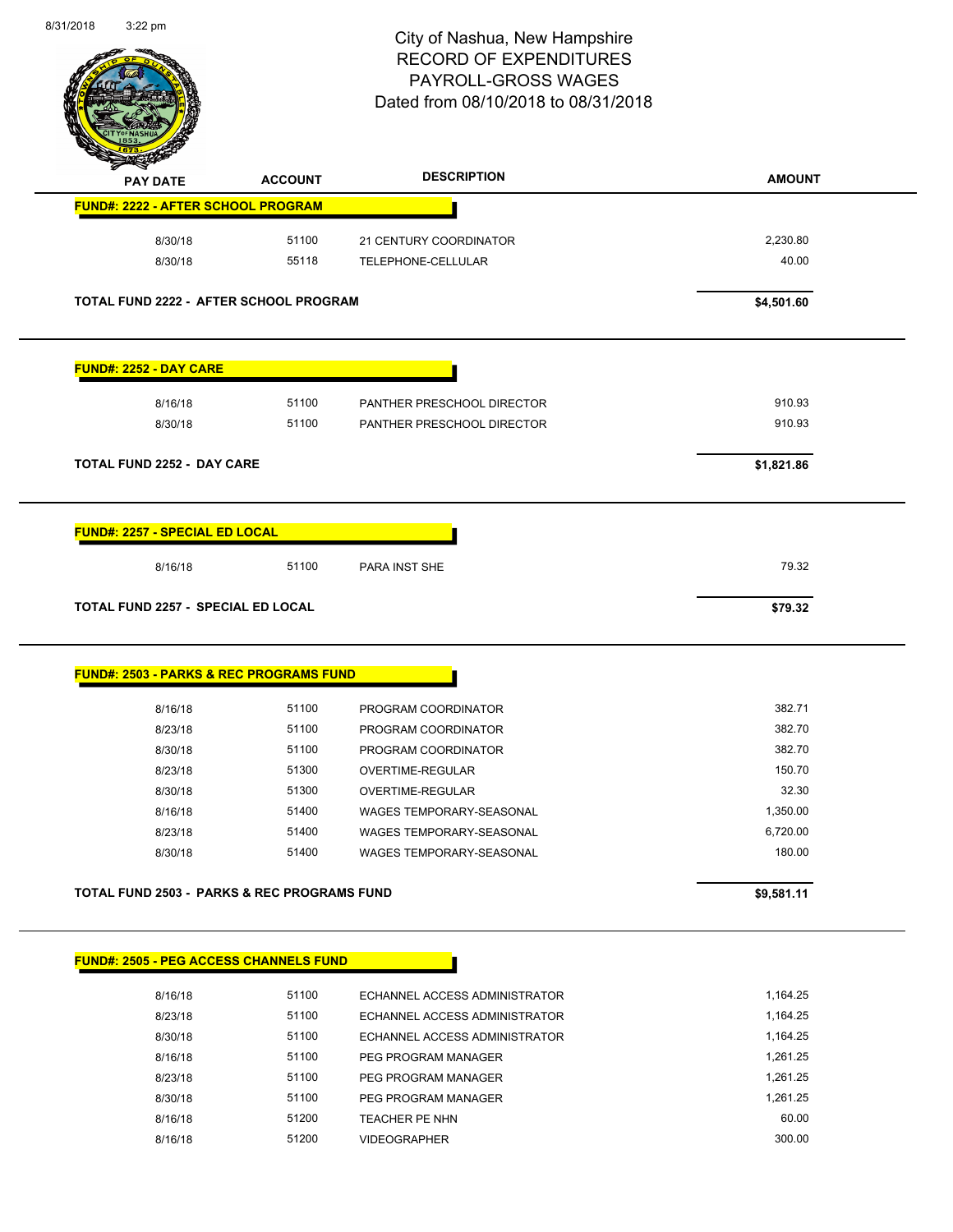# City of Nashua, New Hampshire
## RECORD OF EXPENDITURES
## PAYROLL-GROSS WAGES
## Dated from 08/10/2018 to 08/31/2018

| PAY DATE | ACCOUNT | DESCRIPTION | AMOUNT |
|---|---|---|---|
| **FUND#: 2222 - AFTER SCHOOL PROGRAM** | | | |
| 8/30/18 | 51100 | 21 CENTURY COORDINATOR | 2,230.80 |
| 8/30/18 | 55118 | TELEPHONE-CELLULAR | 40.00 |
| **TOTAL FUND 2222 - AFTER SCHOOL PROGRAM** | | | **$4,501.60** |
| **FUND#: 2252 - DAY CARE** | | | |
| 8/16/18 | 51100 | PANTHER PRESCHOOL DIRECTOR | 910.93 |
| 8/30/18 | 51100 | PANTHER PRESCHOOL DIRECTOR | 910.93 |
| **TOTAL FUND 2252 - DAY CARE** | | | **$1,821.86** |
| **FUND#: 2257 - SPECIAL ED LOCAL** | | | |
| 8/16/18 | 51100 | PARA INST SHE | 79.32 |
| **TOTAL FUND 2257 - SPECIAL ED LOCAL** | | | **$79.32** |
| **FUND#: 2503 - PARKS & REC PROGRAMS FUND** | | | |
| 8/16/18 | 51100 | PROGRAM COORDINATOR | 382.71 |
| 8/23/18 | 51100 | PROGRAM COORDINATOR | 382.70 |
| 8/30/18 | 51100 | PROGRAM COORDINATOR | 382.70 |
| 8/23/18 | 51300 | OVERTIME-REGULAR | 150.70 |
| 8/30/18 | 51300 | OVERTIME-REGULAR | 32.30 |
| 8/16/18 | 51400 | WAGES TEMPORARY-SEASONAL | 1,350.00 |
| 8/23/18 | 51400 | WAGES TEMPORARY-SEASONAL | 6,720.00 |
| 8/30/18 | 51400 | WAGES TEMPORARY-SEASONAL | 180.00 |
| **TOTAL FUND 2503 - PARKS & REC PROGRAMS FUND** | | | **$9,581.11** |
| **FUND#: 2505 - PEG ACCESS CHANNELS FUND** | | | |
| 8/16/18 | 51100 | ECHANNEL ACCESS ADMINISTRATOR | 1,164.25 |
| 8/23/18 | 51100 | ECHANNEL ACCESS ADMINISTRATOR | 1,164.25 |
| 8/30/18 | 51100 | ECHANNEL ACCESS ADMINISTRATOR | 1,164.25 |
| 8/16/18 | 51100 | PEG PROGRAM MANAGER | 1,261.25 |
| 8/23/18 | 51100 | PEG PROGRAM MANAGER | 1,261.25 |
| 8/30/18 | 51100 | PEG PROGRAM MANAGER | 1,261.25 |
| 8/16/18 | 51200 | TEACHER PE NHN | 60.00 |
| 8/16/18 | 51200 | VIDEOGRAPHER | 300.00 |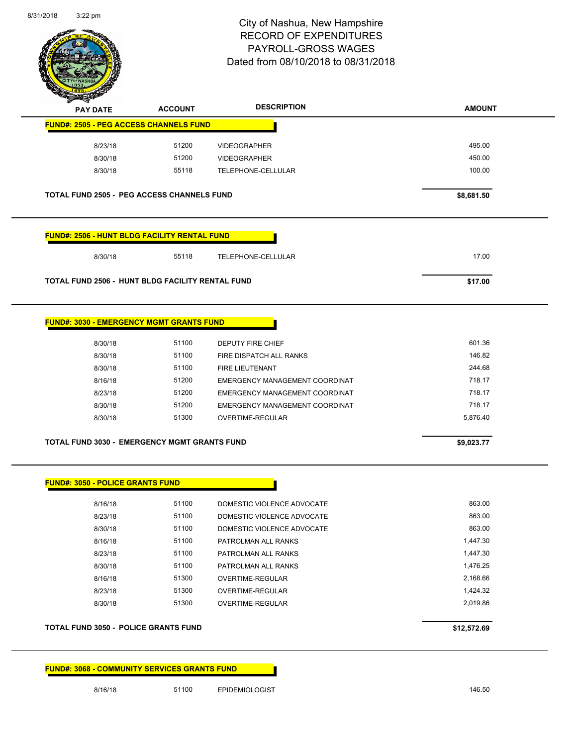# City of Nashua, New Hampshire
## RECORD OF EXPENDITURES
## PAYROLL-GROSS WAGES
### Dated from 08/10/2018 to 08/31/2018

| PAY DATE | ACCOUNT | DESCRIPTION | AMOUNT |
|---|---|---|---|
| **FUND#: 2505 - PEG ACCESS CHANNELS FUND** | | | |
| 8/23/18 | 51200 | VIDEOGRAPHER | 495.00 |
| 8/30/18 | 51200 | VIDEOGRAPHER | 450.00 |
| 8/30/18 | 55118 | TELEPHONE-CELLULAR | 100.00 |
| **TOTAL FUND 2505 - PEG ACCESS CHANNELS FUND** | | | **$8,681.50** |
| **FUND#: 2506 - HUNT BLDG FACILITY RENTAL FUND** | | | |
| 8/30/18 | 55118 | TELEPHONE-CELLULAR | 17.00 |
| **TOTAL FUND 2506 - HUNT BLDG FACILITY RENTAL FUND** | | | **$17.00** |
| **FUND#: 3030 - EMERGENCY MGMT GRANTS FUND** | | | |
| 8/30/18 | 51100 | DEPUTY FIRE CHIEF | 601.36 |
| 8/30/18 | 51100 | FIRE DISPATCH ALL RANKS | 146.82 |
| 8/30/18 | 51100 | FIRE LIEUTENANT | 244.68 |
| 8/16/18 | 51200 | EMERGENCY MANAGEMENT COORDINAT | 718.17 |
| 8/23/18 | 51200 | EMERGENCY MANAGEMENT COORDINAT | 718.17 |
| 8/30/18 | 51200 | EMERGENCY MANAGEMENT COORDINAT | 718.17 |
| 8/30/18 | 51300 | OVERTIME-REGULAR | 5,876.40 |
| **TOTAL FUND 3030 - EMERGENCY MGMT GRANTS FUND** | | | **$9,023.77** |
| **FUND#: 3050 - POLICE GRANTS FUND** | | | |
| 8/16/18 | 51100 | DOMESTIC VIOLENCE ADVOCATE | 863.00 |
| 8/23/18 | 51100 | DOMESTIC VIOLENCE ADVOCATE | 863.00 |
| 8/30/18 | 51100 | DOMESTIC VIOLENCE ADVOCATE | 863.00 |
| 8/16/18 | 51100 | PATROLMAN ALL RANKS | 1,447.30 |
| 8/23/18 | 51100 | PATROLMAN ALL RANKS | 1,447.30 |
| 8/30/18 | 51100 | PATROLMAN ALL RANKS | 1,476.25 |
| 8/16/18 | 51300 | OVERTIME-REGULAR | 2,168.66 |
| 8/23/18 | 51300 | OVERTIME-REGULAR | 1,424.32 |
| 8/30/18 | 51300 | OVERTIME-REGULAR | 2,019.86 |
| **TOTAL FUND 3050 - POLICE GRANTS FUND** | | | **$12,572.69** |
| **FUND#: 3068 - COMMUNITY SERVICES GRANTS FUND** | | | |
| 8/16/18 | 51100 | EPIDEMIOLOGIST | 146.50 |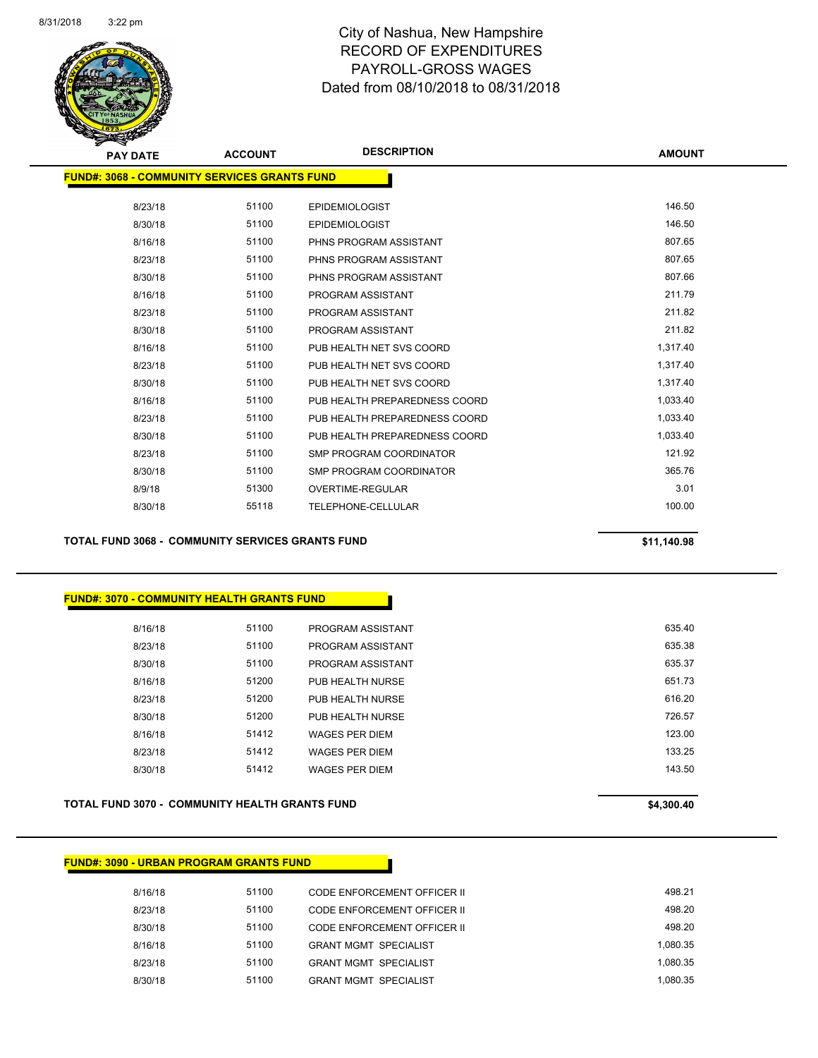# City of Nashua, New Hampshire
## RECORD OF EXPENDITURES
## PAYROLL-GROSS WAGES
## Dated from 08/10/2018 to 08/31/2018

| PAY DATE | ACCOUNT | DESCRIPTION | AMOUNT |
|---|---|---|---|
| **FUND#: 3068 - COMMUNITY SERVICES GRANTS FUND** | | | |
| 8/23/18 | 51100 | EPIDEMIOLOGIST | 146.50 |
| 8/30/18 | 51100 | EPIDEMIOLOGIST | 146.50 |
| 8/16/18 | 51100 | PHNS PROGRAM ASSISTANT | 807.65 |
| 8/23/18 | 51100 | PHNS PROGRAM ASSISTANT | 807.65 |
| 8/30/18 | 51100 | PHNS PROGRAM ASSISTANT | 807.66 |
| 8/16/18 | 51100 | PROGRAM ASSISTANT | 211.79 |
| 8/23/18 | 51100 | PROGRAM ASSISTANT | 211.82 |
| 8/30/18 | 51100 | PROGRAM ASSISTANT | 211.82 |
| 8/16/18 | 51100 | PUB HEALTH NET SVS COORD | 1,317.40 |
| 8/23/18 | 51100 | PUB HEALTH NET SVS COORD | 1,317.40 |
| 8/30/18 | 51100 | PUB HEALTH NET SVS COORD | 1,317.40 |
| 8/16/18 | 51100 | PUB HEALTH PREPAREDNESS COORD | 1,033.40 |
| 8/23/18 | 51100 | PUB HEALTH PREPAREDNESS COORD | 1,033.40 |
| 8/30/18 | 51100 | PUB HEALTH PREPAREDNESS COORD | 1,033.40 |
| 8/23/18 | 51100 | SMP PROGRAM COORDINATOR | 121.92 |
| 8/30/18 | 51100 | SMP PROGRAM COORDINATOR | 365.76 |
| 8/9/18 | 51300 | OVERTIME-REGULAR | 3.01 |
| 8/30/18 | 55118 | TELEPHONE-CELLULAR | 100.00 |
| **TOTAL FUND 3068 - COMMUNITY SERVICES GRANTS FUND** | | | **$11,140.98** |
| **FUND#: 3070 - COMMUNITY HEALTH GRANTS FUND** | | | |
| 8/16/18 | 51100 | PROGRAM ASSISTANT | 635.40 |
| 8/23/18 | 51100 | PROGRAM ASSISTANT | 635.38 |
| 8/30/18 | 51100 | PROGRAM ASSISTANT | 635.37 |
| 8/16/18 | 51200 | PUB HEALTH NURSE | 651.73 |
| 8/23/18 | 51200 | PUB HEALTH NURSE | 616.20 |
| 8/30/18 | 51200 | PUB HEALTH NURSE | 726.57 |
| 8/16/18 | 51412 | WAGES PER DIEM | 123.00 |
| 8/23/18 | 51412 | WAGES PER DIEM | 133.25 |
| 8/30/18 | 51412 | WAGES PER DIEM | 143.50 |
| **TOTAL FUND 3070 - COMMUNITY HEALTH GRANTS FUND** | | | **$4,300.40** |
| **FUND#: 3090 - URBAN PROGRAM GRANTS FUND** | | | |
| 8/16/18 | 51100 | CODE ENFORCEMENT OFFICER II | 498.21 |
| 8/23/18 | 51100 | CODE ENFORCEMENT OFFICER II | 498.20 |
| 8/30/18 | 51100 | CODE ENFORCEMENT OFFICER II | 498.20 |
| 8/16/18 | 51100 | GRANT MGMT SPECIALIST | 1,080.35 |
| 8/23/18 | 51100 | GRANT MGMT SPECIALIST | 1,080.35 |
| 8/30/18 | 51100 | GRANT MGMT SPECIALIST | 1,080.35 |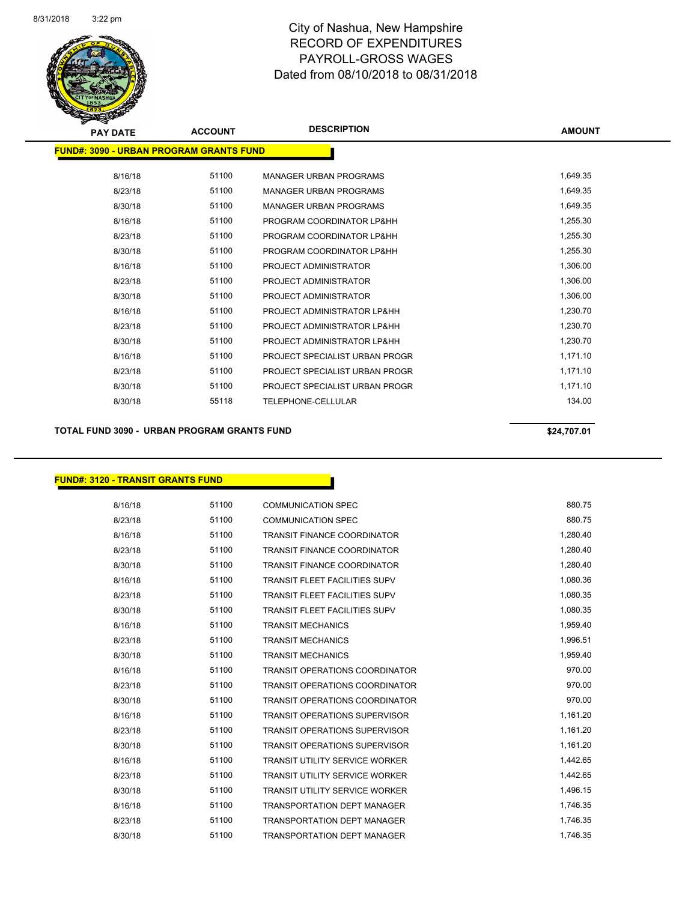# City of Nashua, New Hampshire
## RECORD OF EXPENDITURES
## PAYROLL-GROSS WAGES
## Dated from 08/10/2018 to 08/31/2018

8/31/2018 3:22 pm

**FUND#: 3090 - URBAN PROGRAM GRANTS FUND**

| PAY DATE | ACCOUNT | DESCRIPTION | AMOUNT |
|---|---|---|---|
| 8/16/18 | 51100 | MANAGER URBAN PROGRAMS | 1,649.35 |
| 8/23/18 | 51100 | MANAGER URBAN PROGRAMS | 1,649.35 |
| 8/30/18 | 51100 | MANAGER URBAN PROGRAMS | 1,649.35 |
| 8/16/18 | 51100 | PROGRAM COORDINATOR LP&HH | 1,255.30 |
| 8/23/18 | 51100 | PROGRAM COORDINATOR LP&HH | 1,255.30 |
| 8/30/18 | 51100 | PROGRAM COORDINATOR LP&HH | 1,255.30 |
| 8/16/18 | 51100 | PROJECT ADMINISTRATOR | 1,306.00 |
| 8/23/18 | 51100 | PROJECT ADMINISTRATOR | 1,306.00 |
| 8/30/18 | 51100 | PROJECT ADMINISTRATOR | 1,306.00 |
| 8/16/18 | 51100 | PROJECT ADMINISTRATOR LP&HH | 1,230.70 |
| 8/23/18 | 51100 | PROJECT ADMINISTRATOR LP&HH | 1,230.70 |
| 8/30/18 | 51100 | PROJECT ADMINISTRATOR LP&HH | 1,230.70 |
| 8/16/18 | 51100 | PROJECT SPECIALIST URBAN PROGR | 1,171.10 |
| 8/23/18 | 51100 | PROJECT SPECIALIST URBAN PROGR | 1,171.10 |
| 8/30/18 | 51100 | PROJECT SPECIALIST URBAN PROGR | 1,171.10 |
| 8/30/18 | 55118 | TELEPHONE-CELLULAR | 134.00 |

**TOTAL FUND 3090 - URBAN PROGRAM GRANTS FUND** **$24,707.01**

**FUND#: 3120 - TRANSIT GRANTS FUND**

| PAY DATE | ACCOUNT | DESCRIPTION | AMOUNT |
|---|---|---|---|
| 8/16/18 | 51100 | COMMUNICATION SPEC | 880.75 |
| 8/23/18 | 51100 | COMMUNICATION SPEC | 880.75 |
| 8/16/18 | 51100 | TRANSIT FINANCE COORDINATOR | 1,280.40 |
| 8/23/18 | 51100 | TRANSIT FINANCE COORDINATOR | 1,280.40 |
| 8/30/18 | 51100 | TRANSIT FINANCE COORDINATOR | 1,280.40 |
| 8/16/18 | 51100 | TRANSIT FLEET FACILITIES SUPV | 1,080.36 |
| 8/23/18 | 51100 | TRANSIT FLEET FACILITIES SUPV | 1,080.35 |
| 8/30/18 | 51100 | TRANSIT FLEET FACILITIES SUPV | 1,080.35 |
| 8/16/18 | 51100 | TRANSIT MECHANICS | 1,959.40 |
| 8/23/18 | 51100 | TRANSIT MECHANICS | 1,996.51 |
| 8/30/18 | 51100 | TRANSIT MECHANICS | 1,959.40 |
| 8/16/18 | 51100 | TRANSIT OPERATIONS COORDINATOR | 970.00 |
| 8/23/18 | 51100 | TRANSIT OPERATIONS COORDINATOR | 970.00 |
| 8/30/18 | 51100 | TRANSIT OPERATIONS COORDINATOR | 970.00 |
| 8/16/18 | 51100 | TRANSIT OPERATIONS SUPERVISOR | 1,161.20 |
| 8/23/18 | 51100 | TRANSIT OPERATIONS SUPERVISOR | 1,161.20 |
| 8/30/18 | 51100 | TRANSIT OPERATIONS SUPERVISOR | 1,161.20 |
| 8/16/18 | 51100 | TRANSIT UTILITY SERVICE WORKER | 1,442.65 |
| 8/23/18 | 51100 | TRANSIT UTILITY SERVICE WORKER | 1,442.65 |
| 8/30/18 | 51100 | TRANSIT UTILITY SERVICE WORKER | 1,496.15 |
| 8/16/18 | 51100 | TRANSPORTATION DEPT MANAGER | 1,746.35 |
| 8/23/18 | 51100 | TRANSPORTATION DEPT MANAGER | 1,746.35 |
| 8/30/18 | 51100 | TRANSPORTATION DEPT MANAGER | 1,746.35 |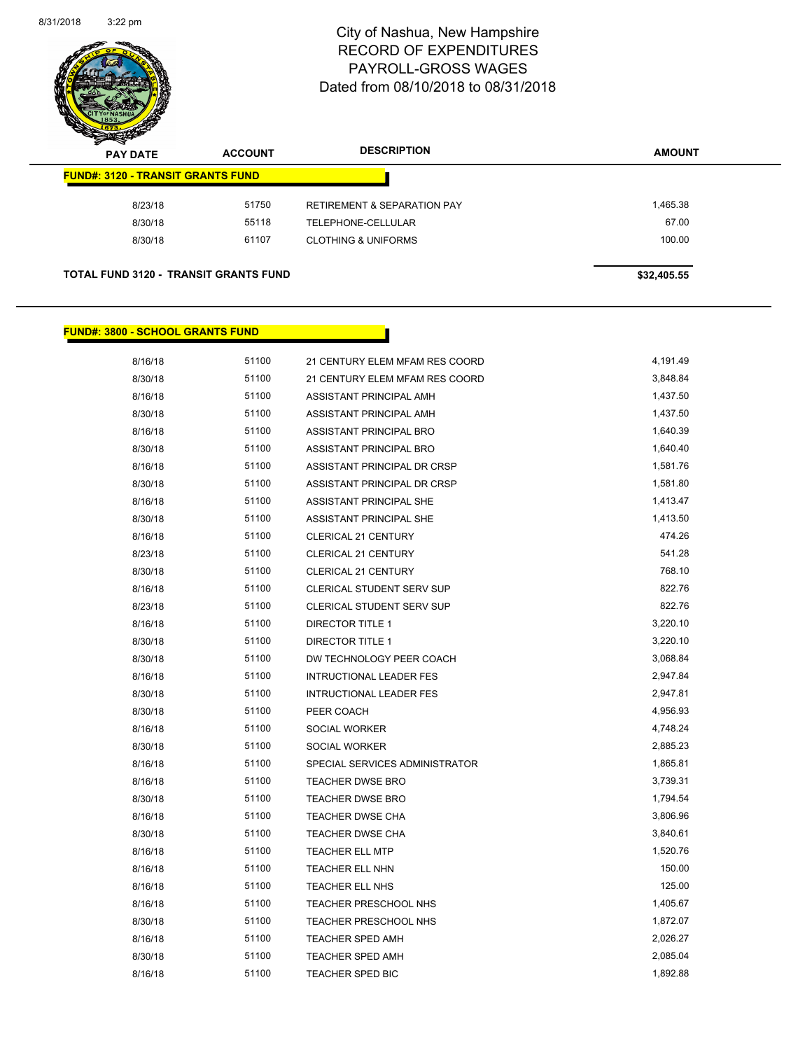# City of Nashua, New Hampshire
## RECORD OF EXPENDITURES
## PAYROLL-GROSS WAGES
## Dated from 08/10/2018 to 08/31/2018

| PAY DATE | ACCOUNT | DESCRIPTION | AMOUNT |
|---|---|---|---|
| **FUND#: 3120 - TRANSIT GRANTS FUND** | | | |
| 8/23/18 | 51750 | RETIREMENT & SEPARATION PAY | 1,465.38 |
| 8/30/18 | 55118 | TELEPHONE-CELLULAR | 67.00 |
| 8/30/18 | 61107 | CLOTHING & UNIFORMS | 100.00 |
| **TOTAL FUND 3120 - TRANSIT GRANTS FUND** | | | **$32,405.55** |

| PAY DATE | ACCOUNT | DESCRIPTION | AMOUNT |
|---|---|---|---|
| **FUND#: 3800 - SCHOOL GRANTS FUND** | | | |
| 8/16/18 | 51100 | 21 CENTURY ELEM MFAM RES COORD | 4,191.49 |
| 8/30/18 | 51100 | 21 CENTURY ELEM MFAM RES COORD | 3,848.84 |
| 8/16/18 | 51100 | ASSISTANT PRINCIPAL AMH | 1,437.50 |
| 8/30/18 | 51100 | ASSISTANT PRINCIPAL AMH | 1,437.50 |
| 8/16/18 | 51100 | ASSISTANT PRINCIPAL BRO | 1,640.39 |
| 8/30/18 | 51100 | ASSISTANT PRINCIPAL BRO | 1,640.40 |
| 8/16/18 | 51100 | ASSISTANT PRINCIPAL DR CRSP | 1,581.76 |
| 8/30/18 | 51100 | ASSISTANT PRINCIPAL DR CRSP | 1,581.80 |
| 8/16/18 | 51100 | ASSISTANT PRINCIPAL SHE | 1,413.47 |
| 8/30/18 | 51100 | ASSISTANT PRINCIPAL SHE | 1,413.50 |
| 8/16/18 | 51100 | CLERICAL 21 CENTURY | 474.26 |
| 8/23/18 | 51100 | CLERICAL 21 CENTURY | 541.28 |
| 8/30/18 | 51100 | CLERICAL 21 CENTURY | 768.10 |
| 8/16/18 | 51100 | CLERICAL STUDENT SERV SUP | 822.76 |
| 8/23/18 | 51100 | CLERICAL STUDENT SERV SUP | 822.76 |
| 8/16/18 | 51100 | DIRECTOR TITLE 1 | 3,220.10 |
| 8/30/18 | 51100 | DIRECTOR TITLE 1 | 3,220.10 |
| 8/30/18 | 51100 | DW TECHNOLOGY PEER COACH | 3,068.84 |
| 8/16/18 | 51100 | INTRUCTIONAL LEADER FES | 2,947.84 |
| 8/30/18 | 51100 | INTRUCTIONAL LEADER FES | 2,947.81 |
| 8/30/18 | 51100 | PEER COACH | 4,956.93 |
| 8/16/18 | 51100 | SOCIAL WORKER | 4,748.24 |
| 8/30/18 | 51100 | SOCIAL WORKER | 2,885.23 |
| 8/16/18 | 51100 | SPECIAL SERVICES ADMINISTRATOR | 1,865.81 |
| 8/16/18 | 51100 | TEACHER DWSE BRO | 3,739.31 |
| 8/30/18 | 51100 | TEACHER DWSE BRO | 1,794.54 |
| 8/16/18 | 51100 | TEACHER DWSE CHA | 3,806.96 |
| 8/30/18 | 51100 | TEACHER DWSE CHA | 3,840.61 |
| 8/16/18 | 51100 | TEACHER ELL MTP | 1,520.76 |
| 8/16/18 | 51100 | TEACHER ELL NHN | 150.00 |
| 8/16/18 | 51100 | TEACHER ELL NHS | 125.00 |
| 8/16/18 | 51100 | TEACHER PRESCHOOL NHS | 1,405.67 |
| 8/30/18 | 51100 | TEACHER PRESCHOOL NHS | 1,872.07 |
| 8/16/18 | 51100 | TEACHER SPED AMH | 2,026.27 |
| 8/30/18 | 51100 | TEACHER SPED AMH | 2,085.04 |
| 8/16/18 | 51100 | TEACHER SPED BIC | 1,892.88 |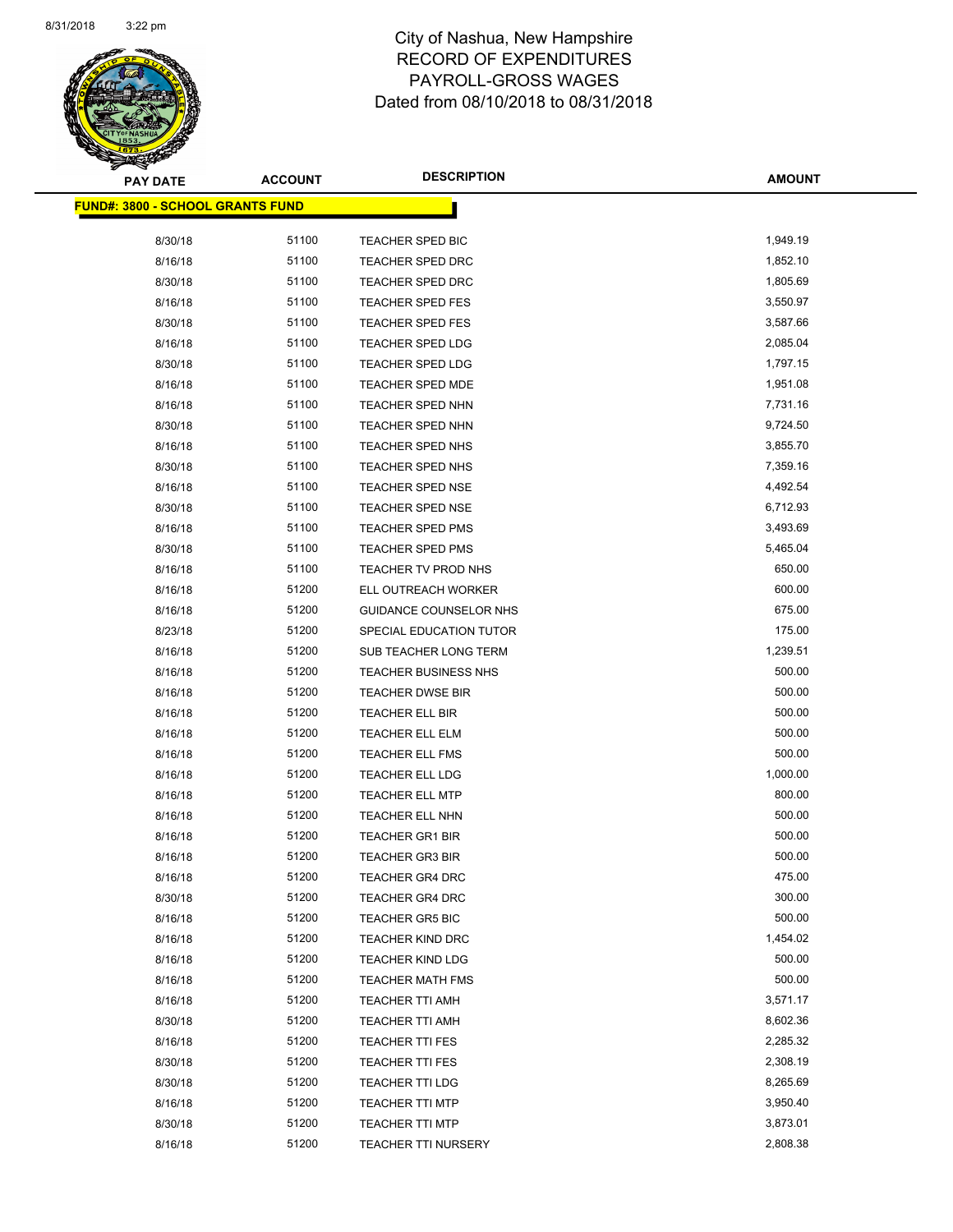# City of Nashua, New Hampshire
## RECORD OF EXPENDITURES
## PAYROLL-GROSS WAGES
## Dated from 08/10/2018 to 08/31/2018

**FUND#: 3800 - SCHOOL GRANTS FUND**

| PAY DATE | ACCOUNT | DESCRIPTION | AMOUNT |
|---|---|---|---|
| 8/30/18 | 51100 | TEACHER SPED BIC | 1,949.19 |
| 8/16/18 | 51100 | TEACHER SPED DRC | 1,852.10 |
| 8/30/18 | 51100 | TEACHER SPED DRC | 1,805.69 |
| 8/16/18 | 51100 | TEACHER SPED FES | 3,550.97 |
| 8/30/18 | 51100 | TEACHER SPED FES | 3,587.66 |
| 8/16/18 | 51100 | TEACHER SPED LDG | 2,085.04 |
| 8/30/18 | 51100 | TEACHER SPED LDG | 1,797.15 |
| 8/16/18 | 51100 | TEACHER SPED MDE | 1,951.08 |
| 8/16/18 | 51100 | TEACHER SPED NHN | 7,731.16 |
| 8/30/18 | 51100 | TEACHER SPED NHN | 9,724.50 |
| 8/16/18 | 51100 | TEACHER SPED NHS | 3,855.70 |
| 8/30/18 | 51100 | TEACHER SPED NHS | 7,359.16 |
| 8/16/18 | 51100 | TEACHER SPED NSE | 4,492.54 |
| 8/30/18 | 51100 | TEACHER SPED NSE | 6,712.93 |
| 8/16/18 | 51100 | TEACHER SPED PMS | 3,493.69 |
| 8/30/18 | 51100 | TEACHER SPED PMS | 5,465.04 |
| 8/16/18 | 51100 | TEACHER TV PROD NHS | 650.00 |
| 8/16/18 | 51200 | ELL OUTREACH WORKER | 600.00 |
| 8/16/18 | 51200 | GUIDANCE COUNSELOR NHS | 675.00 |
| 8/23/18 | 51200 | SPECIAL EDUCATION TUTOR | 175.00 |
| 8/16/18 | 51200 | SUB TEACHER LONG TERM | 1,239.51 |
| 8/16/18 | 51200 | TEACHER BUSINESS NHS | 500.00 |
| 8/16/18 | 51200 | TEACHER DWSE BIR | 500.00 |
| 8/16/18 | 51200 | TEACHER ELL BIR | 500.00 |
| 8/16/18 | 51200 | TEACHER ELL ELM | 500.00 |
| 8/16/18 | 51200 | TEACHER ELL FMS | 500.00 |
| 8/16/18 | 51200 | TEACHER ELL LDG | 1,000.00 |
| 8/16/18 | 51200 | TEACHER ELL MTP | 800.00 |
| 8/16/18 | 51200 | TEACHER ELL NHN | 500.00 |
| 8/16/18 | 51200 | TEACHER GR1 BIR | 500.00 |
| 8/16/18 | 51200 | TEACHER GR3 BIR | 500.00 |
| 8/16/18 | 51200 | TEACHER GR4 DRC | 475.00 |
| 8/30/18 | 51200 | TEACHER GR4 DRC | 300.00 |
| 8/16/18 | 51200 | TEACHER GR5 BIC | 500.00 |
| 8/16/18 | 51200 | TEACHER KIND DRC | 1,454.02 |
| 8/16/18 | 51200 | TEACHER KIND LDG | 500.00 |
| 8/16/18 | 51200 | TEACHER MATH FMS | 500.00 |
| 8/16/18 | 51200 | TEACHER TTI AMH | 3,571.17 |
| 8/30/18 | 51200 | TEACHER TTI AMH | 8,602.36 |
| 8/16/18 | 51200 | TEACHER TTI FES | 2,285.32 |
| 8/30/18 | 51200 | TEACHER TTI FES | 2,308.19 |
| 8/30/18 | 51200 | TEACHER TTI LDG | 8,265.69 |
| 8/16/18 | 51200 | TEACHER TTI MTP | 3,950.40 |
| 8/30/18 | 51200 | TEACHER TTI MTP | 3,873.01 |
| 8/16/18 | 51200 | TEACHER TTI NURSERY | 2,808.38 |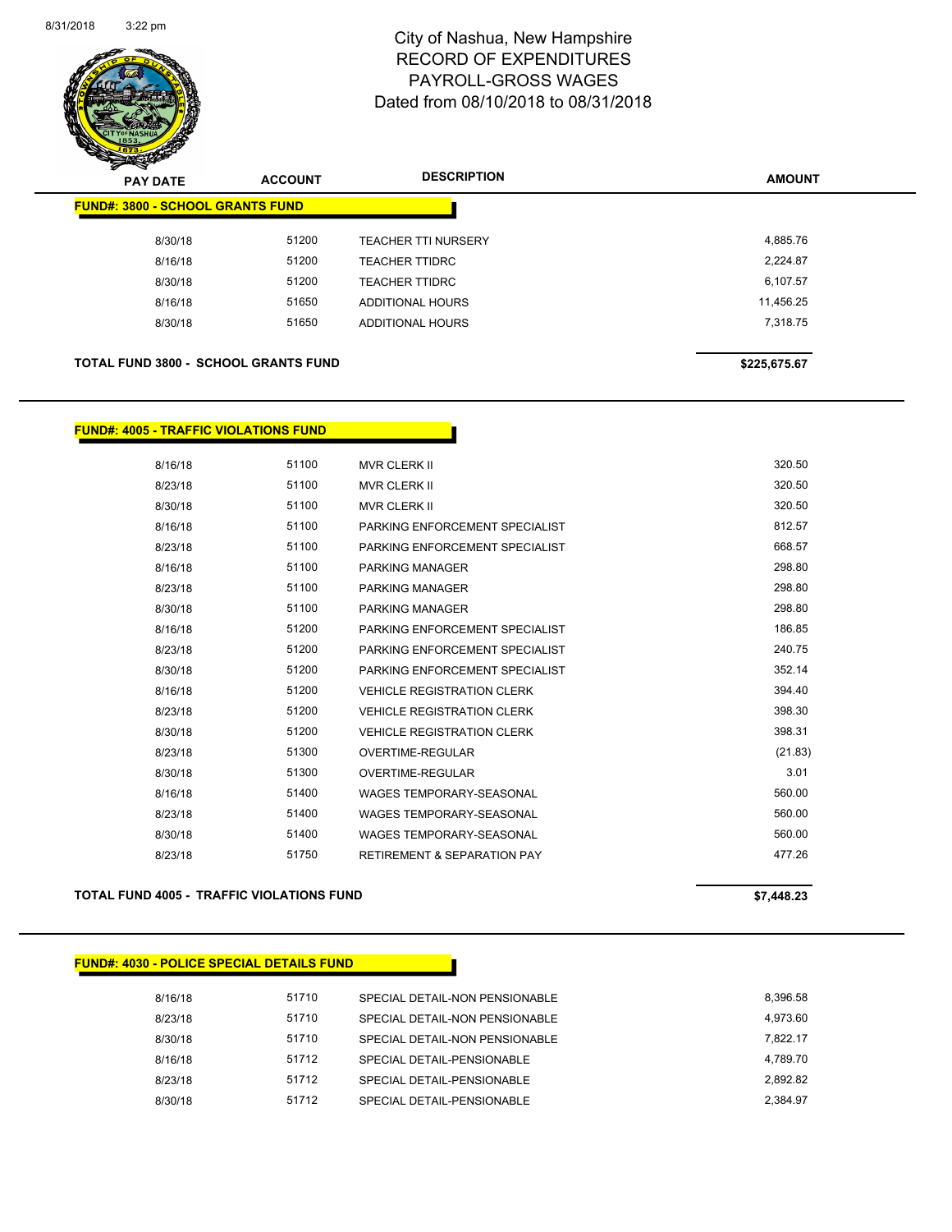# City of Nashua, New Hampshire
## RECORD OF EXPENDITURES
## PAYROLL-GROSS WAGES
## Dated from 08/10/2018 to 08/31/2018

| PAY DATE | ACCOUNT | DESCRIPTION | AMOUNT |
|---|---|---|---|

**FUND#: 3800 - SCHOOL GRANTS FUND**

| PAY DATE | ACCOUNT | DESCRIPTION | AMOUNT |
|---|---|---|---|
| 8/30/18 | 51200 | TEACHER TTI NURSERY | 4,885.76 |
| 8/16/18 | 51200 | TEACHER TTIDRC | 2,224.87 |
| 8/30/18 | 51200 | TEACHER TTIDRC | 6,107.57 |
| 8/16/18 | 51650 | ADDITIONAL HOURS | 11,456.25 |
| 8/30/18 | 51650 | ADDITIONAL HOURS | 7,318.75 |

**TOTAL FUND 3800 - SCHOOL GRANTS FUND** **$225,675.67**

**FUND#: 4005 - TRAFFIC VIOLATIONS FUND**

| PAY DATE | ACCOUNT | DESCRIPTION | AMOUNT |
|---|---|---|---|
| 8/16/18 | 51100 | MVR CLERK II | 320.50 |
| 8/23/18 | 51100 | MVR CLERK II | 320.50 |
| 8/30/18 | 51100 | MVR CLERK II | 320.50 |
| 8/16/18 | 51100 | PARKING ENFORCEMENT SPECIALIST | 812.57 |
| 8/23/18 | 51100 | PARKING ENFORCEMENT SPECIALIST | 668.57 |
| 8/16/18 | 51100 | PARKING MANAGER | 298.80 |
| 8/23/18 | 51100 | PARKING MANAGER | 298.80 |
| 8/30/18 | 51100 | PARKING MANAGER | 298.80 |
| 8/16/18 | 51200 | PARKING ENFORCEMENT SPECIALIST | 186.85 |
| 8/23/18 | 51200 | PARKING ENFORCEMENT SPECIALIST | 240.75 |
| 8/30/18 | 51200 | PARKING ENFORCEMENT SPECIALIST | 352.14 |
| 8/16/18 | 51200 | VEHICLE REGISTRATION CLERK | 394.40 |
| 8/23/18 | 51200 | VEHICLE REGISTRATION CLERK | 398.30 |
| 8/30/18 | 51200 | VEHICLE REGISTRATION CLERK | 398.31 |
| 8/23/18 | 51300 | OVERTIME-REGULAR | (21.83) |
| 8/30/18 | 51300 | OVERTIME-REGULAR | 3.01 |
| 8/16/18 | 51400 | WAGES TEMPORARY-SEASONAL | 560.00 |
| 8/23/18 | 51400 | WAGES TEMPORARY-SEASONAL | 560.00 |
| 8/30/18 | 51400 | WAGES TEMPORARY-SEASONAL | 560.00 |
| 8/23/18 | 51750 | RETIREMENT & SEPARATION PAY | 477.26 |

**TOTAL FUND 4005 - TRAFFIC VIOLATIONS FUND** **$7,448.23**

**FUND#: 4030 - POLICE SPECIAL DETAILS FUND**

| PAY DATE | ACCOUNT | DESCRIPTION | AMOUNT |
|---|---|---|---|
| 8/16/18 | 51710 | SPECIAL DETAIL-NON PENSIONABLE | 8,396.58 |
| 8/23/18 | 51710 | SPECIAL DETAIL-NON PENSIONABLE | 4,973.60 |
| 8/30/18 | 51710 | SPECIAL DETAIL-NON PENSIONABLE | 7,822.17 |
| 8/16/18 | 51712 | SPECIAL DETAIL-PENSIONABLE | 4,789.70 |
| 8/23/18 | 51712 | SPECIAL DETAIL-PENSIONABLE | 2,892.82 |
| 8/30/18 | 51712 | SPECIAL DETAIL-PENSIONABLE | 2,384.97 |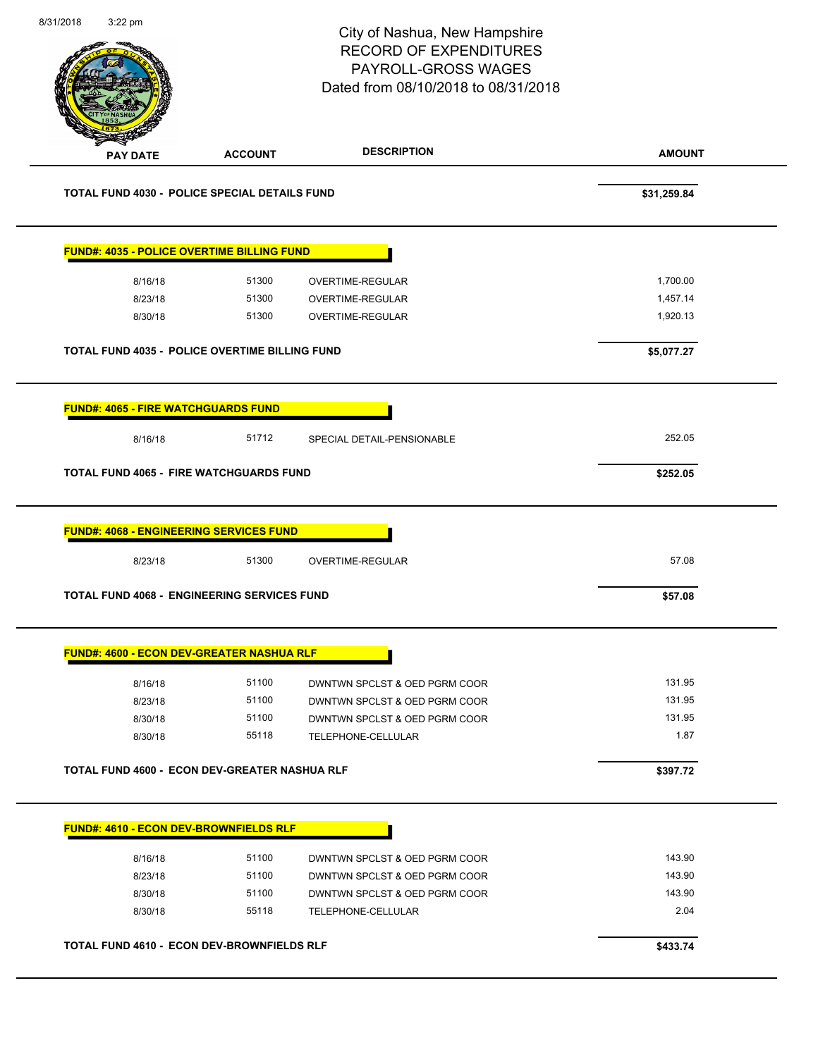City of Nashua, New Hampshire
RECORD OF EXPENDITURES
PAYROLL-GROSS WAGES
Dated from 08/10/2018 to 08/31/2018

| PAY DATE | ACCOUNT | DESCRIPTION | AMOUNT |
|---|---|---|---|
| **TOTAL FUND 4030 - POLICE SPECIAL DETAILS FUND** | | | **$31,259.84** |
| **FUND#: 4035 - POLICE OVERTIME BILLING FUND** | | | |
| 8/16/18 | 51300 | OVERTIME-REGULAR | 1,700.00 |
| 8/23/18 | 51300 | OVERTIME-REGULAR | 1,457.14 |
| 8/30/18 | 51300 | OVERTIME-REGULAR | 1,920.13 |
| **TOTAL FUND 4035 - POLICE OVERTIME BILLING FUND** | | | **$5,077.27** |
| **FUND#: 4065 - FIRE WATCHGUARDS FUND** | | | |
| 8/16/18 | 51712 | SPECIAL DETAIL-PENSIONABLE | 252.05 |
| **TOTAL FUND 4065 - FIRE WATCHGUARDS FUND** | | | **$252.05** |
| **FUND#: 4068 - ENGINEERING SERVICES FUND** | | | |
| 8/23/18 | 51300 | OVERTIME-REGULAR | 57.08 |
| **TOTAL FUND 4068 - ENGINEERING SERVICES FUND** | | | **$57.08** |
| **FUND#: 4600 - ECON DEV-GREATER NASHUA RLF** | | | |
| 8/16/18 | 51100 | DWNTWN SPCLST & OED PGRM COOR | 131.95 |
| 8/23/18 | 51100 | DWNTWN SPCLST & OED PGRM COOR | 131.95 |
| 8/30/18 | 51100 | DWNTWN SPCLST & OED PGRM COOR | 131.95 |
| 8/30/18 | 55118 | TELEPHONE-CELLULAR | 1.87 |
| **TOTAL FUND 4600 - ECON DEV-GREATER NASHUA RLF** | | | **$397.72** |
| **FUND#: 4610 - ECON DEV-BROWNFIELDS RLF** | | | |
| 8/16/18 | 51100 | DWNTWN SPCLST & OED PGRM COOR | 143.90 |
| 8/23/18 | 51100 | DWNTWN SPCLST & OED PGRM COOR | 143.90 |
| 8/30/18 | 51100 | DWNTWN SPCLST & OED PGRM COOR | 143.90 |
| 8/30/18 | 55118 | TELEPHONE-CELLULAR | 2.04 |
| **TOTAL FUND 4610 - ECON DEV-BROWNFIELDS RLF** | | | **$433.74** |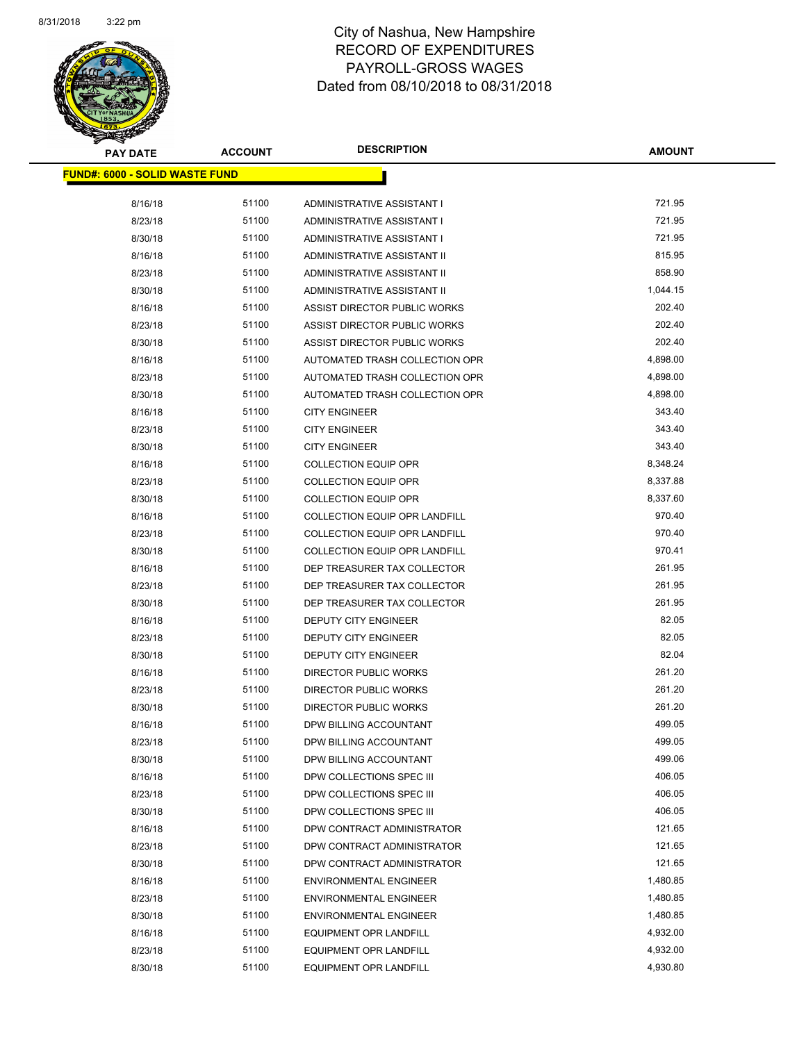# City of Nashua, New Hampshire
## RECORD OF EXPENDITURES
## PAYROLL-GROSS WAGES
## Dated from 08/10/2018 to 08/31/2018

**FUND#: 6000 - SOLID WASTE FUND**

| PAY DATE | ACCOUNT | DESCRIPTION | AMOUNT |
|---|---|---|---|
| 8/16/18 | 51100 | ADMINISTRATIVE ASSISTANT I | 721.95 |
| 8/23/18 | 51100 | ADMINISTRATIVE ASSISTANT I | 721.95 |
| 8/30/18 | 51100 | ADMINISTRATIVE ASSISTANT I | 721.95 |
| 8/16/18 | 51100 | ADMINISTRATIVE ASSISTANT II | 815.95 |
| 8/23/18 | 51100 | ADMINISTRATIVE ASSISTANT II | 858.90 |
| 8/30/18 | 51100 | ADMINISTRATIVE ASSISTANT II | 1,044.15 |
| 8/16/18 | 51100 | ASSIST DIRECTOR PUBLIC WORKS | 202.40 |
| 8/23/18 | 51100 | ASSIST DIRECTOR PUBLIC WORKS | 202.40 |
| 8/30/18 | 51100 | ASSIST DIRECTOR PUBLIC WORKS | 202.40 |
| 8/16/18 | 51100 | AUTOMATED TRASH COLLECTION OPR | 4,898.00 |
| 8/23/18 | 51100 | AUTOMATED TRASH COLLECTION OPR | 4,898.00 |
| 8/30/18 | 51100 | AUTOMATED TRASH COLLECTION OPR | 4,898.00 |
| 8/16/18 | 51100 | CITY ENGINEER | 343.40 |
| 8/23/18 | 51100 | CITY ENGINEER | 343.40 |
| 8/30/18 | 51100 | CITY ENGINEER | 343.40 |
| 8/16/18 | 51100 | COLLECTION EQUIP OPR | 8,348.24 |
| 8/23/18 | 51100 | COLLECTION EQUIP OPR | 8,337.88 |
| 8/30/18 | 51100 | COLLECTION EQUIP OPR | 8,337.60 |
| 8/16/18 | 51100 | COLLECTION EQUIP OPR LANDFILL | 970.40 |
| 8/23/18 | 51100 | COLLECTION EQUIP OPR LANDFILL | 970.40 |
| 8/30/18 | 51100 | COLLECTION EQUIP OPR LANDFILL | 970.41 |
| 8/16/18 | 51100 | DEP TREASURER TAX COLLECTOR | 261.95 |
| 8/23/18 | 51100 | DEP TREASURER TAX COLLECTOR | 261.95 |
| 8/30/18 | 51100 | DEP TREASURER TAX COLLECTOR | 261.95 |
| 8/16/18 | 51100 | DEPUTY CITY ENGINEER | 82.05 |
| 8/23/18 | 51100 | DEPUTY CITY ENGINEER | 82.05 |
| 8/30/18 | 51100 | DEPUTY CITY ENGINEER | 82.04 |
| 8/16/18 | 51100 | DIRECTOR PUBLIC WORKS | 261.20 |
| 8/23/18 | 51100 | DIRECTOR PUBLIC WORKS | 261.20 |
| 8/30/18 | 51100 | DIRECTOR PUBLIC WORKS | 261.20 |
| 8/16/18 | 51100 | DPW BILLING ACCOUNTANT | 499.05 |
| 8/23/18 | 51100 | DPW BILLING ACCOUNTANT | 499.05 |
| 8/30/18 | 51100 | DPW BILLING ACCOUNTANT | 499.06 |
| 8/16/18 | 51100 | DPW COLLECTIONS SPEC III | 406.05 |
| 8/23/18 | 51100 | DPW COLLECTIONS SPEC III | 406.05 |
| 8/30/18 | 51100 | DPW COLLECTIONS SPEC III | 406.05 |
| 8/16/18 | 51100 | DPW CONTRACT ADMINISTRATOR | 121.65 |
| 8/23/18 | 51100 | DPW CONTRACT ADMINISTRATOR | 121.65 |
| 8/30/18 | 51100 | DPW CONTRACT ADMINISTRATOR | 121.65 |
| 8/16/18 | 51100 | ENVIRONMENTAL ENGINEER | 1,480.85 |
| 8/23/18 | 51100 | ENVIRONMENTAL ENGINEER | 1,480.85 |
| 8/30/18 | 51100 | ENVIRONMENTAL ENGINEER | 1,480.85 |
| 8/16/18 | 51100 | EQUIPMENT OPR LANDFILL | 4,932.00 |
| 8/23/18 | 51100 | EQUIPMENT OPR LANDFILL | 4,932.00 |
| 8/30/18 | 51100 | EQUIPMENT OPR LANDFILL | 4,930.80 |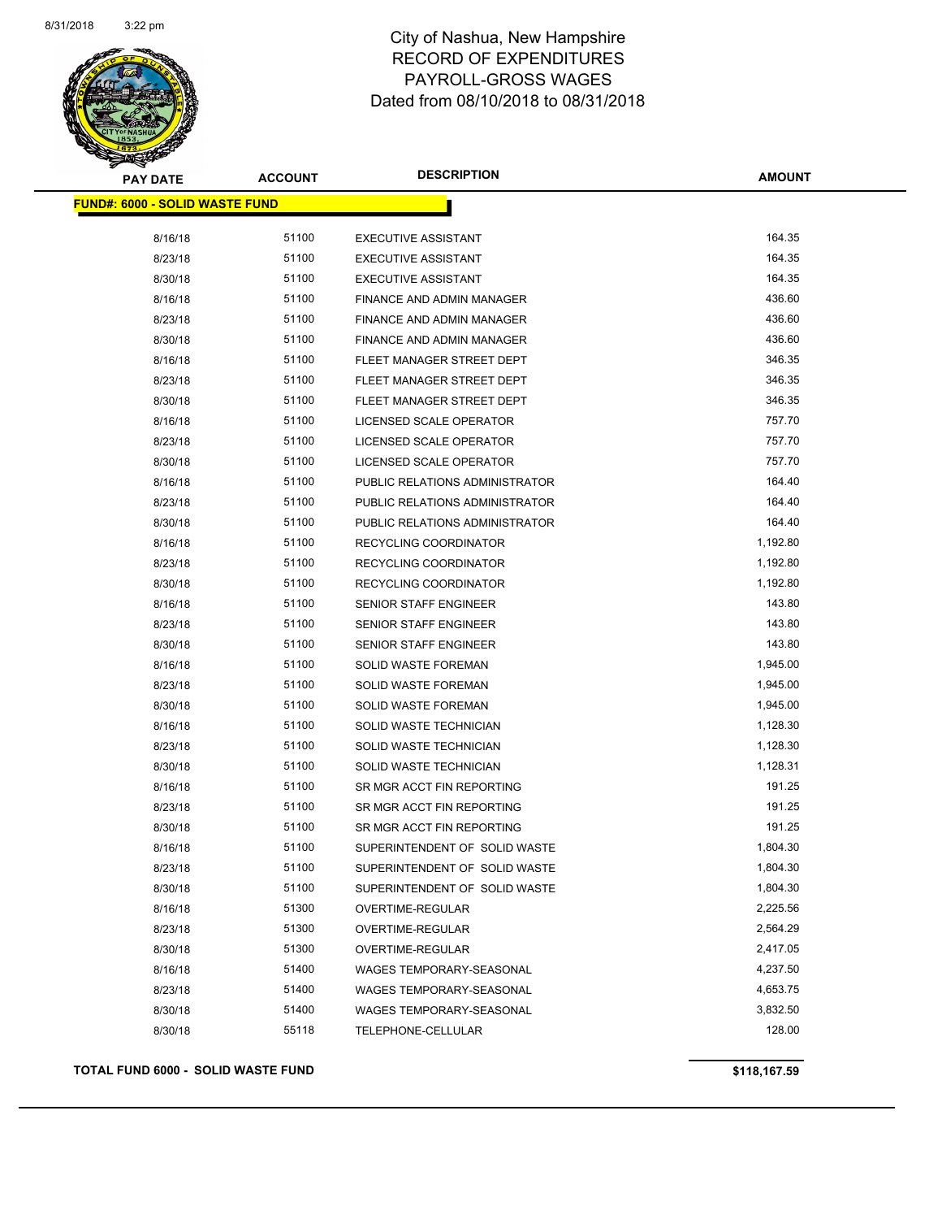# City of Nashua, New Hampshire
## RECORD OF EXPENDITURES
## PAYROLL-GROSS WAGES
## Dated from 08/10/2018 to 08/31/2018

| PAY DATE | ACCOUNT | DESCRIPTION | AMOUNT |
|---|---|---|---|
| **FUND#: 6000 - SOLID WASTE FUND** | | | |
| 8/16/18 | 51100 | EXECUTIVE ASSISTANT | 164.35 |
| 8/23/18 | 51100 | EXECUTIVE ASSISTANT | 164.35 |
| 8/30/18 | 51100 | EXECUTIVE ASSISTANT | 164.35 |
| 8/16/18 | 51100 | FINANCE AND ADMIN MANAGER | 436.60 |
| 8/23/18 | 51100 | FINANCE AND ADMIN MANAGER | 436.60 |
| 8/30/18 | 51100 | FINANCE AND ADMIN MANAGER | 436.60 |
| 8/16/18 | 51100 | FLEET MANAGER STREET DEPT | 346.35 |
| 8/23/18 | 51100 | FLEET MANAGER STREET DEPT | 346.35 |
| 8/30/18 | 51100 | FLEET MANAGER STREET DEPT | 346.35 |
| 8/16/18 | 51100 | LICENSED SCALE OPERATOR | 757.70 |
| 8/23/18 | 51100 | LICENSED SCALE OPERATOR | 757.70 |
| 8/30/18 | 51100 | LICENSED SCALE OPERATOR | 757.70 |
| 8/16/18 | 51100 | PUBLIC RELATIONS ADMINISTRATOR | 164.40 |
| 8/23/18 | 51100 | PUBLIC RELATIONS ADMINISTRATOR | 164.40 |
| 8/30/18 | 51100 | PUBLIC RELATIONS ADMINISTRATOR | 164.40 |
| 8/16/18 | 51100 | RECYCLING COORDINATOR | 1,192.80 |
| 8/23/18 | 51100 | RECYCLING COORDINATOR | 1,192.80 |
| 8/30/18 | 51100 | RECYCLING COORDINATOR | 1,192.80 |
| 8/16/18 | 51100 | SENIOR STAFF ENGINEER | 143.80 |
| 8/23/18 | 51100 | SENIOR STAFF ENGINEER | 143.80 |
| 8/30/18 | 51100 | SENIOR STAFF ENGINEER | 143.80 |
| 8/16/18 | 51100 | SOLID WASTE FOREMAN | 1,945.00 |
| 8/23/18 | 51100 | SOLID WASTE FOREMAN | 1,945.00 |
| 8/30/18 | 51100 | SOLID WASTE FOREMAN | 1,945.00 |
| 8/16/18 | 51100 | SOLID WASTE TECHNICIAN | 1,128.30 |
| 8/23/18 | 51100 | SOLID WASTE TECHNICIAN | 1,128.30 |
| 8/30/18 | 51100 | SOLID WASTE TECHNICIAN | 1,128.31 |
| 8/16/18 | 51100 | SR MGR ACCT FIN REPORTING | 191.25 |
| 8/23/18 | 51100 | SR MGR ACCT FIN REPORTING | 191.25 |
| 8/30/18 | 51100 | SR MGR ACCT FIN REPORTING | 191.25 |
| 8/16/18 | 51100 | SUPERINTENDENT OF SOLID WASTE | 1,804.30 |
| 8/23/18 | 51100 | SUPERINTENDENT OF SOLID WASTE | 1,804.30 |
| 8/30/18 | 51100 | SUPERINTENDENT OF SOLID WASTE | 1,804.30 |
| 8/16/18 | 51300 | OVERTIME-REGULAR | 2,225.56 |
| 8/23/18 | 51300 | OVERTIME-REGULAR | 2,564.29 |
| 8/30/18 | 51300 | OVERTIME-REGULAR | 2,417.05 |
| 8/16/18 | 51400 | WAGES TEMPORARY-SEASONAL | 4,237.50 |
| 8/23/18 | 51400 | WAGES TEMPORARY-SEASONAL | 4,653.75 |
| 8/30/18 | 51400 | WAGES TEMPORARY-SEASONAL | 3,832.50 |
| 8/30/18 | 55118 | TELEPHONE-CELLULAR | 128.00 |

**TOTAL FUND 6000 - SOLID WASTE FUND** **$118,167.59**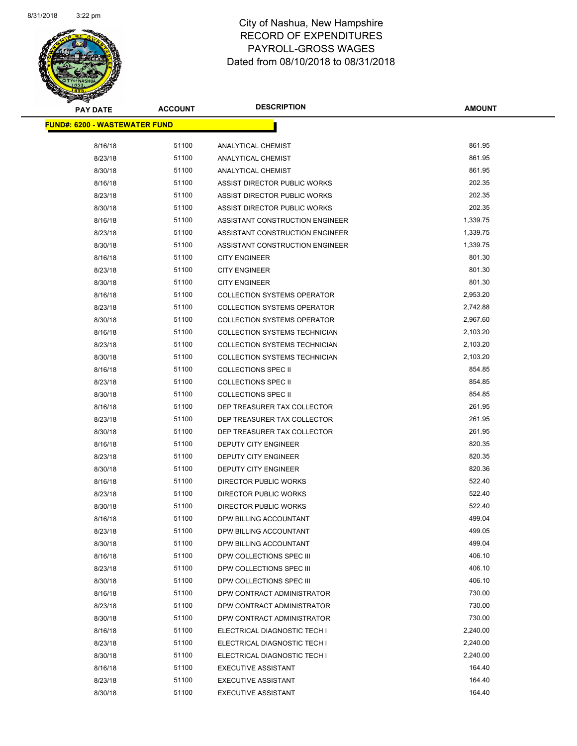# City of Nashua, New Hampshire
## RECORD OF EXPENDITURES
## PAYROLL-GROSS WAGES
## Dated from 08/10/2018 to 08/31/2018

**FUND#: 6200 - WASTEWATER FUND**

| PAY DATE | ACCOUNT | DESCRIPTION | AMOUNT |
|---|---|---|---|
| 8/16/18 | 51100 | ANALYTICAL CHEMIST | 861.95 |
| 8/23/18 | 51100 | ANALYTICAL CHEMIST | 861.95 |
| 8/30/18 | 51100 | ANALYTICAL CHEMIST | 861.95 |
| 8/16/18 | 51100 | ASSIST DIRECTOR PUBLIC WORKS | 202.35 |
| 8/23/18 | 51100 | ASSIST DIRECTOR PUBLIC WORKS | 202.35 |
| 8/30/18 | 51100 | ASSIST DIRECTOR PUBLIC WORKS | 202.35 |
| 8/16/18 | 51100 | ASSISTANT CONSTRUCTION ENGINEER | 1,339.75 |
| 8/23/18 | 51100 | ASSISTANT CONSTRUCTION ENGINEER | 1,339.75 |
| 8/30/18 | 51100 | ASSISTANT CONSTRUCTION ENGINEER | 1,339.75 |
| 8/16/18 | 51100 | CITY ENGINEER | 801.30 |
| 8/23/18 | 51100 | CITY ENGINEER | 801.30 |
| 8/30/18 | 51100 | CITY ENGINEER | 801.30 |
| 8/16/18 | 51100 | COLLECTION SYSTEMS OPERATOR | 2,953.20 |
| 8/23/18 | 51100 | COLLECTION SYSTEMS OPERATOR | 2,742.88 |
| 8/30/18 | 51100 | COLLECTION SYSTEMS OPERATOR | 2,967.60 |
| 8/16/18 | 51100 | COLLECTION SYSTEMS TECHNICIAN | 2,103.20 |
| 8/23/18 | 51100 | COLLECTION SYSTEMS TECHNICIAN | 2,103.20 |
| 8/30/18 | 51100 | COLLECTION SYSTEMS TECHNICIAN | 2,103.20 |
| 8/16/18 | 51100 | COLLECTIONS SPEC II | 854.85 |
| 8/23/18 | 51100 | COLLECTIONS SPEC II | 854.85 |
| 8/30/18 | 51100 | COLLECTIONS SPEC II | 854.85 |
| 8/16/18 | 51100 | DEP TREASURER TAX COLLECTOR | 261.95 |
| 8/23/18 | 51100 | DEP TREASURER TAX COLLECTOR | 261.95 |
| 8/30/18 | 51100 | DEP TREASURER TAX COLLECTOR | 261.95 |
| 8/16/18 | 51100 | DEPUTY CITY ENGINEER | 820.35 |
| 8/23/18 | 51100 | DEPUTY CITY ENGINEER | 820.35 |
| 8/30/18 | 51100 | DEPUTY CITY ENGINEER | 820.36 |
| 8/16/18 | 51100 | DIRECTOR PUBLIC WORKS | 522.40 |
| 8/23/18 | 51100 | DIRECTOR PUBLIC WORKS | 522.40 |
| 8/30/18 | 51100 | DIRECTOR PUBLIC WORKS | 522.40 |
| 8/16/18 | 51100 | DPW BILLING ACCOUNTANT | 499.04 |
| 8/23/18 | 51100 | DPW BILLING ACCOUNTANT | 499.05 |
| 8/30/18 | 51100 | DPW BILLING ACCOUNTANT | 499.04 |
| 8/16/18 | 51100 | DPW COLLECTIONS SPEC III | 406.10 |
| 8/23/18 | 51100 | DPW COLLECTIONS SPEC III | 406.10 |
| 8/30/18 | 51100 | DPW COLLECTIONS SPEC III | 406.10 |
| 8/16/18 | 51100 | DPW CONTRACT ADMINISTRATOR | 730.00 |
| 8/23/18 | 51100 | DPW CONTRACT ADMINISTRATOR | 730.00 |
| 8/30/18 | 51100 | DPW CONTRACT ADMINISTRATOR | 730.00 |
| 8/16/18 | 51100 | ELECTRICAL DIAGNOSTIC TECH I | 2,240.00 |
| 8/23/18 | 51100 | ELECTRICAL DIAGNOSTIC TECH I | 2,240.00 |
| 8/30/18 | 51100 | ELECTRICAL DIAGNOSTIC TECH I | 2,240.00 |
| 8/16/18 | 51100 | EXECUTIVE ASSISTANT | 164.40 |
| 8/23/18 | 51100 | EXECUTIVE ASSISTANT | 164.40 |
| 8/30/18 | 51100 | EXECUTIVE ASSISTANT | 164.40 |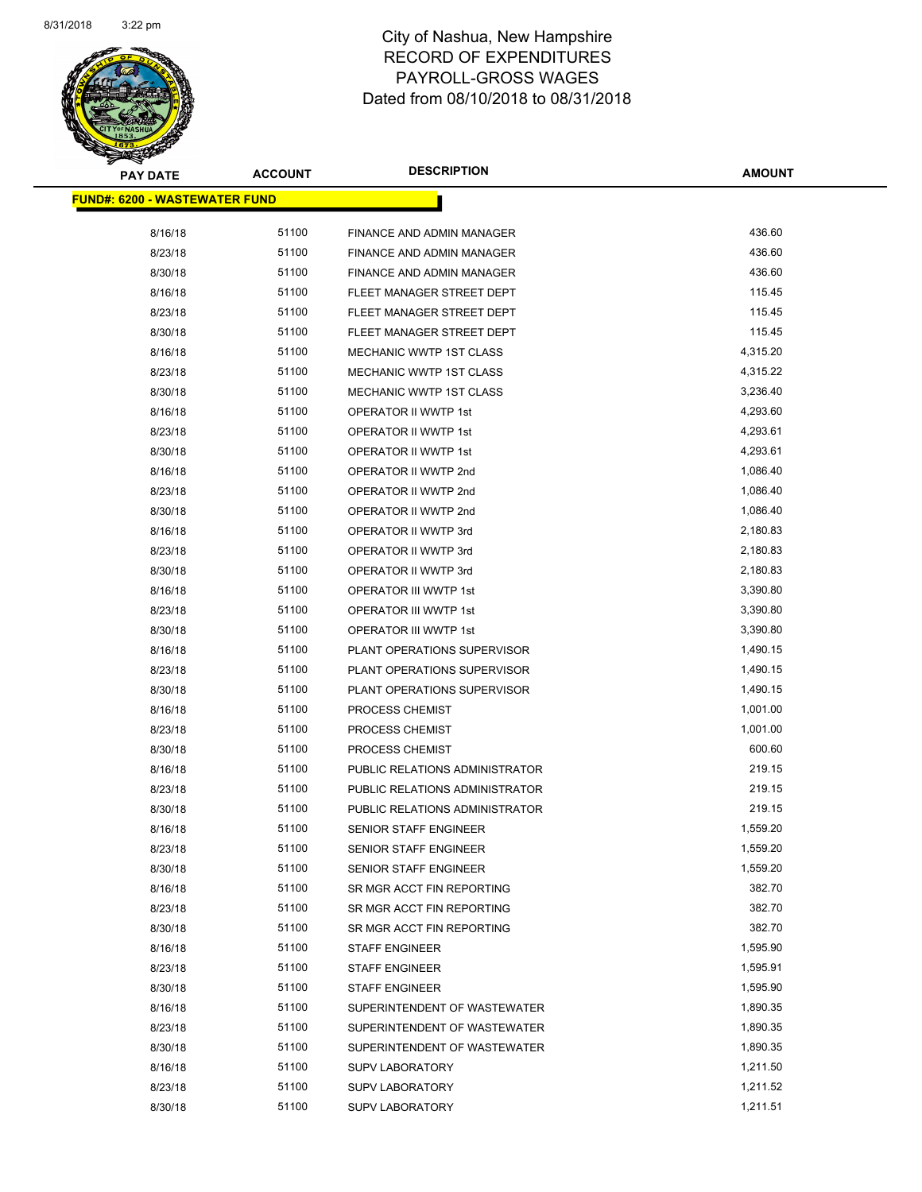# City of Nashua, New Hampshire
# RECORD OF EXPENDITURES
# PAYROLL-GROSS WAGES
# Dated from 08/10/2018 to 08/31/2018

**FUND#: 6200 - WASTEWATER FUND**

| PAY DATE | ACCOUNT | DESCRIPTION | AMOUNT |
|---|---|---|---|
| 8/16/18 | 51100 | FINANCE AND ADMIN MANAGER | 436.60 |
| 8/23/18 | 51100 | FINANCE AND ADMIN MANAGER | 436.60 |
| 8/30/18 | 51100 | FINANCE AND ADMIN MANAGER | 436.60 |
| 8/16/18 | 51100 | FLEET MANAGER STREET DEPT | 115.45 |
| 8/23/18 | 51100 | FLEET MANAGER STREET DEPT | 115.45 |
| 8/30/18 | 51100 | FLEET MANAGER STREET DEPT | 115.45 |
| 8/16/18 | 51100 | MECHANIC WWTP 1ST CLASS | 4,315.20 |
| 8/23/18 | 51100 | MECHANIC WWTP 1ST CLASS | 4,315.22 |
| 8/30/18 | 51100 | MECHANIC WWTP 1ST CLASS | 3,236.40 |
| 8/16/18 | 51100 | OPERATOR II WWTP 1st | 4,293.60 |
| 8/23/18 | 51100 | OPERATOR II WWTP 1st | 4,293.61 |
| 8/30/18 | 51100 | OPERATOR II WWTP 1st | 4,293.61 |
| 8/16/18 | 51100 | OPERATOR II WWTP 2nd | 1,086.40 |
| 8/23/18 | 51100 | OPERATOR II WWTP 2nd | 1,086.40 |
| 8/30/18 | 51100 | OPERATOR II WWTP 2nd | 1,086.40 |
| 8/16/18 | 51100 | OPERATOR II WWTP 3rd | 2,180.83 |
| 8/23/18 | 51100 | OPERATOR II WWTP 3rd | 2,180.83 |
| 8/30/18 | 51100 | OPERATOR II WWTP 3rd | 2,180.83 |
| 8/16/18 | 51100 | OPERATOR III WWTP 1st | 3,390.80 |
| 8/23/18 | 51100 | OPERATOR III WWTP 1st | 3,390.80 |
| 8/30/18 | 51100 | OPERATOR III WWTP 1st | 3,390.80 |
| 8/16/18 | 51100 | PLANT OPERATIONS SUPERVISOR | 1,490.15 |
| 8/23/18 | 51100 | PLANT OPERATIONS SUPERVISOR | 1,490.15 |
| 8/30/18 | 51100 | PLANT OPERATIONS SUPERVISOR | 1,490.15 |
| 8/16/18 | 51100 | PROCESS CHEMIST | 1,001.00 |
| 8/23/18 | 51100 | PROCESS CHEMIST | 1,001.00 |
| 8/30/18 | 51100 | PROCESS CHEMIST | 600.60 |
| 8/16/18 | 51100 | PUBLIC RELATIONS ADMINISTRATOR | 219.15 |
| 8/23/18 | 51100 | PUBLIC RELATIONS ADMINISTRATOR | 219.15 |
| 8/30/18 | 51100 | PUBLIC RELATIONS ADMINISTRATOR | 219.15 |
| 8/16/18 | 51100 | SENIOR STAFF ENGINEER | 1,559.20 |
| 8/23/18 | 51100 | SENIOR STAFF ENGINEER | 1,559.20 |
| 8/30/18 | 51100 | SENIOR STAFF ENGINEER | 1,559.20 |
| 8/16/18 | 51100 | SR MGR ACCT FIN REPORTING | 382.70 |
| 8/23/18 | 51100 | SR MGR ACCT FIN REPORTING | 382.70 |
| 8/30/18 | 51100 | SR MGR ACCT FIN REPORTING | 382.70 |
| 8/16/18 | 51100 | STAFF ENGINEER | 1,595.90 |
| 8/23/18 | 51100 | STAFF ENGINEER | 1,595.91 |
| 8/30/18 | 51100 | STAFF ENGINEER | 1,595.90 |
| 8/16/18 | 51100 | SUPERINTENDENT OF WASTEWATER | 1,890.35 |
| 8/23/18 | 51100 | SUPERINTENDENT OF WASTEWATER | 1,890.35 |
| 8/30/18 | 51100 | SUPERINTENDENT OF WASTEWATER | 1,890.35 |
| 8/16/18 | 51100 | SUPV LABORATORY | 1,211.50 |
| 8/23/18 | 51100 | SUPV LABORATORY | 1,211.52 |
| 8/30/18 | 51100 | SUPV LABORATORY | 1,211.51 |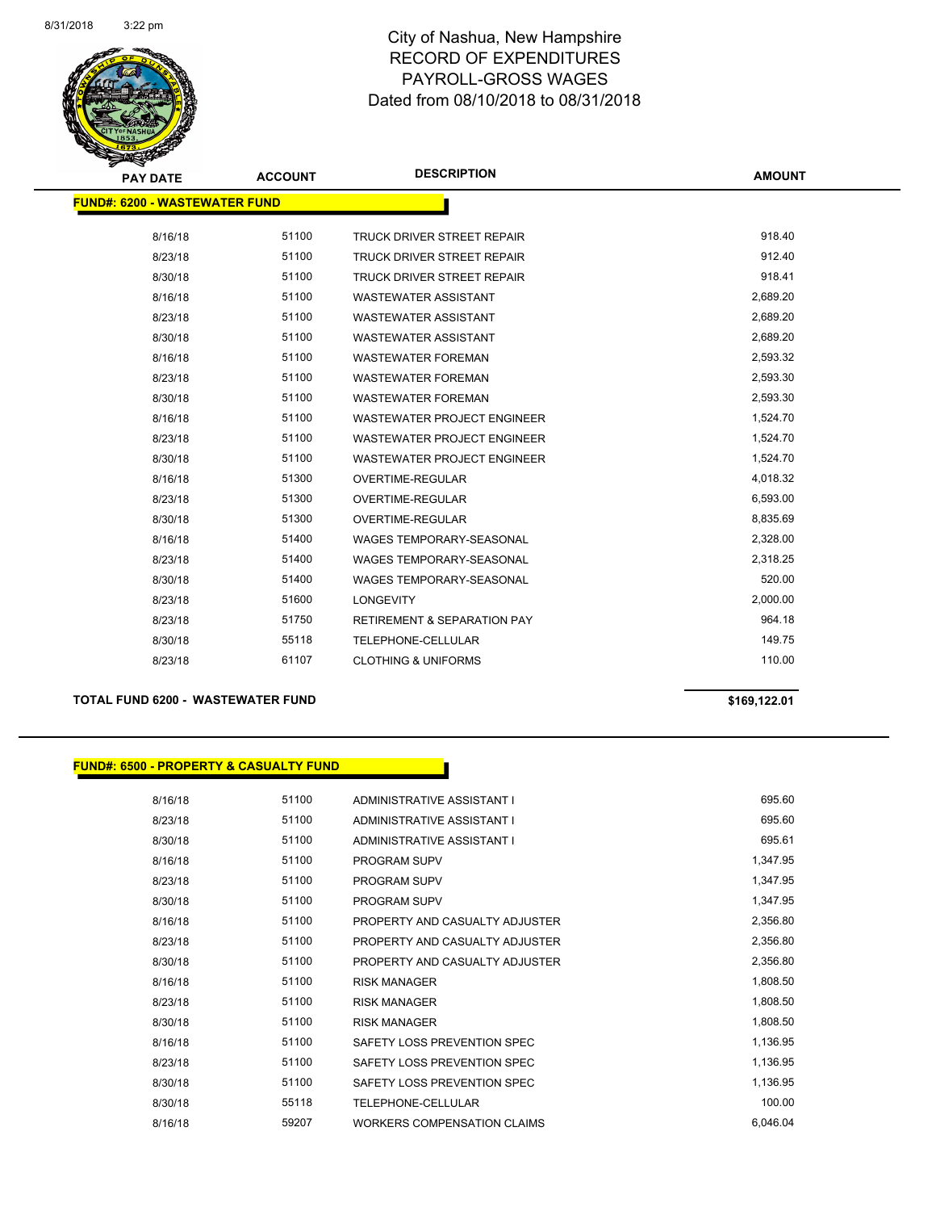# City of Nashua, New Hampshire
## RECORD OF EXPENDITURES
## PAYROLL-GROSS WAGES
## Dated from 08/10/2018 to 08/31/2018

**FUND#: 6200 - WASTEWATER FUND**

| PAY DATE | ACCOUNT | DESCRIPTION | AMOUNT |
|---|---|---|---|
| 8/16/18 | 51100 | TRUCK DRIVER STREET REPAIR | 918.40 |
| 8/23/18 | 51100 | TRUCK DRIVER STREET REPAIR | 912.40 |
| 8/30/18 | 51100 | TRUCK DRIVER STREET REPAIR | 918.41 |
| 8/16/18 | 51100 | WASTEWATER ASSISTANT | 2,689.20 |
| 8/23/18 | 51100 | WASTEWATER ASSISTANT | 2,689.20 |
| 8/30/18 | 51100 | WASTEWATER ASSISTANT | 2,689.20 |
| 8/16/18 | 51100 | WASTEWATER FOREMAN | 2,593.32 |
| 8/23/18 | 51100 | WASTEWATER FOREMAN | 2,593.30 |
| 8/30/18 | 51100 | WASTEWATER FOREMAN | 2,593.30 |
| 8/16/18 | 51100 | WASTEWATER PROJECT ENGINEER | 1,524.70 |
| 8/23/18 | 51100 | WASTEWATER PROJECT ENGINEER | 1,524.70 |
| 8/30/18 | 51100 | WASTEWATER PROJECT ENGINEER | 1,524.70 |
| 8/16/18 | 51300 | OVERTIME-REGULAR | 4,018.32 |
| 8/23/18 | 51300 | OVERTIME-REGULAR | 6,593.00 |
| 8/30/18 | 51300 | OVERTIME-REGULAR | 8,835.69 |
| 8/16/18 | 51400 | WAGES TEMPORARY-SEASONAL | 2,328.00 |
| 8/23/18 | 51400 | WAGES TEMPORARY-SEASONAL | 2,318.25 |
| 8/30/18 | 51400 | WAGES TEMPORARY-SEASONAL | 520.00 |
| 8/23/18 | 51600 | LONGEVITY | 2,000.00 |
| 8/23/18 | 51750 | RETIREMENT & SEPARATION PAY | 964.18 |
| 8/30/18 | 55118 | TELEPHONE-CELLULAR | 149.75 |
| 8/23/18 | 61107 | CLOTHING & UNIFORMS | 110.00 |

**TOTAL FUND 6200 - WASTEWATER FUND** **$169,122.01**

**FUND#: 6500 - PROPERTY & CASUALTY FUND**

| PAY DATE | ACCOUNT | DESCRIPTION | AMOUNT |
|---|---|---|---|
| 8/16/18 | 51100 | ADMINISTRATIVE ASSISTANT I | 695.60 |
| 8/23/18 | 51100 | ADMINISTRATIVE ASSISTANT I | 695.60 |
| 8/30/18 | 51100 | ADMINISTRATIVE ASSISTANT I | 695.61 |
| 8/16/18 | 51100 | PROGRAM SUPV | 1,347.95 |
| 8/23/18 | 51100 | PROGRAM SUPV | 1,347.95 |
| 8/30/18 | 51100 | PROGRAM SUPV | 1,347.95 |
| 8/16/18 | 51100 | PROPERTY AND CASUALTY ADJUSTER | 2,356.80 |
| 8/23/18 | 51100 | PROPERTY AND CASUALTY ADJUSTER | 2,356.80 |
| 8/30/18 | 51100 | PROPERTY AND CASUALTY ADJUSTER | 2,356.80 |
| 8/16/18 | 51100 | RISK MANAGER | 1,808.50 |
| 8/23/18 | 51100 | RISK MANAGER | 1,808.50 |
| 8/30/18 | 51100 | RISK MANAGER | 1,808.50 |
| 8/16/18 | 51100 | SAFETY LOSS PREVENTION SPEC | 1,136.95 |
| 8/23/18 | 51100 | SAFETY LOSS PREVENTION SPEC | 1,136.95 |
| 8/30/18 | 51100 | SAFETY LOSS PREVENTION SPEC | 1,136.95 |
| 8/30/18 | 55118 | TELEPHONE-CELLULAR | 100.00 |
| 8/16/18 | 59207 | WORKERS COMPENSATION CLAIMS | 6,046.04 |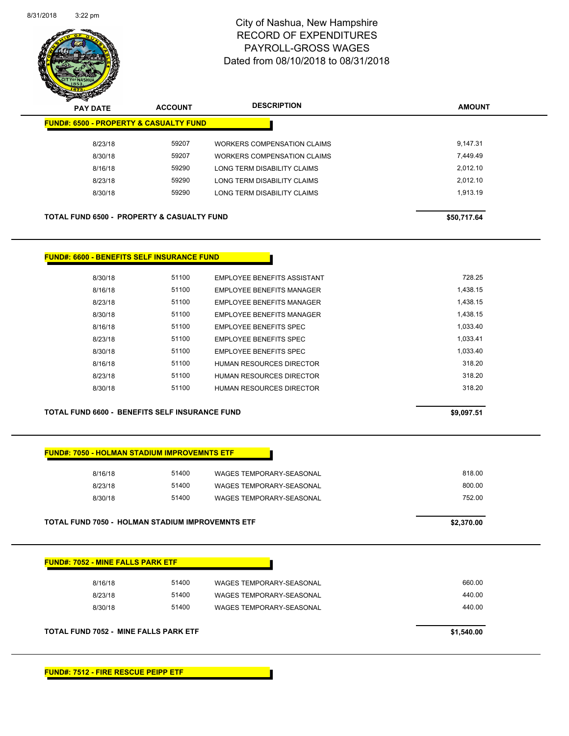# City of Nashua, New Hampshire
## RECORD OF EXPENDITURES
## PAYROLL-GROSS WAGES
## Dated from 08/10/2018 to 08/31/2018

| PAY DATE | ACCOUNT | DESCRIPTION | AMOUNT |
|---|---|---|---|

**FUND#: 6500 - PROPERTY & CASUALTY FUND**

| PAY DATE | ACCOUNT | DESCRIPTION | AMOUNT |
|---|---|---|---|
| 8/23/18 | 59207 | WORKERS COMPENSATION CLAIMS | 9,147.31 |
| 8/30/18 | 59207 | WORKERS COMPENSATION CLAIMS | 7,449.49 |
| 8/16/18 | 59290 | LONG TERM DISABILITY CLAIMS | 2,012.10 |
| 8/23/18 | 59290 | LONG TERM DISABILITY CLAIMS | 2,012.10 |
| 8/30/18 | 59290 | LONG TERM DISABILITY CLAIMS | 1,913.19 |

**TOTAL FUND 6500 - PROPERTY & CASUALTY FUND** **$50,717.64**

**FUND#: 6600 - BENEFITS SELF INSURANCE FUND**

| PAY DATE | ACCOUNT | DESCRIPTION | AMOUNT |
|---|---|---|---|
| 8/30/18 | 51100 | EMPLOYEE BENEFITS ASSISTANT | 728.25 |
| 8/16/18 | 51100 | EMPLOYEE BENEFITS MANAGER | 1,438.15 |
| 8/23/18 | 51100 | EMPLOYEE BENEFITS MANAGER | 1,438.15 |
| 8/30/18 | 51100 | EMPLOYEE BENEFITS MANAGER | 1,438.15 |
| 8/16/18 | 51100 | EMPLOYEE BENEFITS SPEC | 1,033.40 |
| 8/23/18 | 51100 | EMPLOYEE BENEFITS SPEC | 1,033.41 |
| 8/30/18 | 51100 | EMPLOYEE BENEFITS SPEC | 1,033.40 |
| 8/16/18 | 51100 | HUMAN RESOURCES DIRECTOR | 318.20 |
| 8/23/18 | 51100 | HUMAN RESOURCES DIRECTOR | 318.20 |
| 8/30/18 | 51100 | HUMAN RESOURCES DIRECTOR | 318.20 |

**TOTAL FUND 6600 - BENEFITS SELF INSURANCE FUND** **$9,097.51**

**FUND#: 7050 - HOLMAN STADIUM IMPROVEMNTS ETF**

| PAY DATE | ACCOUNT | DESCRIPTION | AMOUNT |
|---|---|---|---|
| 8/16/18 | 51400 | WAGES TEMPORARY-SEASONAL | 818.00 |
| 8/23/18 | 51400 | WAGES TEMPORARY-SEASONAL | 800.00 |
| 8/30/18 | 51400 | WAGES TEMPORARY-SEASONAL | 752.00 |

**TOTAL FUND 7050 - HOLMAN STADIUM IMPROVEMNTS ETF** **$2,370.00**

**FUND#: 7052 - MINE FALLS PARK ETF**

| PAY DATE | ACCOUNT | DESCRIPTION | AMOUNT |
|---|---|---|---|
| 8/16/18 | 51400 | WAGES TEMPORARY-SEASONAL | 660.00 |
| 8/23/18 | 51400 | WAGES TEMPORARY-SEASONAL | 440.00 |
| 8/30/18 | 51400 | WAGES TEMPORARY-SEASONAL | 440.00 |

**TOTAL FUND 7052 - MINE FALLS PARK ETF** **$1,540.00**

**FUND#: 7512 - FIRE RESCUE PEIPP ETF**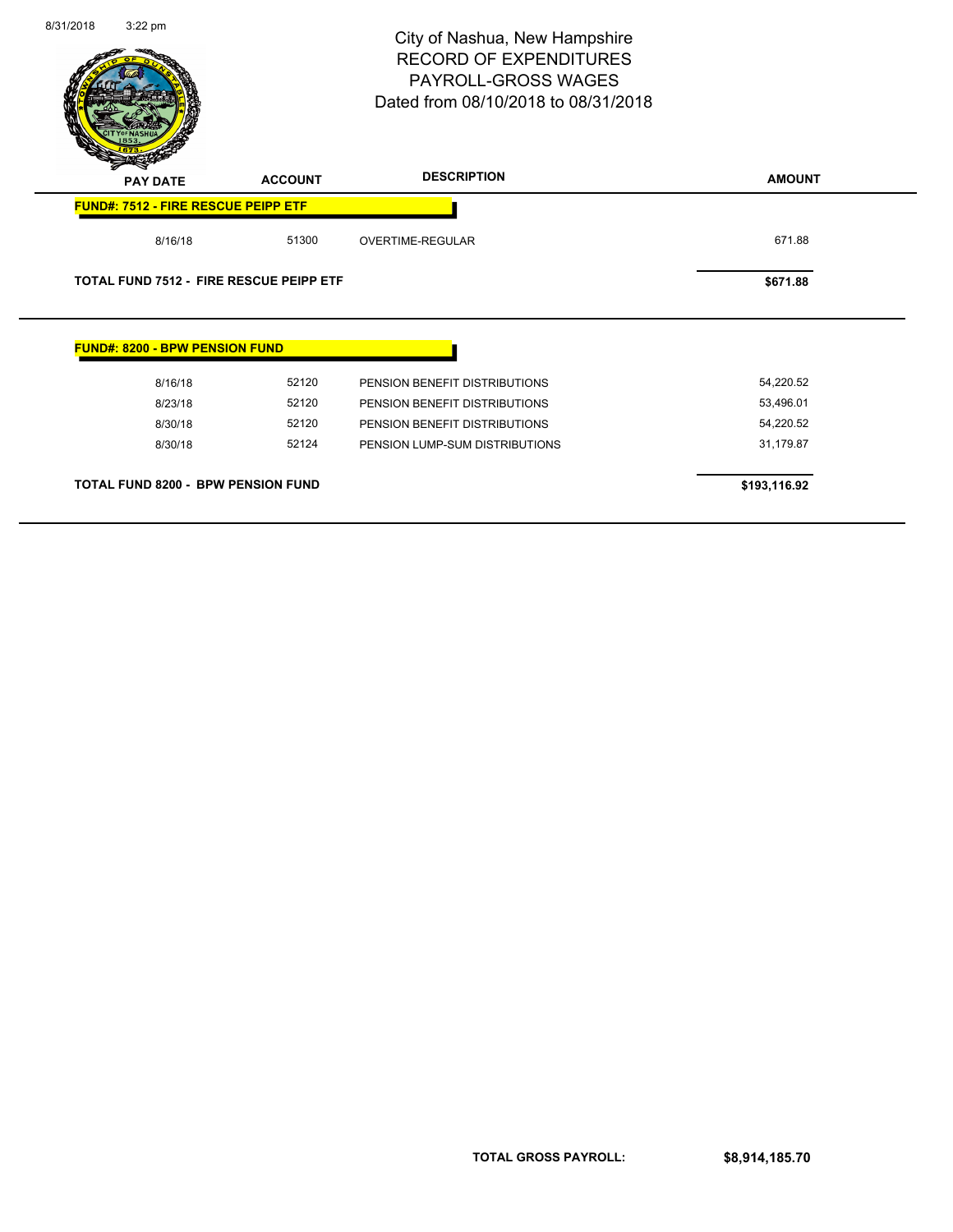# City of Nashua, New Hampshire
## RECORD OF EXPENDITURES
## PAYROLL-GROSS WAGES
## Dated from 08/10/2018 to 08/31/2018

| PAY DATE | ACCOUNT | DESCRIPTION | AMOUNT |
|---|---|---|---|
| **FUND#: 7512 - FIRE RESCUE PEIPP ETF** | | | |
| 8/16/18 | 51300 | OVERTIME-REGULAR | 671.88 |
| **TOTAL FUND 7512 - FIRE RESCUE PEIPP ETF** | | | **$671.88** |
| **FUND#: 8200 - BPW PENSION FUND** | | | |
| 8/16/18 | 52120 | PENSION BENEFIT DISTRIBUTIONS | 54,220.52 |
| 8/23/18 | 52120 | PENSION BENEFIT DISTRIBUTIONS | 53,496.01 |
| 8/30/18 | 52120 | PENSION BENEFIT DISTRIBUTIONS | 54,220.52 |
| 8/30/18 | 52124 | PENSION LUMP-SUM DISTRIBUTIONS | 31,179.87 |
| **TOTAL FUND 8200 - BPW PENSION FUND** | | | **$193,116.92** |

**TOTAL GROSS PAYROLL: $8,914,185.70**